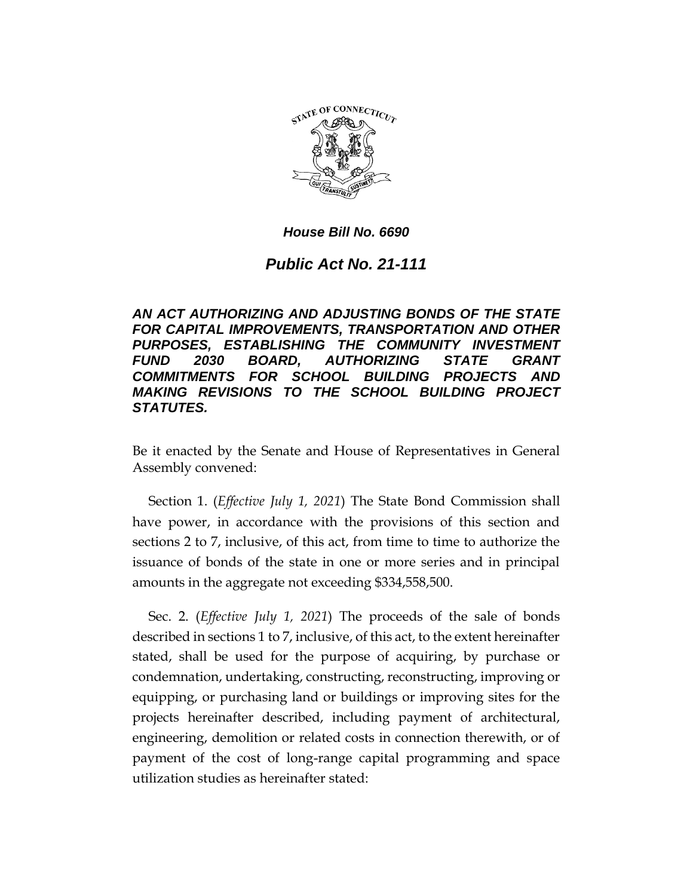***House Bill No. 6690***

***Public Act No. 21-111***

***AN ACT AUTHORIZING AND ADJUSTING BONDS OF THE STATE FOR CAPITAL IMPROVEMENTS, TRANSPORTATION AND OTHER PURPOSES, ESTABLISHING THE COMMUNITY INVESTMENT FUND 2030 BOARD, AUTHORIZING STATE GRANT COMMITMENTS FOR SCHOOL BUILDING PROJECTS AND MAKING REVISIONS TO THE SCHOOL BUILDING PROJECT STATUTES.***

Be it enacted by the Senate and House of Representatives in General Assembly convened:

Section 1. (*Effective July 1, 2021*) The State Bond Commission shall have power, in accordance with the provisions of this section and sections 2 to 7, inclusive, of this act, from time to time to authorize the issuance of bonds of the state in one or more series and in principal amounts in the aggregate not exceeding $334,558,500.

Sec. 2. (*Effective July 1, 2021*) The proceeds of the sale of bonds described in sections 1 to 7, inclusive, of this act, to the extent hereinafter stated, shall be used for the purpose of acquiring, by purchase or condemnation, undertaking, constructing, reconstructing, improving or equipping, or purchasing land or buildings or improving sites for the projects hereinafter described, including payment of architectural, engineering, demolition or related costs in connection therewith, or of payment of the cost of long-range capital programming and space utilization studies as hereinafter stated: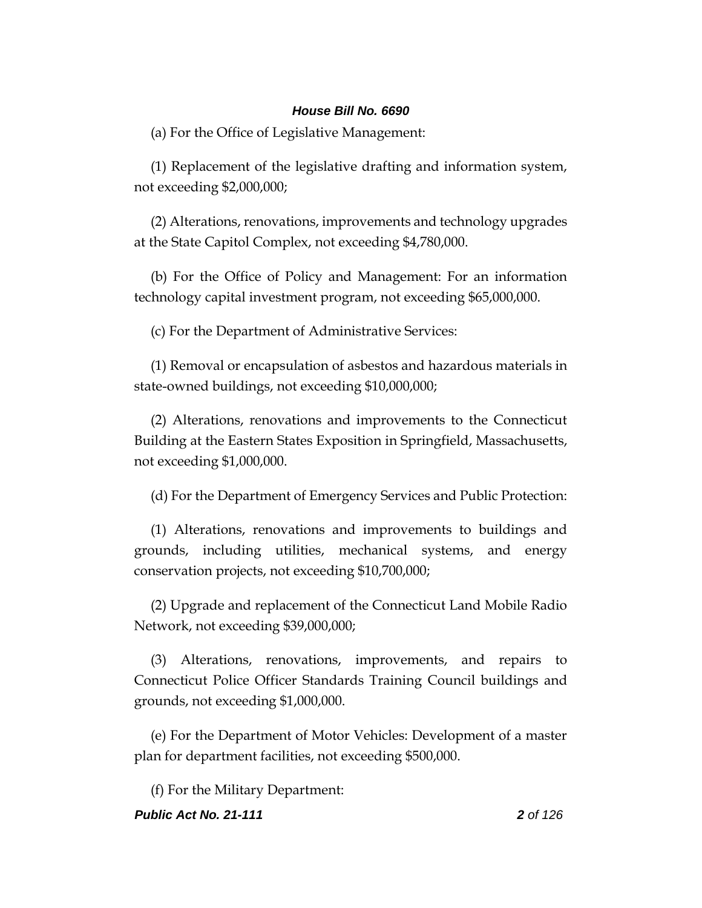(a) For the Office of Legislative Management:

(1) Replacement of the legislative drafting and information system, not exceeding $2,000,000;

(2) Alterations, renovations, improvements and technology upgrades at the State Capitol Complex, not exceeding $4,780,000.

(b) For the Office of Policy and Management: For an information technology capital investment program, not exceeding $65,000,000.

(c) For the Department of Administrative Services:

(1) Removal or encapsulation of asbestos and hazardous materials in state-owned buildings, not exceeding $10,000,000;

(2) Alterations, renovations and improvements to the Connecticut Building at the Eastern States Exposition in Springfield, Massachusetts, not exceeding $1,000,000.

(d) For the Department of Emergency Services and Public Protection:

(1) Alterations, renovations and improvements to buildings and grounds, including utilities, mechanical systems, and energy conservation projects, not exceeding $10,700,000;

(2) Upgrade and replacement of the Connecticut Land Mobile Radio Network, not exceeding $39,000,000;

(3) Alterations, renovations, improvements, and repairs to Connecticut Police Officer Standards Training Council buildings and grounds, not exceeding $1,000,000.

(e) For the Department of Motor Vehicles: Development of a master plan for department facilities, not exceeding $500,000.

(f) For the Military Department: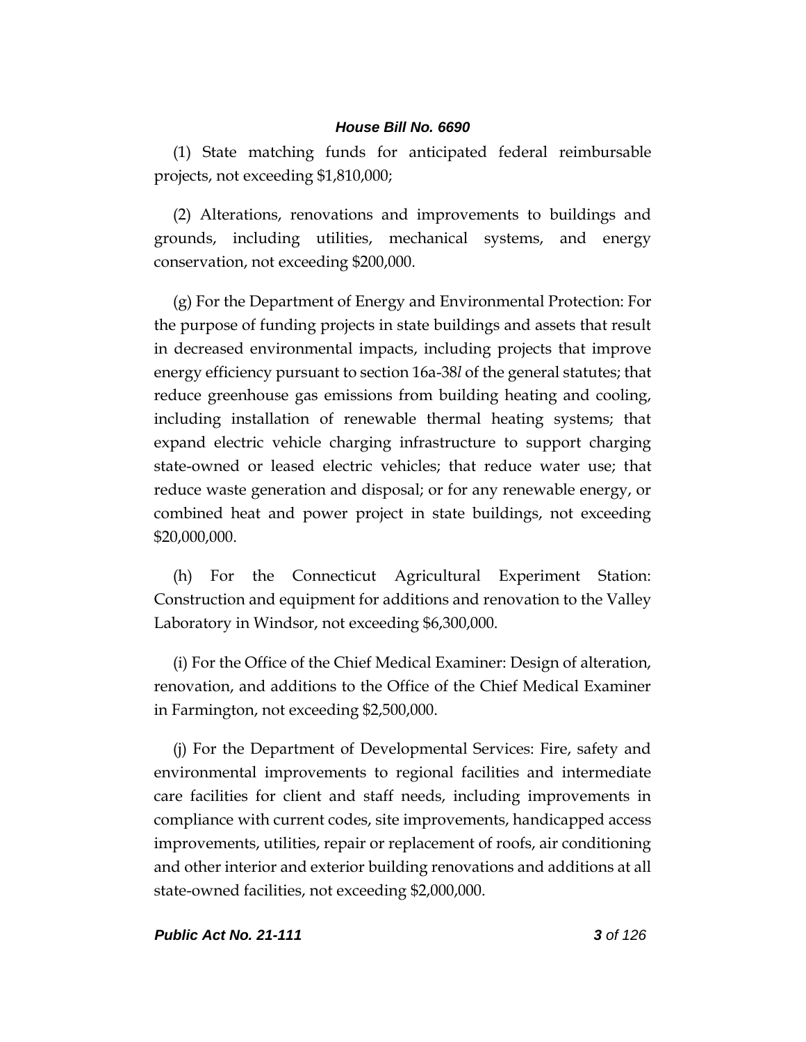(1) State matching funds for anticipated federal reimbursable projects, not exceeding $1,810,000;

(2) Alterations, renovations and improvements to buildings and grounds, including utilities, mechanical systems, and energy conservation, not exceeding $200,000.

(g) For the Department of Energy and Environmental Protection: For the purpose of funding projects in state buildings and assets that result in decreased environmental impacts, including projects that improve energy efficiency pursuant to section 16a-38*l* of the general statutes; that reduce greenhouse gas emissions from building heating and cooling, including installation of renewable thermal heating systems; that expand electric vehicle charging infrastructure to support charging state-owned or leased electric vehicles; that reduce water use; that reduce waste generation and disposal; or for any renewable energy, or combined heat and power project in state buildings, not exceeding $20,000,000.

(h) For the Connecticut Agricultural Experiment Station: Construction and equipment for additions and renovation to the Valley Laboratory in Windsor, not exceeding $6,300,000.

(i) For the Office of the Chief Medical Examiner: Design of alteration, renovation, and additions to the Office of the Chief Medical Examiner in Farmington, not exceeding $2,500,000.

(j) For the Department of Developmental Services: Fire, safety and environmental improvements to regional facilities and intermediate care facilities for client and staff needs, including improvements in compliance with current codes, site improvements, handicapped access improvements, utilities, repair or replacement of roofs, air conditioning and other interior and exterior building renovations and additions at all state-owned facilities, not exceeding $2,000,000.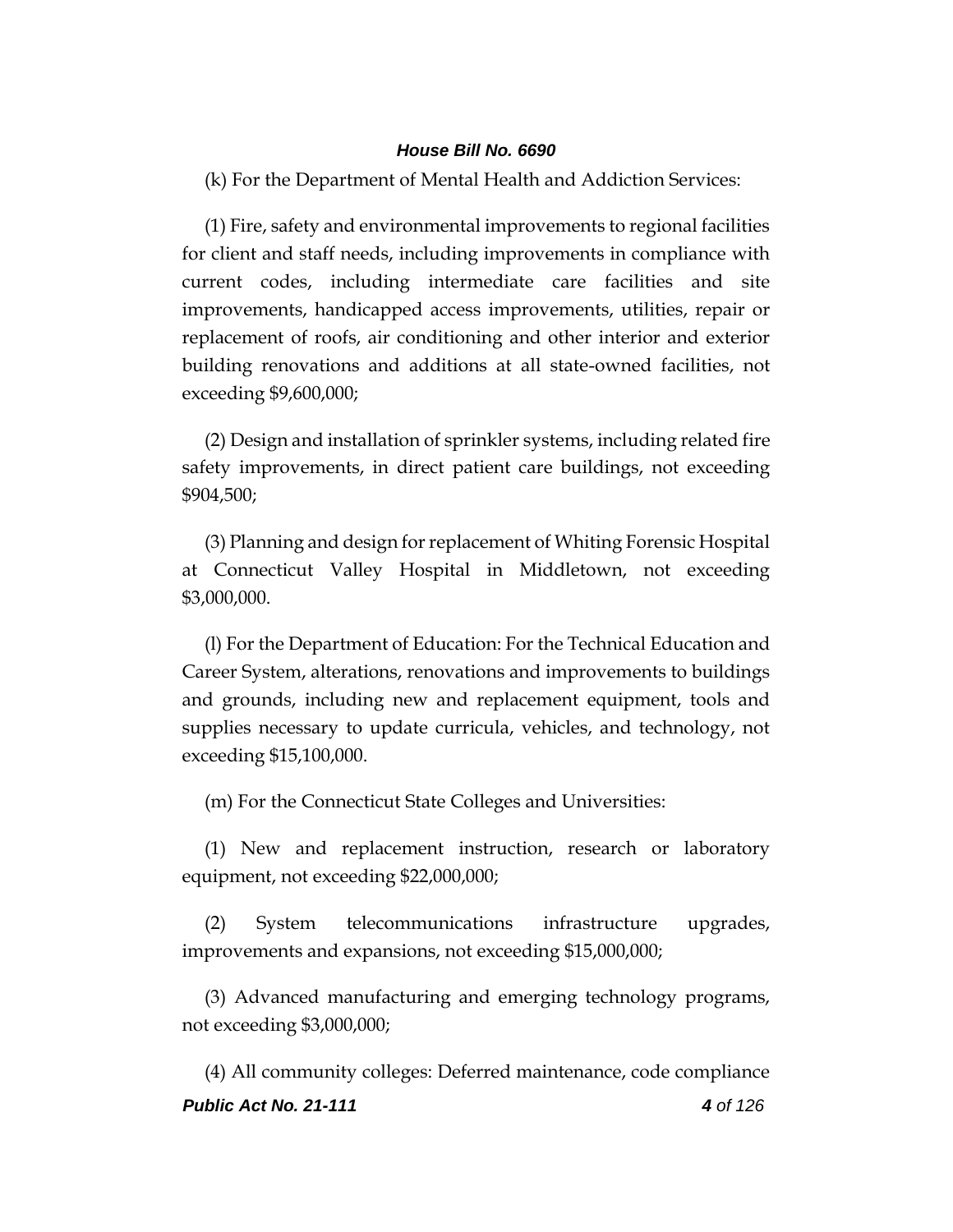(k) For the Department of Mental Health and Addiction Services:

(1) Fire, safety and environmental improvements to regional facilities for client and staff needs, including improvements in compliance with current codes, including intermediate care facilities and site improvements, handicapped access improvements, utilities, repair or replacement of roofs, air conditioning and other interior and exterior building renovations and additions at all state-owned facilities, not exceeding $9,600,000;

(2) Design and installation of sprinkler systems, including related fire safety improvements, in direct patient care buildings, not exceeding $904,500;

(3) Planning and design for replacement of Whiting Forensic Hospital at Connecticut Valley Hospital in Middletown, not exceeding $3,000,000.

(l) For the Department of Education: For the Technical Education and Career System, alterations, renovations and improvements to buildings and grounds, including new and replacement equipment, tools and supplies necessary to update curricula, vehicles, and technology, not exceeding $15,100,000.

(m) For the Connecticut State Colleges and Universities:

(1) New and replacement instruction, research or laboratory equipment, not exceeding $22,000,000;

(2) System telecommunications infrastructure upgrades, improvements and expansions, not exceeding $15,000,000;

(3) Advanced manufacturing and emerging technology programs, not exceeding $3,000,000;

(4) All community colleges: Deferred maintenance, code compliance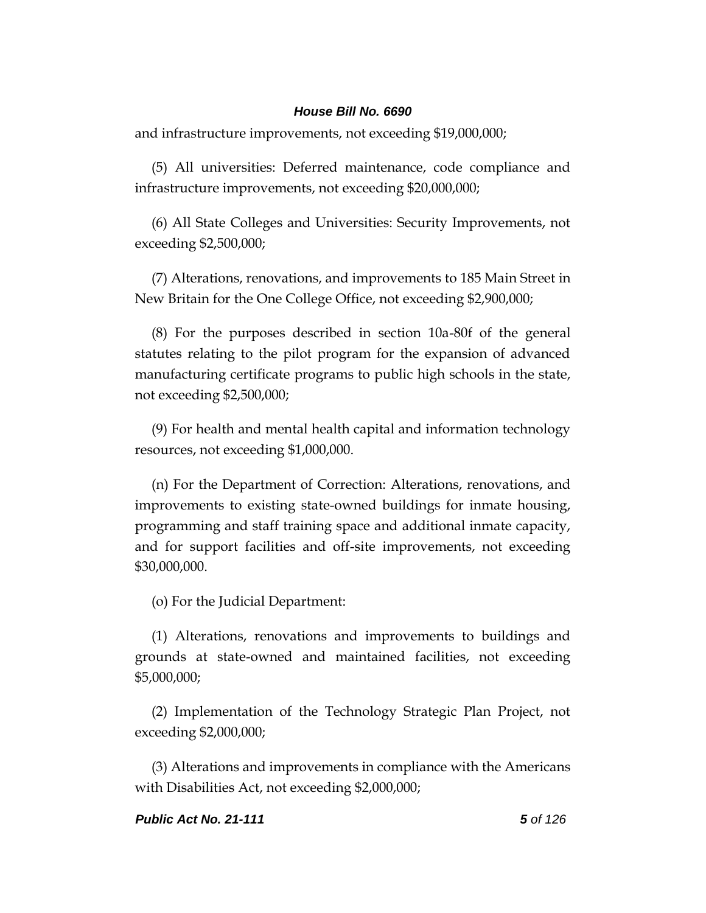and infrastructure improvements, not exceeding $19,000,000;

(5) All universities: Deferred maintenance, code compliance and infrastructure improvements, not exceeding $20,000,000;

(6) All State Colleges and Universities: Security Improvements, not exceeding $2,500,000;

(7) Alterations, renovations, and improvements to 185 Main Street in New Britain for the One College Office, not exceeding $2,900,000;

(8) For the purposes described in section 10a-80f of the general statutes relating to the pilot program for the expansion of advanced manufacturing certificate programs to public high schools in the state, not exceeding $2,500,000;

(9) For health and mental health capital and information technology resources, not exceeding $1,000,000.

(n) For the Department of Correction: Alterations, renovations, and improvements to existing state-owned buildings for inmate housing, programming and staff training space and additional inmate capacity, and for support facilities and off-site improvements, not exceeding $30,000,000.

(o) For the Judicial Department:

(1) Alterations, renovations and improvements to buildings and grounds at state-owned and maintained facilities, not exceeding $5,000,000;

(2) Implementation of the Technology Strategic Plan Project, not exceeding $2,000,000;

(3) Alterations and improvements in compliance with the Americans with Disabilities Act, not exceeding $2,000,000;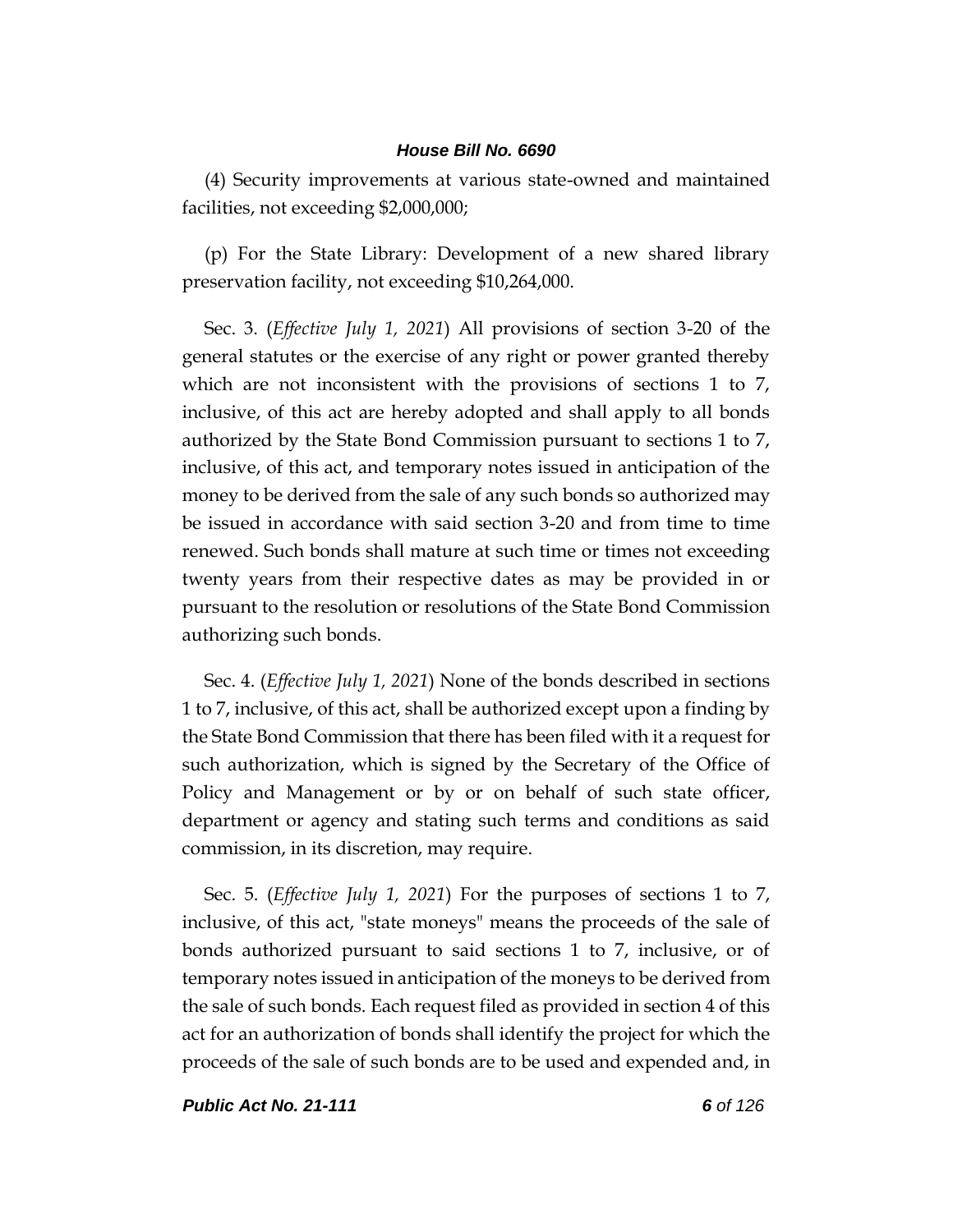(4) Security improvements at various state-owned and maintained facilities, not exceeding $2,000,000;

(p) For the State Library: Development of a new shared library preservation facility, not exceeding $10,264,000.

Sec. 3. (*Effective July 1, 2021*) All provisions of section 3-20 of the general statutes or the exercise of any right or power granted thereby which are not inconsistent with the provisions of sections 1 to 7, inclusive, of this act are hereby adopted and shall apply to all bonds authorized by the State Bond Commission pursuant to sections 1 to 7, inclusive, of this act, and temporary notes issued in anticipation of the money to be derived from the sale of any such bonds so authorized may be issued in accordance with said section 3-20 and from time to time renewed. Such bonds shall mature at such time or times not exceeding twenty years from their respective dates as may be provided in or pursuant to the resolution or resolutions of the State Bond Commission authorizing such bonds.

Sec. 4. (*Effective July 1, 2021*) None of the bonds described in sections 1 to 7, inclusive, of this act, shall be authorized except upon a finding by the State Bond Commission that there has been filed with it a request for such authorization, which is signed by the Secretary of the Office of Policy and Management or by or on behalf of such state officer, department or agency and stating such terms and conditions as said commission, in its discretion, may require.

Sec. 5. (*Effective July 1, 2021*) For the purposes of sections 1 to 7, inclusive, of this act, "state moneys" means the proceeds of the sale of bonds authorized pursuant to said sections 1 to 7, inclusive, or of temporary notes issued in anticipation of the moneys to be derived from the sale of such bonds. Each request filed as provided in section 4 of this act for an authorization of bonds shall identify the project for which the proceeds of the sale of such bonds are to be used and expended and, in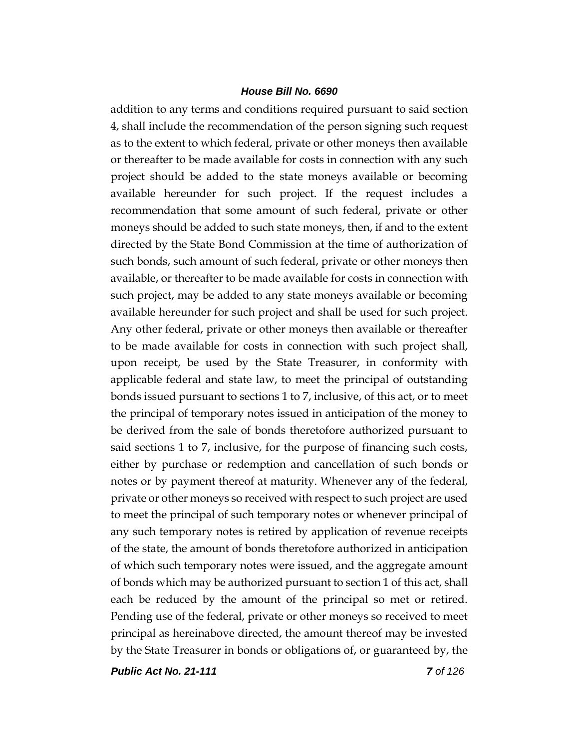addition to any terms and conditions required pursuant to said section 4, shall include the recommendation of the person signing such request as to the extent to which federal, private or other moneys then available or thereafter to be made available for costs in connection with any such project should be added to the state moneys available or becoming available hereunder for such project. If the request includes a recommendation that some amount of such federal, private or other moneys should be added to such state moneys, then, if and to the extent directed by the State Bond Commission at the time of authorization of such bonds, such amount of such federal, private or other moneys then available, or thereafter to be made available for costs in connection with such project, may be added to any state moneys available or becoming available hereunder for such project and shall be used for such project. Any other federal, private or other moneys then available or thereafter to be made available for costs in connection with such project shall, upon receipt, be used by the State Treasurer, in conformity with applicable federal and state law, to meet the principal of outstanding bonds issued pursuant to sections 1 to 7, inclusive, of this act, or to meet the principal of temporary notes issued in anticipation of the money to be derived from the sale of bonds theretofore authorized pursuant to said sections 1 to 7, inclusive, for the purpose of financing such costs, either by purchase or redemption and cancellation of such bonds or notes or by payment thereof at maturity. Whenever any of the federal, private or other moneys so received with respect to such project are used to meet the principal of such temporary notes or whenever principal of any such temporary notes is retired by application of revenue receipts of the state, the amount of bonds theretofore authorized in anticipation of which such temporary notes were issued, and the aggregate amount of bonds which may be authorized pursuant to section 1 of this act, shall each be reduced by the amount of the principal so met or retired. Pending use of the federal, private or other moneys so received to meet principal as hereinabove directed, the amount thereof may be invested by the State Treasurer in bonds or obligations of, or guaranteed by, the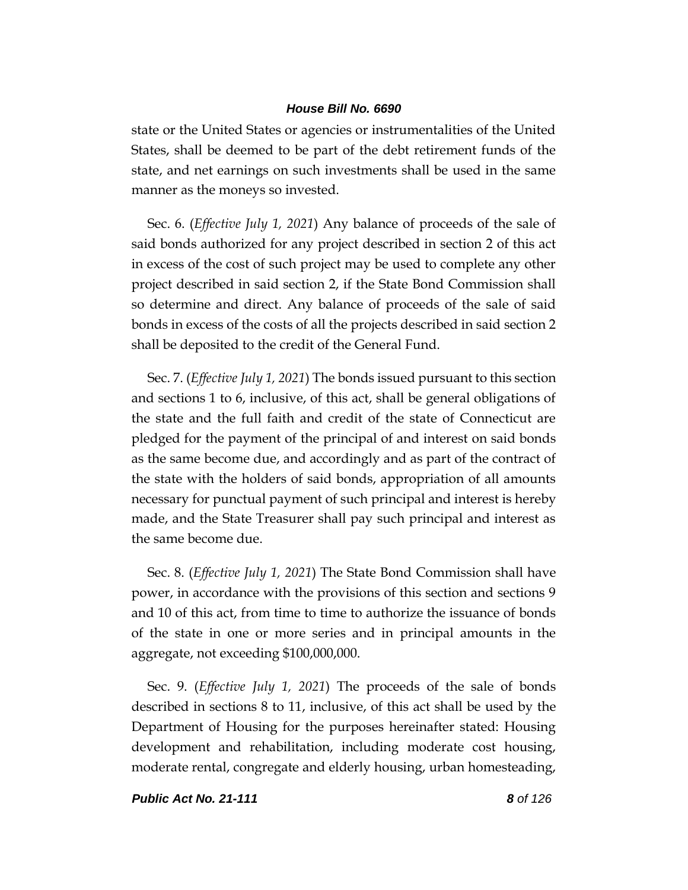state or the United States or agencies or instrumentalities of the United States, shall be deemed to be part of the debt retirement funds of the state, and net earnings on such investments shall be used in the same manner as the moneys so invested.

Sec. 6. (*Effective July 1, 2021*) Any balance of proceeds of the sale of said bonds authorized for any project described in section 2 of this act in excess of the cost of such project may be used to complete any other project described in said section 2, if the State Bond Commission shall so determine and direct. Any balance of proceeds of the sale of said bonds in excess of the costs of all the projects described in said section 2 shall be deposited to the credit of the General Fund.

Sec. 7. (*Effective July 1, 2021*) The bonds issued pursuant to this section and sections 1 to 6, inclusive, of this act, shall be general obligations of the state and the full faith and credit of the state of Connecticut are pledged for the payment of the principal of and interest on said bonds as the same become due, and accordingly and as part of the contract of the state with the holders of said bonds, appropriation of all amounts necessary for punctual payment of such principal and interest is hereby made, and the State Treasurer shall pay such principal and interest as the same become due.

Sec. 8. (*Effective July 1, 2021*) The State Bond Commission shall have power, in accordance with the provisions of this section and sections 9 and 10 of this act, from time to time to authorize the issuance of bonds of the state in one or more series and in principal amounts in the aggregate, not exceeding $100,000,000.

Sec. 9. (*Effective July 1, 2021*) The proceeds of the sale of bonds described in sections 8 to 11, inclusive, of this act shall be used by the Department of Housing for the purposes hereinafter stated: Housing development and rehabilitation, including moderate cost housing, moderate rental, congregate and elderly housing, urban homesteading,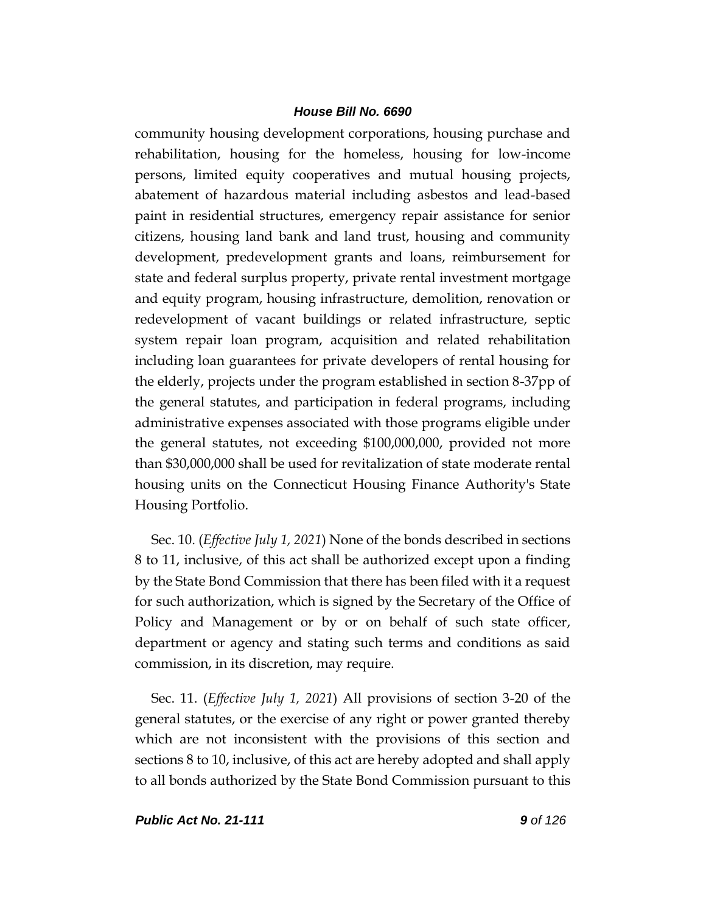community housing development corporations, housing purchase and rehabilitation, housing for the homeless, housing for low-income persons, limited equity cooperatives and mutual housing projects, abatement of hazardous material including asbestos and lead-based paint in residential structures, emergency repair assistance for senior citizens, housing land bank and land trust, housing and community development, predevelopment grants and loans, reimbursement for state and federal surplus property, private rental investment mortgage and equity program, housing infrastructure, demolition, renovation or redevelopment of vacant buildings or related infrastructure, septic system repair loan program, acquisition and related rehabilitation including loan guarantees for private developers of rental housing for the elderly, projects under the program established in section 8-37pp of the general statutes, and participation in federal programs, including administrative expenses associated with those programs eligible under the general statutes, not exceeding $100,000,000, provided not more than $30,000,000 shall be used for revitalization of state moderate rental housing units on the Connecticut Housing Finance Authority's State Housing Portfolio.

Sec. 10. (*Effective July 1, 2021*) None of the bonds described in sections 8 to 11, inclusive, of this act shall be authorized except upon a finding by the State Bond Commission that there has been filed with it a request for such authorization, which is signed by the Secretary of the Office of Policy and Management or by or on behalf of such state officer, department or agency and stating such terms and conditions as said commission, in its discretion, may require.

Sec. 11. (*Effective July 1, 2021*) All provisions of section 3-20 of the general statutes, or the exercise of any right or power granted thereby which are not inconsistent with the provisions of this section and sections 8 to 10, inclusive, of this act are hereby adopted and shall apply to all bonds authorized by the State Bond Commission pursuant to this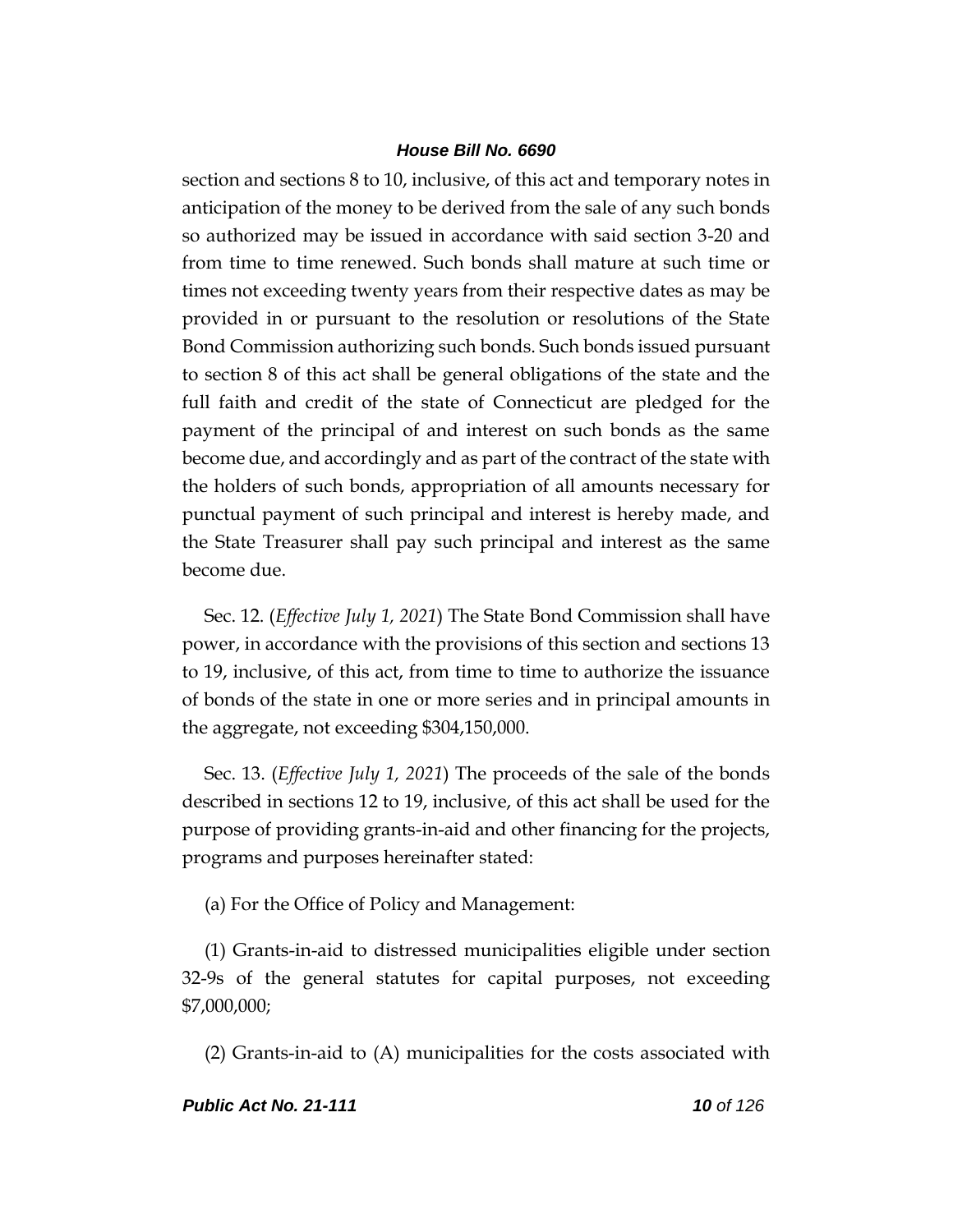section and sections 8 to 10, inclusive, of this act and temporary notes in anticipation of the money to be derived from the sale of any such bonds so authorized may be issued in accordance with said section 3-20 and from time to time renewed. Such bonds shall mature at such time or times not exceeding twenty years from their respective dates as may be provided in or pursuant to the resolution or resolutions of the State Bond Commission authorizing such bonds. Such bonds issued pursuant to section 8 of this act shall be general obligations of the state and the full faith and credit of the state of Connecticut are pledged for the payment of the principal of and interest on such bonds as the same become due, and accordingly and as part of the contract of the state with the holders of such bonds, appropriation of all amounts necessary for punctual payment of such principal and interest is hereby made, and the State Treasurer shall pay such principal and interest as the same become due.

Sec. 12. (*Effective July 1, 2021*) The State Bond Commission shall have power, in accordance with the provisions of this section and sections 13 to 19, inclusive, of this act, from time to time to authorize the issuance of bonds of the state in one or more series and in principal amounts in the aggregate, not exceeding $304,150,000.

Sec. 13. (*Effective July 1, 2021*) The proceeds of the sale of the bonds described in sections 12 to 19, inclusive, of this act shall be used for the purpose of providing grants-in-aid and other financing for the projects, programs and purposes hereinafter stated:

(a) For the Office of Policy and Management:

(1) Grants-in-aid to distressed municipalities eligible under section 32-9s of the general statutes for capital purposes, not exceeding $7,000,000;

(2) Grants-in-aid to (A) municipalities for the costs associated with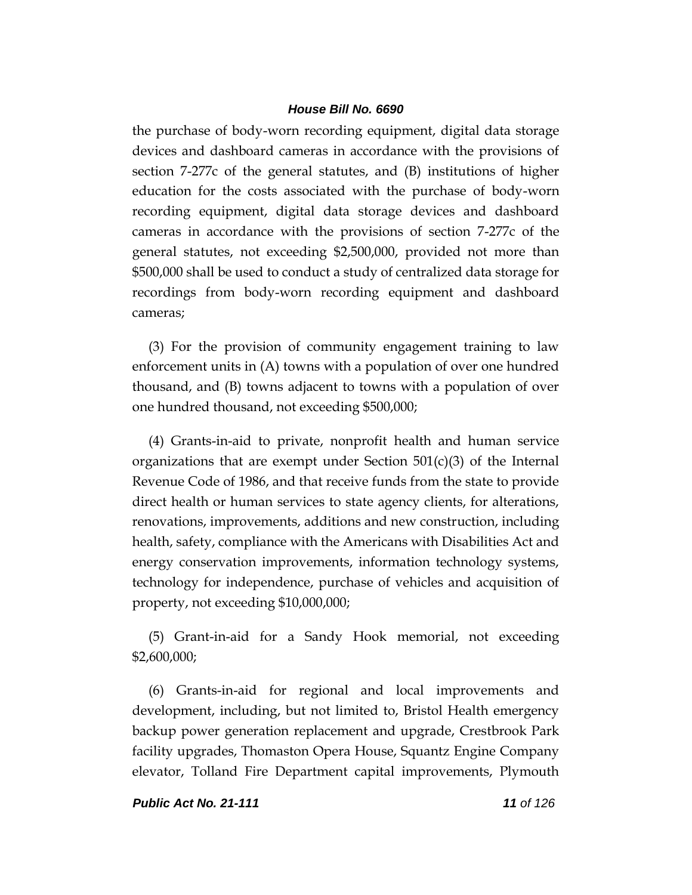the purchase of body-worn recording equipment, digital data storage devices and dashboard cameras in accordance with the provisions of section 7-277c of the general statutes, and (B) institutions of higher education for the costs associated with the purchase of body-worn recording equipment, digital data storage devices and dashboard cameras in accordance with the provisions of section 7-277c of the general statutes, not exceeding $2,500,000, provided not more than $500,000 shall be used to conduct a study of centralized data storage for recordings from body-worn recording equipment and dashboard cameras;

(3) For the provision of community engagement training to law enforcement units in (A) towns with a population of over one hundred thousand, and (B) towns adjacent to towns with a population of over one hundred thousand, not exceeding $500,000;

(4) Grants-in-aid to private, nonprofit health and human service organizations that are exempt under Section 501(c)(3) of the Internal Revenue Code of 1986, and that receive funds from the state to provide direct health or human services to state agency clients, for alterations, renovations, improvements, additions and new construction, including health, safety, compliance with the Americans with Disabilities Act and energy conservation improvements, information technology systems, technology for independence, purchase of vehicles and acquisition of property, not exceeding $10,000,000;

(5) Grant-in-aid for a Sandy Hook memorial, not exceeding $2,600,000;

(6) Grants-in-aid for regional and local improvements and development, including, but not limited to, Bristol Health emergency backup power generation replacement and upgrade, Crestbrook Park facility upgrades, Thomaston Opera House, Squantz Engine Company elevator, Tolland Fire Department capital improvements, Plymouth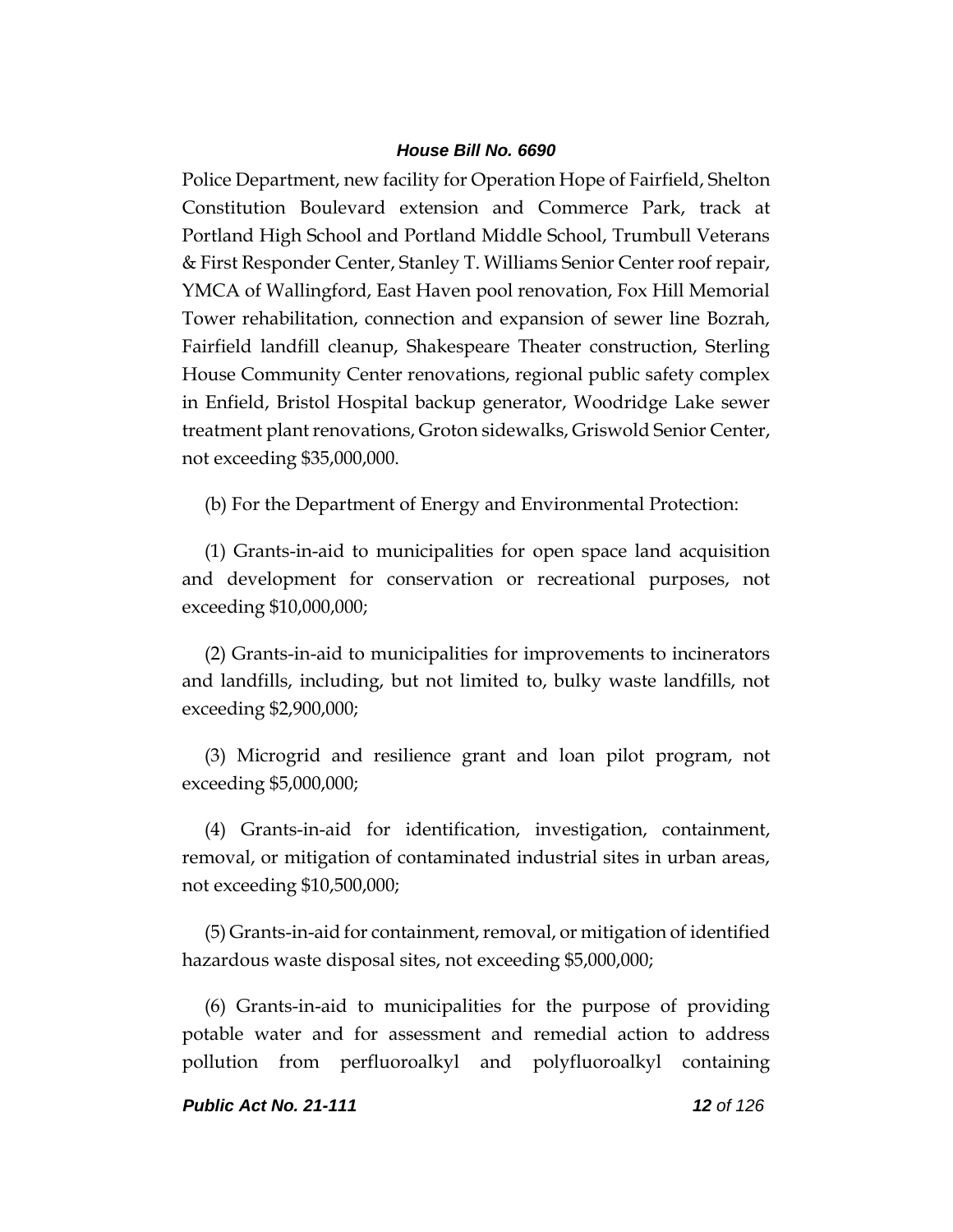Police Department, new facility for Operation Hope of Fairfield, Shelton Constitution Boulevard extension and Commerce Park, track at Portland High School and Portland Middle School, Trumbull Veterans & First Responder Center, Stanley T. Williams Senior Center roof repair, YMCA of Wallingford, East Haven pool renovation, Fox Hill Memorial Tower rehabilitation, connection and expansion of sewer line Bozrah, Fairfield landfill cleanup, Shakespeare Theater construction, Sterling House Community Center renovations, regional public safety complex in Enfield, Bristol Hospital backup generator, Woodridge Lake sewer treatment plant renovations, Groton sidewalks, Griswold Senior Center, not exceeding $35,000,000.

(b) For the Department of Energy and Environmental Protection:

(1) Grants-in-aid to municipalities for open space land acquisition and development for conservation or recreational purposes, not exceeding $10,000,000;

(2) Grants-in-aid to municipalities for improvements to incinerators and landfills, including, but not limited to, bulky waste landfills, not exceeding $2,900,000;

(3) Microgrid and resilience grant and loan pilot program, not exceeding $5,000,000;

(4) Grants-in-aid for identification, investigation, containment, removal, or mitigation of contaminated industrial sites in urban areas, not exceeding $10,500,000;

(5) Grants-in-aid for containment, removal, or mitigation of identified hazardous waste disposal sites, not exceeding $5,000,000;

(6) Grants-in-aid to municipalities for the purpose of providing potable water and for assessment and remedial action to address pollution from perfluoroalkyl and polyfluoroalkyl containing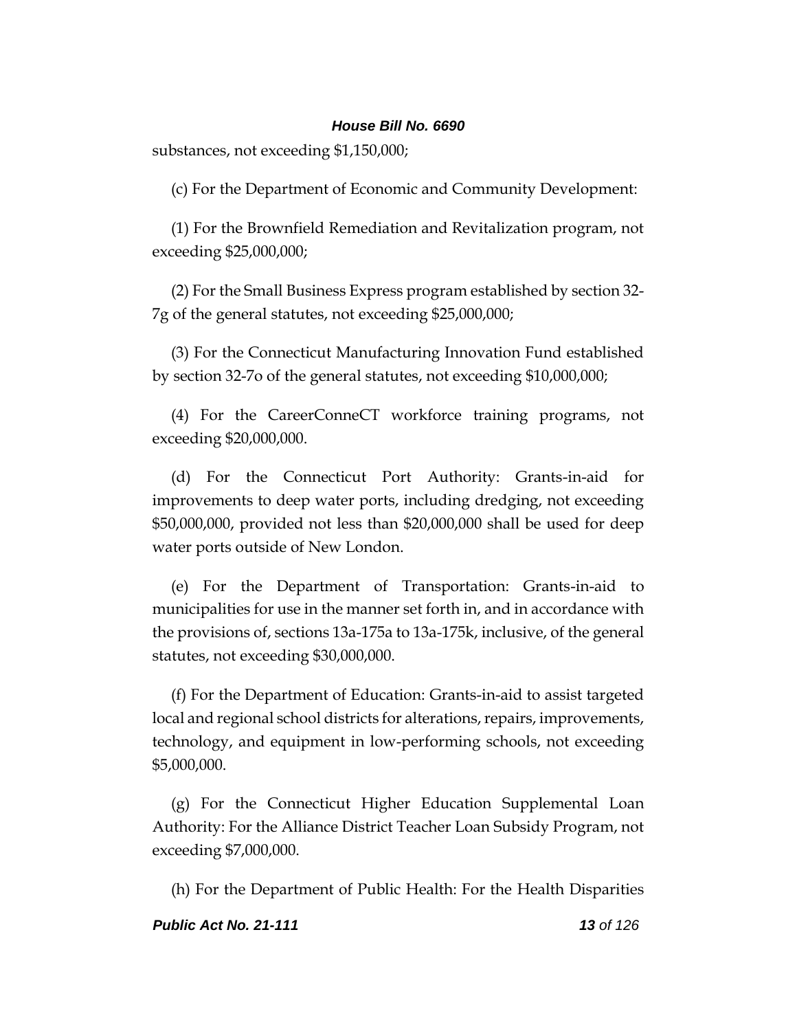substances, not exceeding $1,150,000;

(c) For the Department of Economic and Community Development:

(1) For the Brownfield Remediation and Revitalization program, not exceeding $25,000,000;

(2) For the Small Business Express program established by section 32-7g of the general statutes, not exceeding $25,000,000;

(3) For the Connecticut Manufacturing Innovation Fund established by section 32-7o of the general statutes, not exceeding $10,000,000;

(4) For the CareerConneCT workforce training programs, not exceeding $20,000,000.

(d) For the Connecticut Port Authority: Grants-in-aid for improvements to deep water ports, including dredging, not exceeding $50,000,000, provided not less than $20,000,000 shall be used for deep water ports outside of New London.

(e) For the Department of Transportation: Grants-in-aid to municipalities for use in the manner set forth in, and in accordance with the provisions of, sections 13a-175a to 13a-175k, inclusive, of the general statutes, not exceeding $30,000,000.

(f) For the Department of Education: Grants-in-aid to assist targeted local and regional school districts for alterations, repairs, improvements, technology, and equipment in low-performing schools, not exceeding $5,000,000.

(g) For the Connecticut Higher Education Supplemental Loan Authority: For the Alliance District Teacher Loan Subsidy Program, not exceeding $7,000,000.

(h) For the Department of Public Health: For the Health Disparities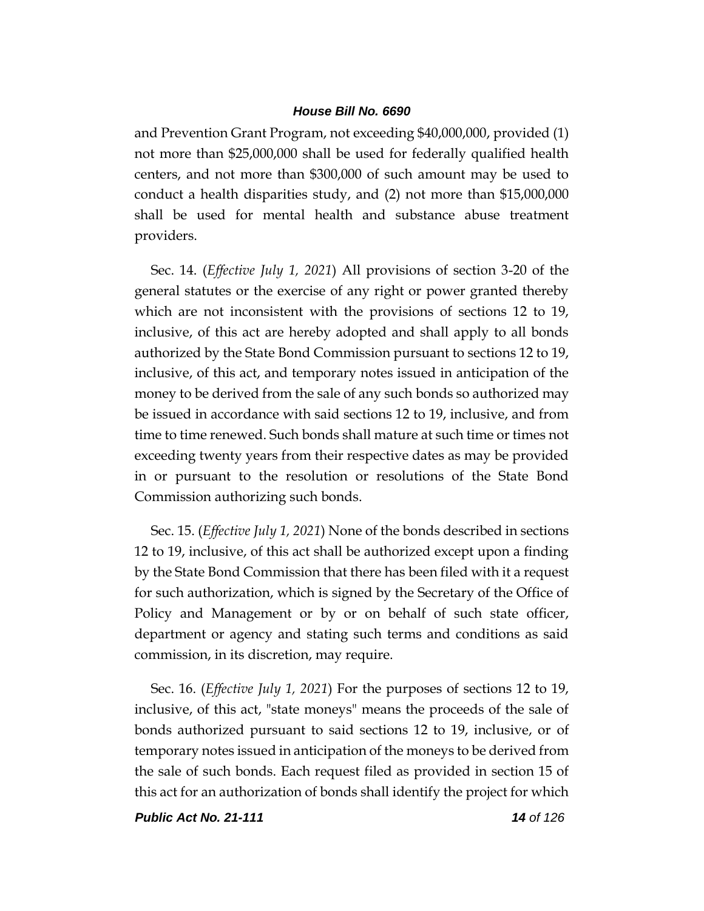and Prevention Grant Program, not exceeding $40,000,000, provided (1) not more than $25,000,000 shall be used for federally qualified health centers, and not more than $300,000 of such amount may be used to conduct a health disparities study, and (2) not more than $15,000,000 shall be used for mental health and substance abuse treatment providers.

Sec. 14. (*Effective July 1, 2021*) All provisions of section 3-20 of the general statutes or the exercise of any right or power granted thereby which are not inconsistent with the provisions of sections 12 to 19, inclusive, of this act are hereby adopted and shall apply to all bonds authorized by the State Bond Commission pursuant to sections 12 to 19, inclusive, of this act, and temporary notes issued in anticipation of the money to be derived from the sale of any such bonds so authorized may be issued in accordance with said sections 12 to 19, inclusive, and from time to time renewed. Such bonds shall mature at such time or times not exceeding twenty years from their respective dates as may be provided in or pursuant to the resolution or resolutions of the State Bond Commission authorizing such bonds.

Sec. 15. (*Effective July 1, 2021*) None of the bonds described in sections 12 to 19, inclusive, of this act shall be authorized except upon a finding by the State Bond Commission that there has been filed with it a request for such authorization, which is signed by the Secretary of the Office of Policy and Management or by or on behalf of such state officer, department or agency and stating such terms and conditions as said commission, in its discretion, may require.

Sec. 16. (*Effective July 1, 2021*) For the purposes of sections 12 to 19, inclusive, of this act, "state moneys" means the proceeds of the sale of bonds authorized pursuant to said sections 12 to 19, inclusive, or of temporary notes issued in anticipation of the moneys to be derived from the sale of such bonds. Each request filed as provided in section 15 of this act for an authorization of bonds shall identify the project for which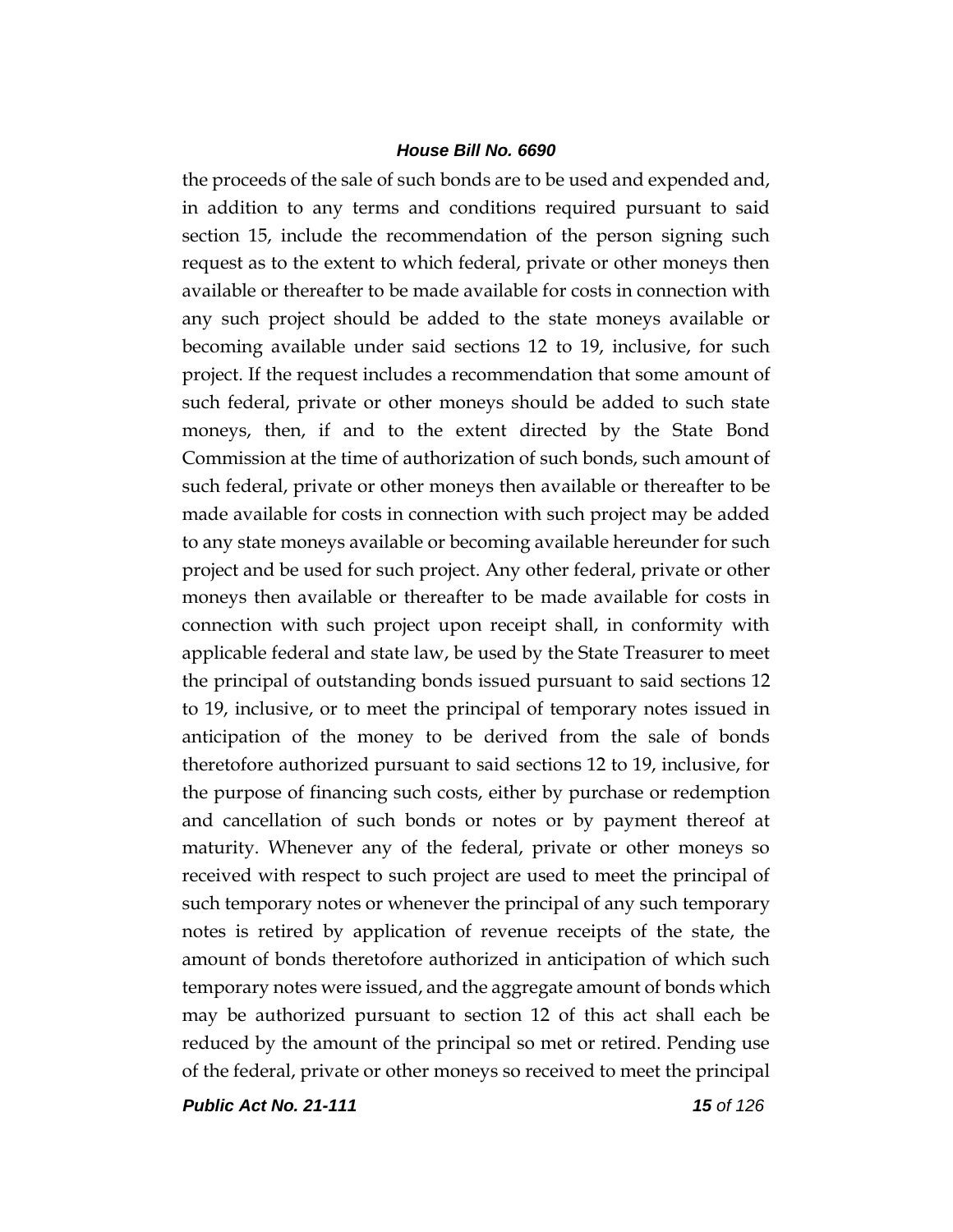the proceeds of the sale of such bonds are to be used and expended and, in addition to any terms and conditions required pursuant to said section 15, include the recommendation of the person signing such request as to the extent to which federal, private or other moneys then available or thereafter to be made available for costs in connection with any such project should be added to the state moneys available or becoming available under said sections 12 to 19, inclusive, for such project. If the request includes a recommendation that some amount of such federal, private or other moneys should be added to such state moneys, then, if and to the extent directed by the State Bond Commission at the time of authorization of such bonds, such amount of such federal, private or other moneys then available or thereafter to be made available for costs in connection with such project may be added to any state moneys available or becoming available hereunder for such project and be used for such project. Any other federal, private or other moneys then available or thereafter to be made available for costs in connection with such project upon receipt shall, in conformity with applicable federal and state law, be used by the State Treasurer to meet the principal of outstanding bonds issued pursuant to said sections 12 to 19, inclusive, or to meet the principal of temporary notes issued in anticipation of the money to be derived from the sale of bonds theretofore authorized pursuant to said sections 12 to 19, inclusive, for the purpose of financing such costs, either by purchase or redemption and cancellation of such bonds or notes or by payment thereof at maturity. Whenever any of the federal, private or other moneys so received with respect to such project are used to meet the principal of such temporary notes or whenever the principal of any such temporary notes is retired by application of revenue receipts of the state, the amount of bonds theretofore authorized in anticipation of which such temporary notes were issued, and the aggregate amount of bonds which may be authorized pursuant to section 12 of this act shall each be reduced by the amount of the principal so met or retired. Pending use of the federal, private or other moneys so received to meet the principal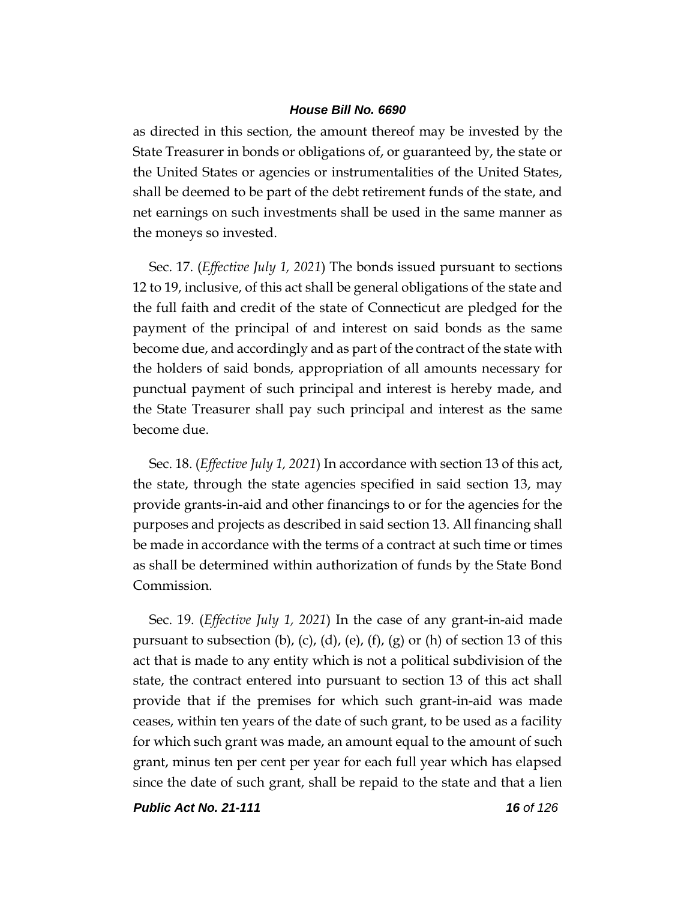as directed in this section, the amount thereof may be invested by the State Treasurer in bonds or obligations of, or guaranteed by, the state or the United States or agencies or instrumentalities of the United States, shall be deemed to be part of the debt retirement funds of the state, and net earnings on such investments shall be used in the same manner as the moneys so invested.

Sec. 17. (*Effective July 1, 2021*) The bonds issued pursuant to sections 12 to 19, inclusive, of this act shall be general obligations of the state and the full faith and credit of the state of Connecticut are pledged for the payment of the principal of and interest on said bonds as the same become due, and accordingly and as part of the contract of the state with the holders of said bonds, appropriation of all amounts necessary for punctual payment of such principal and interest is hereby made, and the State Treasurer shall pay such principal and interest as the same become due.

Sec. 18. (*Effective July 1, 2021*) In accordance with section 13 of this act, the state, through the state agencies specified in said section 13, may provide grants-in-aid and other financings to or for the agencies for the purposes and projects as described in said section 13. All financing shall be made in accordance with the terms of a contract at such time or times as shall be determined within authorization of funds by the State Bond Commission.

Sec. 19. (*Effective July 1, 2021*) In the case of any grant-in-aid made pursuant to subsection (b), (c), (d), (e), (f), (g) or (h) of section 13 of this act that is made to any entity which is not a political subdivision of the state, the contract entered into pursuant to section 13 of this act shall provide that if the premises for which such grant-in-aid was made ceases, within ten years of the date of such grant, to be used as a facility for which such grant was made, an amount equal to the amount of such grant, minus ten per cent per year for each full year which has elapsed since the date of such grant, shall be repaid to the state and that a lien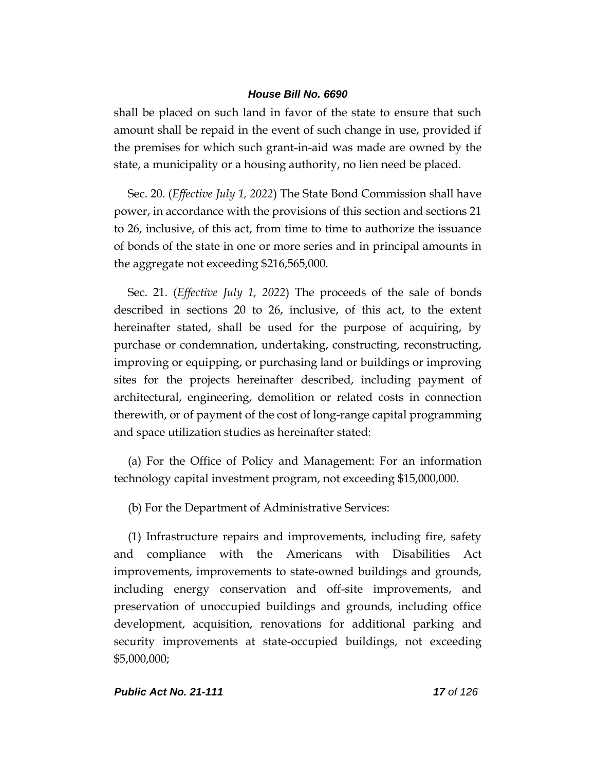shall be placed on such land in favor of the state to ensure that such amount shall be repaid in the event of such change in use, provided if the premises for which such grant-in-aid was made are owned by the state, a municipality or a housing authority, no lien need be placed.

Sec. 20. (*Effective July 1, 2022*) The State Bond Commission shall have power, in accordance with the provisions of this section and sections 21 to 26, inclusive, of this act, from time to time to authorize the issuance of bonds of the state in one or more series and in principal amounts in the aggregate not exceeding $216,565,000.

Sec. 21. (*Effective July 1, 2022*) The proceeds of the sale of bonds described in sections 20 to 26, inclusive, of this act, to the extent hereinafter stated, shall be used for the purpose of acquiring, by purchase or condemnation, undertaking, constructing, reconstructing, improving or equipping, or purchasing land or buildings or improving sites for the projects hereinafter described, including payment of architectural, engineering, demolition or related costs in connection therewith, or of payment of the cost of long-range capital programming and space utilization studies as hereinafter stated:

(a) For the Office of Policy and Management: For an information technology capital investment program, not exceeding $15,000,000.

(b) For the Department of Administrative Services:

(1) Infrastructure repairs and improvements, including fire, safety and compliance with the Americans with Disabilities Act improvements, improvements to state-owned buildings and grounds, including energy conservation and off-site improvements, and preservation of unoccupied buildings and grounds, including office development, acquisition, renovations for additional parking and security improvements at state-occupied buildings, not exceeding $5,000,000;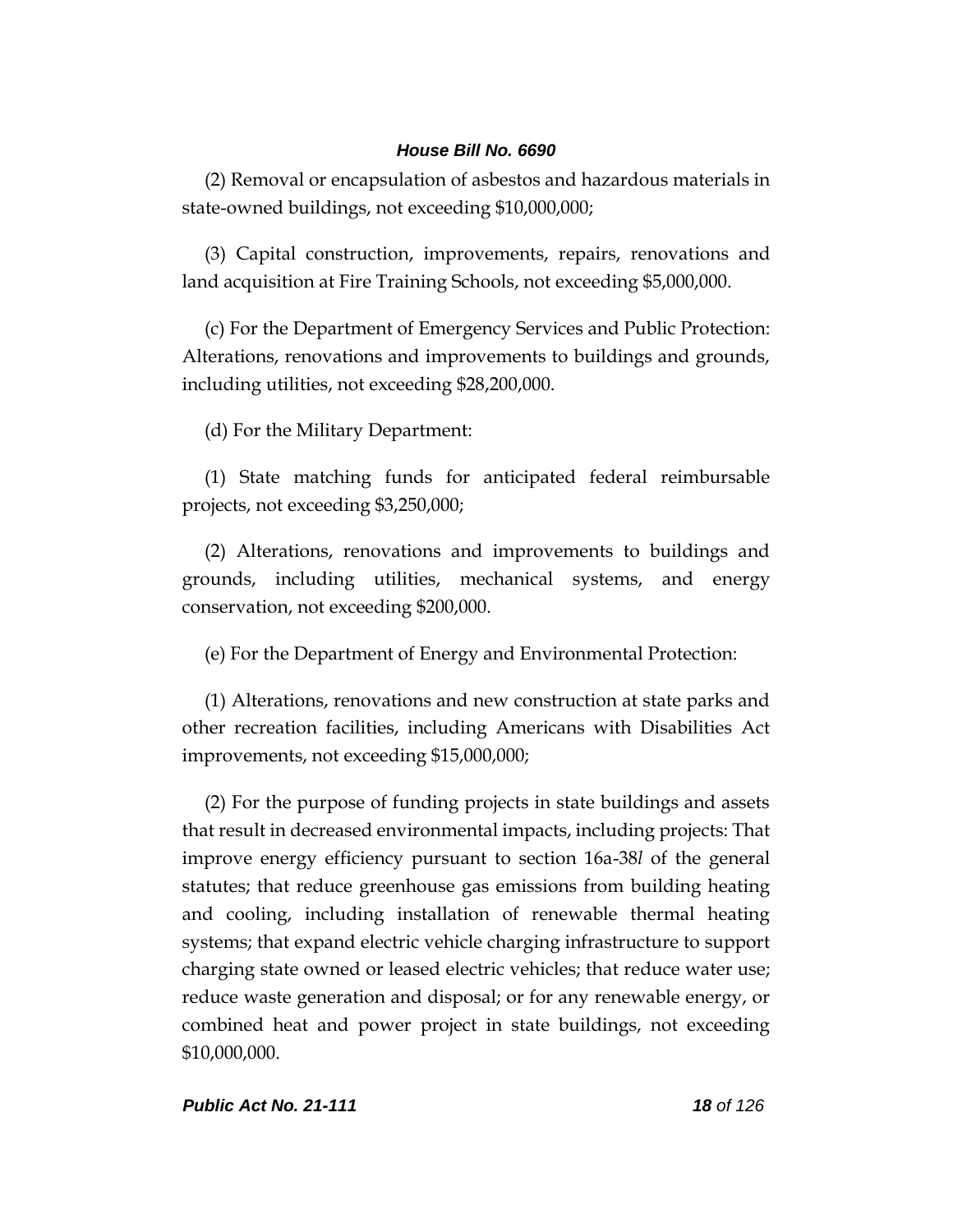(2) Removal or encapsulation of asbestos and hazardous materials in state-owned buildings, not exceeding $10,000,000;

(3) Capital construction, improvements, repairs, renovations and land acquisition at Fire Training Schools, not exceeding $5,000,000.

(c) For the Department of Emergency Services and Public Protection: Alterations, renovations and improvements to buildings and grounds, including utilities, not exceeding $28,200,000.

(d) For the Military Department:

(1) State matching funds for anticipated federal reimbursable projects, not exceeding $3,250,000;

(2) Alterations, renovations and improvements to buildings and grounds, including utilities, mechanical systems, and energy conservation, not exceeding $200,000.

(e) For the Department of Energy and Environmental Protection:

(1) Alterations, renovations and new construction at state parks and other recreation facilities, including Americans with Disabilities Act improvements, not exceeding $15,000,000;

(2) For the purpose of funding projects in state buildings and assets that result in decreased environmental impacts, including projects: That improve energy efficiency pursuant to section 16a-38*l* of the general statutes; that reduce greenhouse gas emissions from building heating and cooling, including installation of renewable thermal heating systems; that expand electric vehicle charging infrastructure to support charging state owned or leased electric vehicles; that reduce water use; reduce waste generation and disposal; or for any renewable energy, or combined heat and power project in state buildings, not exceeding $10,000,000.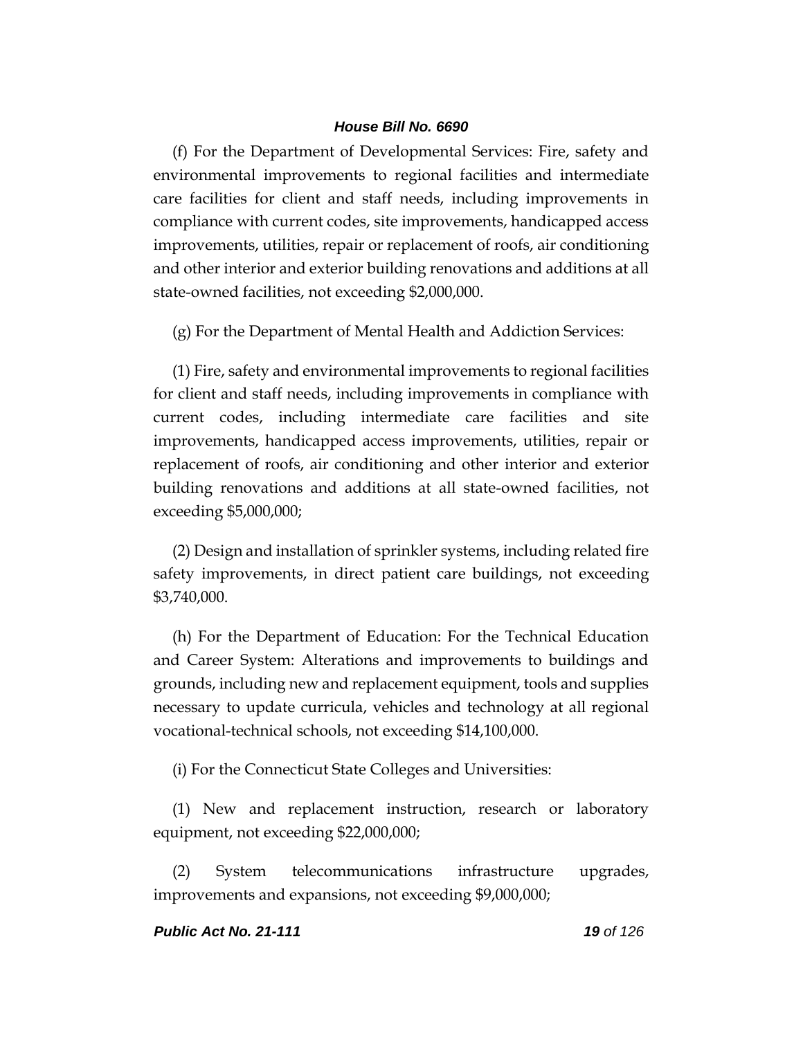(f) For the Department of Developmental Services: Fire, safety and environmental improvements to regional facilities and intermediate care facilities for client and staff needs, including improvements in compliance with current codes, site improvements, handicapped access improvements, utilities, repair or replacement of roofs, air conditioning and other interior and exterior building renovations and additions at all state-owned facilities, not exceeding $2,000,000.

(g) For the Department of Mental Health and Addiction Services:

(1) Fire, safety and environmental improvements to regional facilities for client and staff needs, including improvements in compliance with current codes, including intermediate care facilities and site improvements, handicapped access improvements, utilities, repair or replacement of roofs, air conditioning and other interior and exterior building renovations and additions at all state-owned facilities, not exceeding $5,000,000;

(2) Design and installation of sprinkler systems, including related fire safety improvements, in direct patient care buildings, not exceeding $3,740,000.

(h) For the Department of Education: For the Technical Education and Career System: Alterations and improvements to buildings and grounds, including new and replacement equipment, tools and supplies necessary to update curricula, vehicles and technology at all regional vocational-technical schools, not exceeding $14,100,000.

(i) For the Connecticut State Colleges and Universities:

(1) New and replacement instruction, research or laboratory equipment, not exceeding $22,000,000;

(2) System telecommunications infrastructure upgrades, improvements and expansions, not exceeding $9,000,000;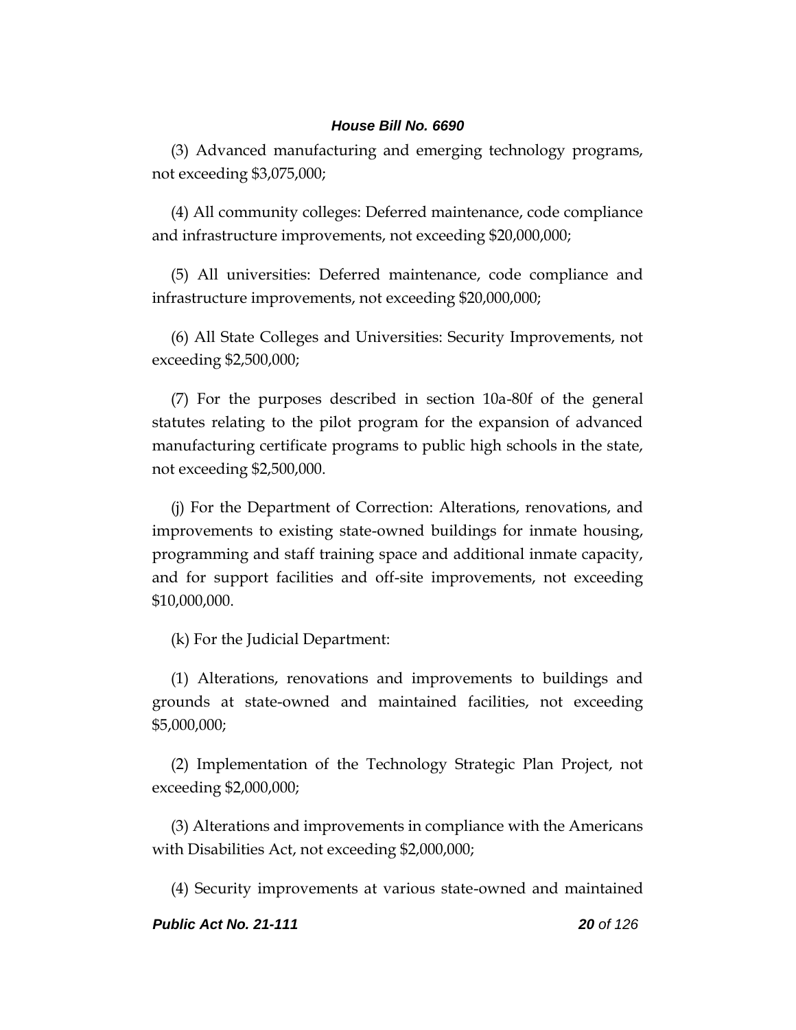(3) Advanced manufacturing and emerging technology programs, not exceeding $3,075,000;

(4) All community colleges: Deferred maintenance, code compliance and infrastructure improvements, not exceeding $20,000,000;

(5) All universities: Deferred maintenance, code compliance and infrastructure improvements, not exceeding $20,000,000;

(6) All State Colleges and Universities: Security Improvements, not exceeding $2,500,000;

(7) For the purposes described in section 10a-80f of the general statutes relating to the pilot program for the expansion of advanced manufacturing certificate programs to public high schools in the state, not exceeding $2,500,000.

(j) For the Department of Correction: Alterations, renovations, and improvements to existing state-owned buildings for inmate housing, programming and staff training space and additional inmate capacity, and for support facilities and off-site improvements, not exceeding $10,000,000.

(k) For the Judicial Department:

(1) Alterations, renovations and improvements to buildings and grounds at state-owned and maintained facilities, not exceeding $5,000,000;

(2) Implementation of the Technology Strategic Plan Project, not exceeding $2,000,000;

(3) Alterations and improvements in compliance with the Americans with Disabilities Act, not exceeding $2,000,000;

(4) Security improvements at various state-owned and maintained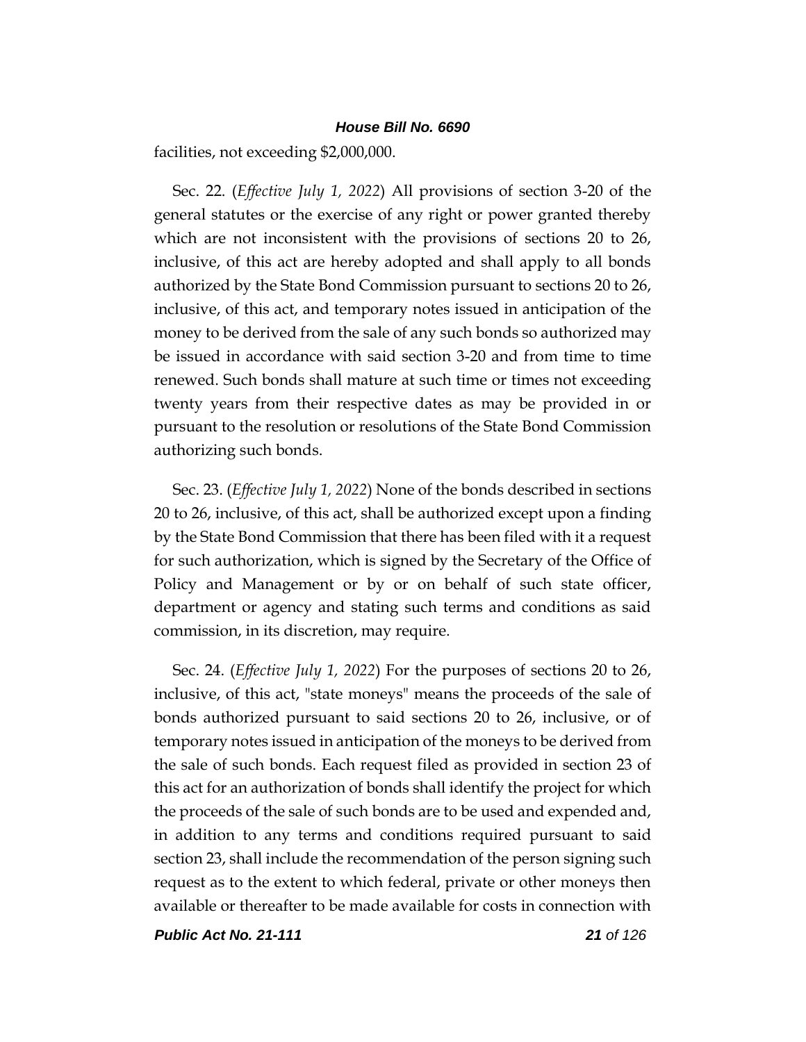facilities, not exceeding $2,000,000.

Sec. 22. (*Effective July 1, 2022*) All provisions of section 3-20 of the general statutes or the exercise of any right or power granted thereby which are not inconsistent with the provisions of sections 20 to 26, inclusive, of this act are hereby adopted and shall apply to all bonds authorized by the State Bond Commission pursuant to sections 20 to 26, inclusive, of this act, and temporary notes issued in anticipation of the money to be derived from the sale of any such bonds so authorized may be issued in accordance with said section 3-20 and from time to time renewed. Such bonds shall mature at such time or times not exceeding twenty years from their respective dates as may be provided in or pursuant to the resolution or resolutions of the State Bond Commission authorizing such bonds.

Sec. 23. (*Effective July 1, 2022*) None of the bonds described in sections 20 to 26, inclusive, of this act, shall be authorized except upon a finding by the State Bond Commission that there has been filed with it a request for such authorization, which is signed by the Secretary of the Office of Policy and Management or by or on behalf of such state officer, department or agency and stating such terms and conditions as said commission, in its discretion, may require.

Sec. 24. (*Effective July 1, 2022*) For the purposes of sections 20 to 26, inclusive, of this act, "state moneys" means the proceeds of the sale of bonds authorized pursuant to said sections 20 to 26, inclusive, or of temporary notes issued in anticipation of the moneys to be derived from the sale of such bonds. Each request filed as provided in section 23 of this act for an authorization of bonds shall identify the project for which the proceeds of the sale of such bonds are to be used and expended and, in addition to any terms and conditions required pursuant to said section 23, shall include the recommendation of the person signing such request as to the extent to which federal, private or other moneys then available or thereafter to be made available for costs in connection with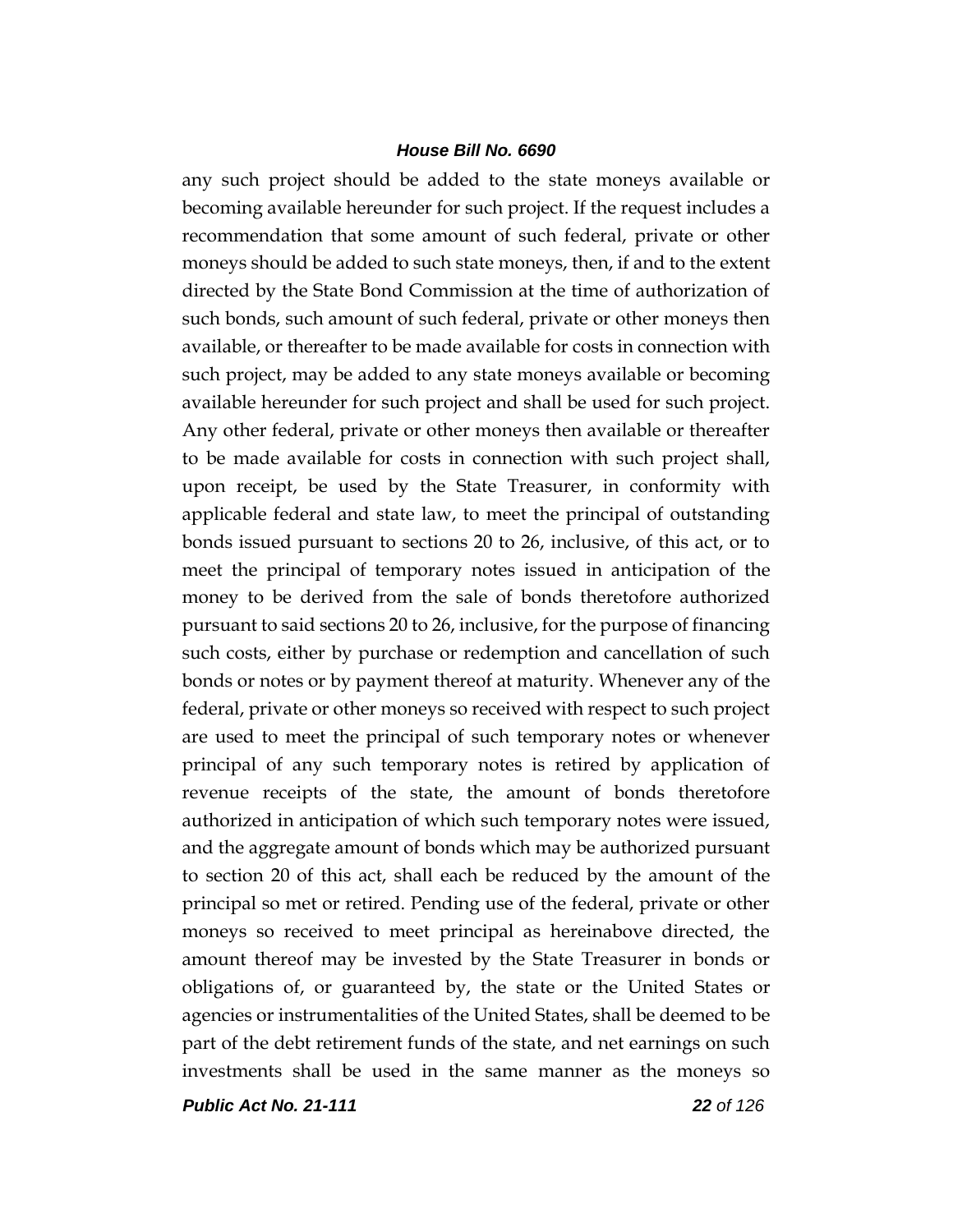any such project should be added to the state moneys available or becoming available hereunder for such project. If the request includes a recommendation that some amount of such federal, private or other moneys should be added to such state moneys, then, if and to the extent directed by the State Bond Commission at the time of authorization of such bonds, such amount of such federal, private or other moneys then available, or thereafter to be made available for costs in connection with such project, may be added to any state moneys available or becoming available hereunder for such project and shall be used for such project. Any other federal, private or other moneys then available or thereafter to be made available for costs in connection with such project shall, upon receipt, be used by the State Treasurer, in conformity with applicable federal and state law, to meet the principal of outstanding bonds issued pursuant to sections 20 to 26, inclusive, of this act, or to meet the principal of temporary notes issued in anticipation of the money to be derived from the sale of bonds theretofore authorized pursuant to said sections 20 to 26, inclusive, for the purpose of financing such costs, either by purchase or redemption and cancellation of such bonds or notes or by payment thereof at maturity. Whenever any of the federal, private or other moneys so received with respect to such project are used to meet the principal of such temporary notes or whenever principal of any such temporary notes is retired by application of revenue receipts of the state, the amount of bonds theretofore authorized in anticipation of which such temporary notes were issued, and the aggregate amount of bonds which may be authorized pursuant to section 20 of this act, shall each be reduced by the amount of the principal so met or retired. Pending use of the federal, private or other moneys so received to meet principal as hereinabove directed, the amount thereof may be invested by the State Treasurer in bonds or obligations of, or guaranteed by, the state or the United States or agencies or instrumentalities of the United States, shall be deemed to be part of the debt retirement funds of the state, and net earnings on such investments shall be used in the same manner as the moneys so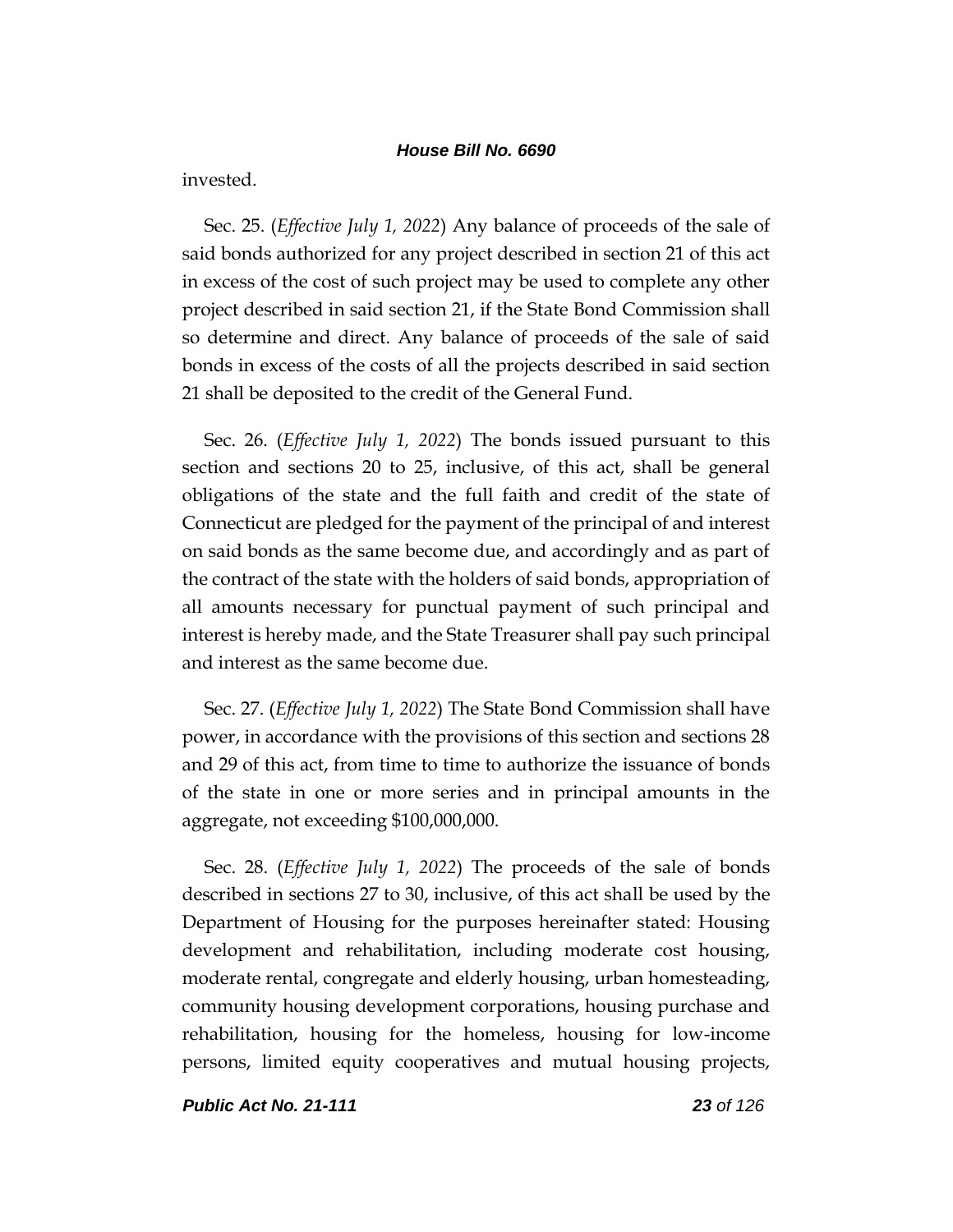invested.

Sec. 25. (*Effective July 1, 2022*) Any balance of proceeds of the sale of said bonds authorized for any project described in section 21 of this act in excess of the cost of such project may be used to complete any other project described in said section 21, if the State Bond Commission shall so determine and direct. Any balance of proceeds of the sale of said bonds in excess of the costs of all the projects described in said section 21 shall be deposited to the credit of the General Fund.

Sec. 26. (*Effective July 1, 2022*) The bonds issued pursuant to this section and sections 20 to 25, inclusive, of this act, shall be general obligations of the state and the full faith and credit of the state of Connecticut are pledged for the payment of the principal of and interest on said bonds as the same become due, and accordingly and as part of the contract of the state with the holders of said bonds, appropriation of all amounts necessary for punctual payment of such principal and interest is hereby made, and the State Treasurer shall pay such principal and interest as the same become due.

Sec. 27. (*Effective July 1, 2022*) The State Bond Commission shall have power, in accordance with the provisions of this section and sections 28 and 29 of this act, from time to time to authorize the issuance of bonds of the state in one or more series and in principal amounts in the aggregate, not exceeding $100,000,000.

Sec. 28. (*Effective July 1, 2022*) The proceeds of the sale of bonds described in sections 27 to 30, inclusive, of this act shall be used by the Department of Housing for the purposes hereinafter stated: Housing development and rehabilitation, including moderate cost housing, moderate rental, congregate and elderly housing, urban homesteading, community housing development corporations, housing purchase and rehabilitation, housing for the homeless, housing for low-income persons, limited equity cooperatives and mutual housing projects,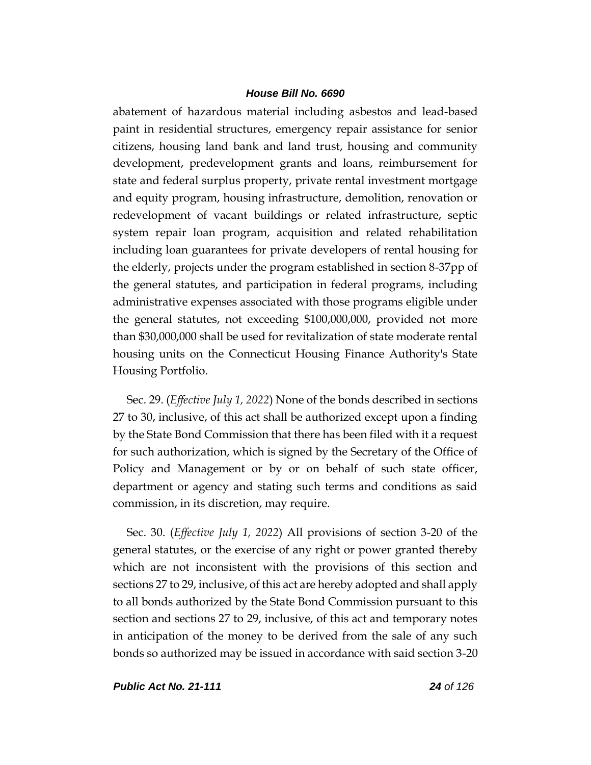abatement of hazardous material including asbestos and lead-based paint in residential structures, emergency repair assistance for senior citizens, housing land bank and land trust, housing and community development, predevelopment grants and loans, reimbursement for state and federal surplus property, private rental investment mortgage and equity program, housing infrastructure, demolition, renovation or redevelopment of vacant buildings or related infrastructure, septic system repair loan program, acquisition and related rehabilitation including loan guarantees for private developers of rental housing for the elderly, projects under the program established in section 8-37pp of the general statutes, and participation in federal programs, including administrative expenses associated with those programs eligible under the general statutes, not exceeding $100,000,000, provided not more than $30,000,000 shall be used for revitalization of state moderate rental housing units on the Connecticut Housing Finance Authority's State Housing Portfolio.

Sec. 29. (*Effective July 1, 2022*) None of the bonds described in sections 27 to 30, inclusive, of this act shall be authorized except upon a finding by the State Bond Commission that there has been filed with it a request for such authorization, which is signed by the Secretary of the Office of Policy and Management or by or on behalf of such state officer, department or agency and stating such terms and conditions as said commission, in its discretion, may require.

Sec. 30. (*Effective July 1, 2022*) All provisions of section 3-20 of the general statutes, or the exercise of any right or power granted thereby which are not inconsistent with the provisions of this section and sections 27 to 29, inclusive, of this act are hereby adopted and shall apply to all bonds authorized by the State Bond Commission pursuant to this section and sections 27 to 29, inclusive, of this act and temporary notes in anticipation of the money to be derived from the sale of any such bonds so authorized may be issued in accordance with said section 3-20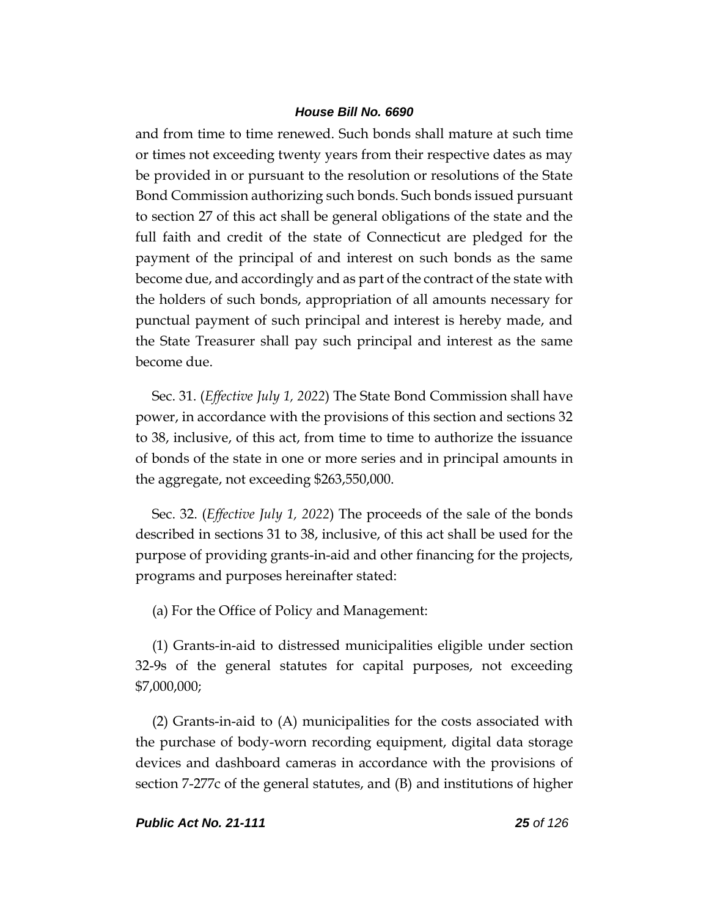and from time to time renewed. Such bonds shall mature at such time or times not exceeding twenty years from their respective dates as may be provided in or pursuant to the resolution or resolutions of the State Bond Commission authorizing such bonds. Such bonds issued pursuant to section 27 of this act shall be general obligations of the state and the full faith and credit of the state of Connecticut are pledged for the payment of the principal of and interest on such bonds as the same become due, and accordingly and as part of the contract of the state with the holders of such bonds, appropriation of all amounts necessary for punctual payment of such principal and interest is hereby made, and the State Treasurer shall pay such principal and interest as the same become due.

Sec. 31. (*Effective July 1, 2022*) The State Bond Commission shall have power, in accordance with the provisions of this section and sections 32 to 38, inclusive, of this act, from time to time to authorize the issuance of bonds of the state in one or more series and in principal amounts in the aggregate, not exceeding $263,550,000.

Sec. 32. (*Effective July 1, 2022*) The proceeds of the sale of the bonds described in sections 31 to 38, inclusive, of this act shall be used for the purpose of providing grants-in-aid and other financing for the projects, programs and purposes hereinafter stated:

(a) For the Office of Policy and Management:

(1) Grants-in-aid to distressed municipalities eligible under section 32-9s of the general statutes for capital purposes, not exceeding $7,000,000;

(2) Grants-in-aid to (A) municipalities for the costs associated with the purchase of body-worn recording equipment, digital data storage devices and dashboard cameras in accordance with the provisions of section 7-277c of the general statutes, and (B) and institutions of higher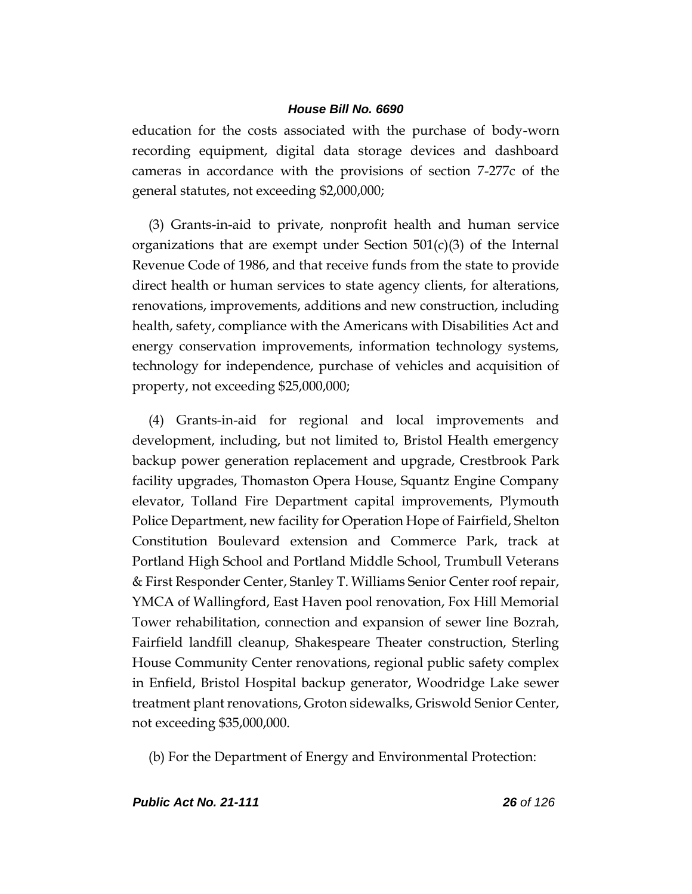education for the costs associated with the purchase of body-worn recording equipment, digital data storage devices and dashboard cameras in accordance with the provisions of section 7-277c of the general statutes, not exceeding $2,000,000;

(3) Grants-in-aid to private, nonprofit health and human service organizations that are exempt under Section 501(c)(3) of the Internal Revenue Code of 1986, and that receive funds from the state to provide direct health or human services to state agency clients, for alterations, renovations, improvements, additions and new construction, including health, safety, compliance with the Americans with Disabilities Act and energy conservation improvements, information technology systems, technology for independence, purchase of vehicles and acquisition of property, not exceeding $25,000,000;

(4) Grants-in-aid for regional and local improvements and development, including, but not limited to, Bristol Health emergency backup power generation replacement and upgrade, Crestbrook Park facility upgrades, Thomaston Opera House, Squantz Engine Company elevator, Tolland Fire Department capital improvements, Plymouth Police Department, new facility for Operation Hope of Fairfield, Shelton Constitution Boulevard extension and Commerce Park, track at Portland High School and Portland Middle School, Trumbull Veterans & First Responder Center, Stanley T. Williams Senior Center roof repair, YMCA of Wallingford, East Haven pool renovation, Fox Hill Memorial Tower rehabilitation, connection and expansion of sewer line Bozrah, Fairfield landfill cleanup, Shakespeare Theater construction, Sterling House Community Center renovations, regional public safety complex in Enfield, Bristol Hospital backup generator, Woodridge Lake sewer treatment plant renovations, Groton sidewalks, Griswold Senior Center, not exceeding $35,000,000.

(b) For the Department of Energy and Environmental Protection: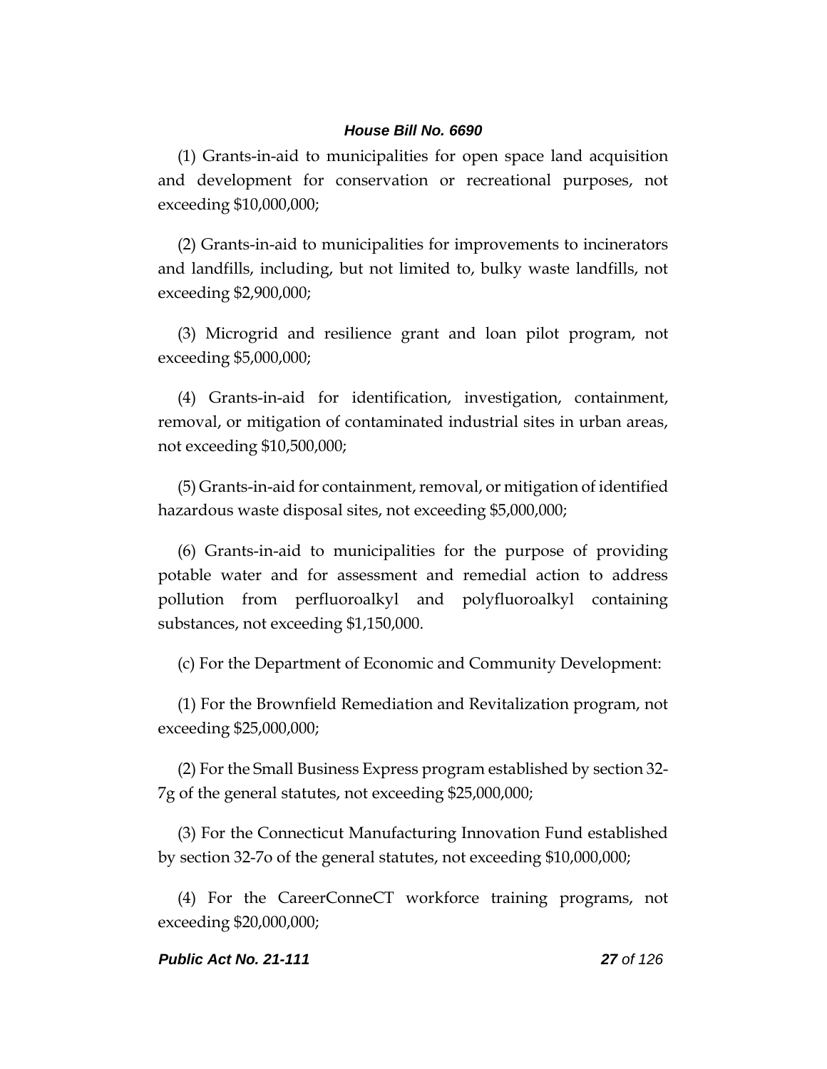(1) Grants-in-aid to municipalities for open space land acquisition and development for conservation or recreational purposes, not exceeding $10,000,000;

(2) Grants-in-aid to municipalities for improvements to incinerators and landfills, including, but not limited to, bulky waste landfills, not exceeding $2,900,000;

(3) Microgrid and resilience grant and loan pilot program, not exceeding $5,000,000;

(4) Grants-in-aid for identification, investigation, containment, removal, or mitigation of contaminated industrial sites in urban areas, not exceeding $10,500,000;

(5) Grants-in-aid for containment, removal, or mitigation of identified hazardous waste disposal sites, not exceeding $5,000,000;

(6) Grants-in-aid to municipalities for the purpose of providing potable water and for assessment and remedial action to address pollution from perfluoroalkyl and polyfluoroalkyl containing substances, not exceeding $1,150,000.

(c) For the Department of Economic and Community Development:

(1) For the Brownfield Remediation and Revitalization program, not exceeding $25,000,000;

(2) For the Small Business Express program established by section 32-7g of the general statutes, not exceeding $25,000,000;

(3) For the Connecticut Manufacturing Innovation Fund established by section 32-7o of the general statutes, not exceeding $10,000,000;

(4) For the CareerConneCT workforce training programs, not exceeding $20,000,000;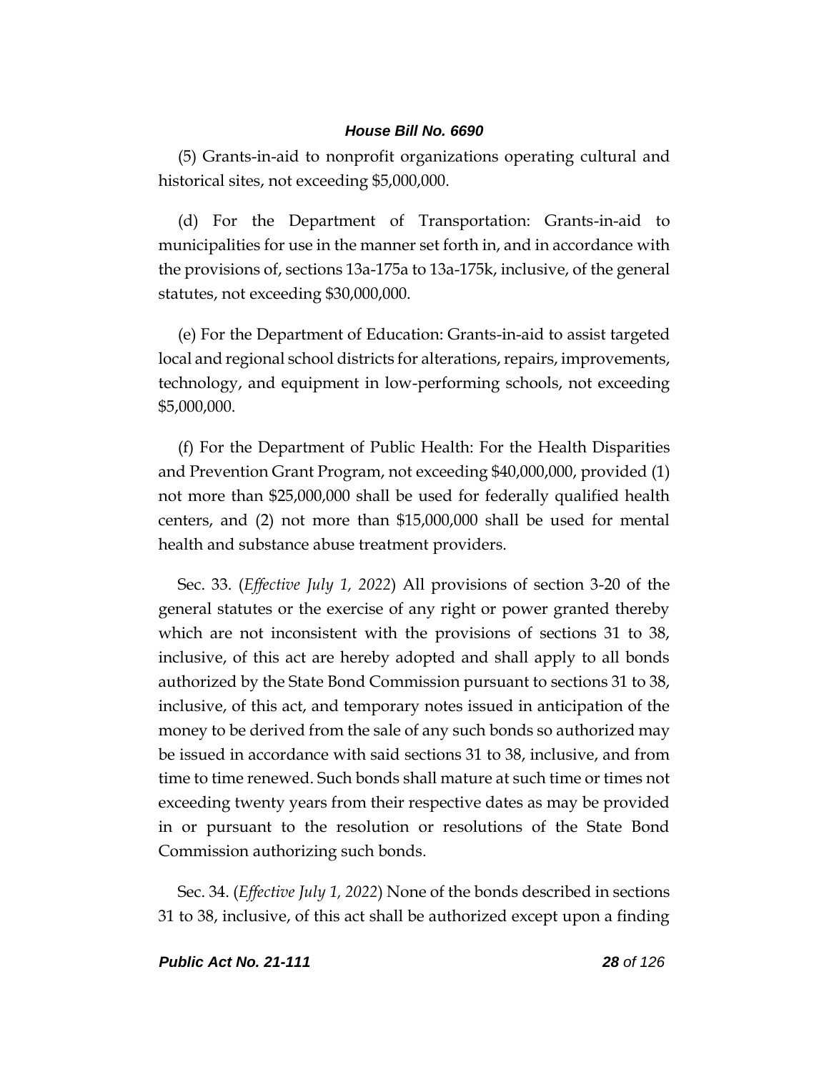(5) Grants-in-aid to nonprofit organizations operating cultural and historical sites, not exceeding $5,000,000.

(d) For the Department of Transportation: Grants-in-aid to municipalities for use in the manner set forth in, and in accordance with the provisions of, sections 13a-175a to 13a-175k, inclusive, of the general statutes, not exceeding $30,000,000.

(e) For the Department of Education: Grants-in-aid to assist targeted local and regional school districts for alterations, repairs, improvements, technology, and equipment in low-performing schools, not exceeding $5,000,000.

(f) For the Department of Public Health: For the Health Disparities and Prevention Grant Program, not exceeding $40,000,000, provided (1) not more than $25,000,000 shall be used for federally qualified health centers, and (2) not more than $15,000,000 shall be used for mental health and substance abuse treatment providers.

Sec. 33. (*Effective July 1, 2022*) All provisions of section 3-20 of the general statutes or the exercise of any right or power granted thereby which are not inconsistent with the provisions of sections 31 to 38, inclusive, of this act are hereby adopted and shall apply to all bonds authorized by the State Bond Commission pursuant to sections 31 to 38, inclusive, of this act, and temporary notes issued in anticipation of the money to be derived from the sale of any such bonds so authorized may be issued in accordance with said sections 31 to 38, inclusive, and from time to time renewed. Such bonds shall mature at such time or times not exceeding twenty years from their respective dates as may be provided in or pursuant to the resolution or resolutions of the State Bond Commission authorizing such bonds.

Sec. 34. (*Effective July 1, 2022*) None of the bonds described in sections 31 to 38, inclusive, of this act shall be authorized except upon a finding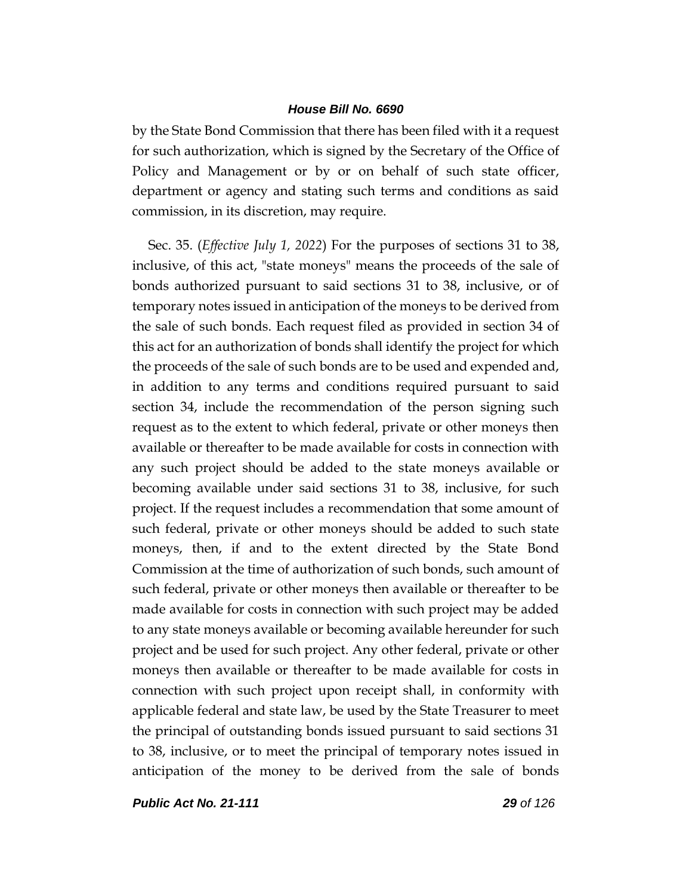by the State Bond Commission that there has been filed with it a request for such authorization, which is signed by the Secretary of the Office of Policy and Management or by or on behalf of such state officer, department or agency and stating such terms and conditions as said commission, in its discretion, may require.

Sec. 35. (*Effective July 1, 2022*) For the purposes of sections 31 to 38, inclusive, of this act, "state moneys" means the proceeds of the sale of bonds authorized pursuant to said sections 31 to 38, inclusive, or of temporary notes issued in anticipation of the moneys to be derived from the sale of such bonds. Each request filed as provided in section 34 of this act for an authorization of bonds shall identify the project for which the proceeds of the sale of such bonds are to be used and expended and, in addition to any terms and conditions required pursuant to said section 34, include the recommendation of the person signing such request as to the extent to which federal, private or other moneys then available or thereafter to be made available for costs in connection with any such project should be added to the state moneys available or becoming available under said sections 31 to 38, inclusive, for such project. If the request includes a recommendation that some amount of such federal, private or other moneys should be added to such state moneys, then, if and to the extent directed by the State Bond Commission at the time of authorization of such bonds, such amount of such federal, private or other moneys then available or thereafter to be made available for costs in connection with such project may be added to any state moneys available or becoming available hereunder for such project and be used for such project. Any other federal, private or other moneys then available or thereafter to be made available for costs in connection with such project upon receipt shall, in conformity with applicable federal and state law, be used by the State Treasurer to meet the principal of outstanding bonds issued pursuant to said sections 31 to 38, inclusive, or to meet the principal of temporary notes issued in anticipation of the money to be derived from the sale of bonds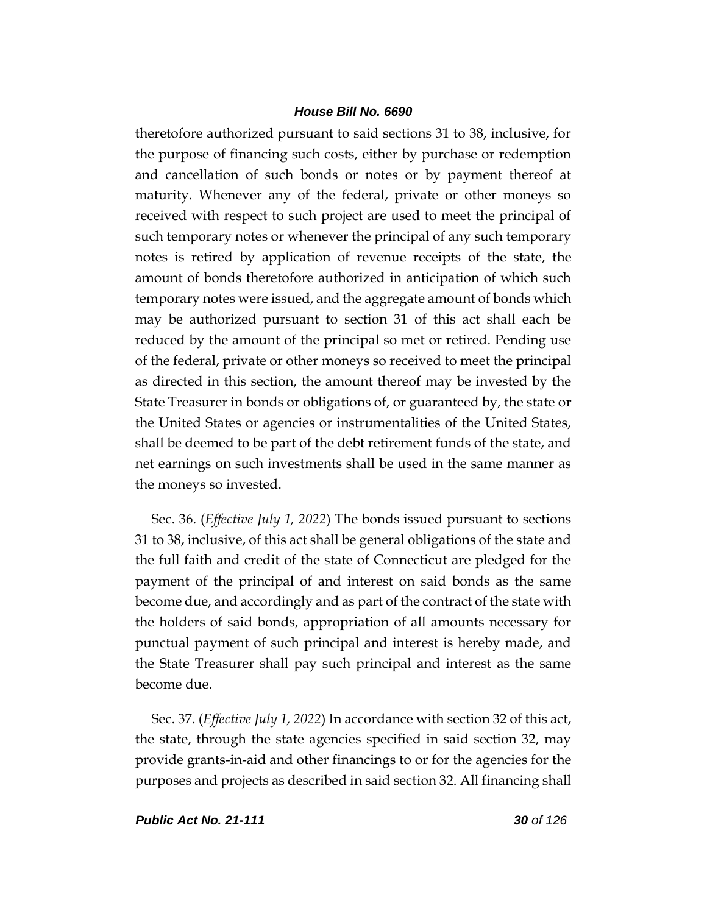theretofore authorized pursuant to said sections 31 to 38, inclusive, for the purpose of financing such costs, either by purchase or redemption and cancellation of such bonds or notes or by payment thereof at maturity. Whenever any of the federal, private or other moneys so received with respect to such project are used to meet the principal of such temporary notes or whenever the principal of any such temporary notes is retired by application of revenue receipts of the state, the amount of bonds theretofore authorized in anticipation of which such temporary notes were issued, and the aggregate amount of bonds which may be authorized pursuant to section 31 of this act shall each be reduced by the amount of the principal so met or retired. Pending use of the federal, private or other moneys so received to meet the principal as directed in this section, the amount thereof may be invested by the State Treasurer in bonds or obligations of, or guaranteed by, the state or the United States or agencies or instrumentalities of the United States, shall be deemed to be part of the debt retirement funds of the state, and net earnings on such investments shall be used in the same manner as the moneys so invested.

Sec. 36. (*Effective July 1, 2022*) The bonds issued pursuant to sections 31 to 38, inclusive, of this act shall be general obligations of the state and the full faith and credit of the state of Connecticut are pledged for the payment of the principal of and interest on said bonds as the same become due, and accordingly and as part of the contract of the state with the holders of said bonds, appropriation of all amounts necessary for punctual payment of such principal and interest is hereby made, and the State Treasurer shall pay such principal and interest as the same become due.

Sec. 37. (*Effective July 1, 2022*) In accordance with section 32 of this act, the state, through the state agencies specified in said section 32, may provide grants-in-aid and other financings to or for the agencies for the purposes and projects as described in said section 32. All financing shall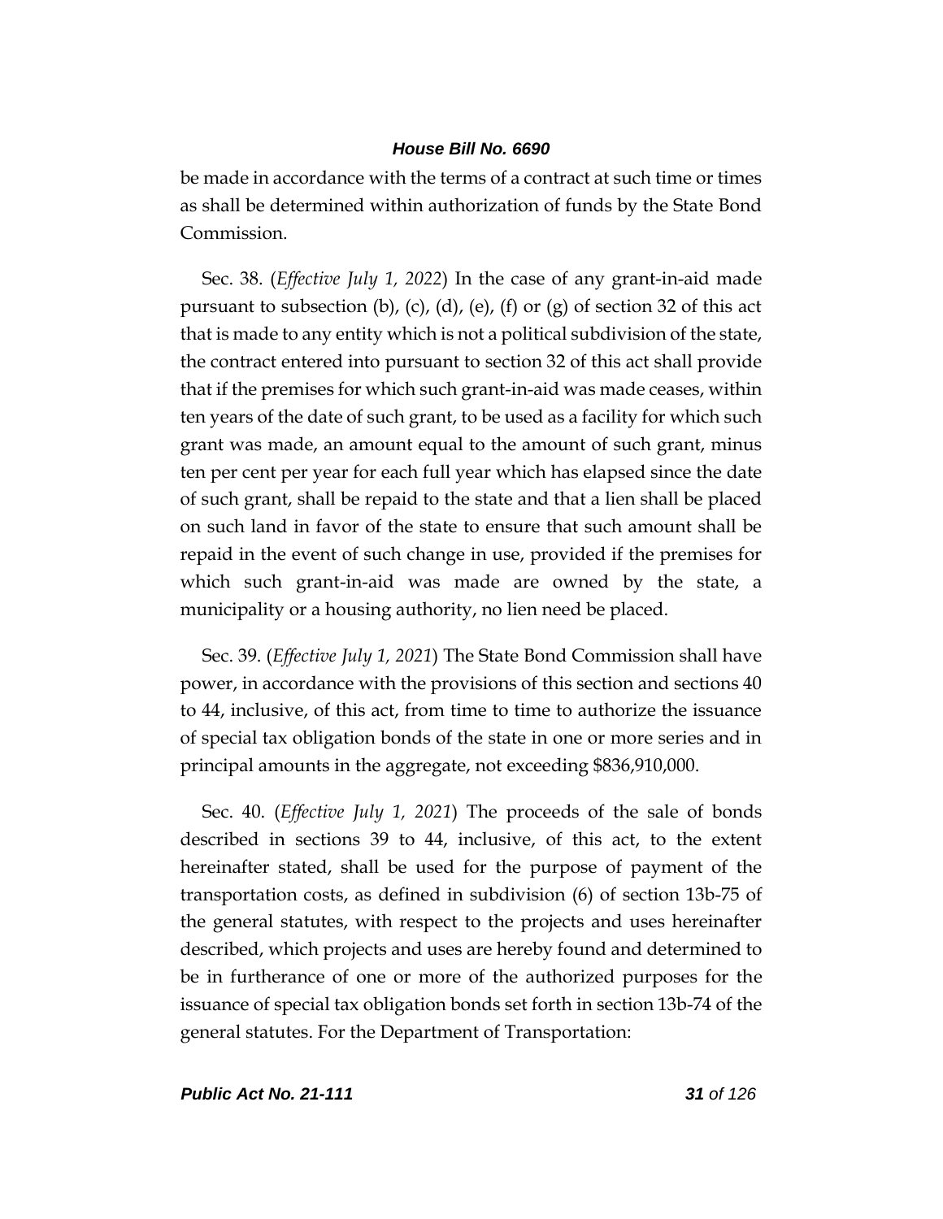be made in accordance with the terms of a contract at such time or times as shall be determined within authorization of funds by the State Bond Commission.

Sec. 38. (*Effective July 1, 2022*) In the case of any grant-in-aid made pursuant to subsection (b), (c), (d), (e), (f) or (g) of section 32 of this act that is made to any entity which is not a political subdivision of the state, the contract entered into pursuant to section 32 of this act shall provide that if the premises for which such grant-in-aid was made ceases, within ten years of the date of such grant, to be used as a facility for which such grant was made, an amount equal to the amount of such grant, minus ten per cent per year for each full year which has elapsed since the date of such grant, shall be repaid to the state and that a lien shall be placed on such land in favor of the state to ensure that such amount shall be repaid in the event of such change in use, provided if the premises for which such grant-in-aid was made are owned by the state, a municipality or a housing authority, no lien need be placed.

Sec. 39. (*Effective July 1, 2021*) The State Bond Commission shall have power, in accordance with the provisions of this section and sections 40 to 44, inclusive, of this act, from time to time to authorize the issuance of special tax obligation bonds of the state in one or more series and in principal amounts in the aggregate, not exceeding $836,910,000.

Sec. 40. (*Effective July 1, 2021*) The proceeds of the sale of bonds described in sections 39 to 44, inclusive, of this act, to the extent hereinafter stated, shall be used for the purpose of payment of the transportation costs, as defined in subdivision (6) of section 13b-75 of the general statutes, with respect to the projects and uses hereinafter described, which projects and uses are hereby found and determined to be in furtherance of one or more of the authorized purposes for the issuance of special tax obligation bonds set forth in section 13b-74 of the general statutes. For the Department of Transportation: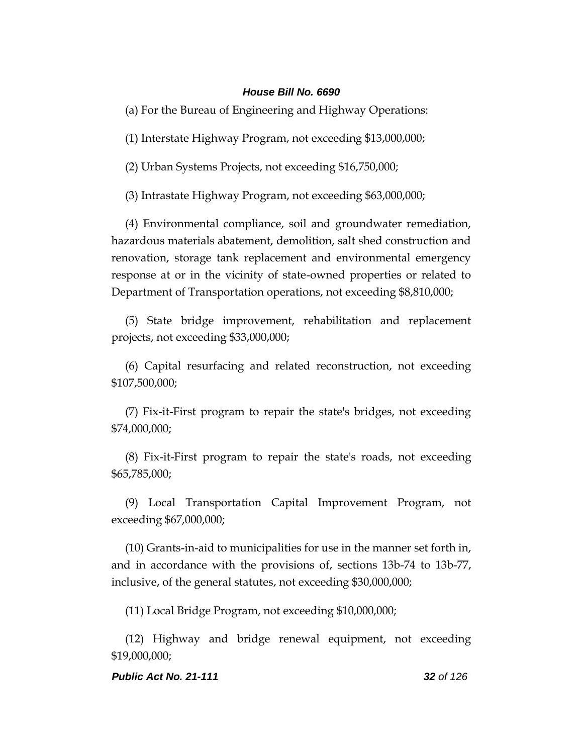(a) For the Bureau of Engineering and Highway Operations:

(1) Interstate Highway Program, not exceeding $13,000,000;

(2) Urban Systems Projects, not exceeding $16,750,000;

(3) Intrastate Highway Program, not exceeding $63,000,000;

(4) Environmental compliance, soil and groundwater remediation, hazardous materials abatement, demolition, salt shed construction and renovation, storage tank replacement and environmental emergency response at or in the vicinity of state-owned properties or related to Department of Transportation operations, not exceeding $8,810,000;

(5) State bridge improvement, rehabilitation and replacement projects, not exceeding $33,000,000;

(6) Capital resurfacing and related reconstruction, not exceeding $107,500,000;

(7) Fix-it-First program to repair the state's bridges, not exceeding $74,000,000;

(8) Fix-it-First program to repair the state's roads, not exceeding $65,785,000;

(9) Local Transportation Capital Improvement Program, not exceeding $67,000,000;

(10) Grants-in-aid to municipalities for use in the manner set forth in, and in accordance with the provisions of, sections 13b-74 to 13b-77, inclusive, of the general statutes, not exceeding $30,000,000;

(11) Local Bridge Program, not exceeding $10,000,000;

(12) Highway and bridge renewal equipment, not exceeding $19,000,000;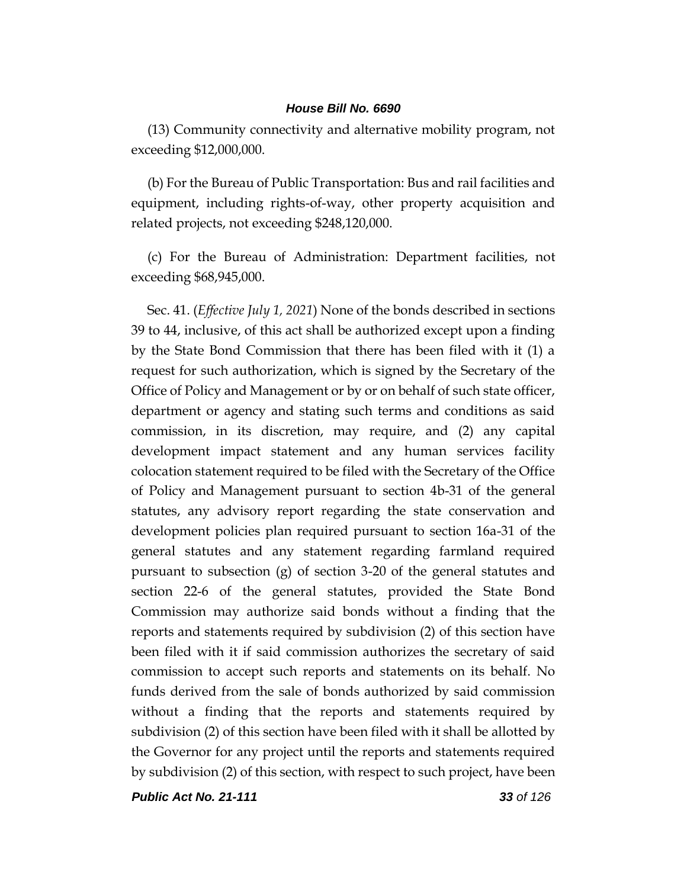(13) Community connectivity and alternative mobility program, not exceeding $12,000,000.

(b) For the Bureau of Public Transportation: Bus and rail facilities and equipment, including rights-of-way, other property acquisition and related projects, not exceeding $248,120,000.

(c) For the Bureau of Administration: Department facilities, not exceeding $68,945,000.

Sec. 41. (*Effective July 1, 2021*) None of the bonds described in sections 39 to 44, inclusive, of this act shall be authorized except upon a finding by the State Bond Commission that there has been filed with it (1) a request for such authorization, which is signed by the Secretary of the Office of Policy and Management or by or on behalf of such state officer, department or agency and stating such terms and conditions as said commission, in its discretion, may require, and (2) any capital development impact statement and any human services facility colocation statement required to be filed with the Secretary of the Office of Policy and Management pursuant to section 4b-31 of the general statutes, any advisory report regarding the state conservation and development policies plan required pursuant to section 16a-31 of the general statutes and any statement regarding farmland required pursuant to subsection (g) of section 3-20 of the general statutes and section 22-6 of the general statutes, provided the State Bond Commission may authorize said bonds without a finding that the reports and statements required by subdivision (2) of this section have been filed with it if said commission authorizes the secretary of said commission to accept such reports and statements on its behalf. No funds derived from the sale of bonds authorized by said commission without a finding that the reports and statements required by subdivision (2) of this section have been filed with it shall be allotted by the Governor for any project until the reports and statements required by subdivision (2) of this section, with respect to such project, have been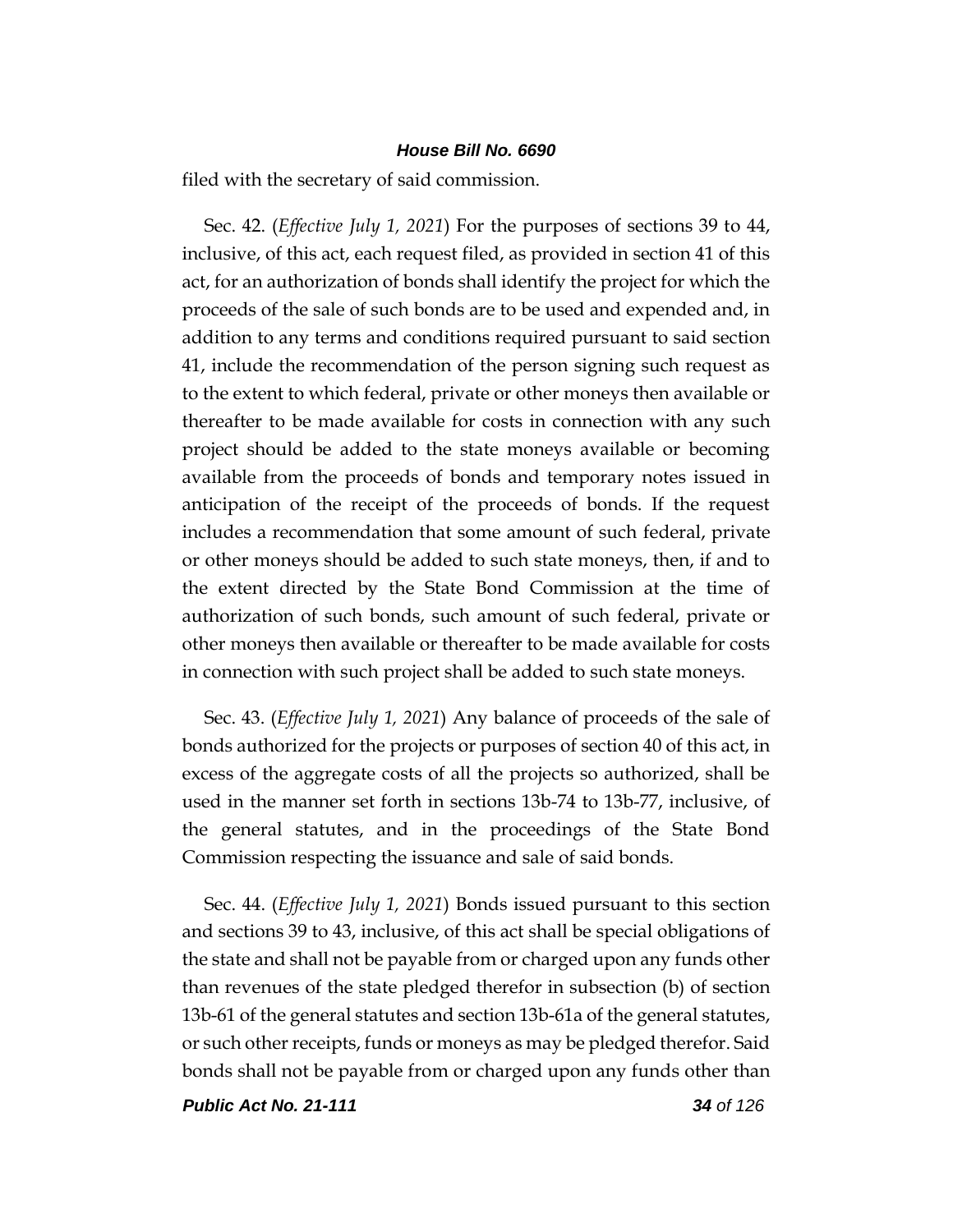filed with the secretary of said commission.

Sec. 42. (*Effective July 1, 2021*) For the purposes of sections 39 to 44, inclusive, of this act, each request filed, as provided in section 41 of this act, for an authorization of bonds shall identify the project for which the proceeds of the sale of such bonds are to be used and expended and, in addition to any terms and conditions required pursuant to said section 41, include the recommendation of the person signing such request as to the extent to which federal, private or other moneys then available or thereafter to be made available for costs in connection with any such project should be added to the state moneys available or becoming available from the proceeds of bonds and temporary notes issued in anticipation of the receipt of the proceeds of bonds. If the request includes a recommendation that some amount of such federal, private or other moneys should be added to such state moneys, then, if and to the extent directed by the State Bond Commission at the time of authorization of such bonds, such amount of such federal, private or other moneys then available or thereafter to be made available for costs in connection with such project shall be added to such state moneys.

Sec. 43. (*Effective July 1, 2021*) Any balance of proceeds of the sale of bonds authorized for the projects or purposes of section 40 of this act, in excess of the aggregate costs of all the projects so authorized, shall be used in the manner set forth in sections 13b-74 to 13b-77, inclusive, of the general statutes, and in the proceedings of the State Bond Commission respecting the issuance and sale of said bonds.

Sec. 44. (*Effective July 1, 2021*) Bonds issued pursuant to this section and sections 39 to 43, inclusive, of this act shall be special obligations of the state and shall not be payable from or charged upon any funds other than revenues of the state pledged therefor in subsection (b) of section 13b-61 of the general statutes and section 13b-61a of the general statutes, or such other receipts, funds or moneys as may be pledged therefor. Said bonds shall not be payable from or charged upon any funds other than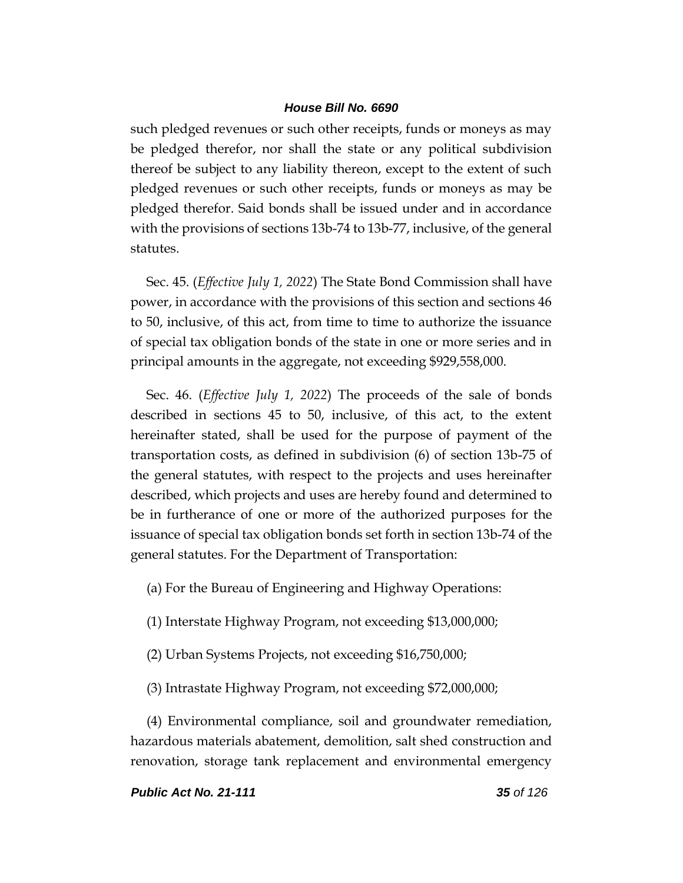such pledged revenues or such other receipts, funds or moneys as may be pledged therefor, nor shall the state or any political subdivision thereof be subject to any liability thereon, except to the extent of such pledged revenues or such other receipts, funds or moneys as may be pledged therefor. Said bonds shall be issued under and in accordance with the provisions of sections 13b-74 to 13b-77, inclusive, of the general statutes.

Sec. 45. (*Effective July 1, 2022*) The State Bond Commission shall have power, in accordance with the provisions of this section and sections 46 to 50, inclusive, of this act, from time to time to authorize the issuance of special tax obligation bonds of the state in one or more series and in principal amounts in the aggregate, not exceeding $929,558,000.

Sec. 46. (*Effective July 1, 2022*) The proceeds of the sale of bonds described in sections 45 to 50, inclusive, of this act, to the extent hereinafter stated, shall be used for the purpose of payment of the transportation costs, as defined in subdivision (6) of section 13b-75 of the general statutes, with respect to the projects and uses hereinafter described, which projects and uses are hereby found and determined to be in furtherance of one or more of the authorized purposes for the issuance of special tax obligation bonds set forth in section 13b-74 of the general statutes. For the Department of Transportation:

(a) For the Bureau of Engineering and Highway Operations:

(1) Interstate Highway Program, not exceeding $13,000,000;

(2) Urban Systems Projects, not exceeding $16,750,000;

(3) Intrastate Highway Program, not exceeding $72,000,000;

(4) Environmental compliance, soil and groundwater remediation, hazardous materials abatement, demolition, salt shed construction and renovation, storage tank replacement and environmental emergency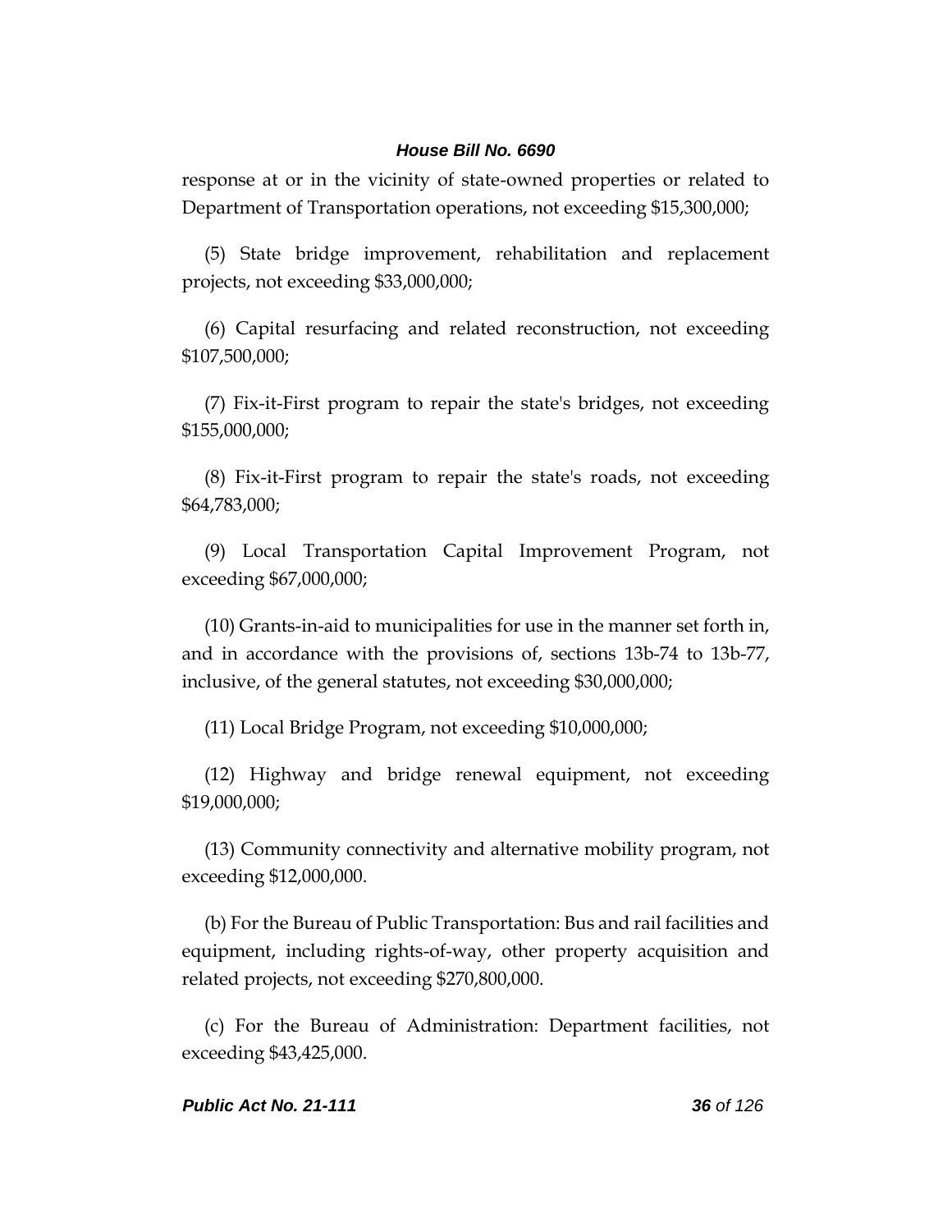response at or in the vicinity of state-owned properties or related to Department of Transportation operations, not exceeding $15,300,000;

(5) State bridge improvement, rehabilitation and replacement projects, not exceeding $33,000,000;

(6) Capital resurfacing and related reconstruction, not exceeding $107,500,000;

(7) Fix-it-First program to repair the state's bridges, not exceeding $155,000,000;

(8) Fix-it-First program to repair the state's roads, not exceeding $64,783,000;

(9) Local Transportation Capital Improvement Program, not exceeding $67,000,000;

(10) Grants-in-aid to municipalities for use in the manner set forth in, and in accordance with the provisions of, sections 13b-74 to 13b-77, inclusive, of the general statutes, not exceeding $30,000,000;

(11) Local Bridge Program, not exceeding $10,000,000;

(12) Highway and bridge renewal equipment, not exceeding $19,000,000;

(13) Community connectivity and alternative mobility program, not exceeding $12,000,000.

(b) For the Bureau of Public Transportation: Bus and rail facilities and equipment, including rights-of-way, other property acquisition and related projects, not exceeding $270,800,000.

(c) For the Bureau of Administration: Department facilities, not exceeding $43,425,000.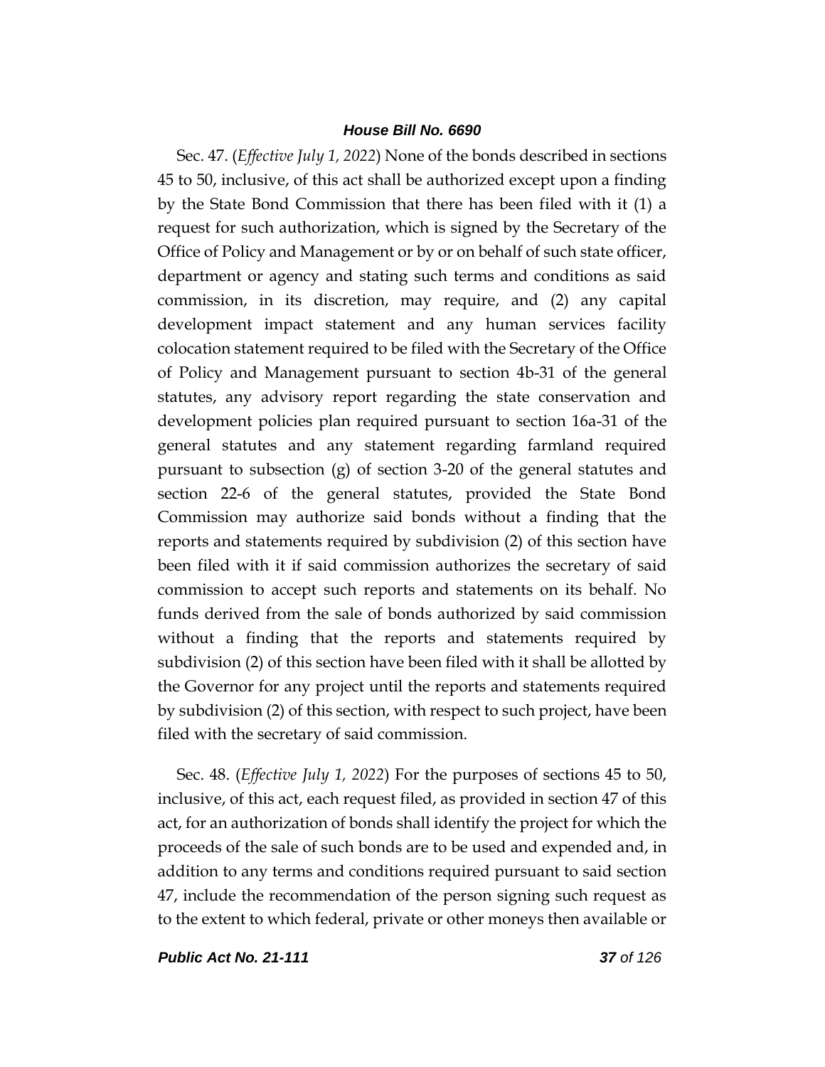Sec. 47. (*Effective July 1, 2022*) None of the bonds described in sections 45 to 50, inclusive, of this act shall be authorized except upon a finding by the State Bond Commission that there has been filed with it (1) a request for such authorization, which is signed by the Secretary of the Office of Policy and Management or by or on behalf of such state officer, department or agency and stating such terms and conditions as said commission, in its discretion, may require, and (2) any capital development impact statement and any human services facility colocation statement required to be filed with the Secretary of the Office of Policy and Management pursuant to section 4b-31 of the general statutes, any advisory report regarding the state conservation and development policies plan required pursuant to section 16a-31 of the general statutes and any statement regarding farmland required pursuant to subsection (g) of section 3-20 of the general statutes and section 22-6 of the general statutes, provided the State Bond Commission may authorize said bonds without a finding that the reports and statements required by subdivision (2) of this section have been filed with it if said commission authorizes the secretary of said commission to accept such reports and statements on its behalf. No funds derived from the sale of bonds authorized by said commission without a finding that the reports and statements required by subdivision (2) of this section have been filed with it shall be allotted by the Governor for any project until the reports and statements required by subdivision (2) of this section, with respect to such project, have been filed with the secretary of said commission.

Sec. 48. (*Effective July 1, 2022*) For the purposes of sections 45 to 50, inclusive, of this act, each request filed, as provided in section 47 of this act, for an authorization of bonds shall identify the project for which the proceeds of the sale of such bonds are to be used and expended and, in addition to any terms and conditions required pursuant to said section 47, include the recommendation of the person signing such request as to the extent to which federal, private or other moneys then available or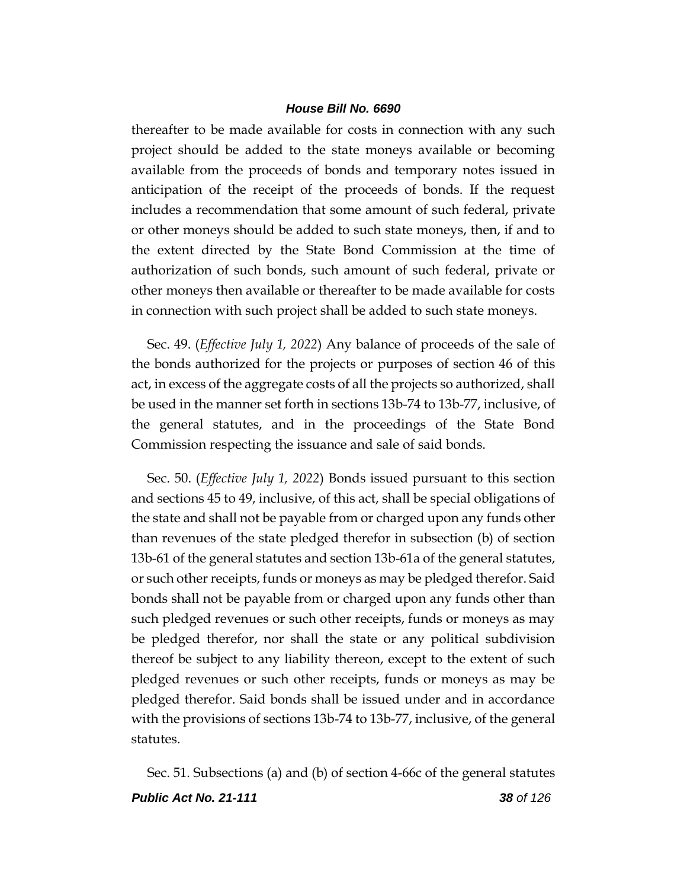thereafter to be made available for costs in connection with any such project should be added to the state moneys available or becoming available from the proceeds of bonds and temporary notes issued in anticipation of the receipt of the proceeds of bonds. If the request includes a recommendation that some amount of such federal, private or other moneys should be added to such state moneys, then, if and to the extent directed by the State Bond Commission at the time of authorization of such bonds, such amount of such federal, private or other moneys then available or thereafter to be made available for costs in connection with such project shall be added to such state moneys.

Sec. 49. (*Effective July 1, 2022*) Any balance of proceeds of the sale of the bonds authorized for the projects or purposes of section 46 of this act, in excess of the aggregate costs of all the projects so authorized, shall be used in the manner set forth in sections 13b-74 to 13b-77, inclusive, of the general statutes, and in the proceedings of the State Bond Commission respecting the issuance and sale of said bonds.

Sec. 50. (*Effective July 1, 2022*) Bonds issued pursuant to this section and sections 45 to 49, inclusive, of this act, shall be special obligations of the state and shall not be payable from or charged upon any funds other than revenues of the state pledged therefor in subsection (b) of section 13b-61 of the general statutes and section 13b-61a of the general statutes, or such other receipts, funds or moneys as may be pledged therefor. Said bonds shall not be payable from or charged upon any funds other than such pledged revenues or such other receipts, funds or moneys as may be pledged therefor, nor shall the state or any political subdivision thereof be subject to any liability thereon, except to the extent of such pledged revenues or such other receipts, funds or moneys as may be pledged therefor. Said bonds shall be issued under and in accordance with the provisions of sections 13b-74 to 13b-77, inclusive, of the general statutes.

Sec. 51. Subsections (a) and (b) of section 4-66c of the general statutes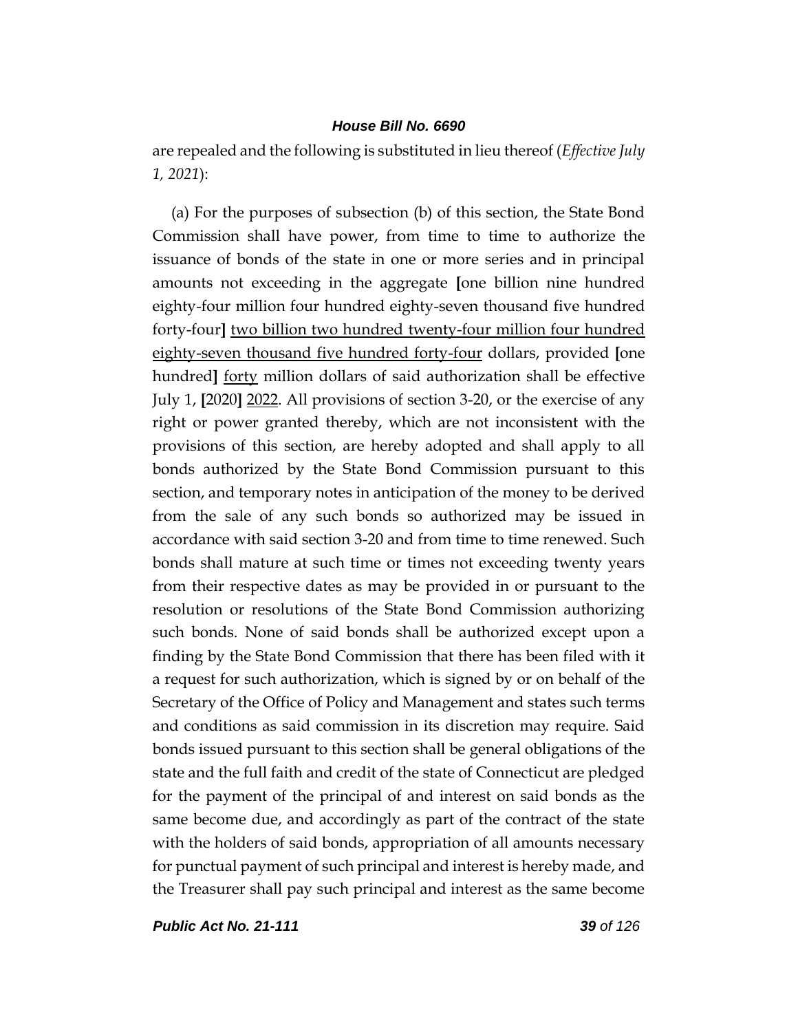are repealed and the following is substituted in lieu thereof (*Effective July 1, 2021*):

(a) For the purposes of subsection (b) of this section, the State Bond Commission shall have power, from time to time to authorize the issuance of bonds of the state in one or more series and in principal amounts not exceeding in the aggregate [one billion nine hundred eighty-four million four hundred eighty-seven thousand five hundred forty-four] <u>two billion two hundred twenty-four million four hundred eighty-seven thousand five hundred forty-four</u> dollars, provided [one hundred] <u>forty</u> million dollars of said authorization shall be effective July 1, [2020] <u>2022</u>. All provisions of section 3-20, or the exercise of any right or power granted thereby, which are not inconsistent with the provisions of this section, are hereby adopted and shall apply to all bonds authorized by the State Bond Commission pursuant to this section, and temporary notes in anticipation of the money to be derived from the sale of any such bonds so authorized may be issued in accordance with said section 3-20 and from time to time renewed. Such bonds shall mature at such time or times not exceeding twenty years from their respective dates as may be provided in or pursuant to the resolution or resolutions of the State Bond Commission authorizing such bonds. None of said bonds shall be authorized except upon a finding by the State Bond Commission that there has been filed with it a request for such authorization, which is signed by or on behalf of the Secretary of the Office of Policy and Management and states such terms and conditions as said commission in its discretion may require. Said bonds issued pursuant to this section shall be general obligations of the state and the full faith and credit of the state of Connecticut are pledged for the payment of the principal of and interest on said bonds as the same become due, and accordingly as part of the contract of the state with the holders of said bonds, appropriation of all amounts necessary for punctual payment of such principal and interest is hereby made, and the Treasurer shall pay such principal and interest as the same become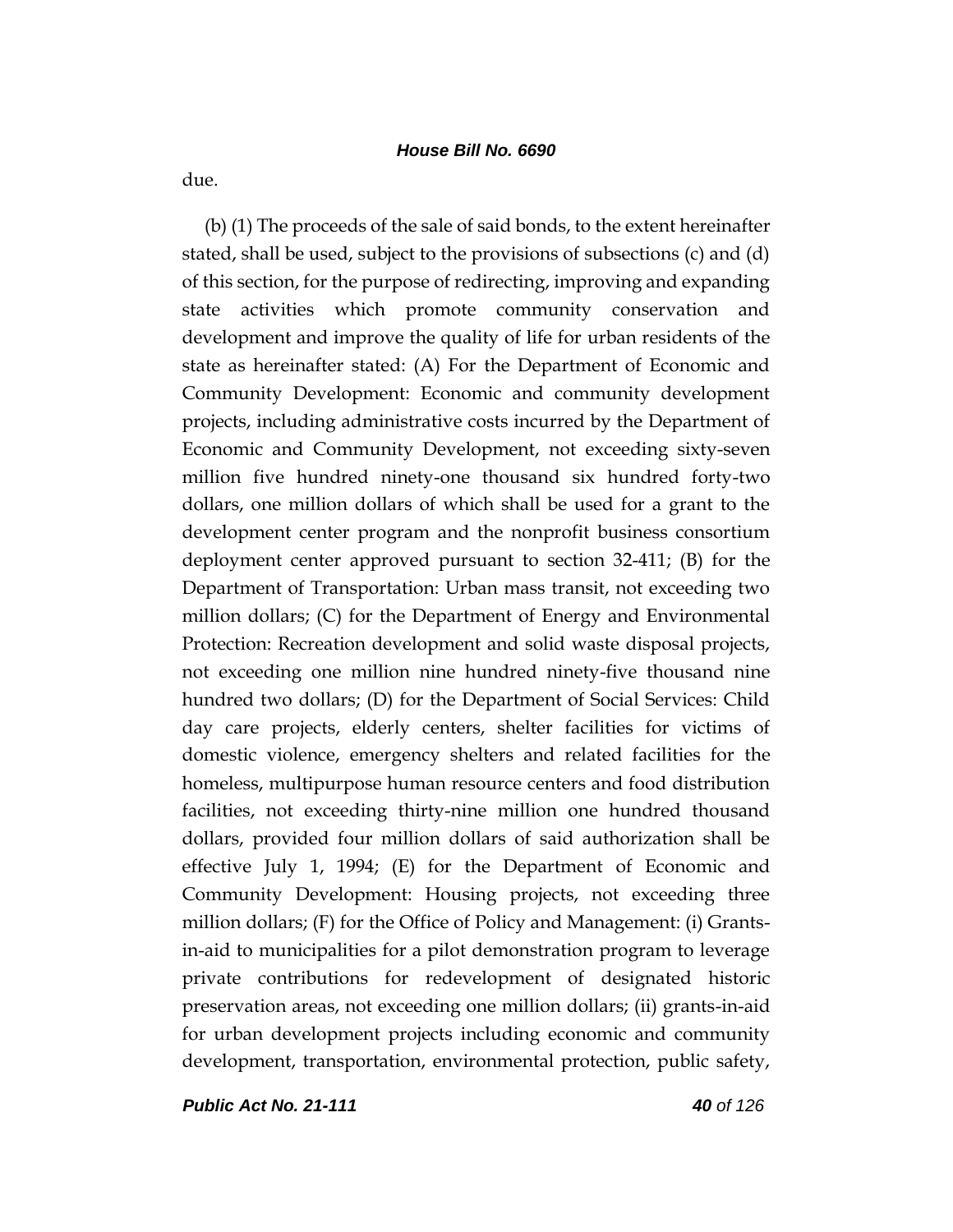due.

(b) (1) The proceeds of the sale of said bonds, to the extent hereinafter stated, shall be used, subject to the provisions of subsections (c) and (d) of this section, for the purpose of redirecting, improving and expanding state activities which promote community conservation and development and improve the quality of life for urban residents of the state as hereinafter stated: (A) For the Department of Economic and Community Development: Economic and community development projects, including administrative costs incurred by the Department of Economic and Community Development, not exceeding sixty-seven million five hundred ninety-one thousand six hundred forty-two dollars, one million dollars of which shall be used for a grant to the development center program and the nonprofit business consortium deployment center approved pursuant to section 32-411; (B) for the Department of Transportation: Urban mass transit, not exceeding two million dollars; (C) for the Department of Energy and Environmental Protection: Recreation development and solid waste disposal projects, not exceeding one million nine hundred ninety-five thousand nine hundred two dollars; (D) for the Department of Social Services: Child day care projects, elderly centers, shelter facilities for victims of domestic violence, emergency shelters and related facilities for the homeless, multipurpose human resource centers and food distribution facilities, not exceeding thirty-nine million one hundred thousand dollars, provided four million dollars of said authorization shall be effective July 1, 1994; (E) for the Department of Economic and Community Development: Housing projects, not exceeding three million dollars; (F) for the Office of Policy and Management: (i) Grants-in-aid to municipalities for a pilot demonstration program to leverage private contributions for redevelopment of designated historic preservation areas, not exceeding one million dollars; (ii) grants-in-aid for urban development projects including economic and community development, transportation, environmental protection, public safety,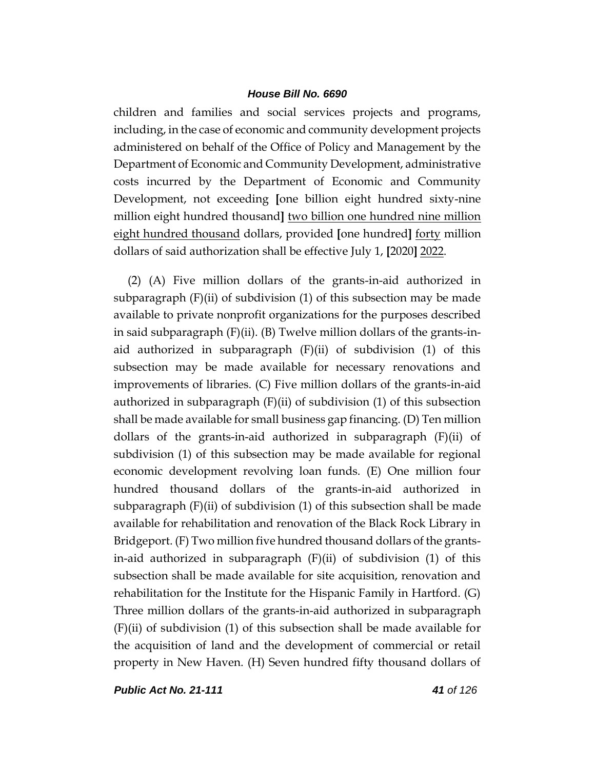children and families and social services projects and programs, including, in the case of economic and community development projects administered on behalf of the Office of Policy and Management by the Department of Economic and Community Development, administrative costs incurred by the Department of Economic and Community Development, not exceeding [one billion eight hundred sixty-nine million eight hundred thousand] <u>two billion one hundred nine million eight hundred thousand</u> dollars, provided [one hundred] <u>forty</u> million dollars of said authorization shall be effective July 1, [2020] <u>2022</u>.

(2) (A) Five million dollars of the grants-in-aid authorized in subparagraph (F)(ii) of subdivision (1) of this subsection may be made available to private nonprofit organizations for the purposes described in said subparagraph (F)(ii). (B) Twelve million dollars of the grants-in-aid authorized in subparagraph (F)(ii) of subdivision (1) of this subsection may be made available for necessary renovations and improvements of libraries. (C) Five million dollars of the grants-in-aid authorized in subparagraph (F)(ii) of subdivision (1) of this subsection shall be made available for small business gap financing. (D) Ten million dollars of the grants-in-aid authorized in subparagraph (F)(ii) of subdivision (1) of this subsection may be made available for regional economic development revolving loan funds. (E) One million four hundred thousand dollars of the grants-in-aid authorized in subparagraph (F)(ii) of subdivision (1) of this subsection shall be made available for rehabilitation and renovation of the Black Rock Library in Bridgeport. (F) Two million five hundred thousand dollars of the grants-in-aid authorized in subparagraph (F)(ii) of subdivision (1) of this subsection shall be made available for site acquisition, renovation and rehabilitation for the Institute for the Hispanic Family in Hartford. (G) Three million dollars of the grants-in-aid authorized in subparagraph (F)(ii) of subdivision (1) of this subsection shall be made available for the acquisition of land and the development of commercial or retail property in New Haven. (H) Seven hundred fifty thousand dollars of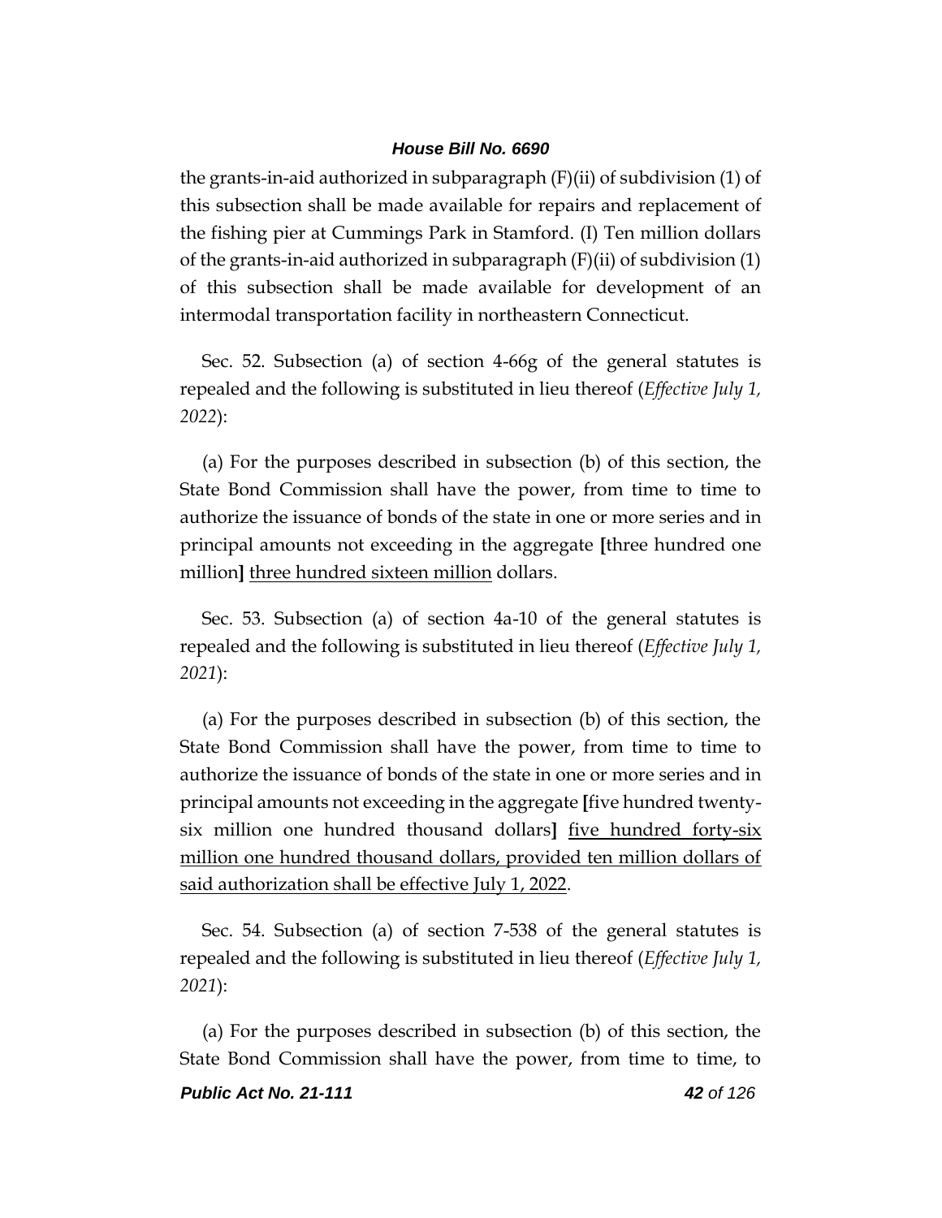the grants-in-aid authorized in subparagraph (F)(ii) of subdivision (1) of this subsection shall be made available for repairs and replacement of the fishing pier at Cummings Park in Stamford. (I) Ten million dollars of the grants-in-aid authorized in subparagraph (F)(ii) of subdivision (1) of this subsection shall be made available for development of an intermodal transportation facility in northeastern Connecticut.

Sec. 52. Subsection (a) of section 4-66g of the general statutes is repealed and the following is substituted in lieu thereof (*Effective July 1, 2022*):

(a) For the purposes described in subsection (b) of this section, the State Bond Commission shall have the power, from time to time to authorize the issuance of bonds of the state in one or more series and in principal amounts not exceeding in the aggregate **[**three hundred one million**]** <u>three hundred sixteen million</u> dollars.

Sec. 53. Subsection (a) of section 4a-10 of the general statutes is repealed and the following is substituted in lieu thereof (*Effective July 1, 2021*):

(a) For the purposes described in subsection (b) of this section, the State Bond Commission shall have the power, from time to time to authorize the issuance of bonds of the state in one or more series and in principal amounts not exceeding in the aggregate **[**five hundred twenty-six million one hundred thousand dollars**]** <u>five hundred forty-six million one hundred thousand dollars, provided ten million dollars of said authorization shall be effective July 1, 2022</u>.

Sec. 54. Subsection (a) of section 7-538 of the general statutes is repealed and the following is substituted in lieu thereof (*Effective July 1, 2021*):

(a) For the purposes described in subsection (b) of this section, the State Bond Commission shall have the power, from time to time, to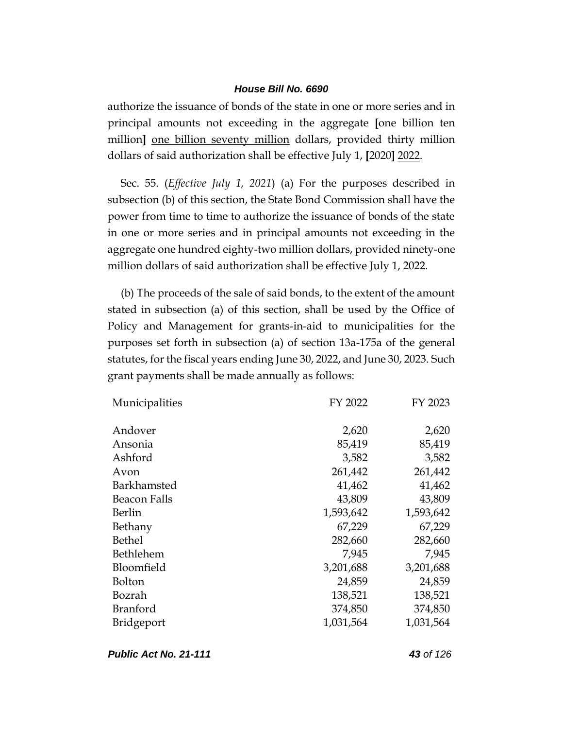authorize the issuance of bonds of the state in one or more series and in principal amounts not exceeding in the aggregate **[**one billion ten million**]** <u>one billion seventy million</u> dollars, provided thirty million dollars of said authorization shall be effective July 1, **[**2020**]** <u>2022</u>.

Sec. 55. (*Effective July 1, 2021*) (a) For the purposes described in subsection (b) of this section, the State Bond Commission shall have the power from time to time to authorize the issuance of bonds of the state in one or more series and in principal amounts not exceeding in the aggregate one hundred eighty-two million dollars, provided ninety-one million dollars of said authorization shall be effective July 1, 2022.

(b) The proceeds of the sale of said bonds, to the extent of the amount stated in subsection (a) of this section, shall be used by the Office of Policy and Management for grants-in-aid to municipalities for the purposes set forth in subsection (a) of section 13a-175a of the general statutes, for the fiscal years ending June 30, 2022, and June 30, 2023. Such grant payments shall be made annually as follows:

| Municipalities | FY 2022 | FY 2023 |
|---|---|---|
| Andover | 2,620 | 2,620 |
| Ansonia | 85,419 | 85,419 |
| Ashford | 3,582 | 3,582 |
| Avon | 261,442 | 261,442 |
| Barkhamsted | 41,462 | 41,462 |
| Beacon Falls | 43,809 | 43,809 |
| Berlin | 1,593,642 | 1,593,642 |
| Bethany | 67,229 | 67,229 |
| Bethel | 282,660 | 282,660 |
| Bethlehem | 7,945 | 7,945 |
| Bloomfield | 3,201,688 | 3,201,688 |
| Bolton | 24,859 | 24,859 |
| Bozrah | 138,521 | 138,521 |
| Branford | 374,850 | 374,850 |
| Bridgeport | 1,031,564 | 1,031,564 |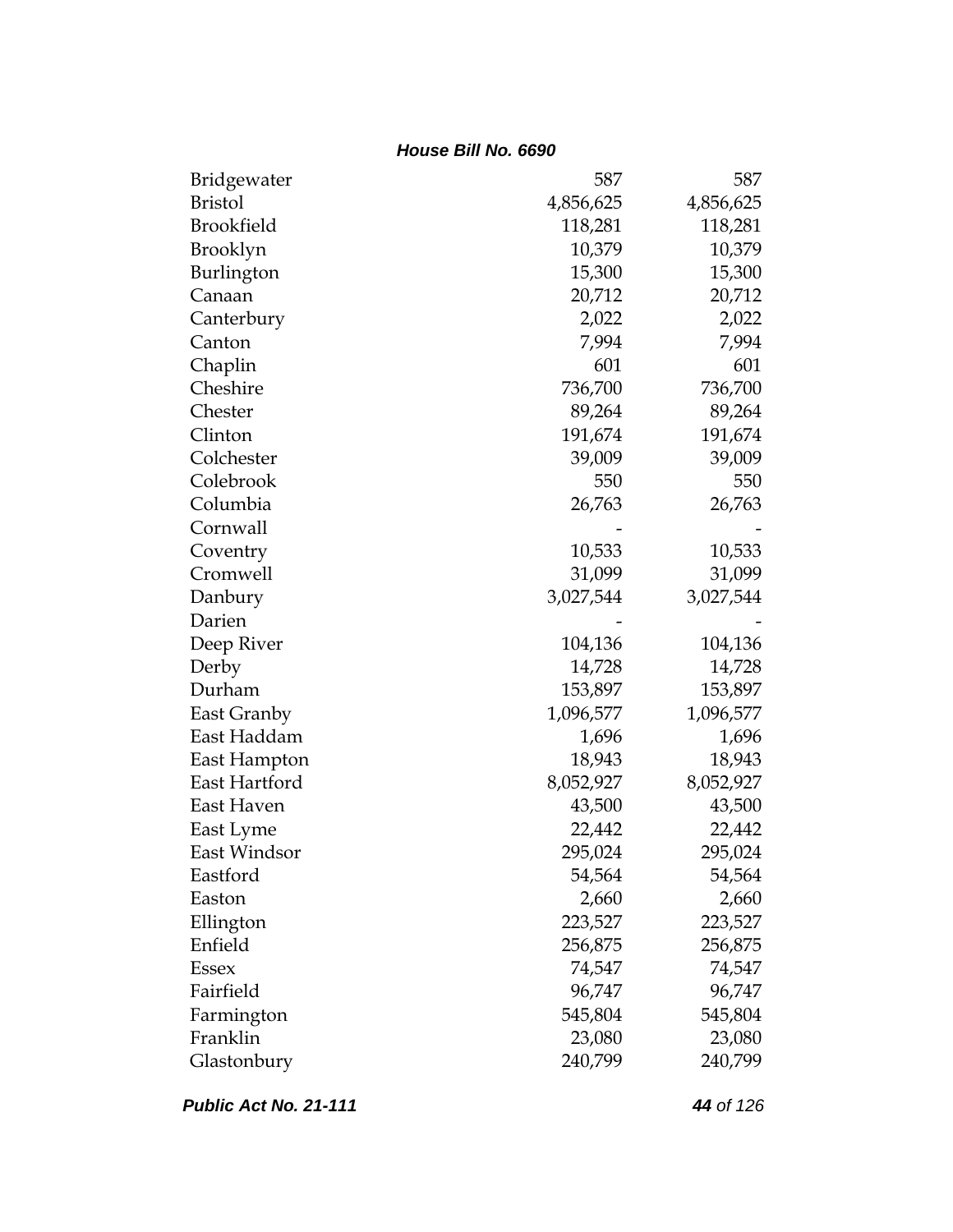| | | |
|---|---|---|
| Bridgewater | 587 | 587 |
| Bristol | 4,856,625 | 4,856,625 |
| Brookfield | 118,281 | 118,281 |
| Brooklyn | 10,379 | 10,379 |
| Burlington | 15,300 | 15,300 |
| Canaan | 20,712 | 20,712 |
| Canterbury | 2,022 | 2,022 |
| Canton | 7,994 | 7,994 |
| Chaplin | 601 | 601 |
| Cheshire | 736,700 | 736,700 |
| Chester | 89,264 | 89,264 |
| Clinton | 191,674 | 191,674 |
| Colchester | 39,009 | 39,009 |
| Colebrook | 550 | 550 |
| Columbia | 26,763 | 26,763 |
| Cornwall | - | - |
| Coventry | 10,533 | 10,533 |
| Cromwell | 31,099 | 31,099 |
| Danbury | 3,027,544 | 3,027,544 |
| Darien | - | - |
| Deep River | 104,136 | 104,136 |
| Derby | 14,728 | 14,728 |
| Durham | 153,897 | 153,897 |
| East Granby | 1,096,577 | 1,096,577 |
| East Haddam | 1,696 | 1,696 |
| East Hampton | 18,943 | 18,943 |
| East Hartford | 8,052,927 | 8,052,927 |
| East Haven | 43,500 | 43,500 |
| East Lyme | 22,442 | 22,442 |
| East Windsor | 295,024 | 295,024 |
| Eastford | 54,564 | 54,564 |
| Easton | 2,660 | 2,660 |
| Ellington | 223,527 | 223,527 |
| Enfield | 256,875 | 256,875 |
| Essex | 74,547 | 74,547 |
| Fairfield | 96,747 | 96,747 |
| Farmington | 545,804 | 545,804 |
| Franklin | 23,080 | 23,080 |
| Glastonbury | 240,799 | 240,799 |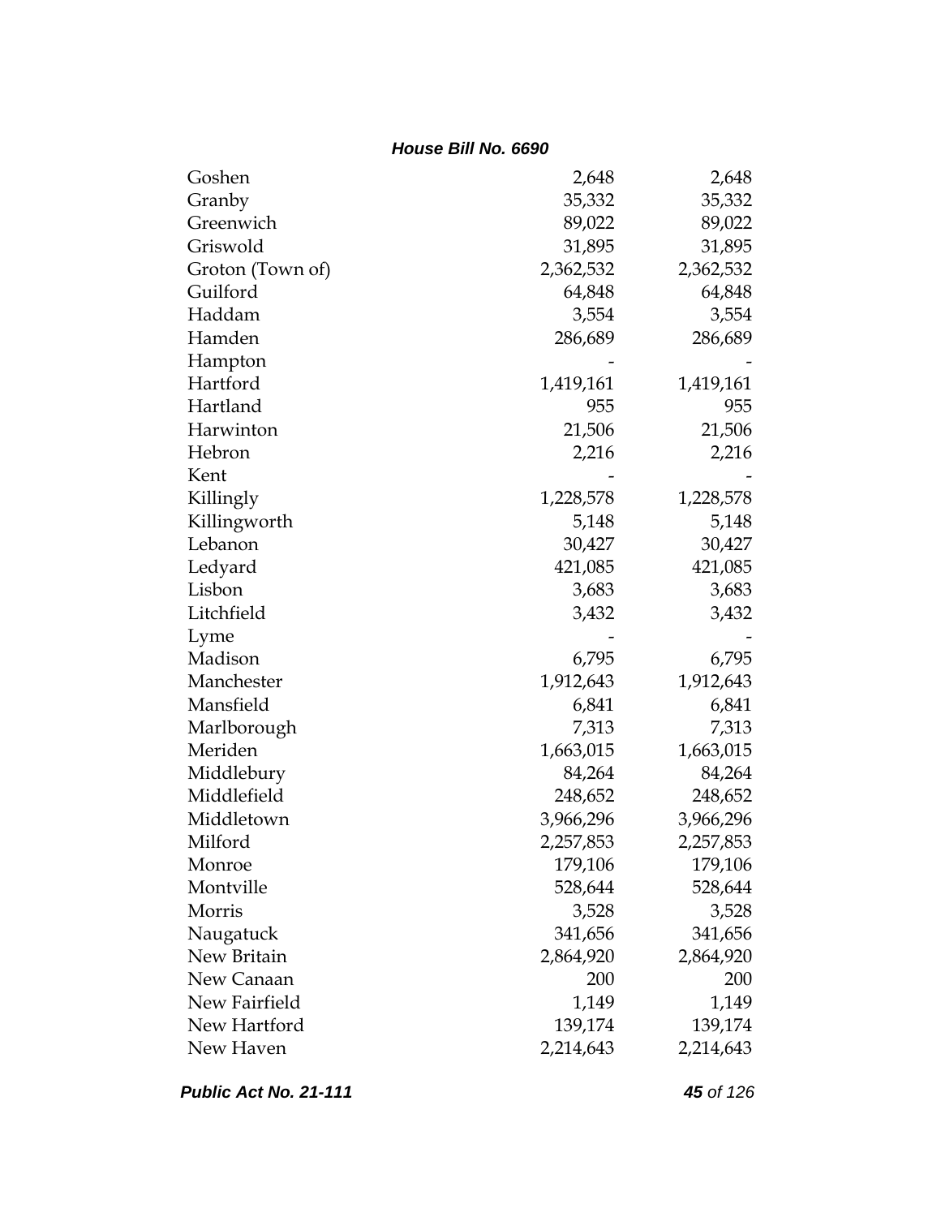| | | |
|---|---|---|
| Goshen | 2,648 | 2,648 |
| Granby | 35,332 | 35,332 |
| Greenwich | 89,022 | 89,022 |
| Griswold | 31,895 | 31,895 |
| Groton (Town of) | 2,362,532 | 2,362,532 |
| Guilford | 64,848 | 64,848 |
| Haddam | 3,554 | 3,554 |
| Hamden | 286,689 | 286,689 |
| Hampton | - | - |
| Hartford | 1,419,161 | 1,419,161 |
| Hartland | 955 | 955 |
| Harwinton | 21,506 | 21,506 |
| Hebron | 2,216 | 2,216 |
| Kent | - | - |
| Killingly | 1,228,578 | 1,228,578 |
| Killingworth | 5,148 | 5,148 |
| Lebanon | 30,427 | 30,427 |
| Ledyard | 421,085 | 421,085 |
| Lisbon | 3,683 | 3,683 |
| Litchfield | 3,432 | 3,432 |
| Lyme | - | - |
| Madison | 6,795 | 6,795 |
| Manchester | 1,912,643 | 1,912,643 |
| Mansfield | 6,841 | 6,841 |
| Marlborough | 7,313 | 7,313 |
| Meriden | 1,663,015 | 1,663,015 |
| Middlebury | 84,264 | 84,264 |
| Middlefield | 248,652 | 248,652 |
| Middletown | 3,966,296 | 3,966,296 |
| Milford | 2,257,853 | 2,257,853 |
| Monroe | 179,106 | 179,106 |
| Montville | 528,644 | 528,644 |
| Morris | 3,528 | 3,528 |
| Naugatuck | 341,656 | 341,656 |
| New Britain | 2,864,920 | 2,864,920 |
| New Canaan | 200 | 200 |
| New Fairfield | 1,149 | 1,149 |
| New Hartford | 139,174 | 139,174 |
| New Haven | 2,214,643 | 2,214,643 |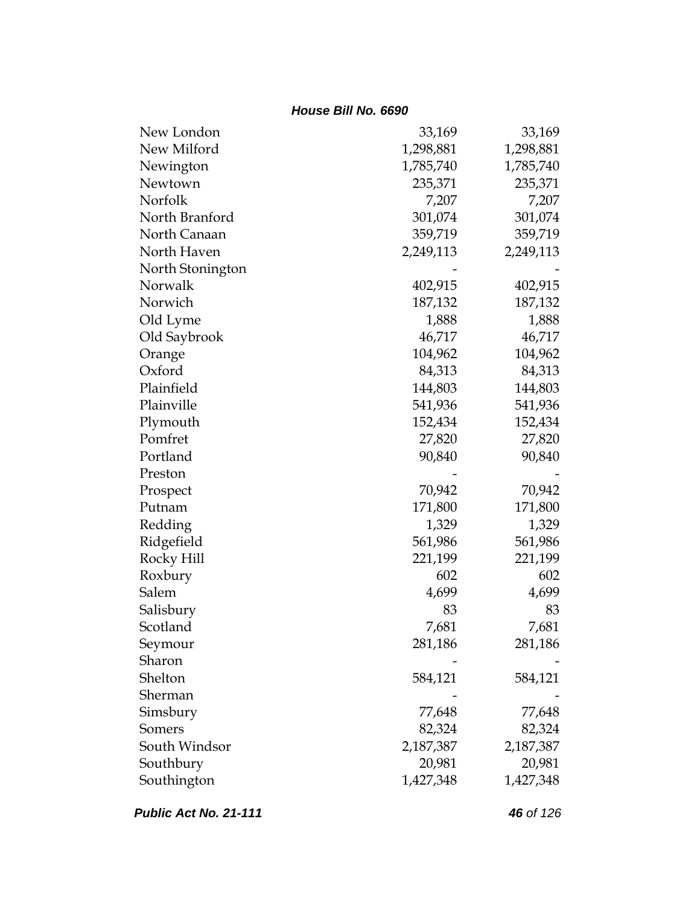| | | |
|---|---|---|
| New London | 33,169 | 33,169 |
| New Milford | 1,298,881 | 1,298,881 |
| Newington | 1,785,740 | 1,785,740 |
| Newtown | 235,371 | 235,371 |
| Norfolk | 7,207 | 7,207 |
| North Branford | 301,074 | 301,074 |
| North Canaan | 359,719 | 359,719 |
| North Haven | 2,249,113 | 2,249,113 |
| North Stonington | - | - |
| Norwalk | 402,915 | 402,915 |
| Norwich | 187,132 | 187,132 |
| Old Lyme | 1,888 | 1,888 |
| Old Saybrook | 46,717 | 46,717 |
| Orange | 104,962 | 104,962 |
| Oxford | 84,313 | 84,313 |
| Plainfield | 144,803 | 144,803 |
| Plainville | 541,936 | 541,936 |
| Plymouth | 152,434 | 152,434 |
| Pomfret | 27,820 | 27,820 |
| Portland | 90,840 | 90,840 |
| Preston | - | - |
| Prospect | 70,942 | 70,942 |
| Putnam | 171,800 | 171,800 |
| Redding | 1,329 | 1,329 |
| Ridgefield | 561,986 | 561,986 |
| Rocky Hill | 221,199 | 221,199 |
| Roxbury | 602 | 602 |
| Salem | 4,699 | 4,699 |
| Salisbury | 83 | 83 |
| Scotland | 7,681 | 7,681 |
| Seymour | 281,186 | 281,186 |
| Sharon | - | - |
| Shelton | 584,121 | 584,121 |
| Sherman | - | - |
| Simsbury | 77,648 | 77,648 |
| Somers | 82,324 | 82,324 |
| South Windsor | 2,187,387 | 2,187,387 |
| Southbury | 20,981 | 20,981 |
| Southington | 1,427,348 | 1,427,348 |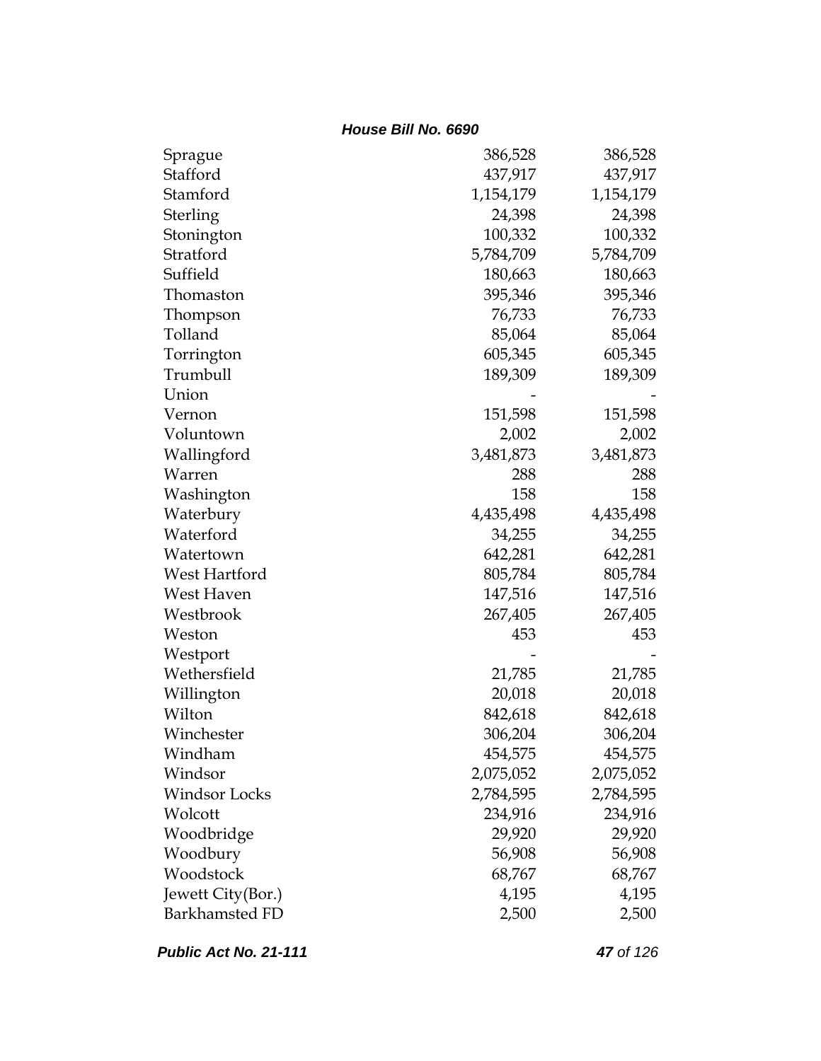| | | |
|---|---|---|
| Sprague | 386,528 | 386,528 |
| Stafford | 437,917 | 437,917 |
| Stamford | 1,154,179 | 1,154,179 |
| Sterling | 24,398 | 24,398 |
| Stonington | 100,332 | 100,332 |
| Stratford | 5,784,709 | 5,784,709 |
| Suffield | 180,663 | 180,663 |
| Thomaston | 395,346 | 395,346 |
| Thompson | 76,733 | 76,733 |
| Tolland | 85,064 | 85,064 |
| Torrington | 605,345 | 605,345 |
| Trumbull | 189,309 | 189,309 |
| Union | - | - |
| Vernon | 151,598 | 151,598 |
| Voluntown | 2,002 | 2,002 |
| Wallingford | 3,481,873 | 3,481,873 |
| Warren | 288 | 288 |
| Washington | 158 | 158 |
| Waterbury | 4,435,498 | 4,435,498 |
| Waterford | 34,255 | 34,255 |
| Watertown | 642,281 | 642,281 |
| West Hartford | 805,784 | 805,784 |
| West Haven | 147,516 | 147,516 |
| Westbrook | 267,405 | 267,405 |
| Weston | 453 | 453 |
| Westport | - | - |
| Wethersfield | 21,785 | 21,785 |
| Willington | 20,018 | 20,018 |
| Wilton | 842,618 | 842,618 |
| Winchester | 306,204 | 306,204 |
| Windham | 454,575 | 454,575 |
| Windsor | 2,075,052 | 2,075,052 |
| Windsor Locks | 2,784,595 | 2,784,595 |
| Wolcott | 234,916 | 234,916 |
| Woodbridge | 29,920 | 29,920 |
| Woodbury | 56,908 | 56,908 |
| Woodstock | 68,767 | 68,767 |
| Jewett City(Bor.) | 4,195 | 4,195 |
| Barkhamsted FD | 2,500 | 2,500 |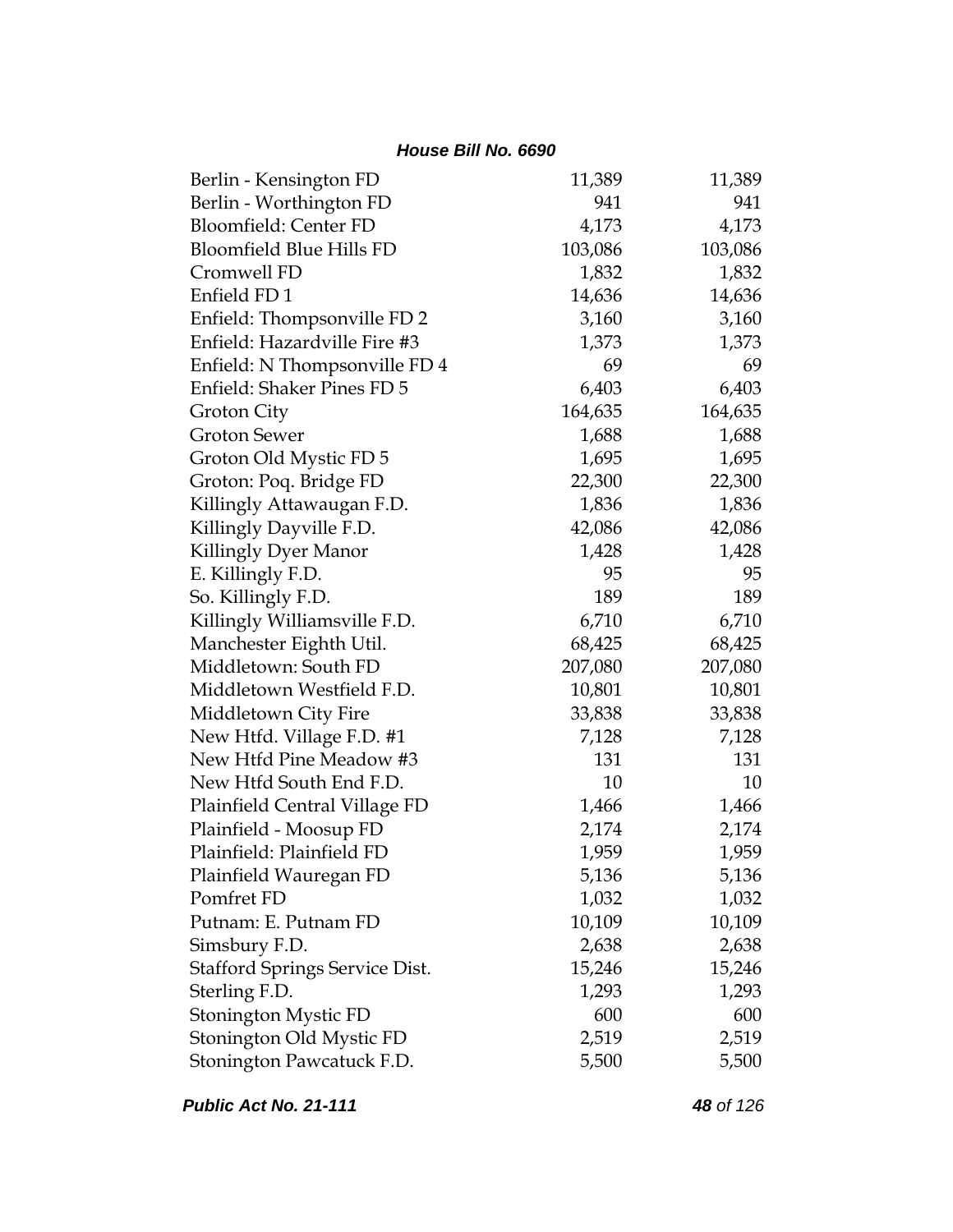| | | |
|---|---|---|
| Berlin - Kensington FD | 11,389 | 11,389 |
| Berlin - Worthington FD | 941 | 941 |
| Bloomfield: Center FD | 4,173 | 4,173 |
| Bloomfield Blue Hills FD | 103,086 | 103,086 |
| Cromwell FD | 1,832 | 1,832 |
| Enfield FD 1 | 14,636 | 14,636 |
| Enfield: Thompsonville FD 2 | 3,160 | 3,160 |
| Enfield: Hazardville Fire #3 | 1,373 | 1,373 |
| Enfield: N Thompsonville FD 4 | 69 | 69 |
| Enfield: Shaker Pines FD 5 | 6,403 | 6,403 |
| Groton City | 164,635 | 164,635 |
| Groton Sewer | 1,688 | 1,688 |
| Groton Old Mystic FD 5 | 1,695 | 1,695 |
| Groton: Poq. Bridge FD | 22,300 | 22,300 |
| Killingly Attawaugan F.D. | 1,836 | 1,836 |
| Killingly Dayville F.D. | 42,086 | 42,086 |
| Killingly Dyer Manor | 1,428 | 1,428 |
| E. Killingly F.D. | 95 | 95 |
| So. Killingly F.D. | 189 | 189 |
| Killingly Williamsville F.D. | 6,710 | 6,710 |
| Manchester Eighth Util. | 68,425 | 68,425 |
| Middletown: South FD | 207,080 | 207,080 |
| Middletown Westfield F.D. | 10,801 | 10,801 |
| Middletown City Fire | 33,838 | 33,838 |
| New Htfd. Village F.D. #1 | 7,128 | 7,128 |
| New Htfd Pine Meadow #3 | 131 | 131 |
| New Htfd South End F.D. | 10 | 10 |
| Plainfield Central Village FD | 1,466 | 1,466 |
| Plainfield - Moosup FD | 2,174 | 2,174 |
| Plainfield: Plainfield FD | 1,959 | 1,959 |
| Plainfield Wauregan FD | 5,136 | 5,136 |
| Pomfret FD | 1,032 | 1,032 |
| Putnam: E. Putnam FD | 10,109 | 10,109 |
| Simsbury F.D. | 2,638 | 2,638 |
| Stafford Springs Service Dist. | 15,246 | 15,246 |
| Sterling F.D. | 1,293 | 1,293 |
| Stonington Mystic FD | 600 | 600 |
| Stonington Old Mystic FD | 2,519 | 2,519 |
| Stonington Pawcatuck F.D. | 5,500 | 5,500 |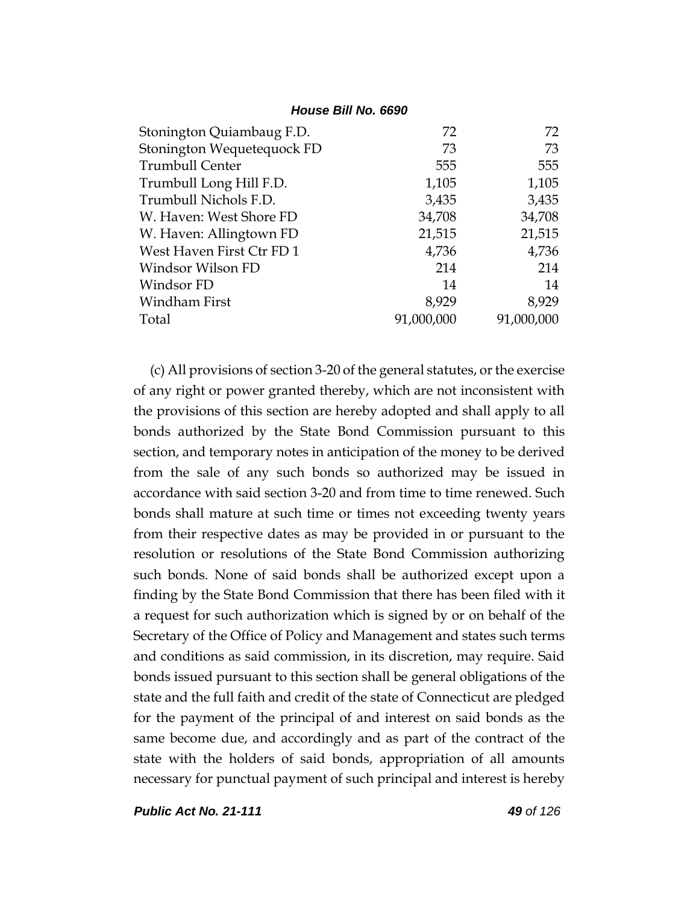| | | |
|---|---|---|
| Stonington Quiambaug F.D. | 72 | 72 |
| Stonington Wequetequock FD | 73 | 73 |
| Trumbull Center | 555 | 555 |
| Trumbull Long Hill F.D. | 1,105 | 1,105 |
| Trumbull Nichols F.D. | 3,435 | 3,435 |
| W. Haven: West Shore FD | 34,708 | 34,708 |
| W. Haven: Allingtown FD | 21,515 | 21,515 |
| West Haven First Ctr FD 1 | 4,736 | 4,736 |
| Windsor Wilson FD | 214 | 214 |
| Windsor FD | 14 | 14 |
| Windham First | 8,929 | 8,929 |
| Total | 91,000,000 | 91,000,000 |

(c) All provisions of section 3-20 of the general statutes, or the exercise of any right or power granted thereby, which are not inconsistent with the provisions of this section are hereby adopted and shall apply to all bonds authorized by the State Bond Commission pursuant to this section, and temporary notes in anticipation of the money to be derived from the sale of any such bonds so authorized may be issued in accordance with said section 3-20 and from time to time renewed. Such bonds shall mature at such time or times not exceeding twenty years from their respective dates as may be provided in or pursuant to the resolution or resolutions of the State Bond Commission authorizing such bonds. None of said bonds shall be authorized except upon a finding by the State Bond Commission that there has been filed with it a request for such authorization which is signed by or on behalf of the Secretary of the Office of Policy and Management and states such terms and conditions as said commission, in its discretion, may require. Said bonds issued pursuant to this section shall be general obligations of the state and the full faith and credit of the state of Connecticut are pledged for the payment of the principal of and interest on said bonds as the same become due, and accordingly and as part of the contract of the state with the holders of said bonds, appropriation of all amounts necessary for punctual payment of such principal and interest is hereby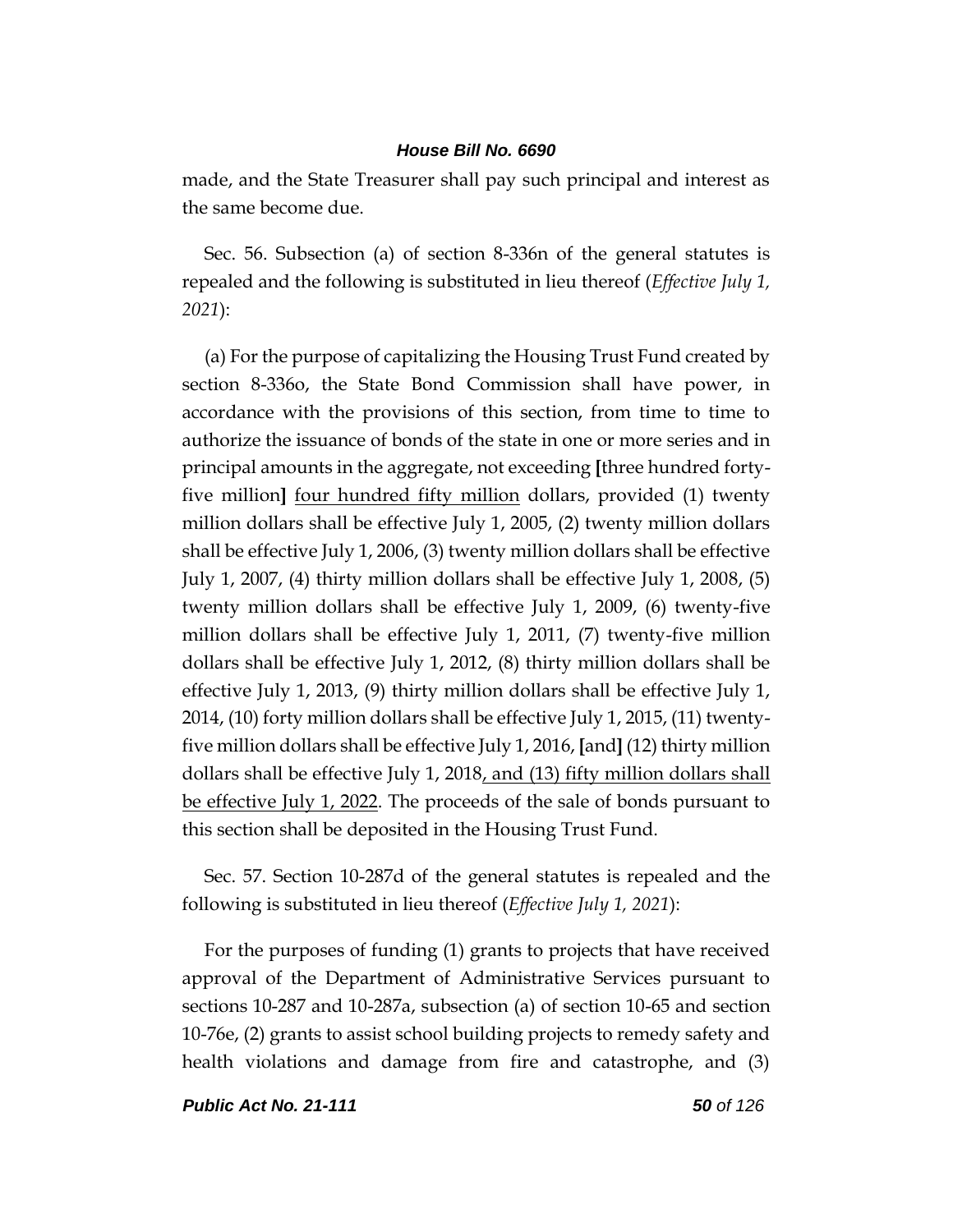made, and the State Treasurer shall pay such principal and interest as the same become due.

Sec. 56. Subsection (a) of section 8-336n of the general statutes is repealed and the following is substituted in lieu thereof (*Effective July 1, 2021*):

(a) For the purpose of capitalizing the Housing Trust Fund created by section 8-336o, the State Bond Commission shall have power, in accordance with the provisions of this section, from time to time to authorize the issuance of bonds of the state in one or more series and in principal amounts in the aggregate, not exceeding **[**three hundred forty-five million**]** <u>four hundred fifty million</u> dollars, provided (1) twenty million dollars shall be effective July 1, 2005, (2) twenty million dollars shall be effective July 1, 2006, (3) twenty million dollars shall be effective July 1, 2007, (4) thirty million dollars shall be effective July 1, 2008, (5) twenty million dollars shall be effective July 1, 2009, (6) twenty-five million dollars shall be effective July 1, 2011, (7) twenty-five million dollars shall be effective July 1, 2012, (8) thirty million dollars shall be effective July 1, 2013, (9) thirty million dollars shall be effective July 1, 2014, (10) forty million dollars shall be effective July 1, 2015, (11) twenty-five million dollars shall be effective July 1, 2016, **[**and**]** (12) thirty million dollars shall be effective July 1, 2018<u>, and (13) fifty million dollars shall be effective July 1, 2022</u>. The proceeds of the sale of bonds pursuant to this section shall be deposited in the Housing Trust Fund.

Sec. 57. Section 10-287d of the general statutes is repealed and the following is substituted in lieu thereof (*Effective July 1, 2021*):

For the purposes of funding (1) grants to projects that have received approval of the Department of Administrative Services pursuant to sections 10-287 and 10-287a, subsection (a) of section 10-65 and section 10-76e, (2) grants to assist school building projects to remedy safety and health violations and damage from fire and catastrophe, and (3)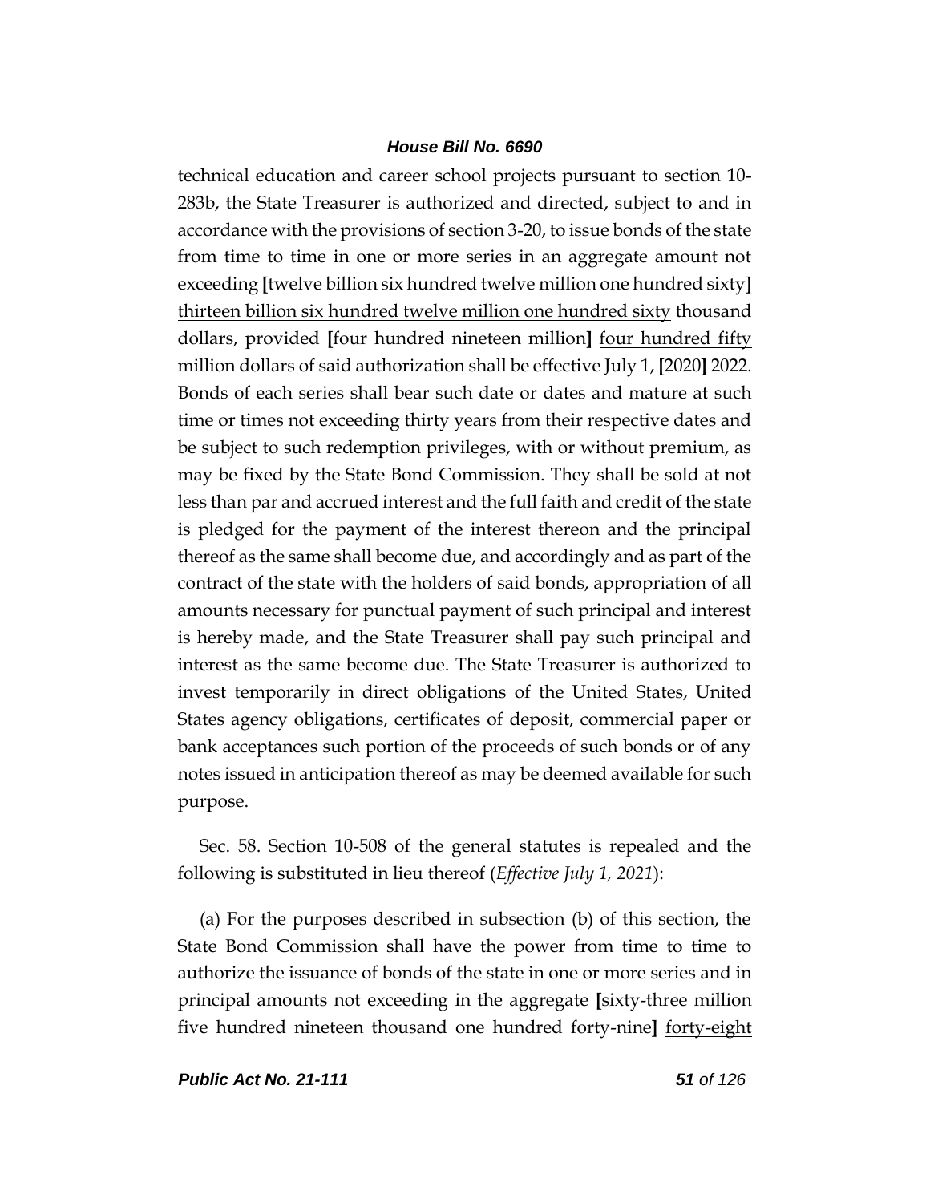technical education and career school projects pursuant to section 10-283b, the State Treasurer is authorized and directed, subject to and in accordance with the provisions of section 3-20, to issue bonds of the state from time to time in one or more series in an aggregate amount not exceeding **[**twelve billion six hundred twelve million one hundred sixty**]** <u>thirteen billion six hundred twelve million one hundred sixty</u> thousand dollars, provided **[**four hundred nineteen million**]** <u>four hundred fifty million</u> dollars of said authorization shall be effective July 1, **[**2020**]** <u>2022</u>. Bonds of each series shall bear such date or dates and mature at such time or times not exceeding thirty years from their respective dates and be subject to such redemption privileges, with or without premium, as may be fixed by the State Bond Commission. They shall be sold at not less than par and accrued interest and the full faith and credit of the state is pledged for the payment of the interest thereon and the principal thereof as the same shall become due, and accordingly and as part of the contract of the state with the holders of said bonds, appropriation of all amounts necessary for punctual payment of such principal and interest is hereby made, and the State Treasurer shall pay such principal and interest as the same become due. The State Treasurer is authorized to invest temporarily in direct obligations of the United States, United States agency obligations, certificates of deposit, commercial paper or bank acceptances such portion of the proceeds of such bonds or of any notes issued in anticipation thereof as may be deemed available for such purpose.

Sec. 58. Section 10-508 of the general statutes is repealed and the following is substituted in lieu thereof (*Effective July 1, 2021*):

(a) For the purposes described in subsection (b) of this section, the State Bond Commission shall have the power from time to time to authorize the issuance of bonds of the state in one or more series and in principal amounts not exceeding in the aggregate **[**sixty-three million five hundred nineteen thousand one hundred forty-nine**]** <u>forty-eight</u>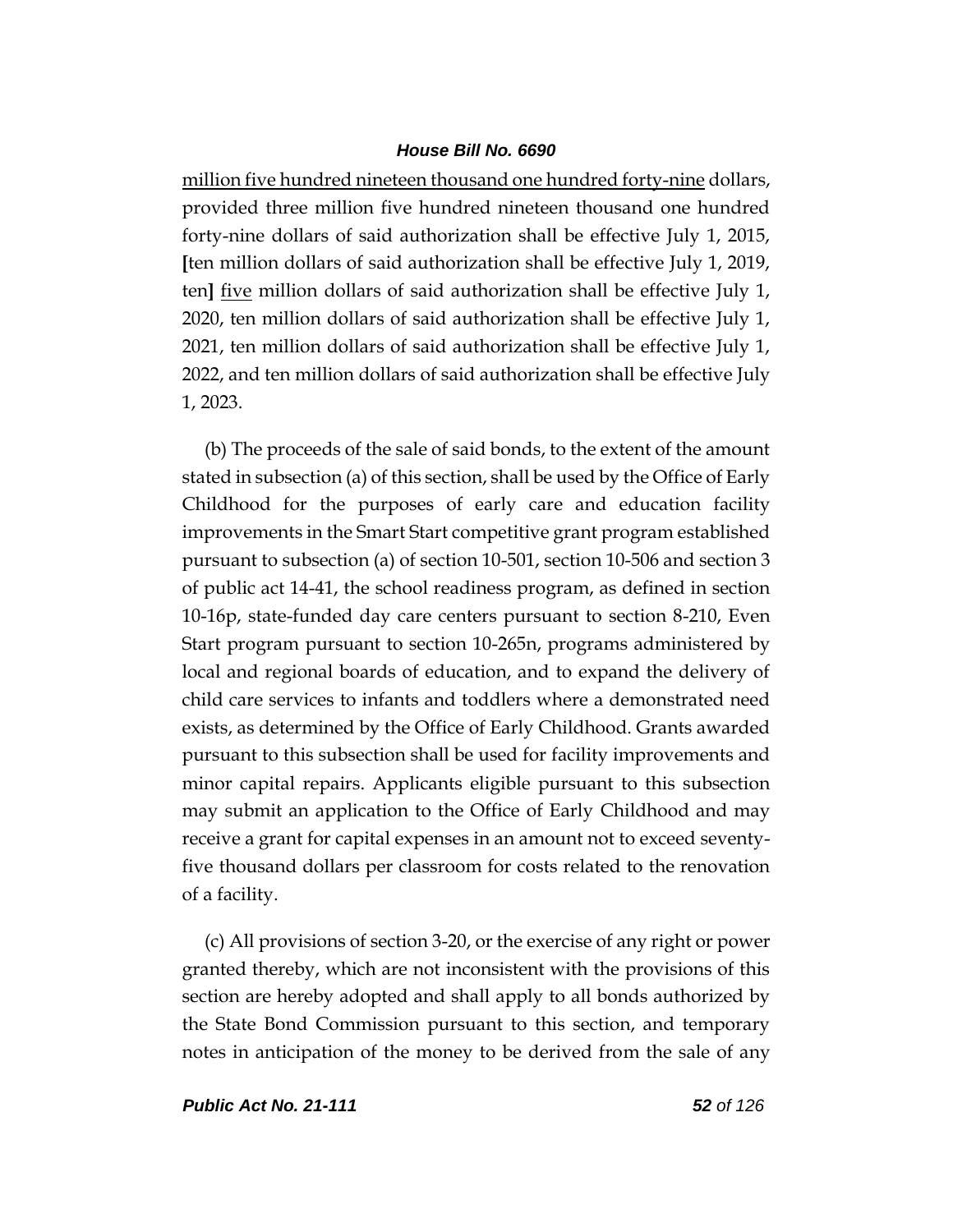million five hundred nineteen thousand one hundred forty-nine dollars, provided three million five hundred nineteen thousand one hundred forty-nine dollars of said authorization shall be effective July 1, 2015, **[**ten million dollars of said authorization shall be effective July 1, 2019, ten**]** five million dollars of said authorization shall be effective July 1, 2020, ten million dollars of said authorization shall be effective July 1, 2021, ten million dollars of said authorization shall be effective July 1, 2022, and ten million dollars of said authorization shall be effective July 1, 2023.

(b) The proceeds of the sale of said bonds, to the extent of the amount stated in subsection (a) of this section, shall be used by the Office of Early Childhood for the purposes of early care and education facility improvements in the Smart Start competitive grant program established pursuant to subsection (a) of section 10-501, section 10-506 and section 3 of public act 14-41, the school readiness program, as defined in section 10-16p, state-funded day care centers pursuant to section 8-210, Even Start program pursuant to section 10-265n, programs administered by local and regional boards of education, and to expand the delivery of child care services to infants and toddlers where a demonstrated need exists, as determined by the Office of Early Childhood. Grants awarded pursuant to this subsection shall be used for facility improvements and minor capital repairs. Applicants eligible pursuant to this subsection may submit an application to the Office of Early Childhood and may receive a grant for capital expenses in an amount not to exceed seventy-five thousand dollars per classroom for costs related to the renovation of a facility.

(c) All provisions of section 3-20, or the exercise of any right or power granted thereby, which are not inconsistent with the provisions of this section are hereby adopted and shall apply to all bonds authorized by the State Bond Commission pursuant to this section, and temporary notes in anticipation of the money to be derived from the sale of any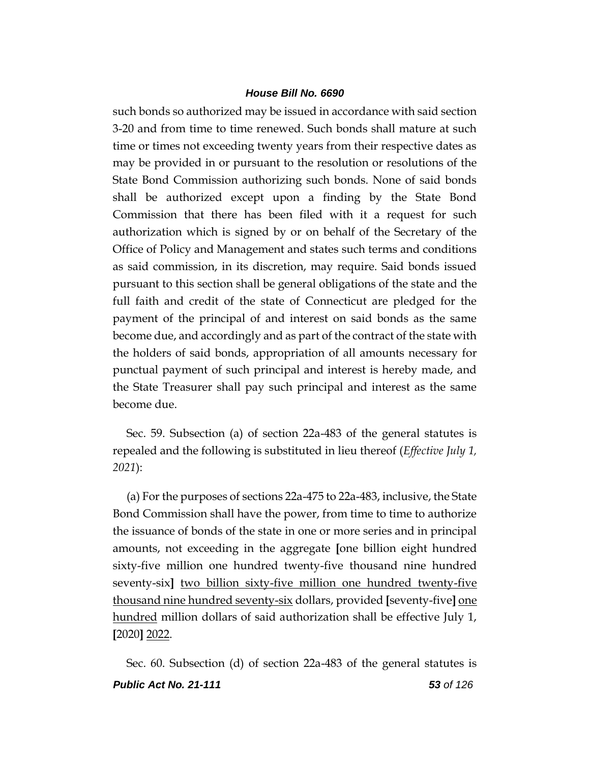such bonds so authorized may be issued in accordance with said section 3-20 and from time to time renewed. Such bonds shall mature at such time or times not exceeding twenty years from their respective dates as may be provided in or pursuant to the resolution or resolutions of the State Bond Commission authorizing such bonds. None of said bonds shall be authorized except upon a finding by the State Bond Commission that there has been filed with it a request for such authorization which is signed by or on behalf of the Secretary of the Office of Policy and Management and states such terms and conditions as said commission, in its discretion, may require. Said bonds issued pursuant to this section shall be general obligations of the state and the full faith and credit of the state of Connecticut are pledged for the payment of the principal of and interest on said bonds as the same become due, and accordingly and as part of the contract of the state with the holders of said bonds, appropriation of all amounts necessary for punctual payment of such principal and interest is hereby made, and the State Treasurer shall pay such principal and interest as the same become due.

Sec. 59. Subsection (a) of section 22a-483 of the general statutes is repealed and the following is substituted in lieu thereof (*Effective July 1, 2021*):

(a) For the purposes of sections 22a-475 to 22a-483, inclusive, the State Bond Commission shall have the power, from time to time to authorize the issuance of bonds of the state in one or more series and in principal amounts, not exceeding in the aggregate **[**one billion eight hundred sixty-five million one hundred twenty-five thousand nine hundred seventy-six**]** <u>two billion sixty-five million one hundred twenty-five thousand nine hundred seventy-six</u> dollars, provided **[**seventy-five**]** <u>one hundred</u> million dollars of said authorization shall be effective July 1, **[**2020**]** <u>2022</u>.

Sec. 60. Subsection (d) of section 22a-483 of the general statutes is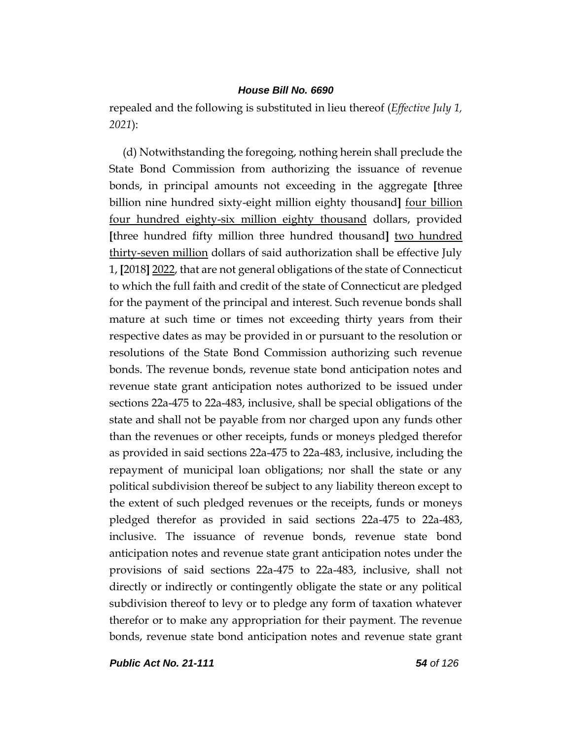repealed and the following is substituted in lieu thereof (*Effective July 1, 2021*):

(d) Notwithstanding the foregoing, nothing herein shall preclude the State Bond Commission from authorizing the issuance of revenue bonds, in principal amounts not exceeding in the aggregate **[**three billion nine hundred sixty-eight million eighty thousand**]** <u>four billion four hundred eighty-six million eighty thousand</u> dollars, provided **[**three hundred fifty million three hundred thousand**]** <u>two hundred thirty-seven million</u> dollars of said authorization shall be effective July 1, **[**2018**]** <u>2022</u>, that are not general obligations of the state of Connecticut to which the full faith and credit of the state of Connecticut are pledged for the payment of the principal and interest. Such revenue bonds shall mature at such time or times not exceeding thirty years from their respective dates as may be provided in or pursuant to the resolution or resolutions of the State Bond Commission authorizing such revenue bonds. The revenue bonds, revenue state bond anticipation notes and revenue state grant anticipation notes authorized to be issued under sections 22a-475 to 22a-483, inclusive, shall be special obligations of the state and shall not be payable from nor charged upon any funds other than the revenues or other receipts, funds or moneys pledged therefor as provided in said sections 22a-475 to 22a-483, inclusive, including the repayment of municipal loan obligations; nor shall the state or any political subdivision thereof be subject to any liability thereon except to the extent of such pledged revenues or the receipts, funds or moneys pledged therefor as provided in said sections 22a-475 to 22a-483, inclusive. The issuance of revenue bonds, revenue state bond anticipation notes and revenue state grant anticipation notes under the provisions of said sections 22a-475 to 22a-483, inclusive, shall not directly or indirectly or contingently obligate the state or any political subdivision thereof to levy or to pledge any form of taxation whatever therefor or to make any appropriation for their payment. The revenue bonds, revenue state bond anticipation notes and revenue state grant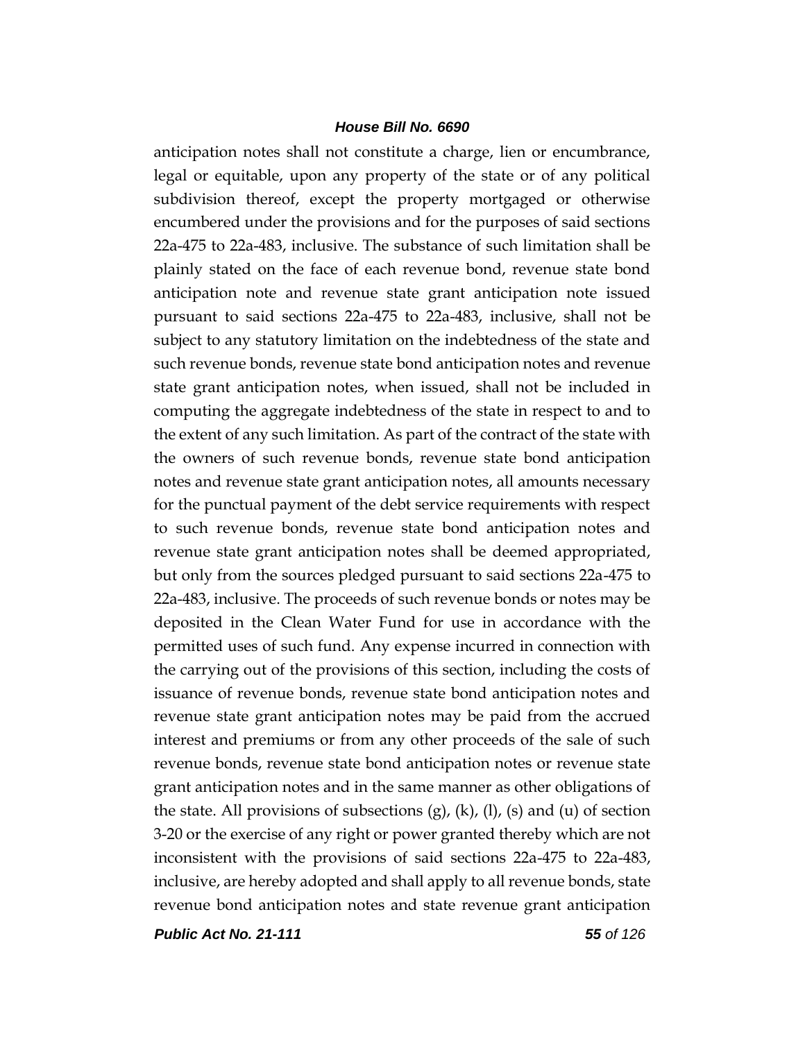anticipation notes shall not constitute a charge, lien or encumbrance, legal or equitable, upon any property of the state or of any political subdivision thereof, except the property mortgaged or otherwise encumbered under the provisions and for the purposes of said sections 22a-475 to 22a-483, inclusive. The substance of such limitation shall be plainly stated on the face of each revenue bond, revenue state bond anticipation note and revenue state grant anticipation note issued pursuant to said sections 22a-475 to 22a-483, inclusive, shall not be subject to any statutory limitation on the indebtedness of the state and such revenue bonds, revenue state bond anticipation notes and revenue state grant anticipation notes, when issued, shall not be included in computing the aggregate indebtedness of the state in respect to and to the extent of any such limitation. As part of the contract of the state with the owners of such revenue bonds, revenue state bond anticipation notes and revenue state grant anticipation notes, all amounts necessary for the punctual payment of the debt service requirements with respect to such revenue bonds, revenue state bond anticipation notes and revenue state grant anticipation notes shall be deemed appropriated, but only from the sources pledged pursuant to said sections 22a-475 to 22a-483, inclusive. The proceeds of such revenue bonds or notes may be deposited in the Clean Water Fund for use in accordance with the permitted uses of such fund. Any expense incurred in connection with the carrying out of the provisions of this section, including the costs of issuance of revenue bonds, revenue state bond anticipation notes and revenue state grant anticipation notes may be paid from the accrued interest and premiums or from any other proceeds of the sale of such revenue bonds, revenue state bond anticipation notes or revenue state grant anticipation notes and in the same manner as other obligations of the state. All provisions of subsections (g), (k), (l), (s) and (u) of section 3-20 or the exercise of any right or power granted thereby which are not inconsistent with the provisions of said sections 22a-475 to 22a-483, inclusive, are hereby adopted and shall apply to all revenue bonds, state revenue bond anticipation notes and state revenue grant anticipation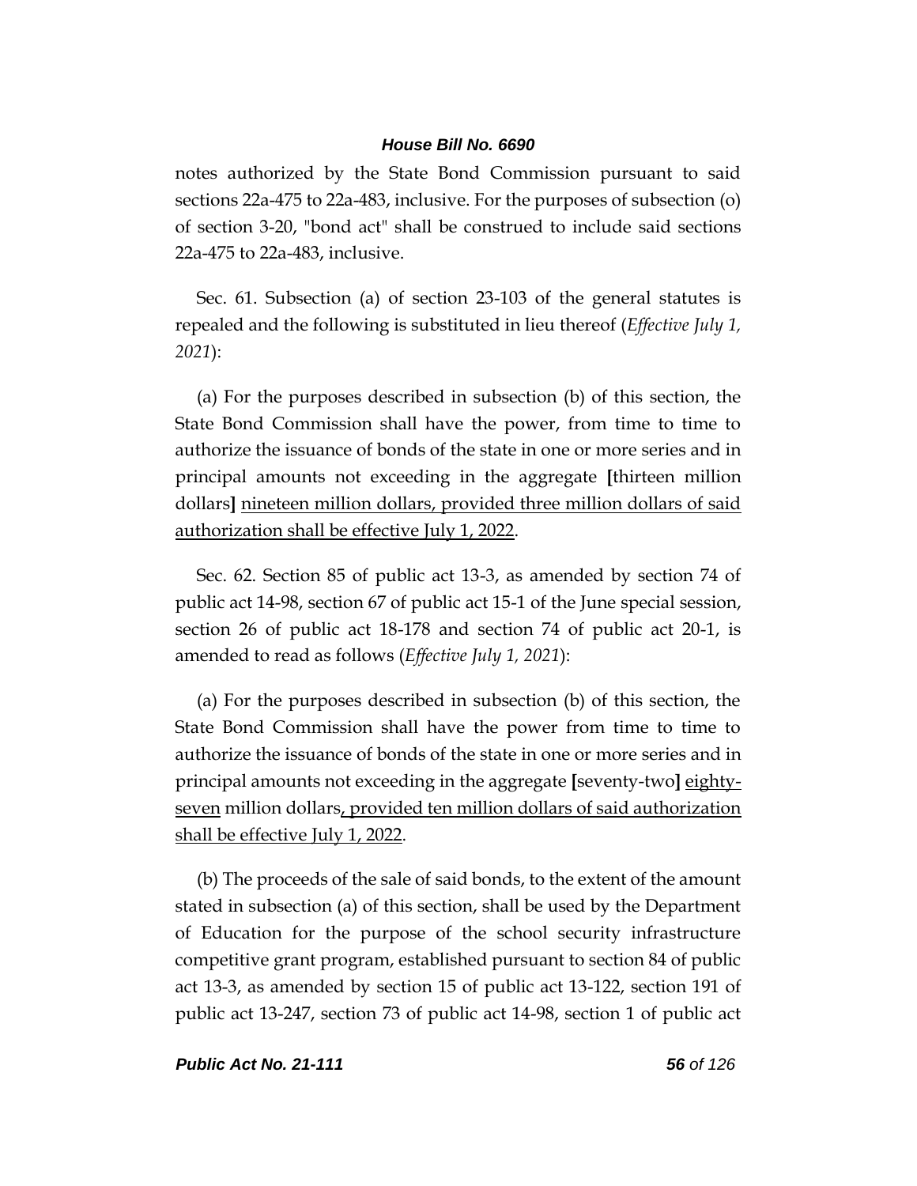notes authorized by the State Bond Commission pursuant to said sections 22a-475 to 22a-483, inclusive. For the purposes of subsection (o) of section 3-20, "bond act" shall be construed to include said sections 22a-475 to 22a-483, inclusive.

Sec. 61. Subsection (a) of section 23-103 of the general statutes is repealed and the following is substituted in lieu thereof (*Effective July 1, 2021*):

(a) For the purposes described in subsection (b) of this section, the State Bond Commission shall have the power, from time to time to authorize the issuance of bonds of the state in one or more series and in principal amounts not exceeding in the aggregate **[**thirteen million dollars**]** <u>nineteen million dollars, provided three million dollars of said authorization shall be effective July 1, 2022</u>.

Sec. 62. Section 85 of public act 13-3, as amended by section 74 of public act 14-98, section 67 of public act 15-1 of the June special session, section 26 of public act 18-178 and section 74 of public act 20-1, is amended to read as follows (*Effective July 1, 2021*):

(a) For the purposes described in subsection (b) of this section, the State Bond Commission shall have the power from time to time to authorize the issuance of bonds of the state in one or more series and in principal amounts not exceeding in the aggregate **[**seventy-two**]** <u>eighty-seven</u> million dollars<u>, provided ten million dollars of said authorization shall be effective July 1, 2022</u>.

(b) The proceeds of the sale of said bonds, to the extent of the amount stated in subsection (a) of this section, shall be used by the Department of Education for the purpose of the school security infrastructure competitive grant program, established pursuant to section 84 of public act 13-3, as amended by section 15 of public act 13-122, section 191 of public act 13-247, section 73 of public act 14-98, section 1 of public act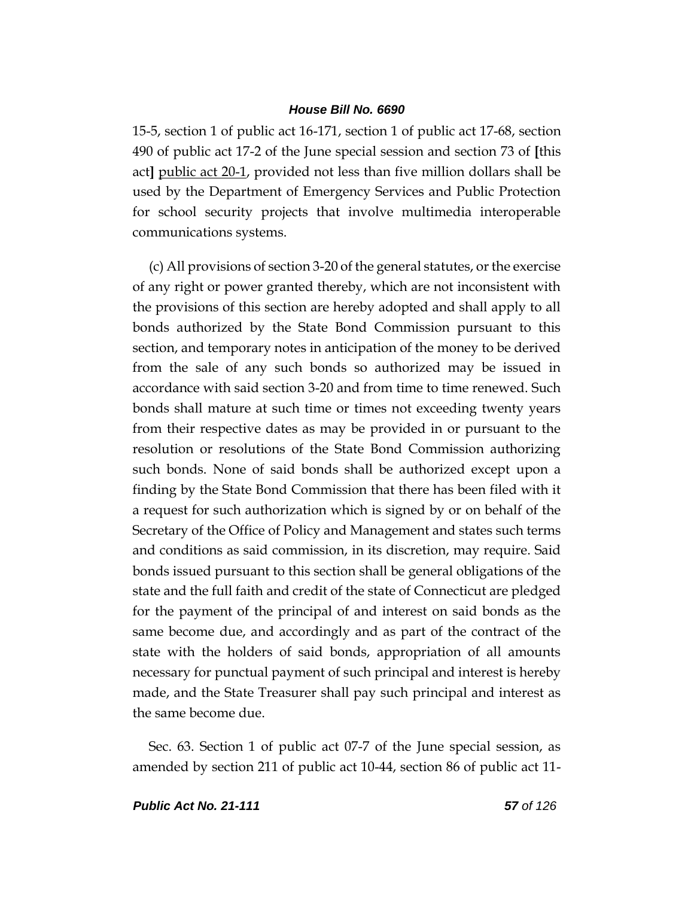15-5, section 1 of public act 16-171, section 1 of public act 17-68, section 490 of public act 17-2 of the June special session and section 73 of **[**this act**]** <u>public act 20-1</u>, provided not less than five million dollars shall be used by the Department of Emergency Services and Public Protection for school security projects that involve multimedia interoperable communications systems.

(c) All provisions of section 3-20 of the general statutes, or the exercise of any right or power granted thereby, which are not inconsistent with the provisions of this section are hereby adopted and shall apply to all bonds authorized by the State Bond Commission pursuant to this section, and temporary notes in anticipation of the money to be derived from the sale of any such bonds so authorized may be issued in accordance with said section 3-20 and from time to time renewed. Such bonds shall mature at such time or times not exceeding twenty years from their respective dates as may be provided in or pursuant to the resolution or resolutions of the State Bond Commission authorizing such bonds. None of said bonds shall be authorized except upon a finding by the State Bond Commission that there has been filed with it a request for such authorization which is signed by or on behalf of the Secretary of the Office of Policy and Management and states such terms and conditions as said commission, in its discretion, may require. Said bonds issued pursuant to this section shall be general obligations of the state and the full faith and credit of the state of Connecticut are pledged for the payment of the principal of and interest on said bonds as the same become due, and accordingly and as part of the contract of the state with the holders of said bonds, appropriation of all amounts necessary for punctual payment of such principal and interest is hereby made, and the State Treasurer shall pay such principal and interest as the same become due.

Sec. 63. Section 1 of public act 07-7 of the June special session, as amended by section 211 of public act 10-44, section 86 of public act 11-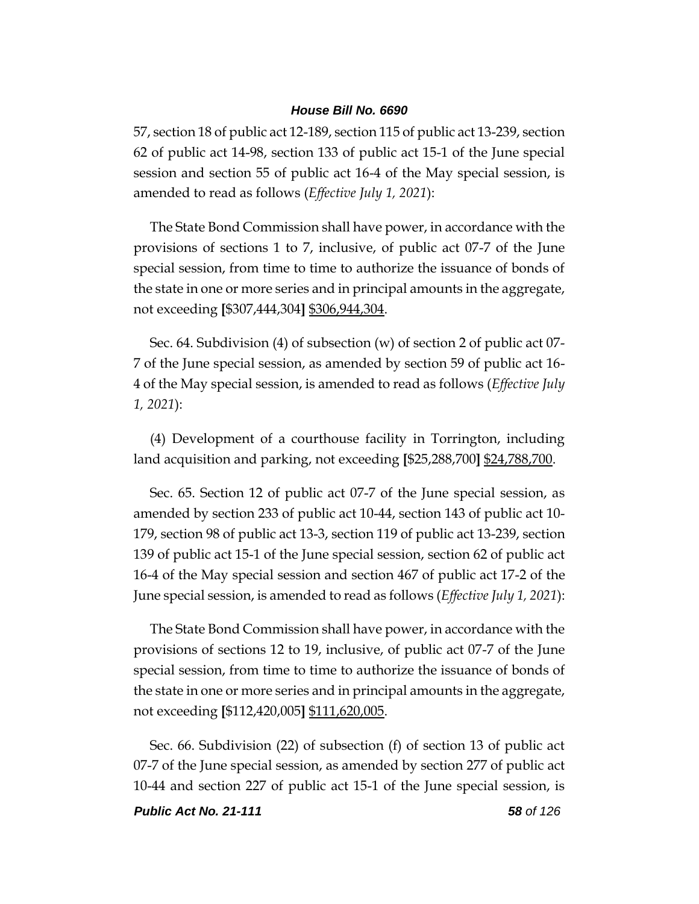57, section 18 of public act 12-189, section 115 of public act 13-239, section 62 of public act 14-98, section 133 of public act 15-1 of the June special session and section 55 of public act 16-4 of the May special session, is amended to read as follows (*Effective July 1, 2021*):

The State Bond Commission shall have power, in accordance with the provisions of sections 1 to 7, inclusive, of public act 07-7 of the June special session, from time to time to authorize the issuance of bonds of the state in one or more series and in principal amounts in the aggregate, not exceeding **[**$307,444,304**]** <u>$306,944,304</u>.

Sec. 64. Subdivision (4) of subsection (w) of section 2 of public act 07-7 of the June special session, as amended by section 59 of public act 16-4 of the May special session, is amended to read as follows (*Effective July 1, 2021*):

(4) Development of a courthouse facility in Torrington, including land acquisition and parking, not exceeding **[**$25,288,700**]** <u>$24,788,700</u>.

Sec. 65. Section 12 of public act 07-7 of the June special session, as amended by section 233 of public act 10-44, section 143 of public act 10-179, section 98 of public act 13-3, section 119 of public act 13-239, section 139 of public act 15-1 of the June special session, section 62 of public act 16-4 of the May special session and section 467 of public act 17-2 of the June special session, is amended to read as follows (*Effective July 1, 2021*):

The State Bond Commission shall have power, in accordance with the provisions of sections 12 to 19, inclusive, of public act 07-7 of the June special session, from time to time to authorize the issuance of bonds of the state in one or more series and in principal amounts in the aggregate, not exceeding **[**$112,420,005**]** <u>$111,620,005</u>.

Sec. 66. Subdivision (22) of subsection (f) of section 13 of public act 07-7 of the June special session, as amended by section 277 of public act 10-44 and section 227 of public act 15-1 of the June special session, is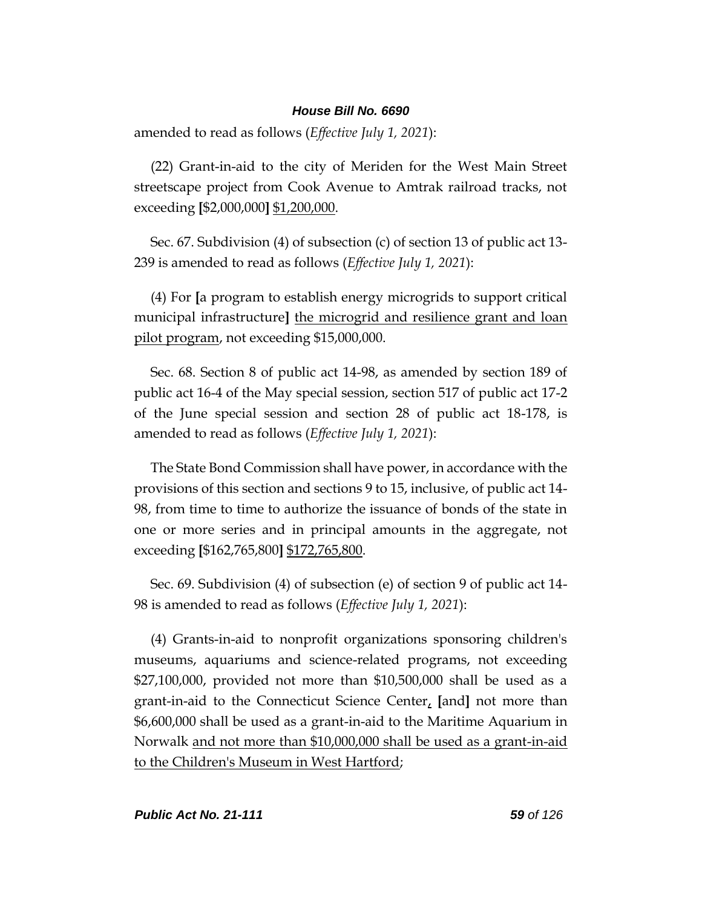amended to read as follows (*Effective July 1, 2021*):

(22) Grant-in-aid to the city of Meriden for the West Main Street streetscape project from Cook Avenue to Amtrak railroad tracks, not exceeding **[**$2,000,000**]** <u>$1,200,000</u>.

Sec. 67. Subdivision (4) of subsection (c) of section 13 of public act 13-239 is amended to read as follows (*Effective July 1, 2021*):

(4) For **[**a program to establish energy microgrids to support critical municipal infrastructure**]** <u>the microgrid and resilience grant and loan pilot program</u>, not exceeding $15,000,000.

Sec. 68. Section 8 of public act 14-98, as amended by section 189 of public act 16-4 of the May special session, section 517 of public act 17-2 of the June special session and section 28 of public act 18-178, is amended to read as follows (*Effective July 1, 2021*):

The State Bond Commission shall have power, in accordance with the provisions of this section and sections 9 to 15, inclusive, of public act 14-98, from time to time to authorize the issuance of bonds of the state in one or more series and in principal amounts in the aggregate, not exceeding **[**$162,765,800**]** <u>$172,765,800</u>.

Sec. 69. Subdivision (4) of subsection (e) of section 9 of public act 14-98 is amended to read as follows (*Effective July 1, 2021*):

(4) Grants-in-aid to nonprofit organizations sponsoring children's museums, aquariums and science-related programs, not exceeding $27,100,000, provided not more than $10,500,000 shall be used as a grant-in-aid to the Connecticut Science Center<u>,</u> **[**and**]** not more than $6,600,000 shall be used as a grant-in-aid to the Maritime Aquarium in Norwalk <u>and not more than $10,000,000 shall be used as a grant-in-aid to the Children's Museum in West Hartford</u>;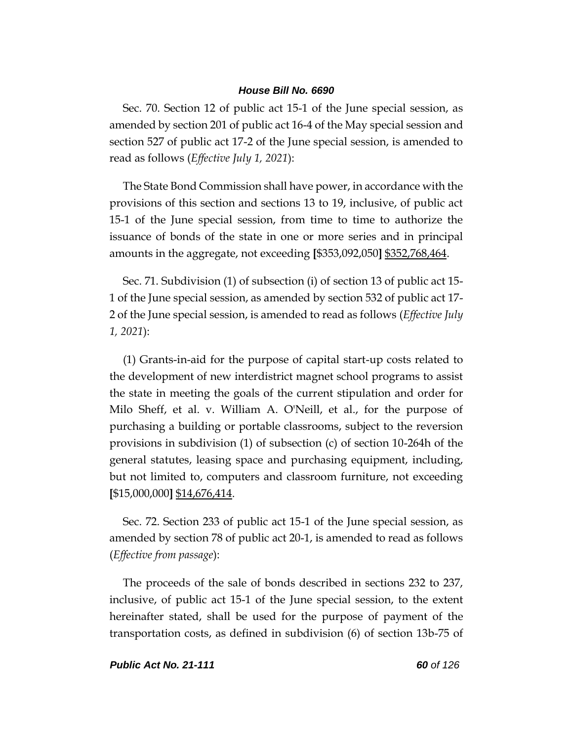Sec. 70. Section 12 of public act 15-1 of the June special session, as amended by section 201 of public act 16-4 of the May special session and section 527 of public act 17-2 of the June special session, is amended to read as follows (*Effective July 1, 2021*):

The State Bond Commission shall have power, in accordance with the provisions of this section and sections 13 to 19, inclusive, of public act 15-1 of the June special session, from time to time to authorize the issuance of bonds of the state in one or more series and in principal amounts in the aggregate, not exceeding **[**$353,092,050**]** <u>$352,768,464</u>.

Sec. 71. Subdivision (1) of subsection (i) of section 13 of public act 15-1 of the June special session, as amended by section 532 of public act 17-2 of the June special session, is amended to read as follows (*Effective July 1, 2021*):

(1) Grants-in-aid for the purpose of capital start-up costs related to the development of new interdistrict magnet school programs to assist the state in meeting the goals of the current stipulation and order for Milo Sheff, et al. v. William A. O'Neill, et al., for the purpose of purchasing a building or portable classrooms, subject to the reversion provisions in subdivision (1) of subsection (c) of section 10-264h of the general statutes, leasing space and purchasing equipment, including, but not limited to, computers and classroom furniture, not exceeding **[**$15,000,000**]** <u>$14,676,414</u>.

Sec. 72. Section 233 of public act 15-1 of the June special session, as amended by section 78 of public act 20-1, is amended to read as follows (*Effective from passage*):

The proceeds of the sale of bonds described in sections 232 to 237, inclusive, of public act 15-1 of the June special session, to the extent hereinafter stated, shall be used for the purpose of payment of the transportation costs, as defined in subdivision (6) of section 13b-75 of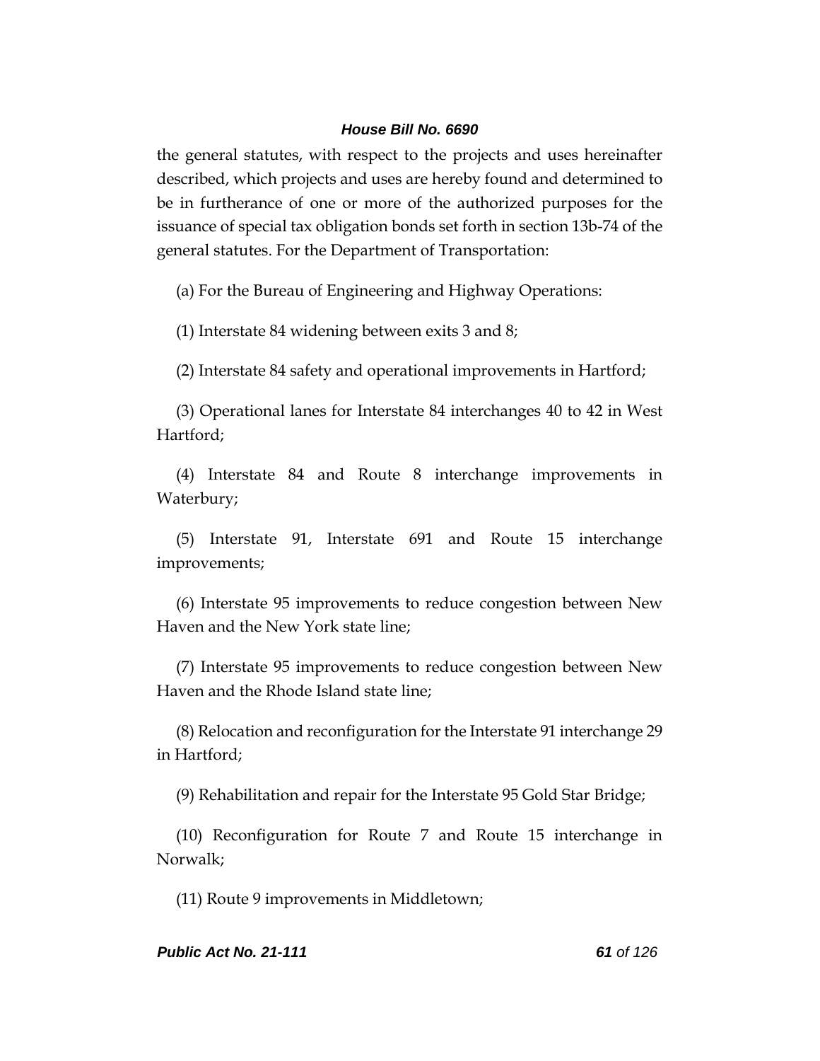the general statutes, with respect to the projects and uses hereinafter described, which projects and uses are hereby found and determined to be in furtherance of one or more of the authorized purposes for the issuance of special tax obligation bonds set forth in section 13b-74 of the general statutes. For the Department of Transportation:

(a) For the Bureau of Engineering and Highway Operations:

(1) Interstate 84 widening between exits 3 and 8;

(2) Interstate 84 safety and operational improvements in Hartford;

(3) Operational lanes for Interstate 84 interchanges 40 to 42 in West Hartford;

(4) Interstate 84 and Route 8 interchange improvements in Waterbury;

(5) Interstate 91, Interstate 691 and Route 15 interchange improvements;

(6) Interstate 95 improvements to reduce congestion between New Haven and the New York state line;

(7) Interstate 95 improvements to reduce congestion between New Haven and the Rhode Island state line;

(8) Relocation and reconfiguration for the Interstate 91 interchange 29 in Hartford;

(9) Rehabilitation and repair for the Interstate 95 Gold Star Bridge;

(10) Reconfiguration for Route 7 and Route 15 interchange in Norwalk;

(11) Route 9 improvements in Middletown;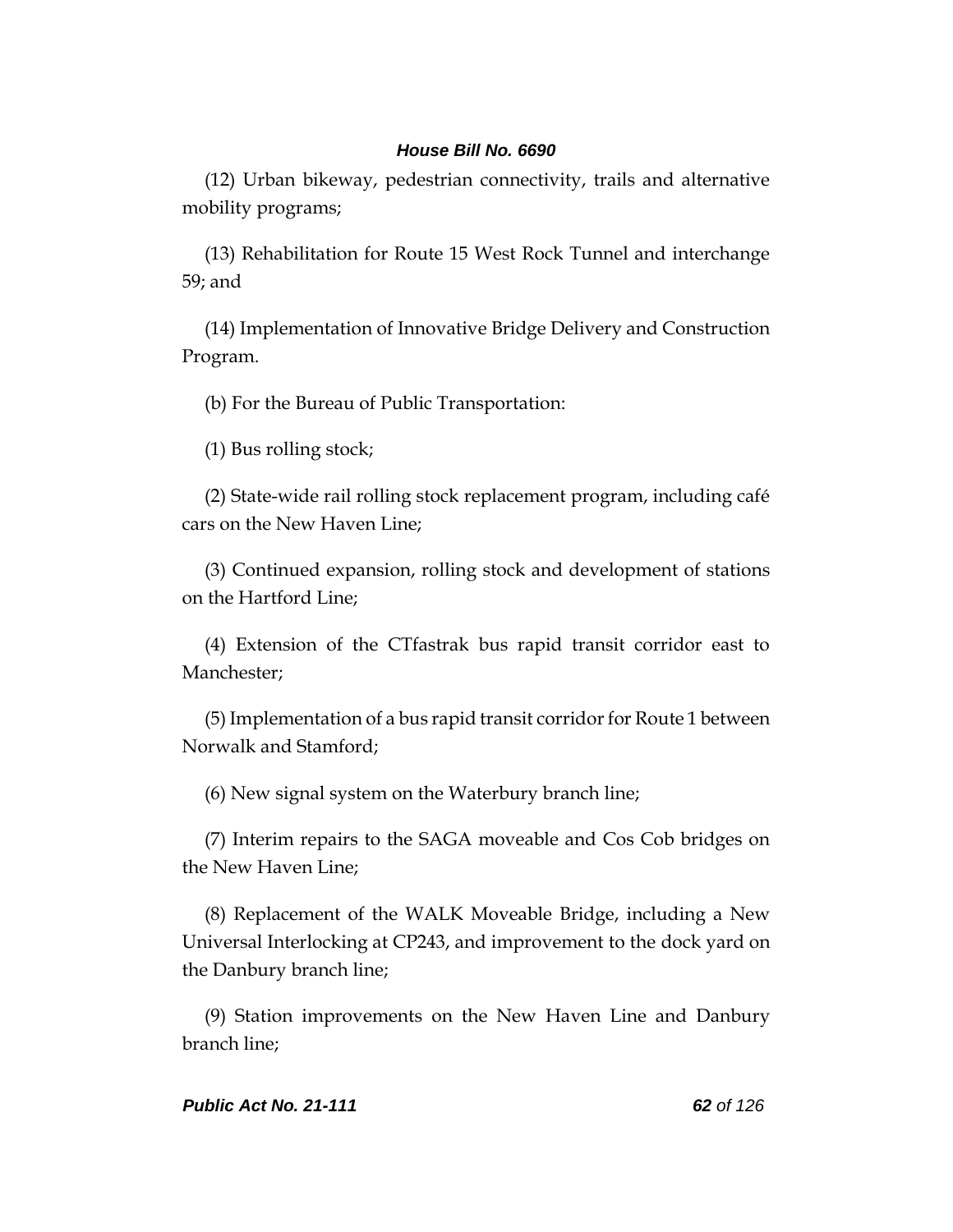(12) Urban bikeway, pedestrian connectivity, trails and alternative mobility programs;

(13) Rehabilitation for Route 15 West Rock Tunnel and interchange 59; and

(14) Implementation of Innovative Bridge Delivery and Construction Program.

(b) For the Bureau of Public Transportation:

(1) Bus rolling stock;

(2) State-wide rail rolling stock replacement program, including café cars on the New Haven Line;

(3) Continued expansion, rolling stock and development of stations on the Hartford Line;

(4) Extension of the CTfastrak bus rapid transit corridor east to Manchester;

(5) Implementation of a bus rapid transit corridor for Route 1 between Norwalk and Stamford;

(6) New signal system on the Waterbury branch line;

(7) Interim repairs to the SAGA moveable and Cos Cob bridges on the New Haven Line;

(8) Replacement of the WALK Moveable Bridge, including a New Universal Interlocking at CP243, and improvement to the dock yard on the Danbury branch line;

(9) Station improvements on the New Haven Line and Danbury branch line;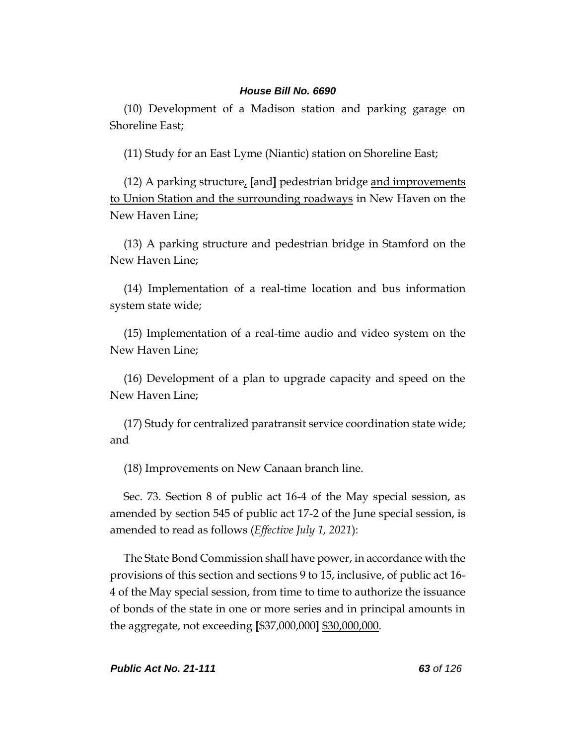(10) Development of a Madison station and parking garage on Shoreline East;

(11) Study for an East Lyme (Niantic) station on Shoreline East;

(12) A parking structure, [and] pedestrian bridge and improvements to Union Station and the surrounding roadways in New Haven on the New Haven Line;

(13) A parking structure and pedestrian bridge in Stamford on the New Haven Line;

(14) Implementation of a real-time location and bus information system state wide;

(15) Implementation of a real-time audio and video system on the New Haven Line;

(16) Development of a plan to upgrade capacity and speed on the New Haven Line;

(17) Study for centralized paratransit service coordination state wide; and

(18) Improvements on New Canaan branch line.

Sec. 73. Section 8 of public act 16-4 of the May special session, as amended by section 545 of public act 17-2 of the June special session, is amended to read as follows (*Effective July 1, 2021*):

The State Bond Commission shall have power, in accordance with the provisions of this section and sections 9 to 15, inclusive, of public act 16-4 of the May special session, from time to time to authorize the issuance of bonds of the state in one or more series and in principal amounts in the aggregate, not exceeding [$37,000,000] $30,000,000.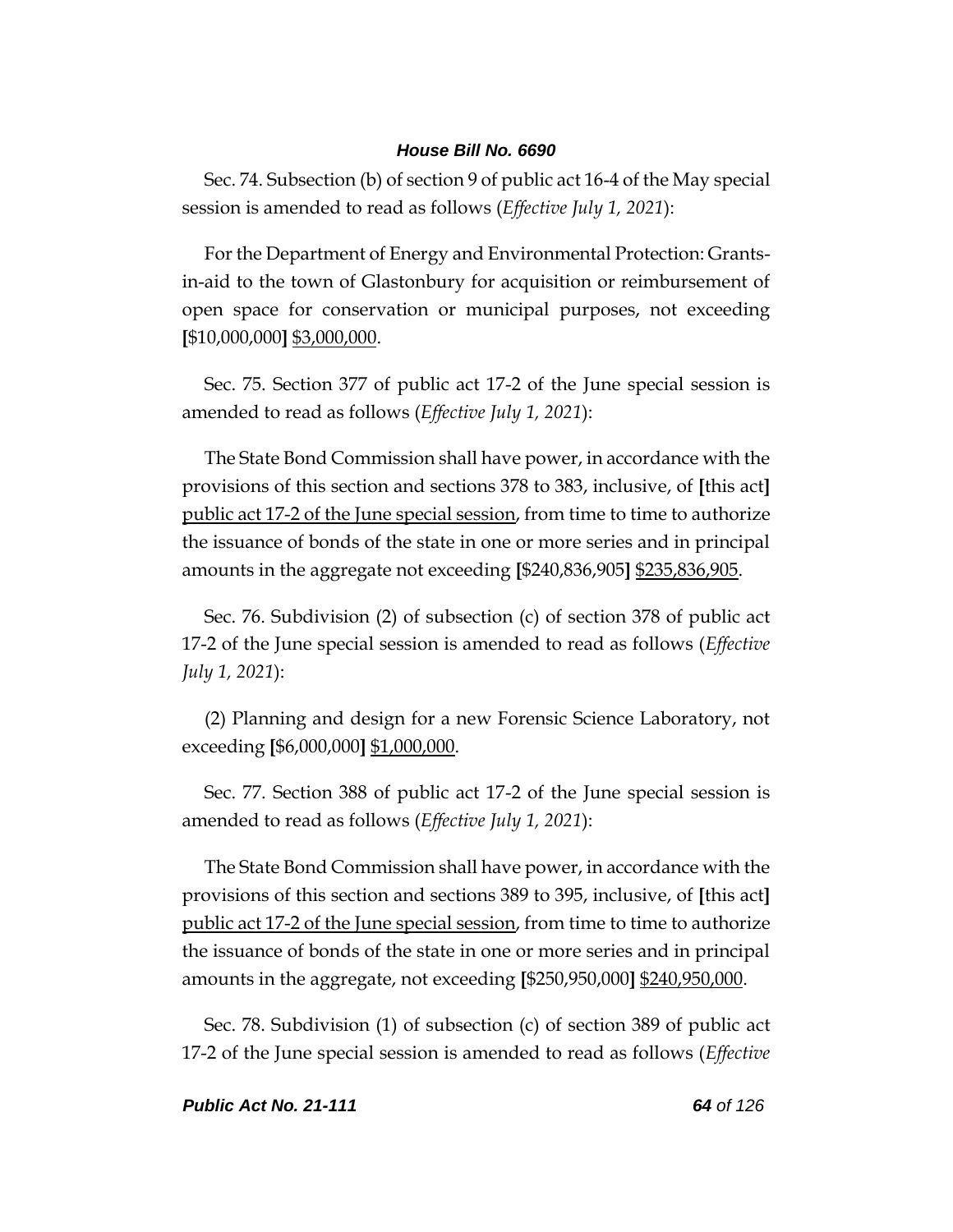Sec. 74. Subsection (b) of section 9 of public act 16-4 of the May special session is amended to read as follows (*Effective July 1, 2021*):

For the Department of Energy and Environmental Protection: Grants-in-aid to the town of Glastonbury for acquisition or reimbursement of open space for conservation or municipal purposes, not exceeding **[**$10,000,000**]** $3,000,000.

Sec. 75. Section 377 of public act 17-2 of the June special session is amended to read as follows (*Effective July 1, 2021*):

The State Bond Commission shall have power, in accordance with the provisions of this section and sections 378 to 383, inclusive, of **[**this act**]** public act 17-2 of the June special session, from time to time to authorize the issuance of bonds of the state in one or more series and in principal amounts in the aggregate not exceeding **[**$240,836,905**]** $235,836,905.

Sec. 76. Subdivision (2) of subsection (c) of section 378 of public act 17-2 of the June special session is amended to read as follows (*Effective July 1, 2021*):

(2) Planning and design for a new Forensic Science Laboratory, not exceeding **[**$6,000,000**]** $1,000,000.

Sec. 77. Section 388 of public act 17-2 of the June special session is amended to read as follows (*Effective July 1, 2021*):

The State Bond Commission shall have power, in accordance with the provisions of this section and sections 389 to 395, inclusive, of **[**this act**]** public act 17-2 of the June special session, from time to time to authorize the issuance of bonds of the state in one or more series and in principal amounts in the aggregate, not exceeding **[**$250,950,000**]** $240,950,000.

Sec. 78. Subdivision (1) of subsection (c) of section 389 of public act 17-2 of the June special session is amended to read as follows (*Effective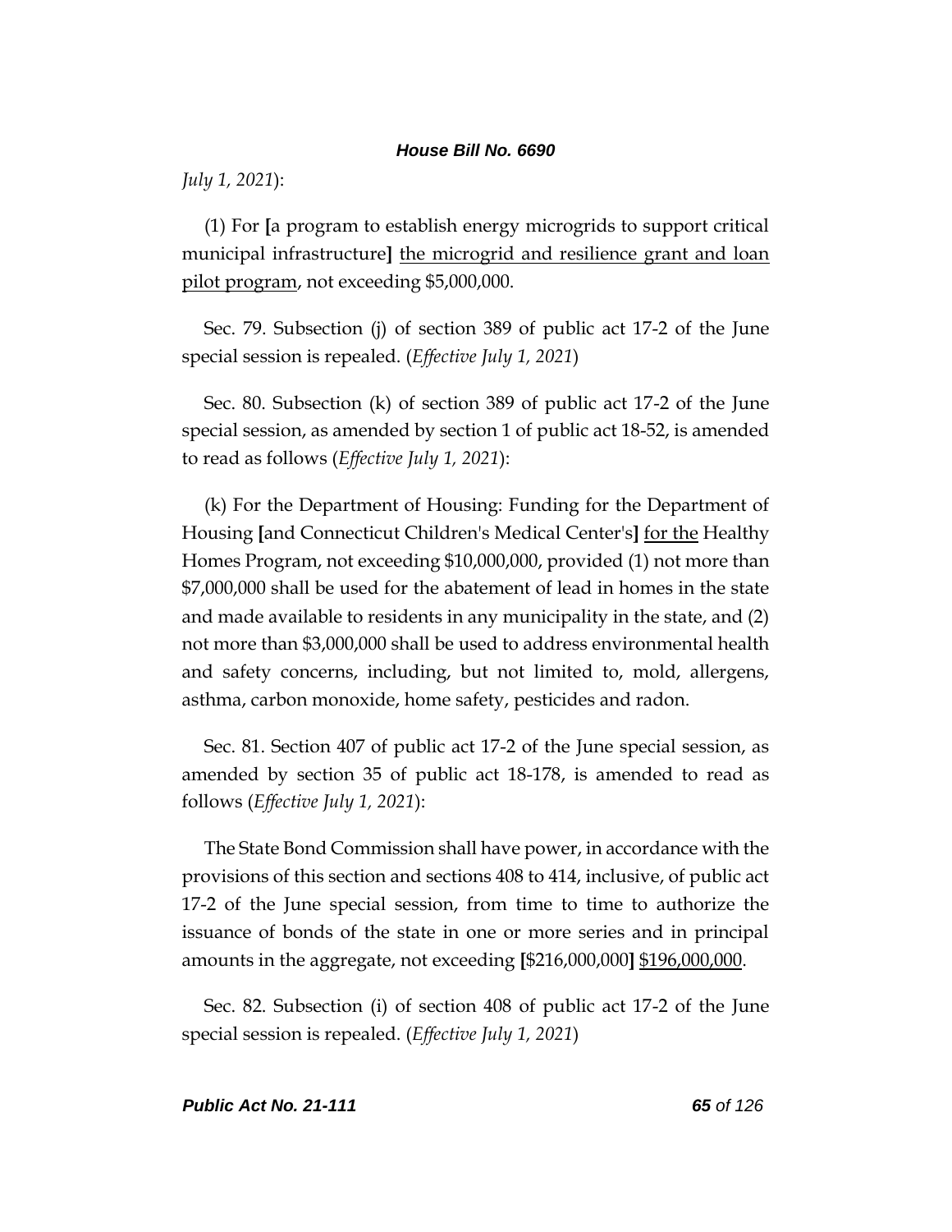*July 1, 2021*):

(1) For [a program to establish energy microgrids to support critical municipal infrastructure] <u>the microgrid and resilience grant and loan pilot program</u>, not exceeding $5,000,000.

Sec. 79. Subsection (j) of section 389 of public act 17-2 of the June special session is repealed. (*Effective July 1, 2021*)

Sec. 80. Subsection (k) of section 389 of public act 17-2 of the June special session, as amended by section 1 of public act 18-52, is amended to read as follows (*Effective July 1, 2021*):

(k) For the Department of Housing: Funding for the Department of Housing [and Connecticut Children's Medical Center's] <u>for the</u> Healthy Homes Program, not exceeding $10,000,000, provided (1) not more than $7,000,000 shall be used for the abatement of lead in homes in the state and made available to residents in any municipality in the state, and (2) not more than $3,000,000 shall be used to address environmental health and safety concerns, including, but not limited to, mold, allergens, asthma, carbon monoxide, home safety, pesticides and radon.

Sec. 81. Section 407 of public act 17-2 of the June special session, as amended by section 35 of public act 18-178, is amended to read as follows (*Effective July 1, 2021*):

The State Bond Commission shall have power, in accordance with the provisions of this section and sections 408 to 414, inclusive, of public act 17-2 of the June special session, from time to time to authorize the issuance of bonds of the state in one or more series and in principal amounts in the aggregate, not exceeding [$216,000,000] <u>$196,000,000</u>.

Sec. 82. Subsection (i) of section 408 of public act 17-2 of the June special session is repealed. (*Effective July 1, 2021*)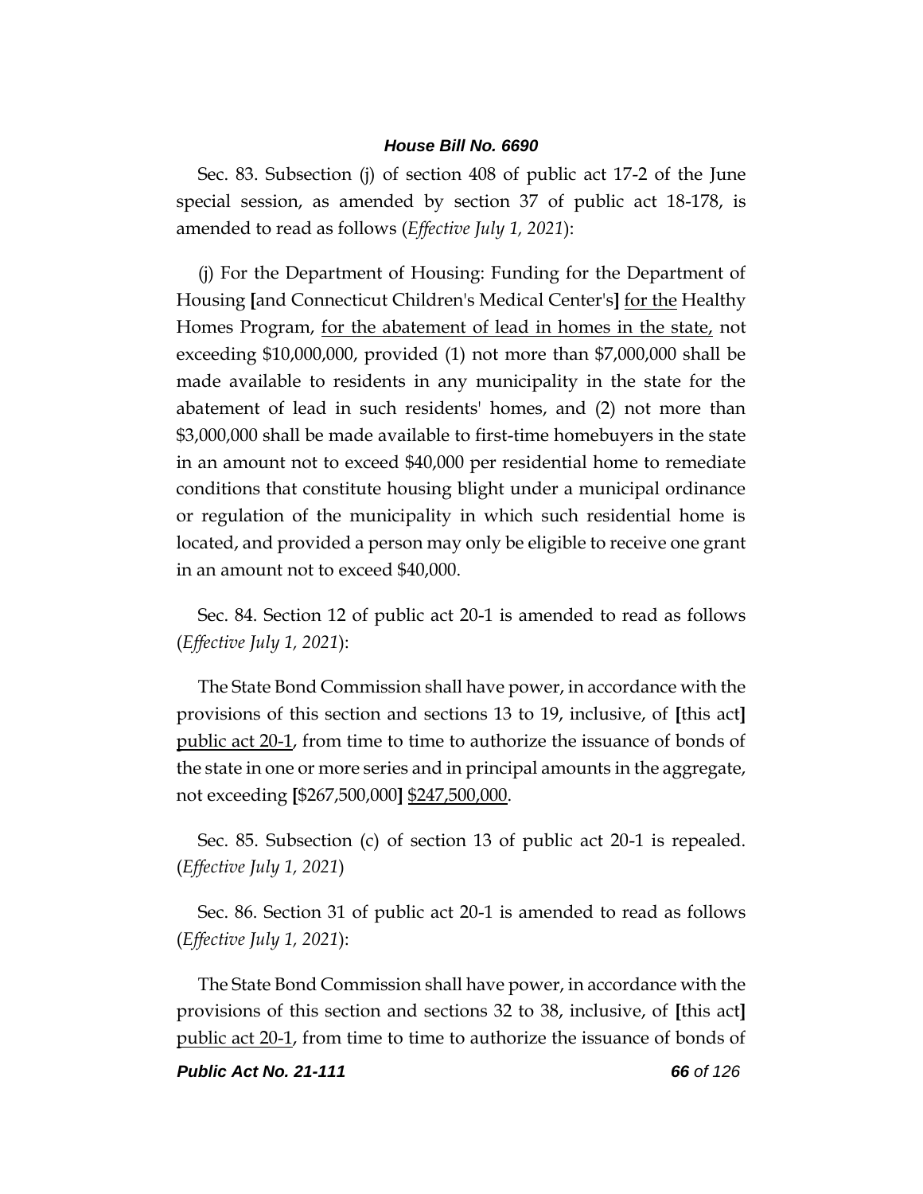Sec. 83. Subsection (j) of section 408 of public act 17-2 of the June special session, as amended by section 37 of public act 18-178, is amended to read as follows (*Effective July 1, 2021*):

(j) For the Department of Housing: Funding for the Department of Housing **[**and Connecticut Children's Medical Center's**]** <u>for the</u> Healthy Homes Program, <u>for the abatement of lead in homes in the state,</u> not exceeding $10,000,000, provided (1) not more than $7,000,000 shall be made available to residents in any municipality in the state for the abatement of lead in such residents' homes, and (2) not more than $3,000,000 shall be made available to first-time homebuyers in the state in an amount not to exceed $40,000 per residential home to remediate conditions that constitute housing blight under a municipal ordinance or regulation of the municipality in which such residential home is located, and provided a person may only be eligible to receive one grant in an amount not to exceed $40,000.

Sec. 84. Section 12 of public act 20-1 is amended to read as follows (*Effective July 1, 2021*):

The State Bond Commission shall have power, in accordance with the provisions of this section and sections 13 to 19, inclusive, of **[**this act**]** <u>public act 20-1</u>, from time to time to authorize the issuance of bonds of the state in one or more series and in principal amounts in the aggregate, not exceeding **[**$267,500,000**]** <u>$247,500,000</u>.

Sec. 85. Subsection (c) of section 13 of public act 20-1 is repealed. (*Effective July 1, 2021*)

Sec. 86. Section 31 of public act 20-1 is amended to read as follows (*Effective July 1, 2021*):

The State Bond Commission shall have power, in accordance with the provisions of this section and sections 32 to 38, inclusive, of **[**this act**]** <u>public act 20-1</u>, from time to time to authorize the issuance of bonds of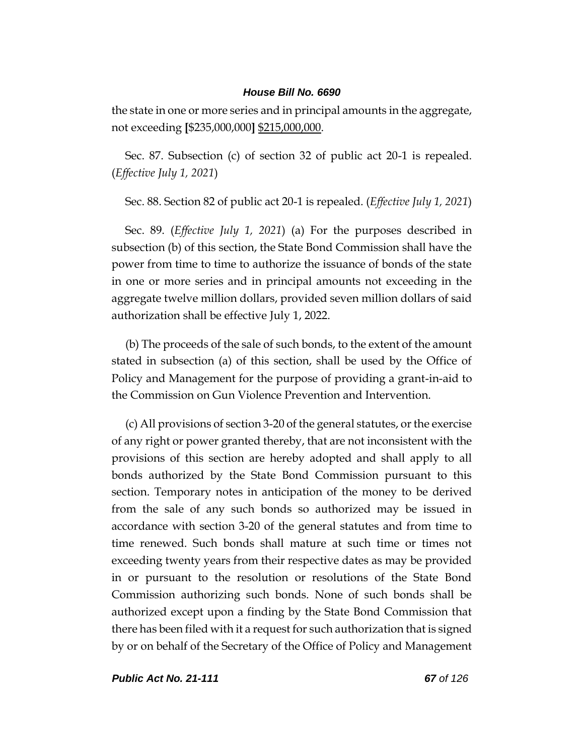the state in one or more series and in principal amounts in the aggregate, not exceeding **[**$235,000,000**]** <u>$215,000,000</u>.

Sec. 87. Subsection (c) of section 32 of public act 20-1 is repealed. (*Effective July 1, 2021*)

Sec. 88. Section 82 of public act 20-1 is repealed. (*Effective July 1, 2021*)

Sec. 89. (*Effective July 1, 2021*) (a) For the purposes described in subsection (b) of this section, the State Bond Commission shall have the power from time to time to authorize the issuance of bonds of the state in one or more series and in principal amounts not exceeding in the aggregate twelve million dollars, provided seven million dollars of said authorization shall be effective July 1, 2022.

(b) The proceeds of the sale of such bonds, to the extent of the amount stated in subsection (a) of this section, shall be used by the Office of Policy and Management for the purpose of providing a grant-in-aid to the Commission on Gun Violence Prevention and Intervention.

(c) All provisions of section 3-20 of the general statutes, or the exercise of any right or power granted thereby, that are not inconsistent with the provisions of this section are hereby adopted and shall apply to all bonds authorized by the State Bond Commission pursuant to this section. Temporary notes in anticipation of the money to be derived from the sale of any such bonds so authorized may be issued in accordance with section 3-20 of the general statutes and from time to time renewed. Such bonds shall mature at such time or times not exceeding twenty years from their respective dates as may be provided in or pursuant to the resolution or resolutions of the State Bond Commission authorizing such bonds. None of such bonds shall be authorized except upon a finding by the State Bond Commission that there has been filed with it a request for such authorization that is signed by or on behalf of the Secretary of the Office of Policy and Management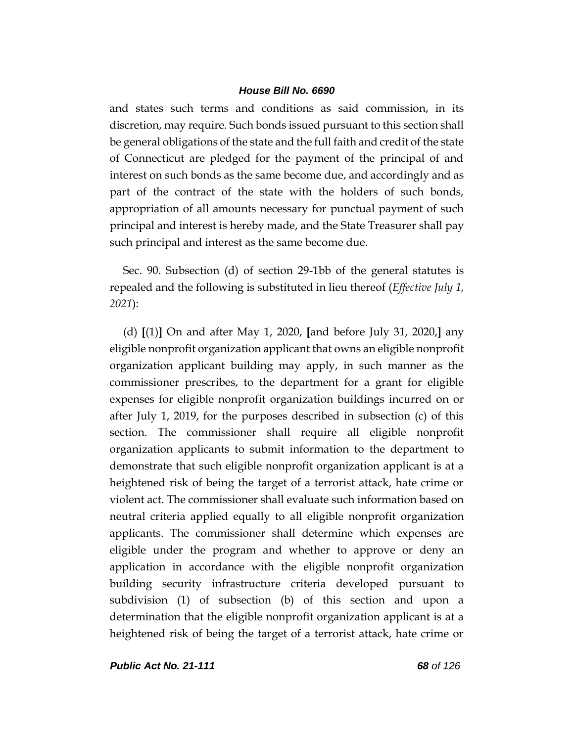and states such terms and conditions as said commission, in its discretion, may require. Such bonds issued pursuant to this section shall be general obligations of the state and the full faith and credit of the state of Connecticut are pledged for the payment of the principal of and interest on such bonds as the same become due, and accordingly and as part of the contract of the state with the holders of such bonds, appropriation of all amounts necessary for punctual payment of such principal and interest is hereby made, and the State Treasurer shall pay such principal and interest as the same become due.

Sec. 90. Subsection (d) of section 29-1bb of the general statutes is repealed and the following is substituted in lieu thereof (*Effective July 1, 2021*):

(d) **[**(1)**]** On and after May 1, 2020, **[**and before July 31, 2020,**]** any eligible nonprofit organization applicant that owns an eligible nonprofit organization applicant building may apply, in such manner as the commissioner prescribes, to the department for a grant for eligible expenses for eligible nonprofit organization buildings incurred on or after July 1, 2019, for the purposes described in subsection (c) of this section. The commissioner shall require all eligible nonprofit organization applicants to submit information to the department to demonstrate that such eligible nonprofit organization applicant is at a heightened risk of being the target of a terrorist attack, hate crime or violent act. The commissioner shall evaluate such information based on neutral criteria applied equally to all eligible nonprofit organization applicants. The commissioner shall determine which expenses are eligible under the program and whether to approve or deny an application in accordance with the eligible nonprofit organization building security infrastructure criteria developed pursuant to subdivision (1) of subsection (b) of this section and upon a determination that the eligible nonprofit organization applicant is at a heightened risk of being the target of a terrorist attack, hate crime or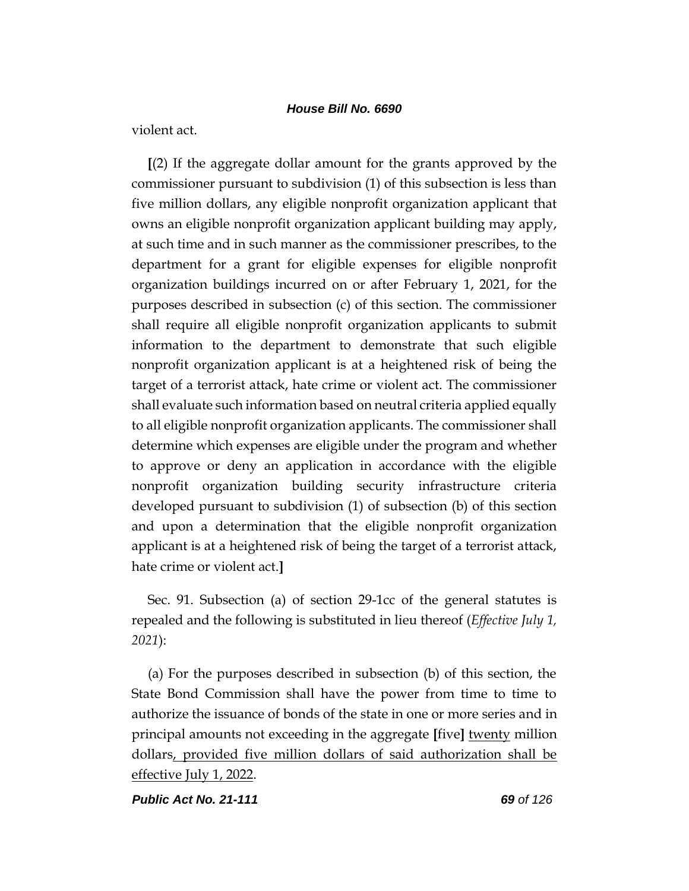violent act.

[(2) If the aggregate dollar amount for the grants approved by the commissioner pursuant to subdivision (1) of this subsection is less than five million dollars, any eligible nonprofit organization applicant that owns an eligible nonprofit organization applicant building may apply, at such time and in such manner as the commissioner prescribes, to the department for a grant for eligible expenses for eligible nonprofit organization buildings incurred on or after February 1, 2021, for the purposes described in subsection (c) of this section. The commissioner shall require all eligible nonprofit organization applicants to submit information to the department to demonstrate that such eligible nonprofit organization applicant is at a heightened risk of being the target of a terrorist attack, hate crime or violent act. The commissioner shall evaluate such information based on neutral criteria applied equally to all eligible nonprofit organization applicants. The commissioner shall determine which expenses are eligible under the program and whether to approve or deny an application in accordance with the eligible nonprofit organization building security infrastructure criteria developed pursuant to subdivision (1) of subsection (b) of this section and upon a determination that the eligible nonprofit organization applicant is at a heightened risk of being the target of a terrorist attack, hate crime or violent act.]

Sec. 91. Subsection (a) of section 29-1cc of the general statutes is repealed and the following is substituted in lieu thereof (*Effective July 1, 2021*):

(a) For the purposes described in subsection (b) of this section, the State Bond Commission shall have the power from time to time to authorize the issuance of bonds of the state in one or more series and in principal amounts not exceeding in the aggregate [five] <u>twenty</u> million dollars<u>, provided five million dollars of said authorization shall be effective July 1, 2022</u>.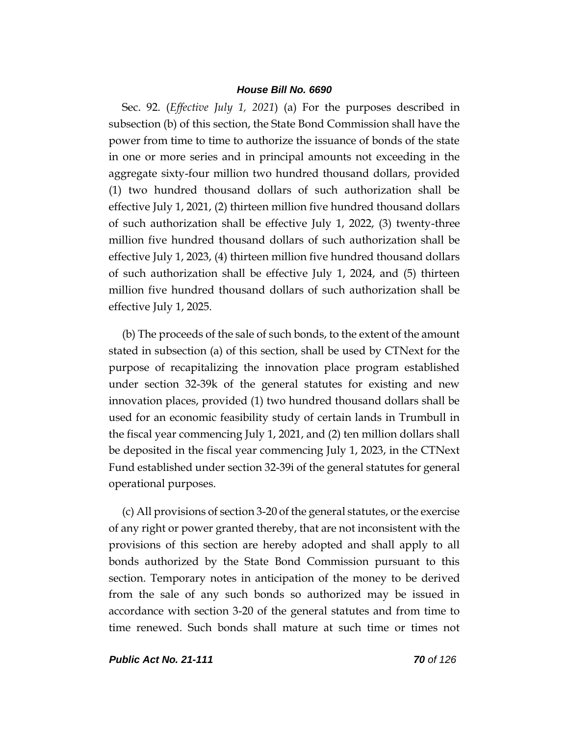Sec. 92. (*Effective July 1, 2021*) (a) For the purposes described in subsection (b) of this section, the State Bond Commission shall have the power from time to time to authorize the issuance of bonds of the state in one or more series and in principal amounts not exceeding in the aggregate sixty-four million two hundred thousand dollars, provided (1) two hundred thousand dollars of such authorization shall be effective July 1, 2021, (2) thirteen million five hundred thousand dollars of such authorization shall be effective July 1, 2022, (3) twenty-three million five hundred thousand dollars of such authorization shall be effective July 1, 2023, (4) thirteen million five hundred thousand dollars of such authorization shall be effective July 1, 2024, and (5) thirteen million five hundred thousand dollars of such authorization shall be effective July 1, 2025.

(b) The proceeds of the sale of such bonds, to the extent of the amount stated in subsection (a) of this section, shall be used by CTNext for the purpose of recapitalizing the innovation place program established under section 32-39k of the general statutes for existing and new innovation places, provided (1) two hundred thousand dollars shall be used for an economic feasibility study of certain lands in Trumbull in the fiscal year commencing July 1, 2021, and (2) ten million dollars shall be deposited in the fiscal year commencing July 1, 2023, in the CTNext Fund established under section 32-39i of the general statutes for general operational purposes.

(c) All provisions of section 3-20 of the general statutes, or the exercise of any right or power granted thereby, that are not inconsistent with the provisions of this section are hereby adopted and shall apply to all bonds authorized by the State Bond Commission pursuant to this section. Temporary notes in anticipation of the money to be derived from the sale of any such bonds so authorized may be issued in accordance with section 3-20 of the general statutes and from time to time renewed. Such bonds shall mature at such time or times not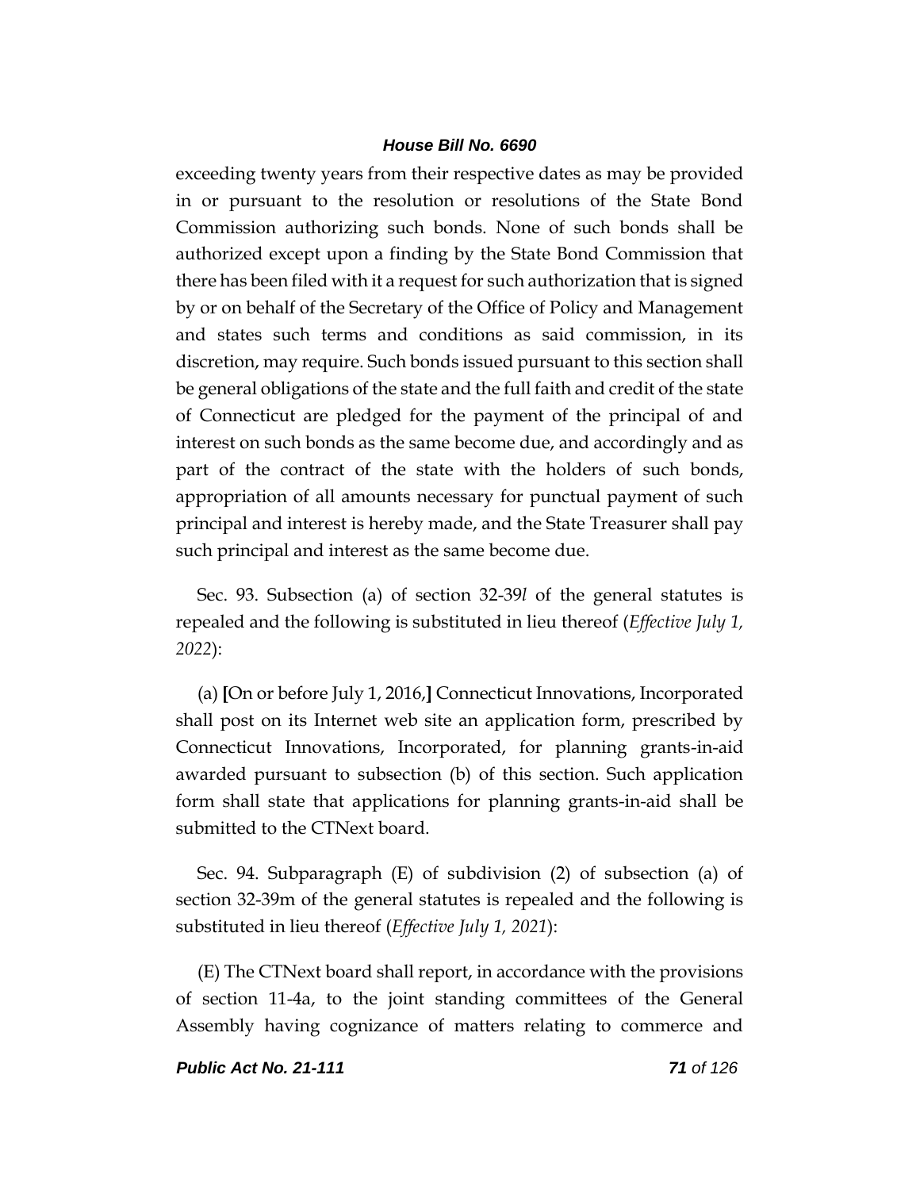exceeding twenty years from their respective dates as may be provided in or pursuant to the resolution or resolutions of the State Bond Commission authorizing such bonds. None of such bonds shall be authorized except upon a finding by the State Bond Commission that there has been filed with it a request for such authorization that is signed by or on behalf of the Secretary of the Office of Policy and Management and states such terms and conditions as said commission, in its discretion, may require. Such bonds issued pursuant to this section shall be general obligations of the state and the full faith and credit of the state of Connecticut are pledged for the payment of the principal of and interest on such bonds as the same become due, and accordingly and as part of the contract of the state with the holders of such bonds, appropriation of all amounts necessary for punctual payment of such principal and interest is hereby made, and the State Treasurer shall pay such principal and interest as the same become due.

Sec. 93. Subsection (a) of section 32-39*l* of the general statutes is repealed and the following is substituted in lieu thereof (*Effective July 1, 2022*):

(a) **[**On or before July 1, 2016,**]** Connecticut Innovations, Incorporated shall post on its Internet web site an application form, prescribed by Connecticut Innovations, Incorporated, for planning grants-in-aid awarded pursuant to subsection (b) of this section. Such application form shall state that applications for planning grants-in-aid shall be submitted to the CTNext board.

Sec. 94. Subparagraph (E) of subdivision (2) of subsection (a) of section 32-39m of the general statutes is repealed and the following is substituted in lieu thereof (*Effective July 1, 2021*):

(E) The CTNext board shall report, in accordance with the provisions of section 11-4a, to the joint standing committees of the General Assembly having cognizance of matters relating to commerce and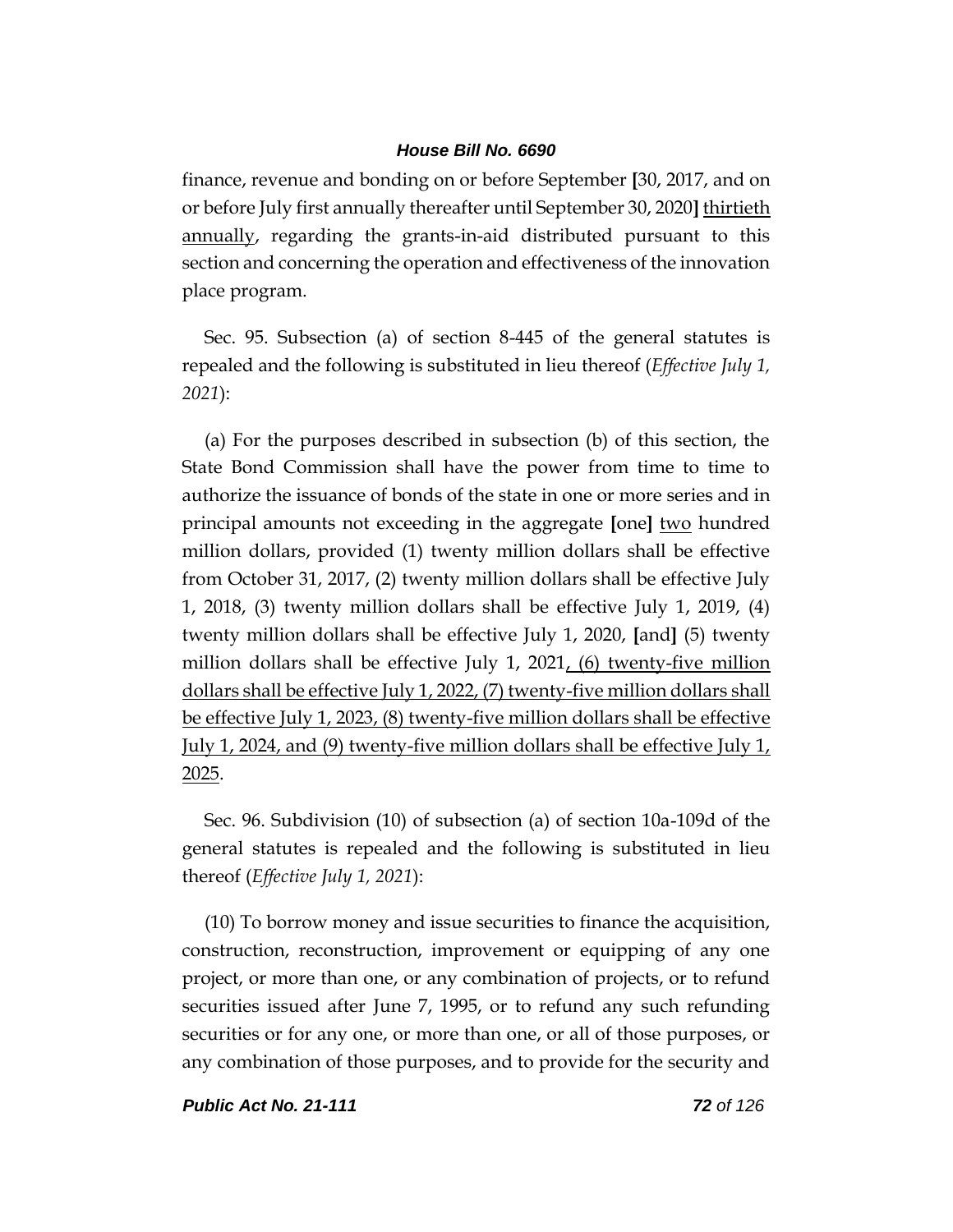finance, revenue and bonding on or before September [30, 2017, and on or before July first annually thereafter until September 30, 2020] thirtieth annually, regarding the grants-in-aid distributed pursuant to this section and concerning the operation and effectiveness of the innovation place program.

Sec. 95. Subsection (a) of section 8-445 of the general statutes is repealed and the following is substituted in lieu thereof (*Effective July 1, 2021*):

(a) For the purposes described in subsection (b) of this section, the State Bond Commission shall have the power from time to time to authorize the issuance of bonds of the state in one or more series and in principal amounts not exceeding in the aggregate [one] two hundred million dollars, provided (1) twenty million dollars shall be effective from October 31, 2017, (2) twenty million dollars shall be effective July 1, 2018, (3) twenty million dollars shall be effective July 1, 2019, (4) twenty million dollars shall be effective July 1, 2020, [and] (5) twenty million dollars shall be effective July 1, 2021, (6) twenty-five million dollars shall be effective July 1, 2022, (7) twenty-five million dollars shall be effective July 1, 2023, (8) twenty-five million dollars shall be effective July 1, 2024, and (9) twenty-five million dollars shall be effective July 1, 2025.

Sec. 96. Subdivision (10) of subsection (a) of section 10a-109d of the general statutes is repealed and the following is substituted in lieu thereof (*Effective July 1, 2021*):

(10) To borrow money and issue securities to finance the acquisition, construction, reconstruction, improvement or equipping of any one project, or more than one, or any combination of projects, or to refund securities issued after June 7, 1995, or to refund any such refunding securities or for any one, or more than one, or all of those purposes, or any combination of those purposes, and to provide for the security and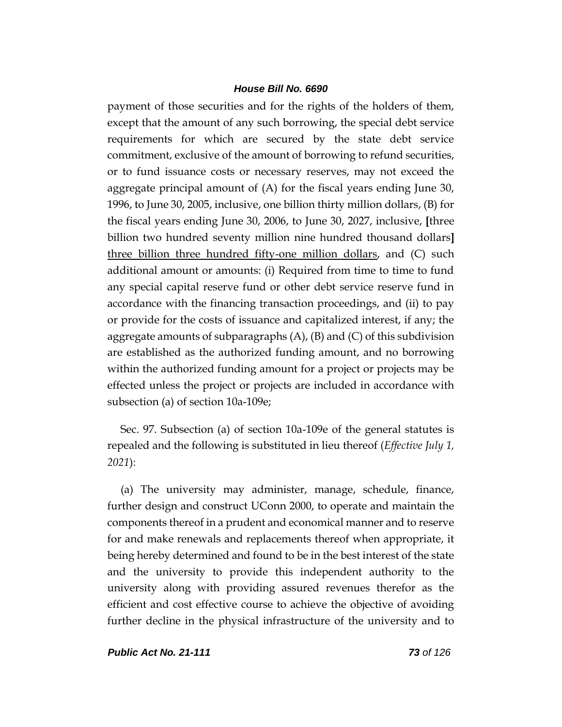payment of those securities and for the rights of the holders of them, except that the amount of any such borrowing, the special debt service requirements for which are secured by the state debt service commitment, exclusive of the amount of borrowing to refund securities, or to fund issuance costs or necessary reserves, may not exceed the aggregate principal amount of (A) for the fiscal years ending June 30, 1996, to June 30, 2005, inclusive, one billion thirty million dollars, (B) for the fiscal years ending June 30, 2006, to June 30, 2027, inclusive, [three billion two hundred seventy million nine hundred thousand dollars] <u>three billion three hundred fifty-one million dollars</u>, and (C) such additional amount or amounts: (i) Required from time to time to fund any special capital reserve fund or other debt service reserve fund in accordance with the financing transaction proceedings, and (ii) to pay or provide for the costs of issuance and capitalized interest, if any; the aggregate amounts of subparagraphs (A), (B) and (C) of this subdivision are established as the authorized funding amount, and no borrowing within the authorized funding amount for a project or projects may be effected unless the project or projects are included in accordance with subsection (a) of section 10a-109e;

Sec. 97. Subsection (a) of section 10a-109e of the general statutes is repealed and the following is substituted in lieu thereof (*Effective July 1, 2021*):

(a) The university may administer, manage, schedule, finance, further design and construct UConn 2000, to operate and maintain the components thereof in a prudent and economical manner and to reserve for and make renewals and replacements thereof when appropriate, it being hereby determined and found to be in the best interest of the state and the university to provide this independent authority to the university along with providing assured revenues therefor as the efficient and cost effective course to achieve the objective of avoiding further decline in the physical infrastructure of the university and to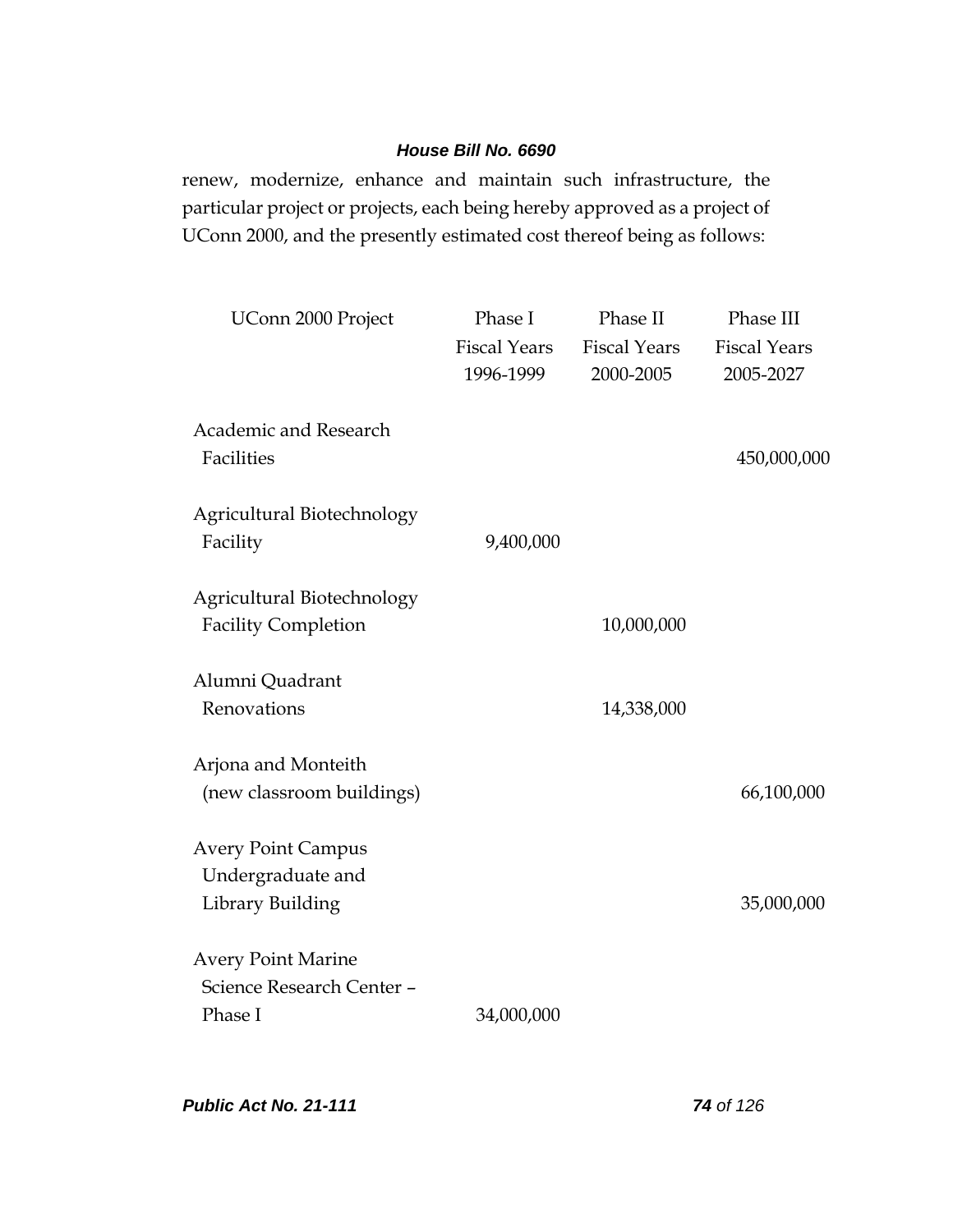renew, modernize, enhance and maintain such infrastructure, the particular project or projects, each being hereby approved as a project of UConn 2000, and the presently estimated cost thereof being as follows:

| UConn 2000 Project | Phase I Fiscal Years 1996-1999 | Phase II Fiscal Years 2000-2005 | Phase III Fiscal Years 2005-2027 |
|---|---|---|---|
| Academic and Research Facilities | | | 450,000,000 |
| Agricultural Biotechnology Facility | 9,400,000 | | |
| Agricultural Biotechnology Facility Completion | | 10,000,000 | |
| Alumni Quadrant Renovations | | 14,338,000 | |
| Arjona and Monteith (new classroom buildings) | | | 66,100,000 |
| Avery Point Campus Undergraduate and Library Building | | | 35,000,000 |
| Avery Point Marine Science Research Center – Phase I | 34,000,000 | | |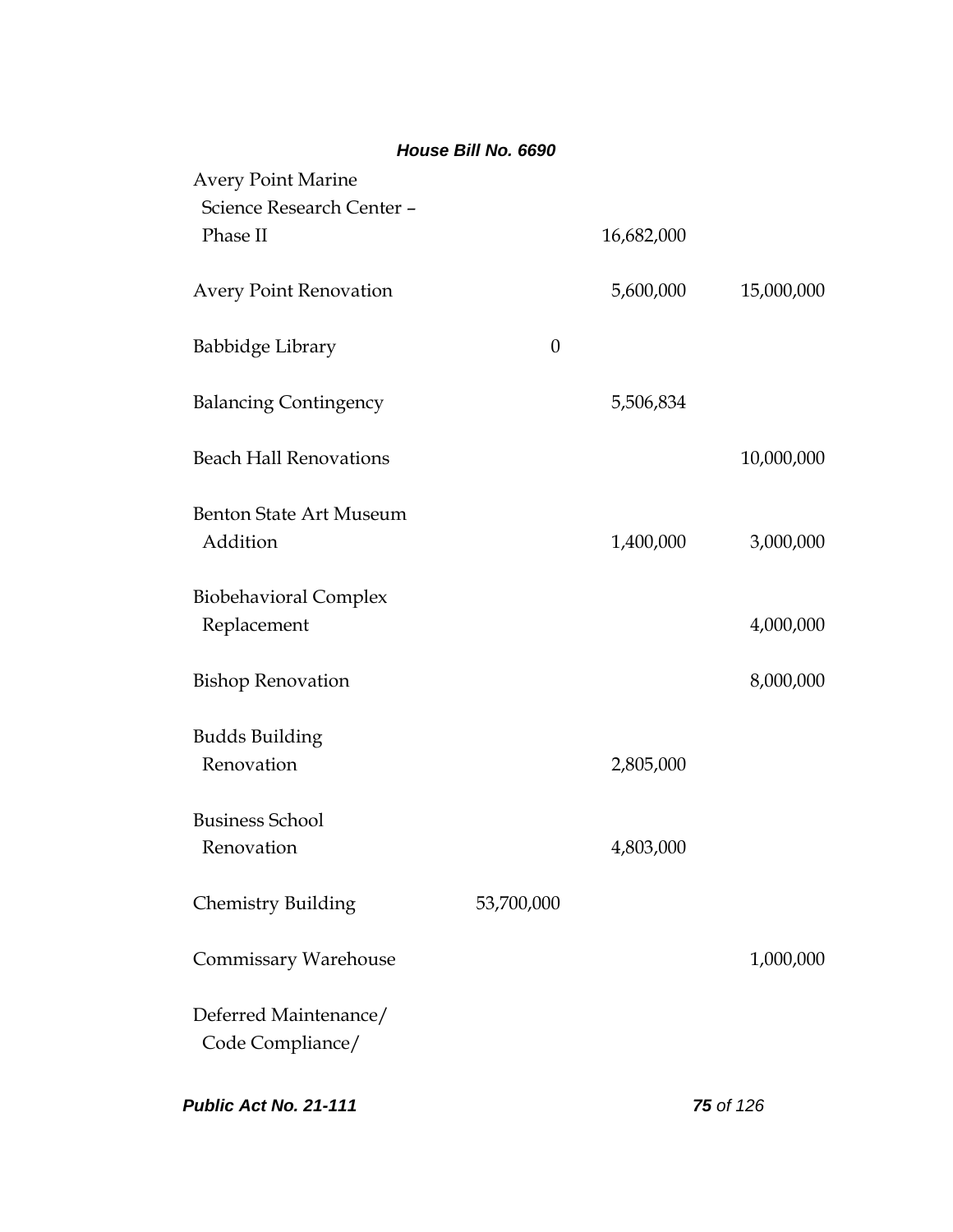| | | | |
|---|---|---|---|
| Avery Point Marine Science Research Center – Phase II | | 16,682,000 | |
| Avery Point Renovation | | 5,600,000 | 15,000,000 |
| Babbidge Library | 0 | | |
| Balancing Contingency | | 5,506,834 | |
| Beach Hall Renovations | | | 10,000,000 |
| Benton State Art Museum Addition | | 1,400,000 | 3,000,000 |
| Biobehavioral Complex Replacement | | | 4,000,000 |
| Bishop Renovation | | | 8,000,000 |
| Budds Building Renovation | | 2,805,000 | |
| Business School Renovation | | 4,803,000 | |
| Chemistry Building | 53,700,000 | | |
| Commissary Warehouse | | | 1,000,000 |
| Deferred Maintenance/ Code Compliance/ | | | |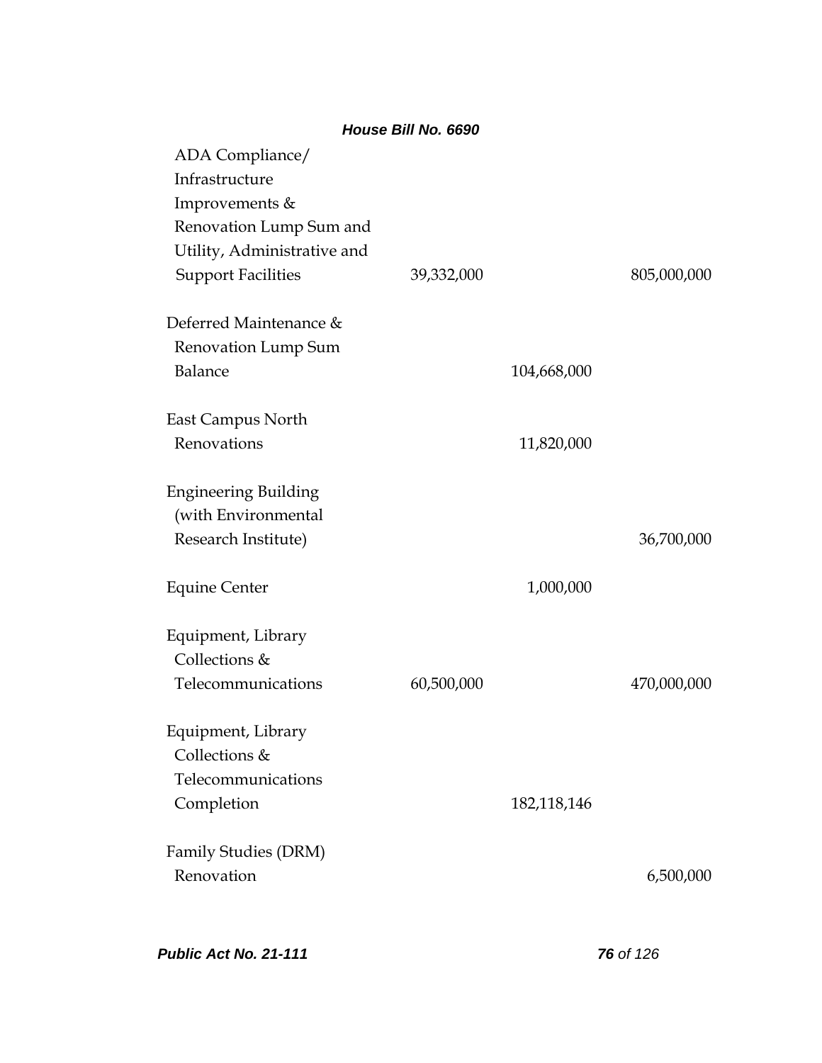| | | | |
|---|---|---|---|
| ADA Compliance/ Infrastructure Improvements & Renovation Lump Sum and Utility, Administrative and Support Facilities | 39,332,000 | | 805,000,000 |
| Deferred Maintenance & Renovation Lump Sum Balance | | 104,668,000 | |
| East Campus North Renovations | | 11,820,000 | |
| Engineering Building (with Environmental Research Institute) | | | 36,700,000 |
| Equine Center | | 1,000,000 | |
| Equipment, Library Collections & Telecommunications | 60,500,000 | | 470,000,000 |
| Equipment, Library Collections & Telecommunications Completion | | 182,118,146 | |
| Family Studies (DRM) Renovation | | | 6,500,000 |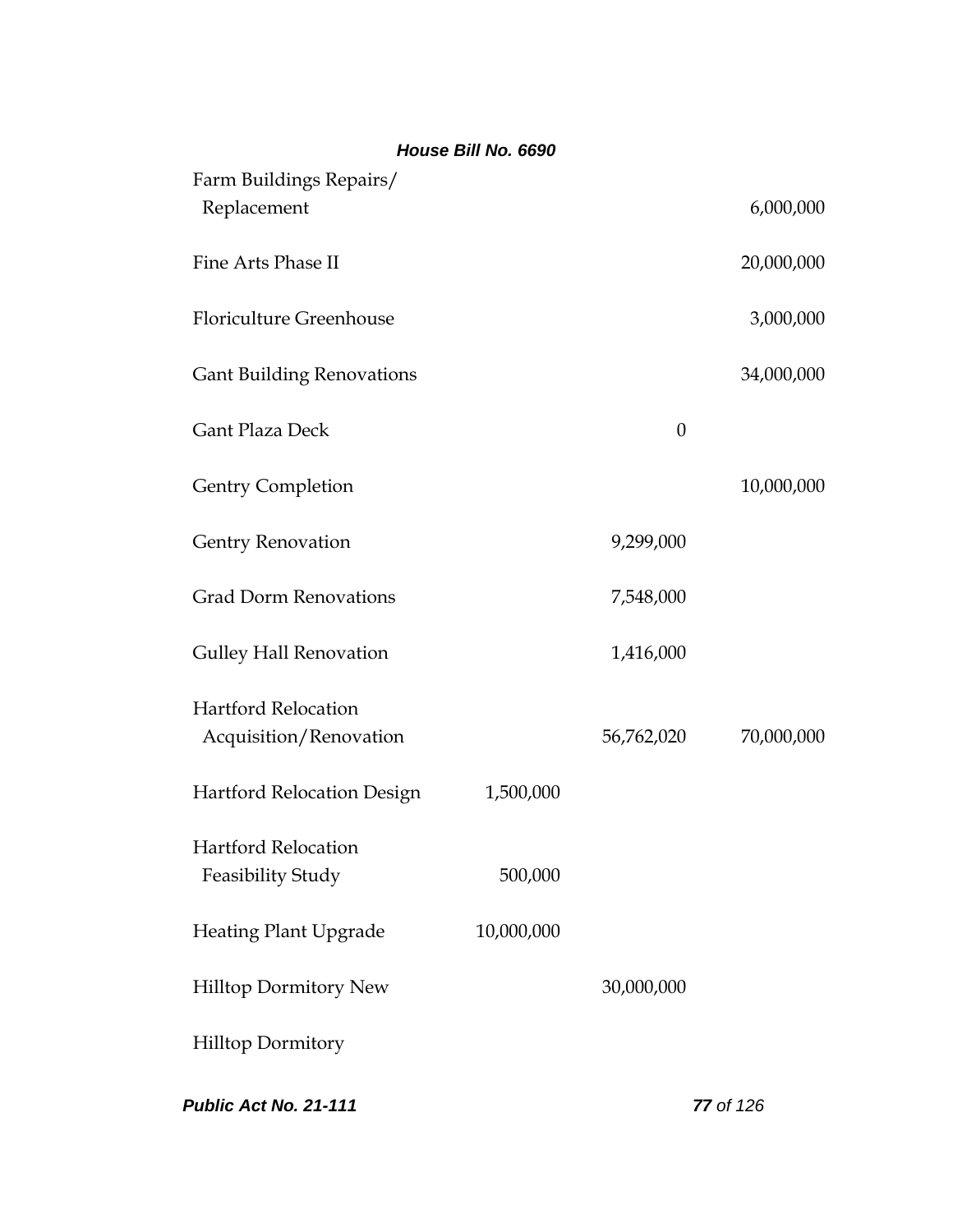| | | | |
|---|---|---|---|
| Farm Buildings Repairs/ Replacement | | | 6,000,000 |
| Fine Arts Phase II | | | 20,000,000 |
| Floriculture Greenhouse | | | 3,000,000 |
| Gant Building Renovations | | | 34,000,000 |
| Gant Plaza Deck | | 0 | |
| Gentry Completion | | | 10,000,000 |
| Gentry Renovation | | 9,299,000 | |
| Grad Dorm Renovations | | 7,548,000 | |
| Gulley Hall Renovation | | 1,416,000 | |
| Hartford Relocation Acquisition/Renovation | | 56,762,020 | 70,000,000 |
| Hartford Relocation Design | 1,500,000 | | |
| Hartford Relocation Feasibility Study | 500,000 | | |
| Heating Plant Upgrade | 10,000,000 | | |
| Hilltop Dormitory New | | 30,000,000 | |
| Hilltop Dormitory | | | |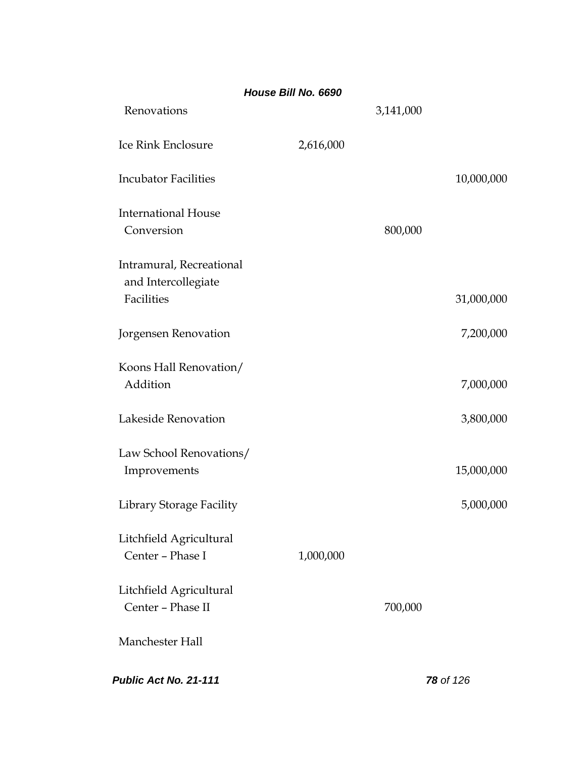| | | | |
|---|---|---|---|
| Renovations | | 3,141,000 | |
| Ice Rink Enclosure | 2,616,000 | | |
| Incubator Facilities | | | 10,000,000 |
| International House Conversion | | 800,000 | |
| Intramural, Recreational and Intercollegiate Facilities | | | 31,000,000 |
| Jorgensen Renovation | | | 7,200,000 |
| Koons Hall Renovation/ Addition | | | 7,000,000 |
| Lakeside Renovation | | | 3,800,000 |
| Law School Renovations/ Improvements | | | 15,000,000 |
| Library Storage Facility | | | 5,000,000 |
| Litchfield Agricultural Center – Phase I | 1,000,000 | | |
| Litchfield Agricultural Center – Phase II | | 700,000 | |
| Manchester Hall | | | |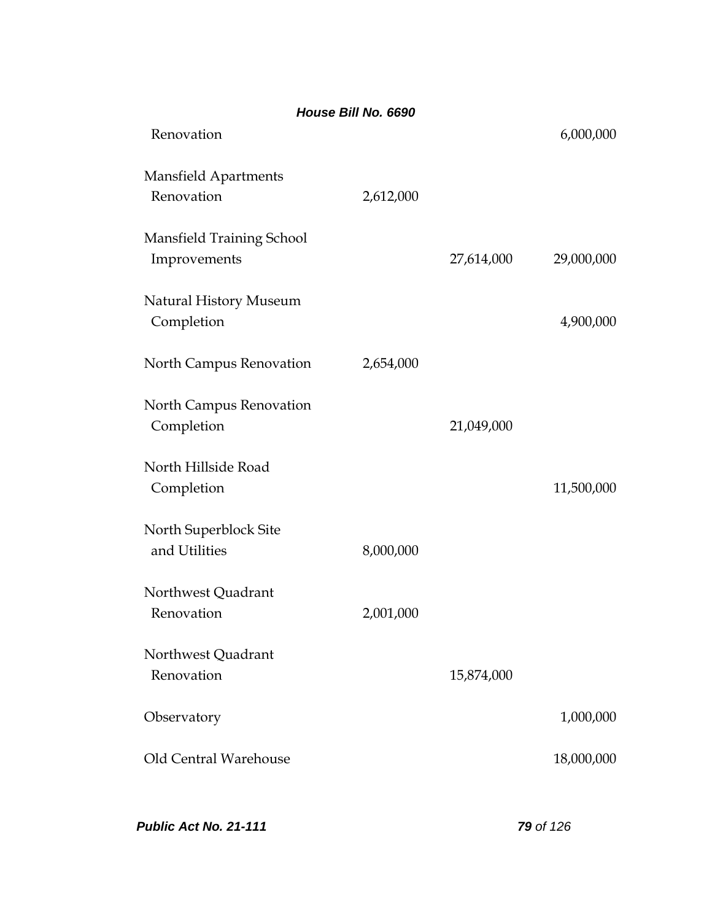| | | | |
|---|---|---|---|
| Renovation | | | 6,000,000 |
| Mansfield Apartments Renovation | 2,612,000 | | |
| Mansfield Training School Improvements | | 27,614,000 | 29,000,000 |
| Natural History Museum Completion | | | 4,900,000 |
| North Campus Renovation | 2,654,000 | | |
| North Campus Renovation Completion | | 21,049,000 | |
| North Hillside Road Completion | | | 11,500,000 |
| North Superblock Site and Utilities | 8,000,000 | | |
| Northwest Quadrant Renovation | 2,001,000 | | |
| Northwest Quadrant Renovation | | 15,874,000 | |
| Observatory | | | 1,000,000 |
| Old Central Warehouse | | | 18,000,000 |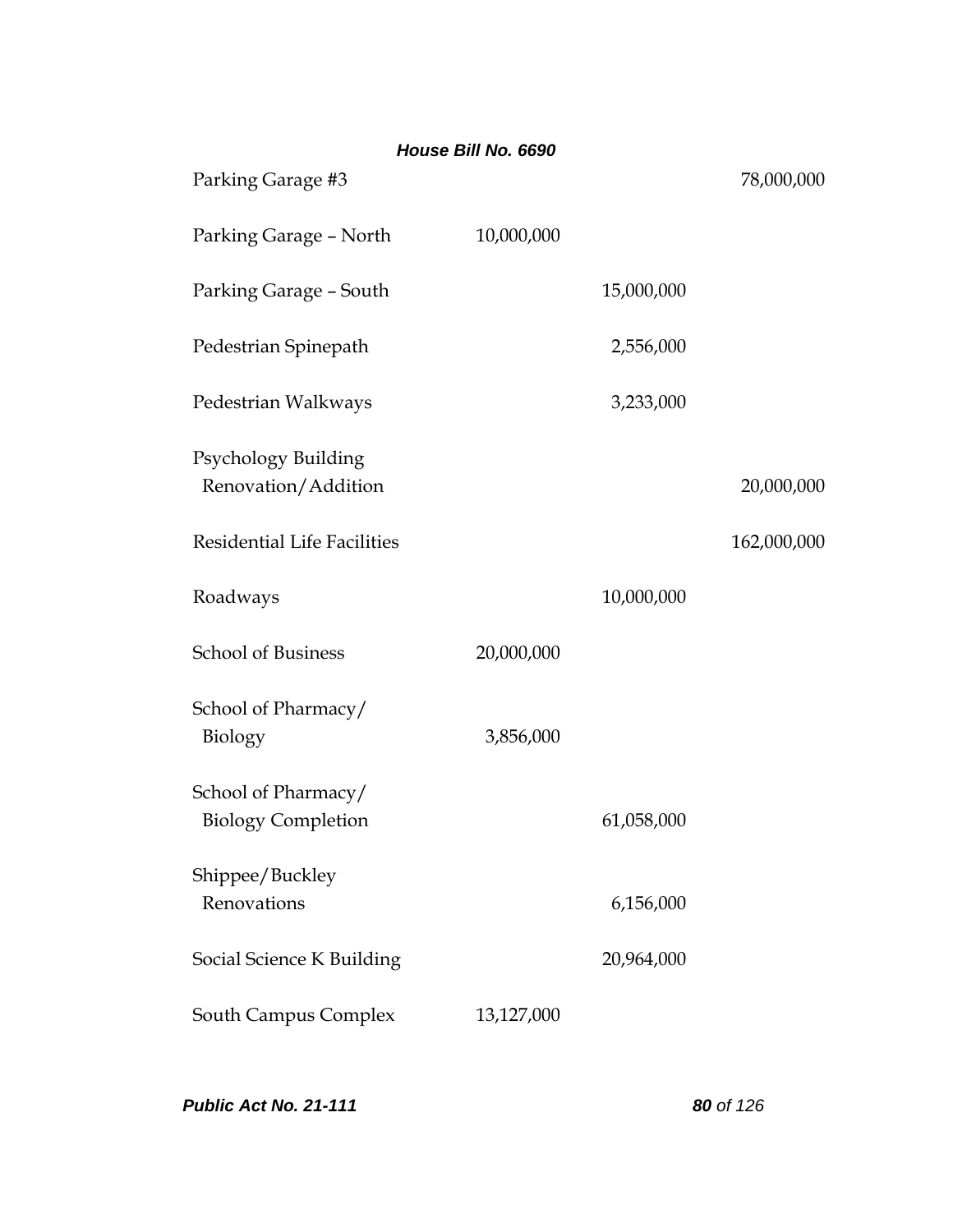| | | | |
|---|---|---|---|
| Parking Garage #3 | | | 78,000,000 |
| Parking Garage – North | 10,000,000 | | |
| Parking Garage – South | | 15,000,000 | |
| Pedestrian Spinepath | | 2,556,000 | |
| Pedestrian Walkways | | 3,233,000 | |
| Psychology Building Renovation/Addition | | | 20,000,000 |
| Residential Life Facilities | | | 162,000,000 |
| Roadways | | 10,000,000 | |
| School of Business | 20,000,000 | | |
| School of Pharmacy/ Biology | 3,856,000 | | |
| School of Pharmacy/ Biology Completion | | 61,058,000 | |
| Shippee/Buckley Renovations | | 6,156,000 | |
| Social Science K Building | | 20,964,000 | |
| South Campus Complex | 13,127,000 | | |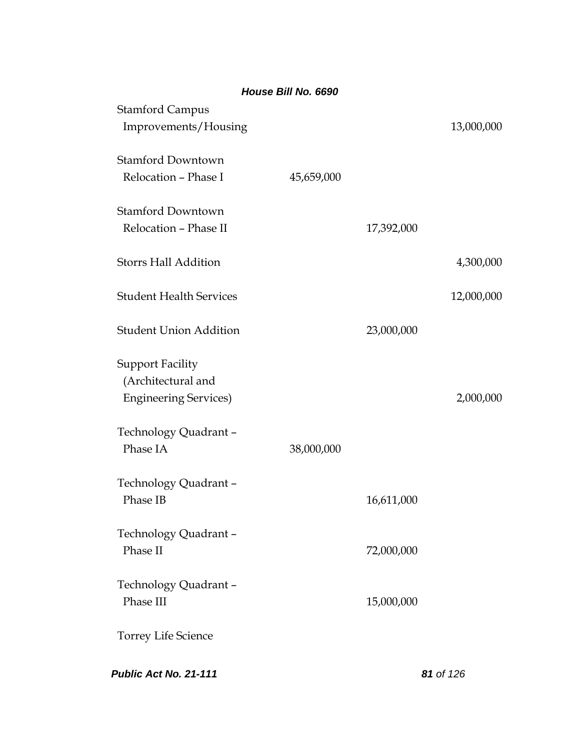| | | | |
|---|---|---|---|
| Stamford Campus Improvements/Housing | | | 13,000,000 |
| Stamford Downtown Relocation – Phase I | 45,659,000 | | |
| Stamford Downtown Relocation – Phase II | | 17,392,000 | |
| Storrs Hall Addition | | | 4,300,000 |
| Student Health Services | | | 12,000,000 |
| Student Union Addition | | 23,000,000 | |
| Support Facility (Architectural and Engineering Services) | | | 2,000,000 |
| Technology Quadrant – Phase IA | 38,000,000 | | |
| Technology Quadrant – Phase IB | | 16,611,000 | |
| Technology Quadrant – Phase II | | 72,000,000 | |
| Technology Quadrant – Phase III | | 15,000,000 | |
| Torrey Life Science | | | |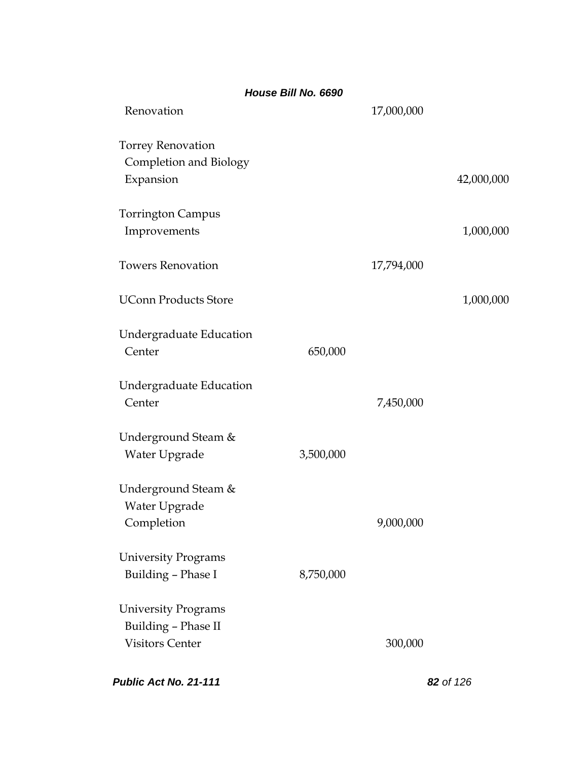| | | | |
|---|---|---|---|
| Renovation | | 17,000,000 | |
| Torrey Renovation Completion and Biology Expansion | | | 42,000,000 |
| Torrington Campus Improvements | | | 1,000,000 |
| Towers Renovation | | 17,794,000 | |
| UConn Products Store | | | 1,000,000 |
| Undergraduate Education Center | 650,000 | | |
| Undergraduate Education Center | | 7,450,000 | |
| Underground Steam & Water Upgrade | 3,500,000 | | |
| Underground Steam & Water Upgrade Completion | | 9,000,000 | |
| University Programs Building – Phase I | 8,750,000 | | |
| University Programs Building – Phase II Visitors Center | | 300,000 | |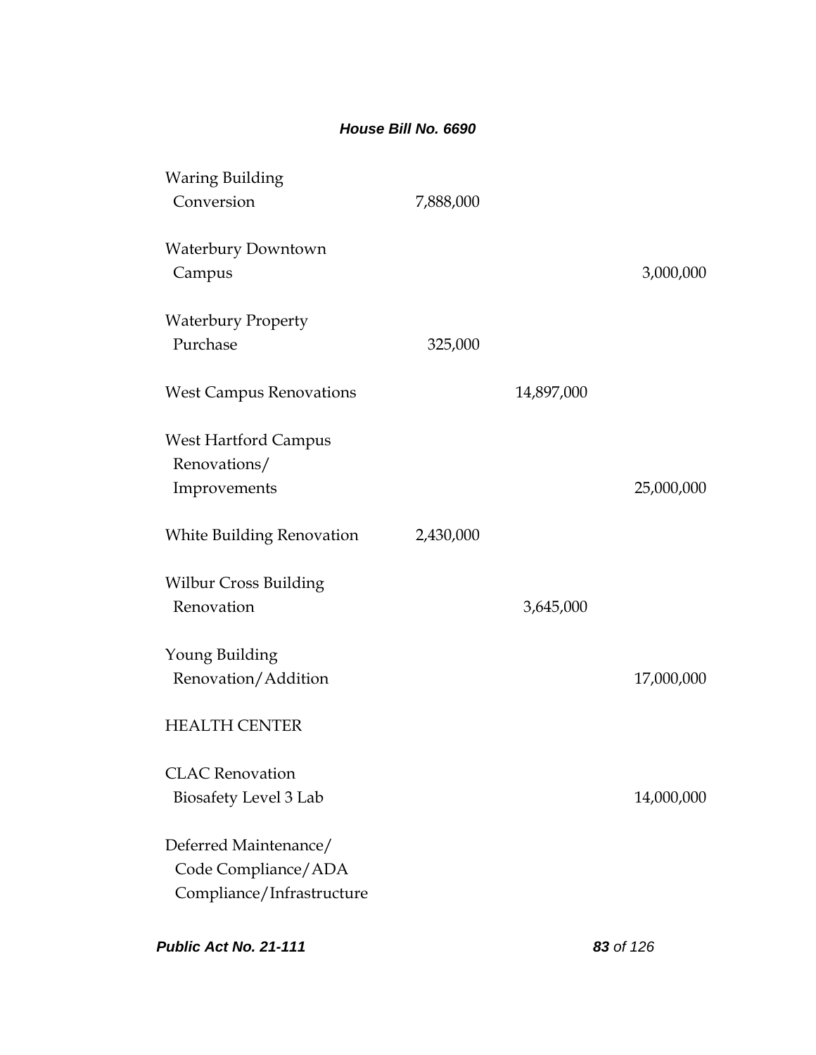*House Bill No. 6690*

| | | | |
|---|---|---|---|
| Waring Building Conversion | 7,888,000 | | |
| Waterbury Downtown Campus | | | 3,000,000 |
| Waterbury Property Purchase | 325,000 | | |
| West Campus Renovations | | 14,897,000 | |
| West Hartford Campus Renovations/ Improvements | | | 25,000,000 |
| White Building Renovation | 2,430,000 | | |
| Wilbur Cross Building Renovation | | 3,645,000 | |
| Young Building Renovation/Addition | | | 17,000,000 |
| HEALTH CENTER | | | |
| CLAC Renovation Biosafety Level 3 Lab | | | 14,000,000 |
| Deferred Maintenance/ Code Compliance/ADA Compliance/Infrastructure | | | |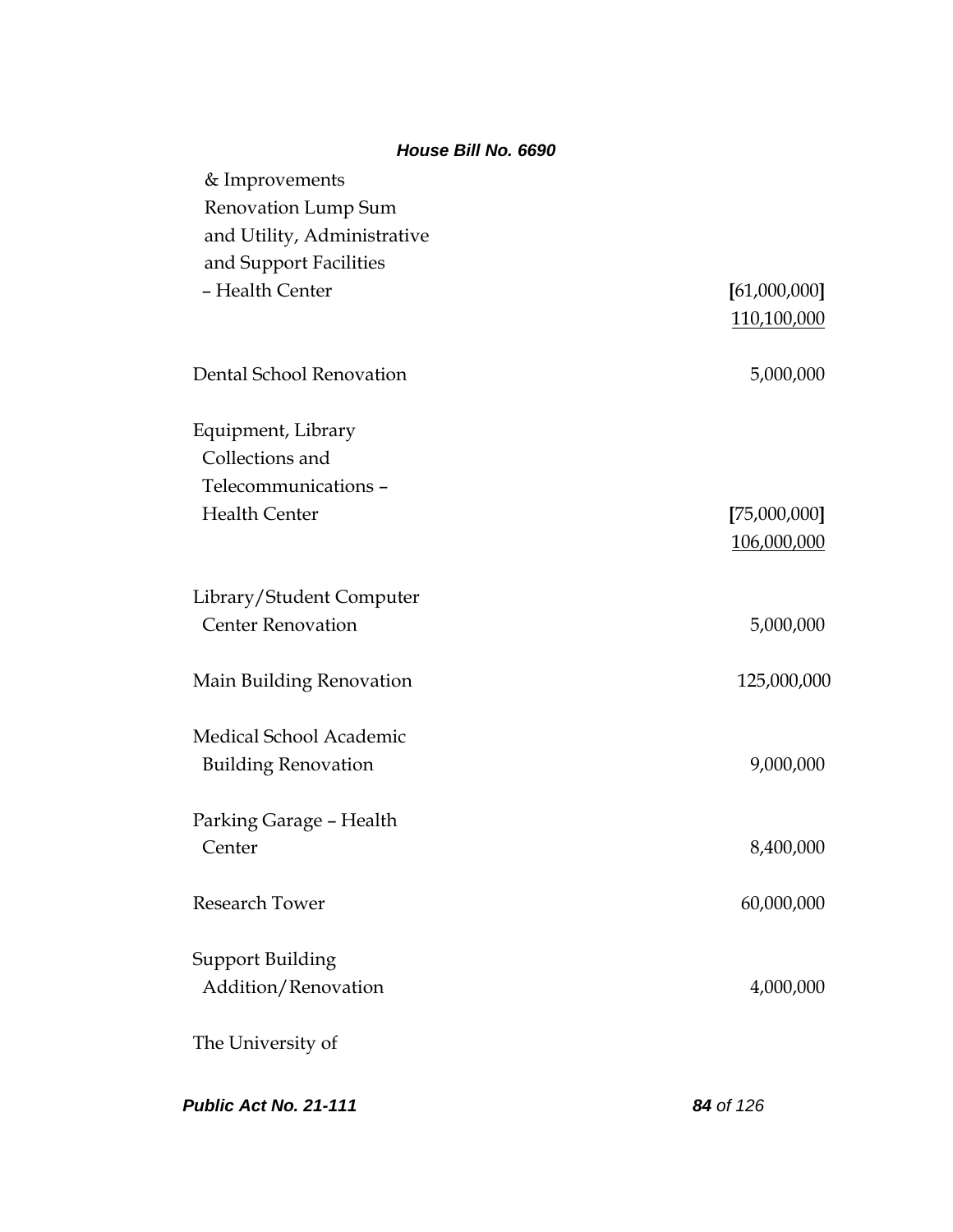| | |
|---|---|
| & Improvements Renovation Lump Sum and Utility, Administrative and Support Facilities – Health Center | [61,000,000] <u>110,100,000</u> |
| Dental School Renovation | 5,000,000 |
| Equipment, Library Collections and Telecommunications – Health Center | [75,000,000] <u>106,000,000</u> |
| Library/Student Computer Center Renovation | 5,000,000 |
| Main Building Renovation | 125,000,000 |
| Medical School Academic Building Renovation | 9,000,000 |
| Parking Garage – Health Center | 8,400,000 |
| Research Tower | 60,000,000 |
| Support Building Addition/Renovation | 4,000,000 |
| The University of | |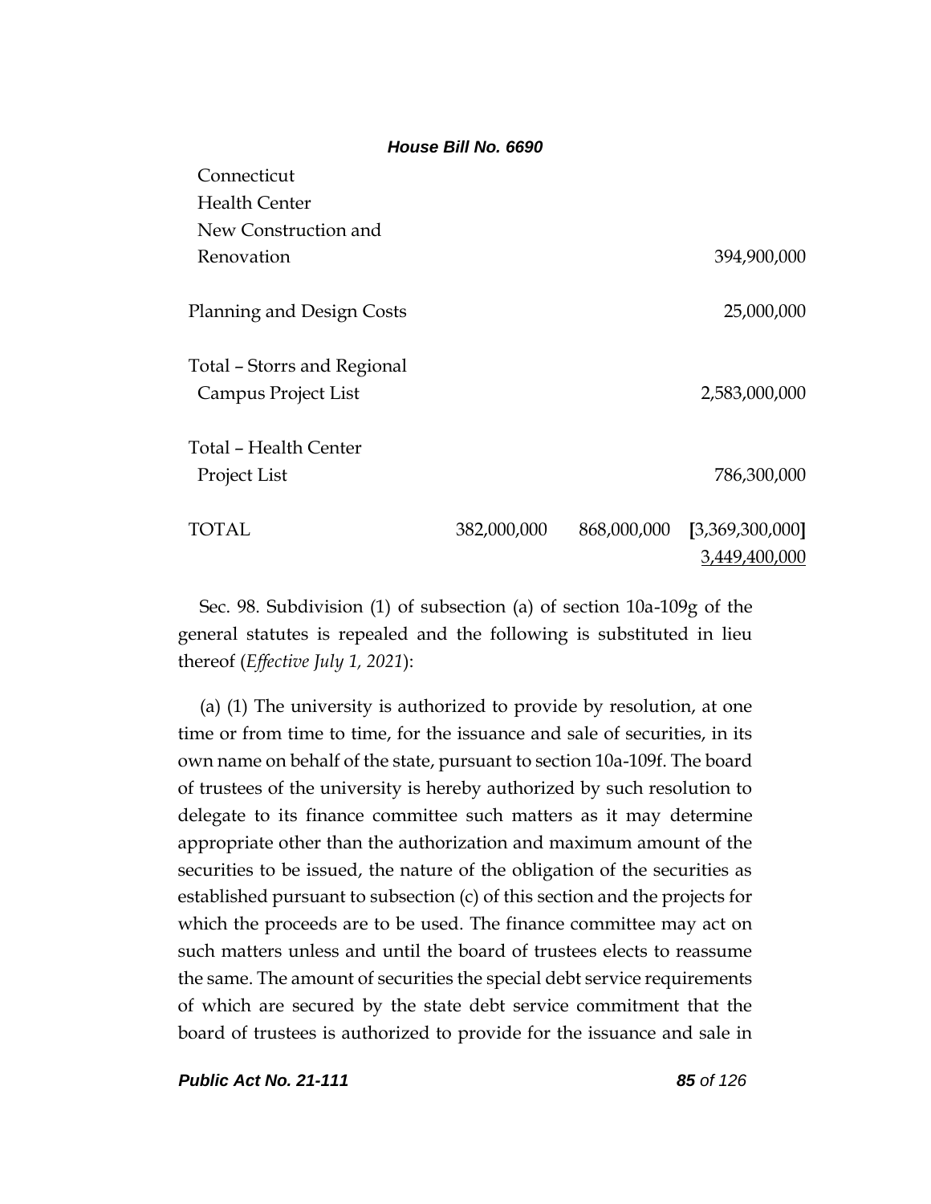| | | | |
|---|---|---|---|
| Connecticut Health Center New Construction and Renovation | | | 394,900,000 |
| Planning and Design Costs | | | 25,000,000 |
| Total – Storrs and Regional Campus Project List | | | 2,583,000,000 |
| Total – Health Center Project List | | | 786,300,000 |
| TOTAL | 382,000,000 | 868,000,000 | [3,369,300,000] <u>3,449,400,000</u> |

Sec. 98. Subdivision (1) of subsection (a) of section 10a-109g of the general statutes is repealed and the following is substituted in lieu thereof (*Effective July 1, 2021*):

(a) (1) The university is authorized to provide by resolution, at one time or from time to time, for the issuance and sale of securities, in its own name on behalf of the state, pursuant to section 10a-109f. The board of trustees of the university is hereby authorized by such resolution to delegate to its finance committee such matters as it may determine appropriate other than the authorization and maximum amount of the securities to be issued, the nature of the obligation of the securities as established pursuant to subsection (c) of this section and the projects for which the proceeds are to be used. The finance committee may act on such matters unless and until the board of trustees elects to reassume the same. The amount of securities the special debt service requirements of which are secured by the state debt service commitment that the board of trustees is authorized to provide for the issuance and sale in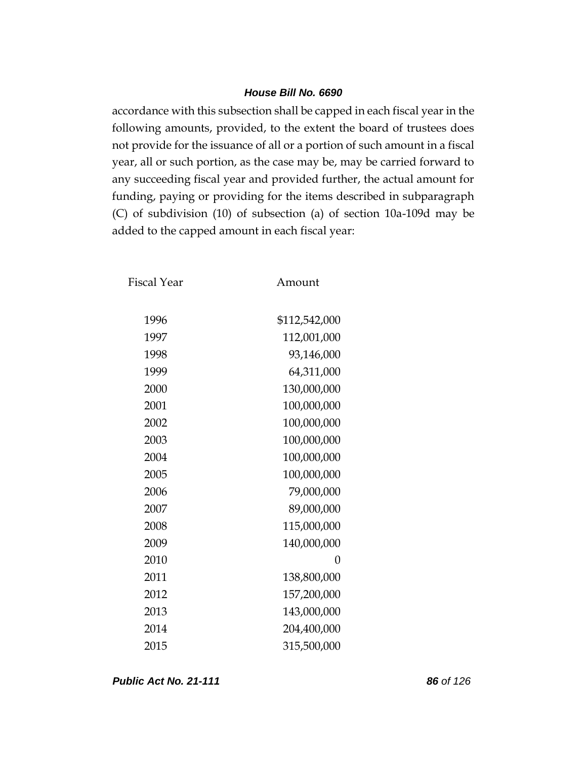accordance with this subsection shall be capped in each fiscal year in the following amounts, provided, to the extent the board of trustees does not provide for the issuance of all or a portion of such amount in a fiscal year, all or such portion, as the case may be, may be carried forward to any succeeding fiscal year and provided further, the actual amount for funding, paying or providing for the items described in subparagraph (C) of subdivision (10) of subsection (a) of section 10a-109d may be added to the capped amount in each fiscal year:

| Fiscal Year | Amount |
|---|---|
| 1996 | $112,542,000 |
| 1997 | 112,001,000 |
| 1998 | 93,146,000 |
| 1999 | 64,311,000 |
| 2000 | 130,000,000 |
| 2001 | 100,000,000 |
| 2002 | 100,000,000 |
| 2003 | 100,000,000 |
| 2004 | 100,000,000 |
| 2005 | 100,000,000 |
| 2006 | 79,000,000 |
| 2007 | 89,000,000 |
| 2008 | 115,000,000 |
| 2009 | 140,000,000 |
| 2010 | 0 |
| 2011 | 138,800,000 |
| 2012 | 157,200,000 |
| 2013 | 143,000,000 |
| 2014 | 204,400,000 |
| 2015 | 315,500,000 |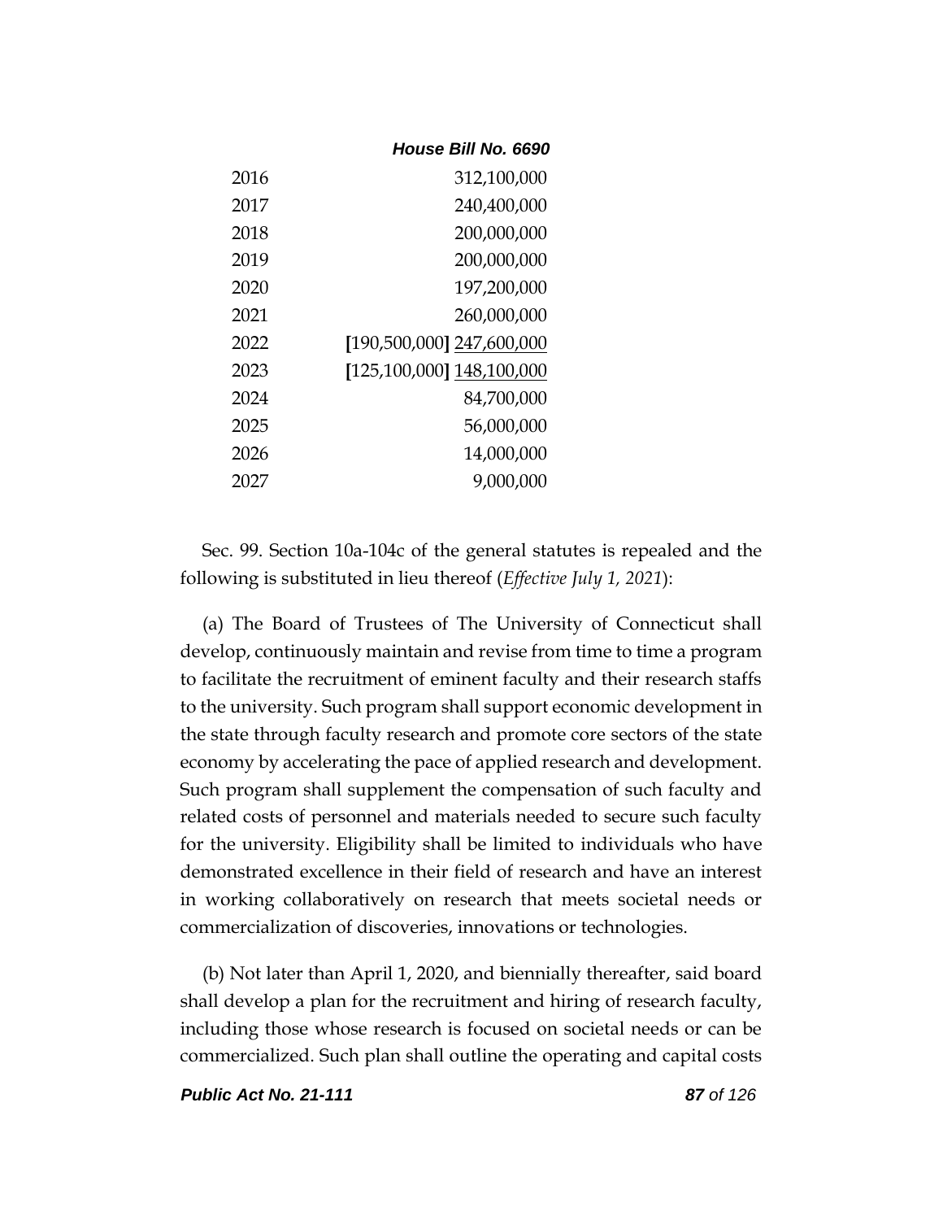| | |
|---|---|
| 2016 | 312,100,000 |
| 2017 | 240,400,000 |
| 2018 | 200,000,000 |
| 2019 | 200,000,000 |
| 2020 | 197,200,000 |
| 2021 | 260,000,000 |
| 2022 | [190,500,000] <u>247,600,000</u> |
| 2023 | [125,100,000] <u>148,100,000</u> |
| 2024 | 84,700,000 |
| 2025 | 56,000,000 |
| 2026 | 14,000,000 |
| 2027 | 9,000,000 |

Sec. 99. Section 10a-104c of the general statutes is repealed and the following is substituted in lieu thereof (*Effective July 1, 2021*):

(a) The Board of Trustees of The University of Connecticut shall develop, continuously maintain and revise from time to time a program to facilitate the recruitment of eminent faculty and their research staffs to the university. Such program shall support economic development in the state through faculty research and promote core sectors of the state economy by accelerating the pace of applied research and development. Such program shall supplement the compensation of such faculty and related costs of personnel and materials needed to secure such faculty for the university. Eligibility shall be limited to individuals who have demonstrated excellence in their field of research and have an interest in working collaboratively on research that meets societal needs or commercialization of discoveries, innovations or technologies.

(b) Not later than April 1, 2020, and biennially thereafter, said board shall develop a plan for the recruitment and hiring of research faculty, including those whose research is focused on societal needs or can be commercialized. Such plan shall outline the operating and capital costs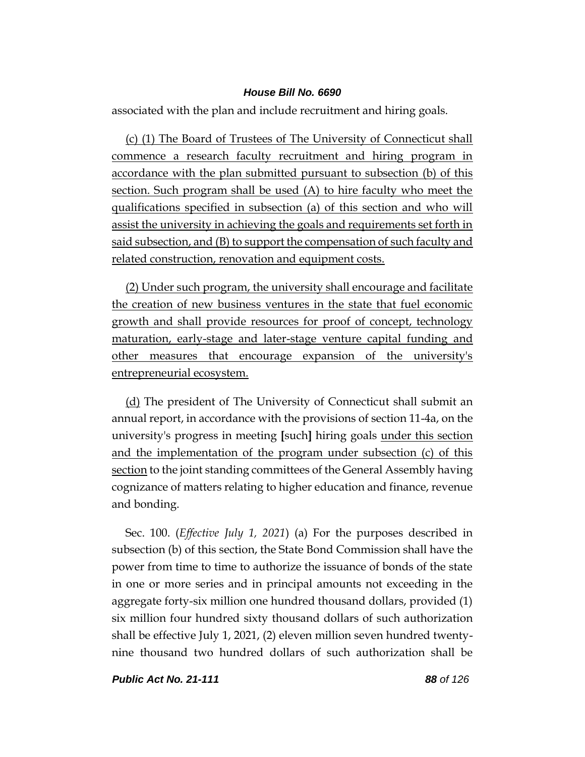associated with the plan and include recruitment and hiring goals.

<u>(c) (1) The Board of Trustees of The University of Connecticut shall commence a research faculty recruitment and hiring program in accordance with the plan submitted pursuant to subsection (b) of this section. Such program shall be used (A) to hire faculty who meet the qualifications specified in subsection (a) of this section and who will assist the university in achieving the goals and requirements set forth in said subsection, and (B) to support the compensation of such faculty and related construction, renovation and equipment costs.</u>

<u>(2) Under such program, the university shall encourage and facilitate the creation of new business ventures in the state that fuel economic growth and shall provide resources for proof of concept, technology maturation, early-stage and later-stage venture capital funding and other measures that encourage expansion of the university's entrepreneurial ecosystem.</u>

<u>(d)</u> The president of The University of Connecticut shall submit an annual report, in accordance with the provisions of section 11-4a, on the university's progress in meeting **[**such**]** hiring goals <u>under this section and the implementation of the program under subsection (c) of this section</u> to the joint standing committees of the General Assembly having cognizance of matters relating to higher education and finance, revenue and bonding.

Sec. 100. (*Effective July 1, 2021*) (a) For the purposes described in subsection (b) of this section, the State Bond Commission shall have the power from time to time to authorize the issuance of bonds of the state in one or more series and in principal amounts not exceeding in the aggregate forty-six million one hundred thousand dollars, provided (1) six million four hundred sixty thousand dollars of such authorization shall be effective July 1, 2021, (2) eleven million seven hundred twenty-nine thousand two hundred dollars of such authorization shall be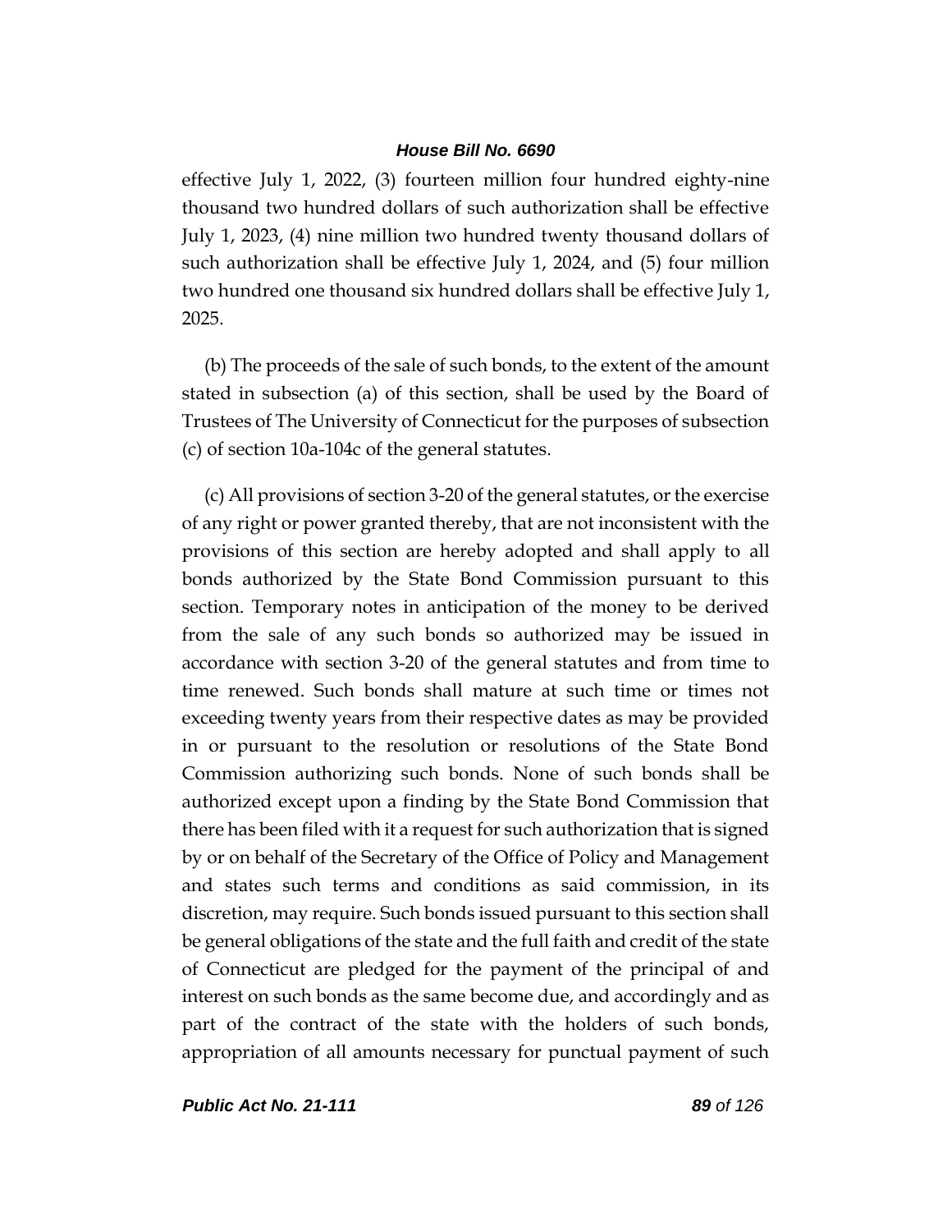effective July 1, 2022, (3) fourteen million four hundred eighty-nine thousand two hundred dollars of such authorization shall be effective July 1, 2023, (4) nine million two hundred twenty thousand dollars of such authorization shall be effective July 1, 2024, and (5) four million two hundred one thousand six hundred dollars shall be effective July 1, 2025.

(b) The proceeds of the sale of such bonds, to the extent of the amount stated in subsection (a) of this section, shall be used by the Board of Trustees of The University of Connecticut for the purposes of subsection (c) of section 10a-104c of the general statutes.

(c) All provisions of section 3-20 of the general statutes, or the exercise of any right or power granted thereby, that are not inconsistent with the provisions of this section are hereby adopted and shall apply to all bonds authorized by the State Bond Commission pursuant to this section. Temporary notes in anticipation of the money to be derived from the sale of any such bonds so authorized may be issued in accordance with section 3-20 of the general statutes and from time to time renewed. Such bonds shall mature at such time or times not exceeding twenty years from their respective dates as may be provided in or pursuant to the resolution or resolutions of the State Bond Commission authorizing such bonds. None of such bonds shall be authorized except upon a finding by the State Bond Commission that there has been filed with it a request for such authorization that is signed by or on behalf of the Secretary of the Office of Policy and Management and states such terms and conditions as said commission, in its discretion, may require. Such bonds issued pursuant to this section shall be general obligations of the state and the full faith and credit of the state of Connecticut are pledged for the payment of the principal of and interest on such bonds as the same become due, and accordingly and as part of the contract of the state with the holders of such bonds, appropriation of all amounts necessary for punctual payment of such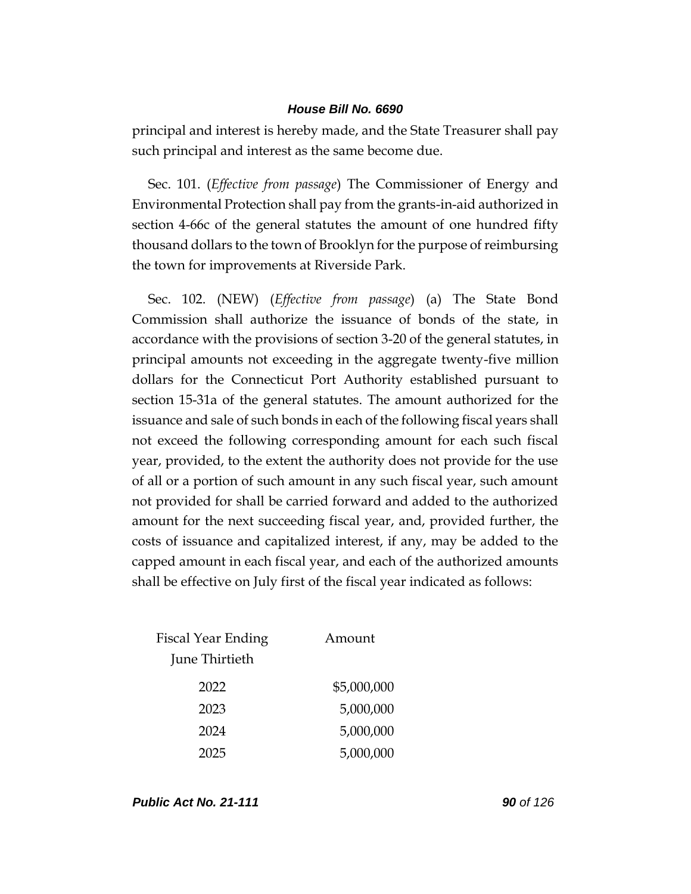principal and interest is hereby made, and the State Treasurer shall pay such principal and interest as the same become due.

Sec. 101. (*Effective from passage*) The Commissioner of Energy and Environmental Protection shall pay from the grants-in-aid authorized in section 4-66c of the general statutes the amount of one hundred fifty thousand dollars to the town of Brooklyn for the purpose of reimbursing the town for improvements at Riverside Park.

Sec. 102. (NEW) (*Effective from passage*) (a) The State Bond Commission shall authorize the issuance of bonds of the state, in accordance with the provisions of section 3-20 of the general statutes, in principal amounts not exceeding in the aggregate twenty-five million dollars for the Connecticut Port Authority established pursuant to section 15-31a of the general statutes. The amount authorized for the issuance and sale of such bonds in each of the following fiscal years shall not exceed the following corresponding amount for each such fiscal year, provided, to the extent the authority does not provide for the use of all or a portion of such amount in any such fiscal year, such amount not provided for shall be carried forward and added to the authorized amount for the next succeeding fiscal year, and, provided further, the costs of issuance and capitalized interest, if any, may be added to the capped amount in each fiscal year, and each of the authorized amounts shall be effective on July first of the fiscal year indicated as follows:

| Fiscal Year Ending June Thirtieth | Amount |
|---|---|
| 2022 | $5,000,000 |
| 2023 | 5,000,000 |
| 2024 | 5,000,000 |
| 2025 | 5,000,000 |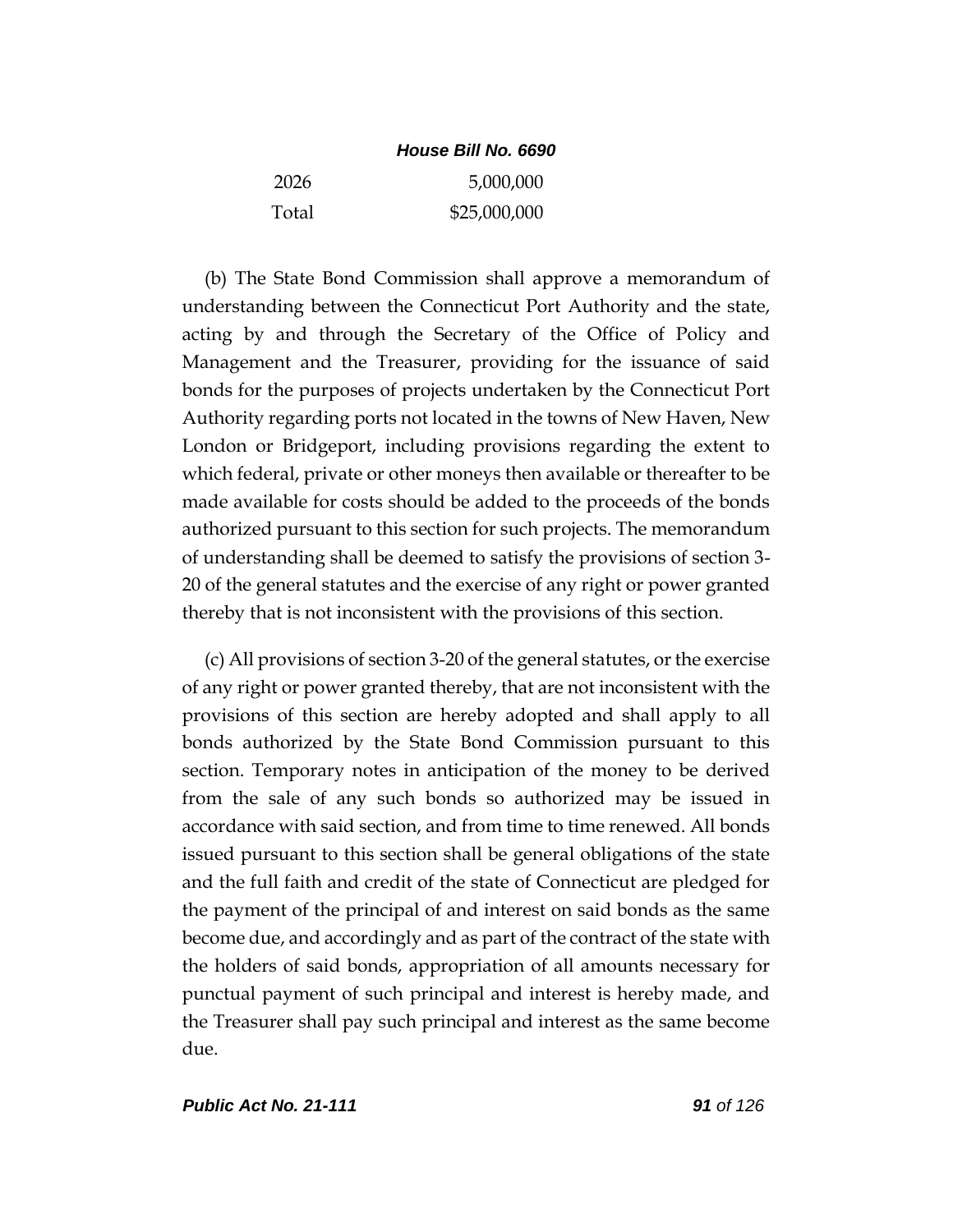| | |
|---|---|
| 2026 | 5,000,000 |
| Total | $25,000,000 |

(b) The State Bond Commission shall approve a memorandum of understanding between the Connecticut Port Authority and the state, acting by and through the Secretary of the Office of Policy and Management and the Treasurer, providing for the issuance of said bonds for the purposes of projects undertaken by the Connecticut Port Authority regarding ports not located in the towns of New Haven, New London or Bridgeport, including provisions regarding the extent to which federal, private or other moneys then available or thereafter to be made available for costs should be added to the proceeds of the bonds authorized pursuant to this section for such projects. The memorandum of understanding shall be deemed to satisfy the provisions of section 3-20 of the general statutes and the exercise of any right or power granted thereby that is not inconsistent with the provisions of this section.

(c) All provisions of section 3-20 of the general statutes, or the exercise of any right or power granted thereby, that are not inconsistent with the provisions of this section are hereby adopted and shall apply to all bonds authorized by the State Bond Commission pursuant to this section. Temporary notes in anticipation of the money to be derived from the sale of any such bonds so authorized may be issued in accordance with said section, and from time to time renewed. All bonds issued pursuant to this section shall be general obligations of the state and the full faith and credit of the state of Connecticut are pledged for the payment of the principal of and interest on said bonds as the same become due, and accordingly and as part of the contract of the state with the holders of said bonds, appropriation of all amounts necessary for punctual payment of such principal and interest is hereby made, and the Treasurer shall pay such principal and interest as the same become due.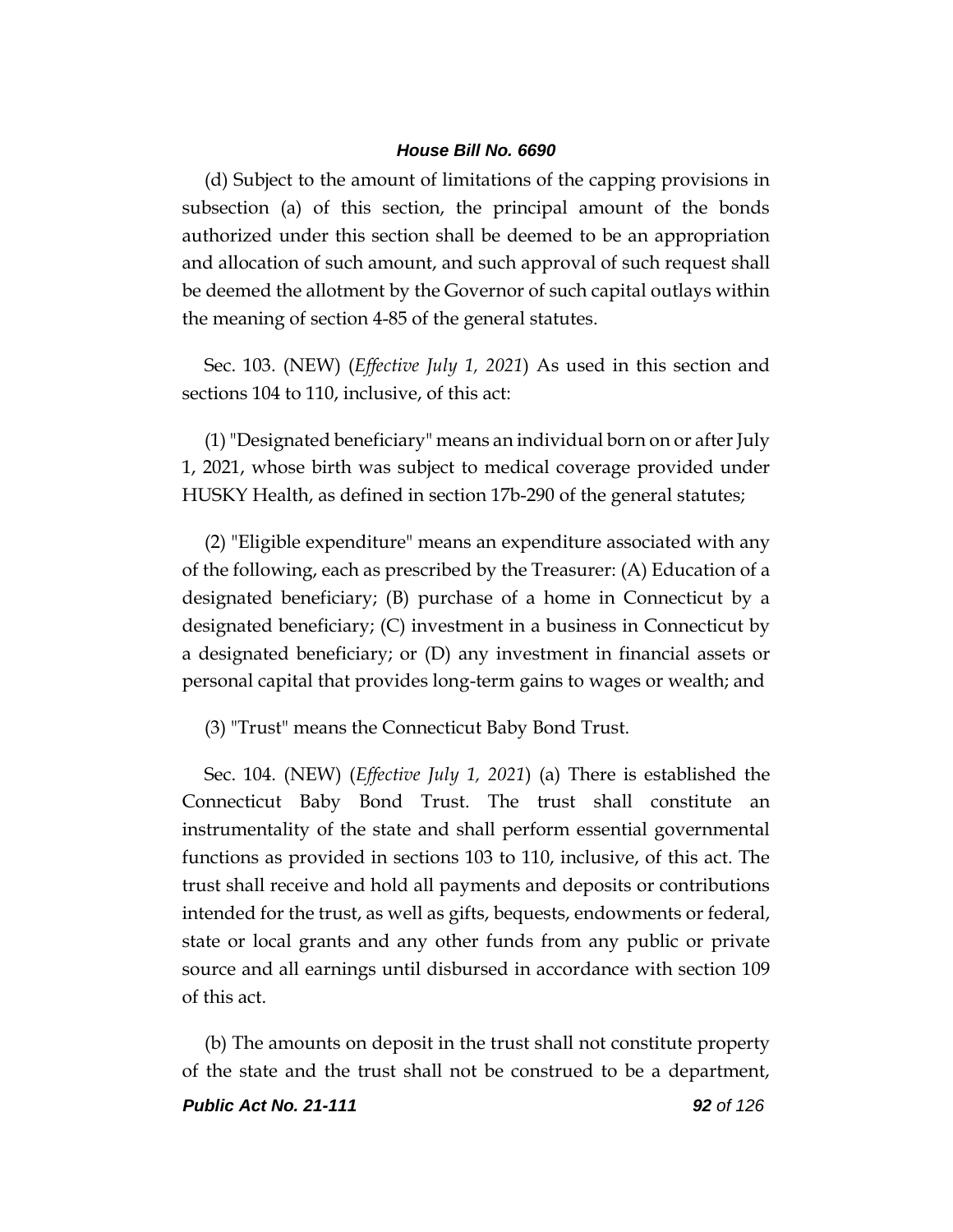(d) Subject to the amount of limitations of the capping provisions in subsection (a) of this section, the principal amount of the bonds authorized under this section shall be deemed to be an appropriation and allocation of such amount, and such approval of such request shall be deemed the allotment by the Governor of such capital outlays within the meaning of section 4-85 of the general statutes.

Sec. 103. (NEW) (*Effective July 1, 2021*) As used in this section and sections 104 to 110, inclusive, of this act:

(1) "Designated beneficiary" means an individual born on or after July 1, 2021, whose birth was subject to medical coverage provided under HUSKY Health, as defined in section 17b-290 of the general statutes;

(2) "Eligible expenditure" means an expenditure associated with any of the following, each as prescribed by the Treasurer: (A) Education of a designated beneficiary; (B) purchase of a home in Connecticut by a designated beneficiary; (C) investment in a business in Connecticut by a designated beneficiary; or (D) any investment in financial assets or personal capital that provides long-term gains to wages or wealth; and

(3) "Trust" means the Connecticut Baby Bond Trust.

Sec. 104. (NEW) (*Effective July 1, 2021*) (a) There is established the Connecticut Baby Bond Trust. The trust shall constitute an instrumentality of the state and shall perform essential governmental functions as provided in sections 103 to 110, inclusive, of this act. The trust shall receive and hold all payments and deposits or contributions intended for the trust, as well as gifts, bequests, endowments or federal, state or local grants and any other funds from any public or private source and all earnings until disbursed in accordance with section 109 of this act.

(b) The amounts on deposit in the trust shall not constitute property of the state and the trust shall not be construed to be a department,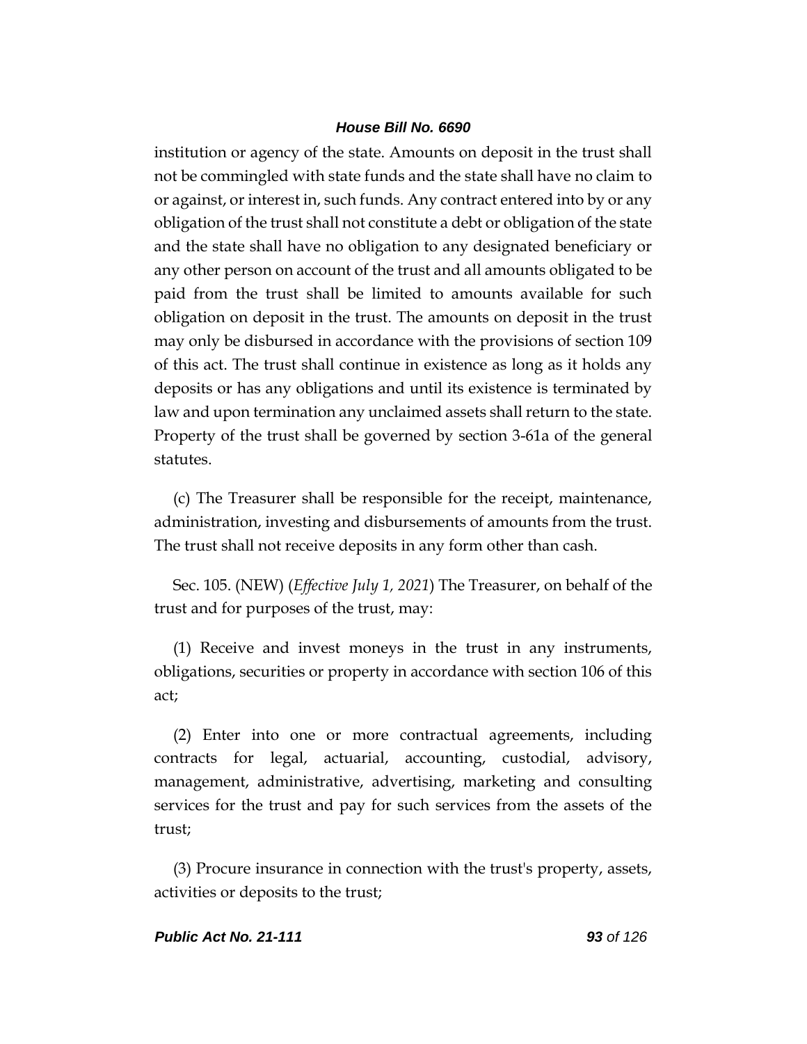institution or agency of the state. Amounts on deposit in the trust shall not be commingled with state funds and the state shall have no claim to or against, or interest in, such funds. Any contract entered into by or any obligation of the trust shall not constitute a debt or obligation of the state and the state shall have no obligation to any designated beneficiary or any other person on account of the trust and all amounts obligated to be paid from the trust shall be limited to amounts available for such obligation on deposit in the trust. The amounts on deposit in the trust may only be disbursed in accordance with the provisions of section 109 of this act. The trust shall continue in existence as long as it holds any deposits or has any obligations and until its existence is terminated by law and upon termination any unclaimed assets shall return to the state. Property of the trust shall be governed by section 3-61a of the general statutes.

(c) The Treasurer shall be responsible for the receipt, maintenance, administration, investing and disbursements of amounts from the trust. The trust shall not receive deposits in any form other than cash.

Sec. 105. (NEW) (*Effective July 1, 2021*) The Treasurer, on behalf of the trust and for purposes of the trust, may:

(1) Receive and invest moneys in the trust in any instruments, obligations, securities or property in accordance with section 106 of this act;

(2) Enter into one or more contractual agreements, including contracts for legal, actuarial, accounting, custodial, advisory, management, administrative, advertising, marketing and consulting services for the trust and pay for such services from the assets of the trust;

(3) Procure insurance in connection with the trust's property, assets, activities or deposits to the trust;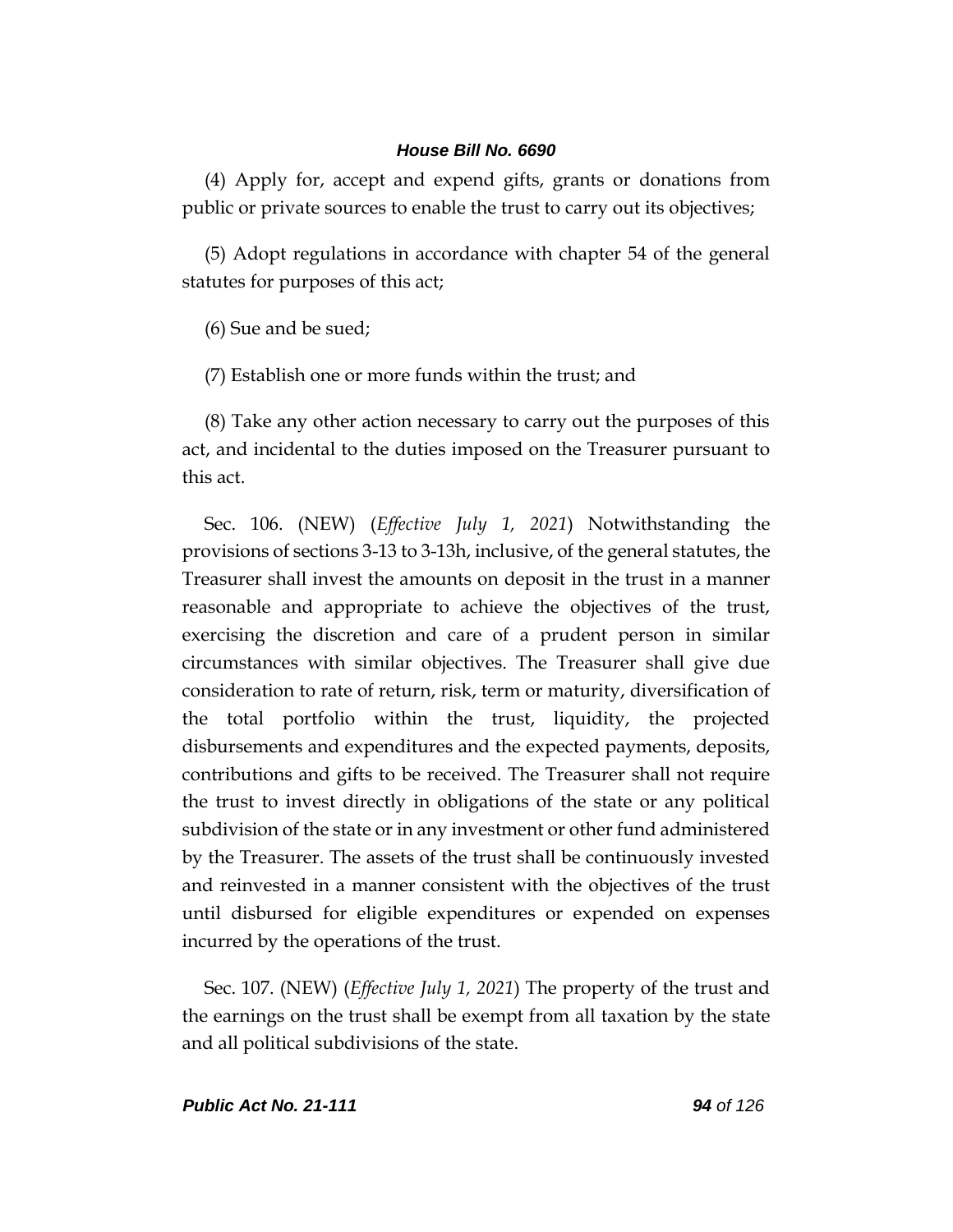(4) Apply for, accept and expend gifts, grants or donations from public or private sources to enable the trust to carry out its objectives;

(5) Adopt regulations in accordance with chapter 54 of the general statutes for purposes of this act;

(6) Sue and be sued;

(7) Establish one or more funds within the trust; and

(8) Take any other action necessary to carry out the purposes of this act, and incidental to the duties imposed on the Treasurer pursuant to this act.

Sec. 106. (NEW) (*Effective July 1, 2021*) Notwithstanding the provisions of sections 3-13 to 3-13h, inclusive, of the general statutes, the Treasurer shall invest the amounts on deposit in the trust in a manner reasonable and appropriate to achieve the objectives of the trust, exercising the discretion and care of a prudent person in similar circumstances with similar objectives. The Treasurer shall give due consideration to rate of return, risk, term or maturity, diversification of the total portfolio within the trust, liquidity, the projected disbursements and expenditures and the expected payments, deposits, contributions and gifts to be received. The Treasurer shall not require the trust to invest directly in obligations of the state or any political subdivision of the state or in any investment or other fund administered by the Treasurer. The assets of the trust shall be continuously invested and reinvested in a manner consistent with the objectives of the trust until disbursed for eligible expenditures or expended on expenses incurred by the operations of the trust.

Sec. 107. (NEW) (*Effective July 1, 2021*) The property of the trust and the earnings on the trust shall be exempt from all taxation by the state and all political subdivisions of the state.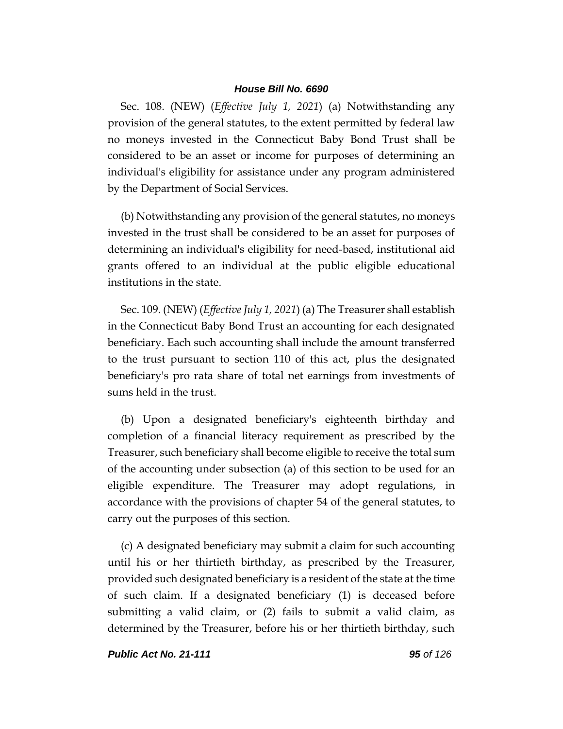Sec. 108. (NEW) (*Effective July 1, 2021*) (a) Notwithstanding any provision of the general statutes, to the extent permitted by federal law no moneys invested in the Connecticut Baby Bond Trust shall be considered to be an asset or income for purposes of determining an individual's eligibility for assistance under any program administered by the Department of Social Services.

(b) Notwithstanding any provision of the general statutes, no moneys invested in the trust shall be considered to be an asset for purposes of determining an individual's eligibility for need-based, institutional aid grants offered to an individual at the public eligible educational institutions in the state.

Sec. 109. (NEW) (*Effective July 1, 2021*) (a) The Treasurer shall establish in the Connecticut Baby Bond Trust an accounting for each designated beneficiary. Each such accounting shall include the amount transferred to the trust pursuant to section 110 of this act, plus the designated beneficiary's pro rata share of total net earnings from investments of sums held in the trust.

(b) Upon a designated beneficiary's eighteenth birthday and completion of a financial literacy requirement as prescribed by the Treasurer, such beneficiary shall become eligible to receive the total sum of the accounting under subsection (a) of this section to be used for an eligible expenditure. The Treasurer may adopt regulations, in accordance with the provisions of chapter 54 of the general statutes, to carry out the purposes of this section.

(c) A designated beneficiary may submit a claim for such accounting until his or her thirtieth birthday, as prescribed by the Treasurer, provided such designated beneficiary is a resident of the state at the time of such claim. If a designated beneficiary (1) is deceased before submitting a valid claim, or (2) fails to submit a valid claim, as determined by the Treasurer, before his or her thirtieth birthday, such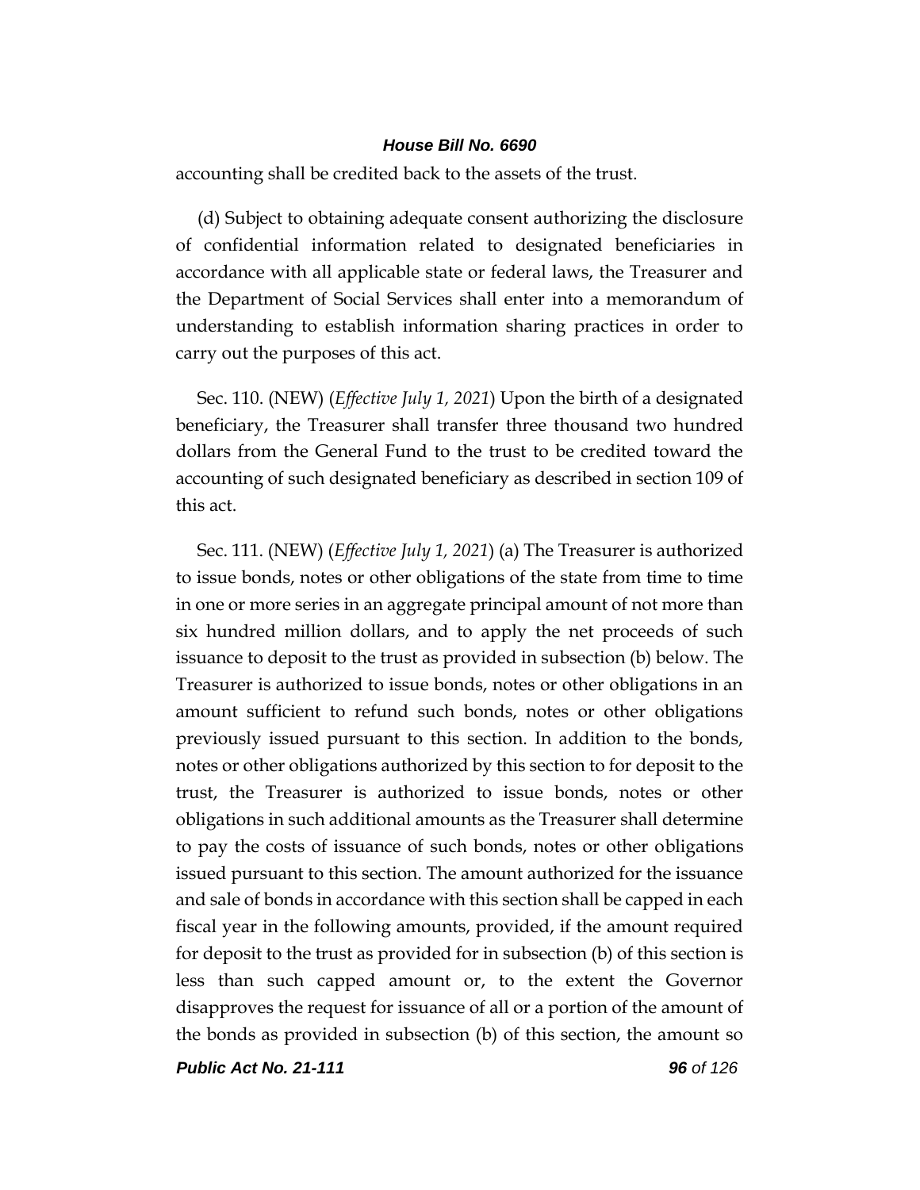accounting shall be credited back to the assets of the trust.

(d) Subject to obtaining adequate consent authorizing the disclosure of confidential information related to designated beneficiaries in accordance with all applicable state or federal laws, the Treasurer and the Department of Social Services shall enter into a memorandum of understanding to establish information sharing practices in order to carry out the purposes of this act.

Sec. 110. (NEW) (*Effective July 1, 2021*) Upon the birth of a designated beneficiary, the Treasurer shall transfer three thousand two hundred dollars from the General Fund to the trust to be credited toward the accounting of such designated beneficiary as described in section 109 of this act.

Sec. 111. (NEW) (*Effective July 1, 2021*) (a) The Treasurer is authorized to issue bonds, notes or other obligations of the state from time to time in one or more series in an aggregate principal amount of not more than six hundred million dollars, and to apply the net proceeds of such issuance to deposit to the trust as provided in subsection (b) below. The Treasurer is authorized to issue bonds, notes or other obligations in an amount sufficient to refund such bonds, notes or other obligations previously issued pursuant to this section. In addition to the bonds, notes or other obligations authorized by this section to for deposit to the trust, the Treasurer is authorized to issue bonds, notes or other obligations in such additional amounts as the Treasurer shall determine to pay the costs of issuance of such bonds, notes or other obligations issued pursuant to this section. The amount authorized for the issuance and sale of bonds in accordance with this section shall be capped in each fiscal year in the following amounts, provided, if the amount required for deposit to the trust as provided for in subsection (b) of this section is less than such capped amount or, to the extent the Governor disapproves the request for issuance of all or a portion of the amount of the bonds as provided in subsection (b) of this section, the amount so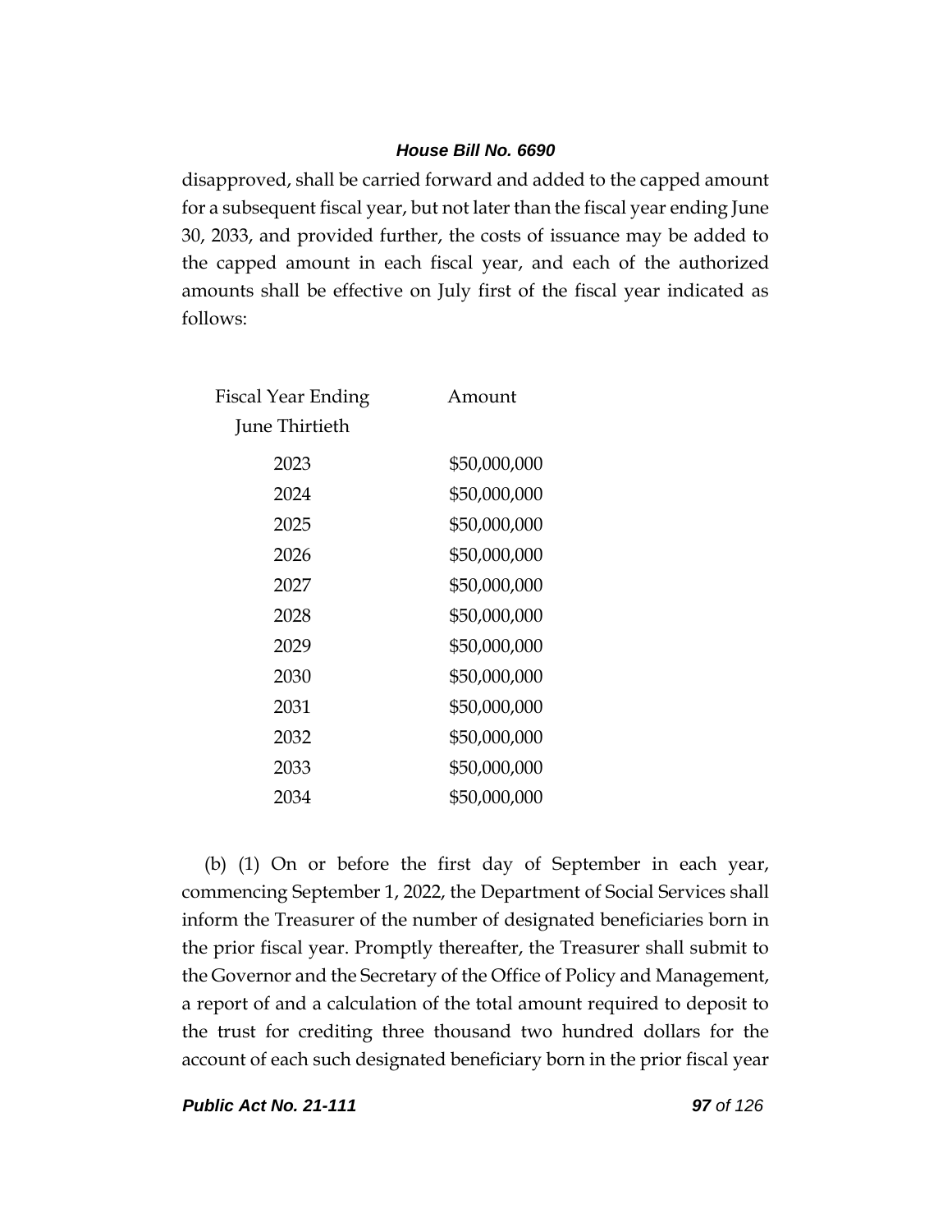disapproved, shall be carried forward and added to the capped amount for a subsequent fiscal year, but not later than the fiscal year ending June 30, 2033, and provided further, the costs of issuance may be added to the capped amount in each fiscal year, and each of the authorized amounts shall be effective on July first of the fiscal year indicated as follows:

| Fiscal Year Ending June Thirtieth | Amount |
|---|---|
| 2023 | $50,000,000 |
| 2024 | $50,000,000 |
| 2025 | $50,000,000 |
| 2026 | $50,000,000 |
| 2027 | $50,000,000 |
| 2028 | $50,000,000 |
| 2029 | $50,000,000 |
| 2030 | $50,000,000 |
| 2031 | $50,000,000 |
| 2032 | $50,000,000 |
| 2033 | $50,000,000 |
| 2034 | $50,000,000 |

(b) (1) On or before the first day of September in each year, commencing September 1, 2022, the Department of Social Services shall inform the Treasurer of the number of designated beneficiaries born in the prior fiscal year. Promptly thereafter, the Treasurer shall submit to the Governor and the Secretary of the Office of Policy and Management, a report of and a calculation of the total amount required to deposit to the trust for crediting three thousand two hundred dollars for the account of each such designated beneficiary born in the prior fiscal year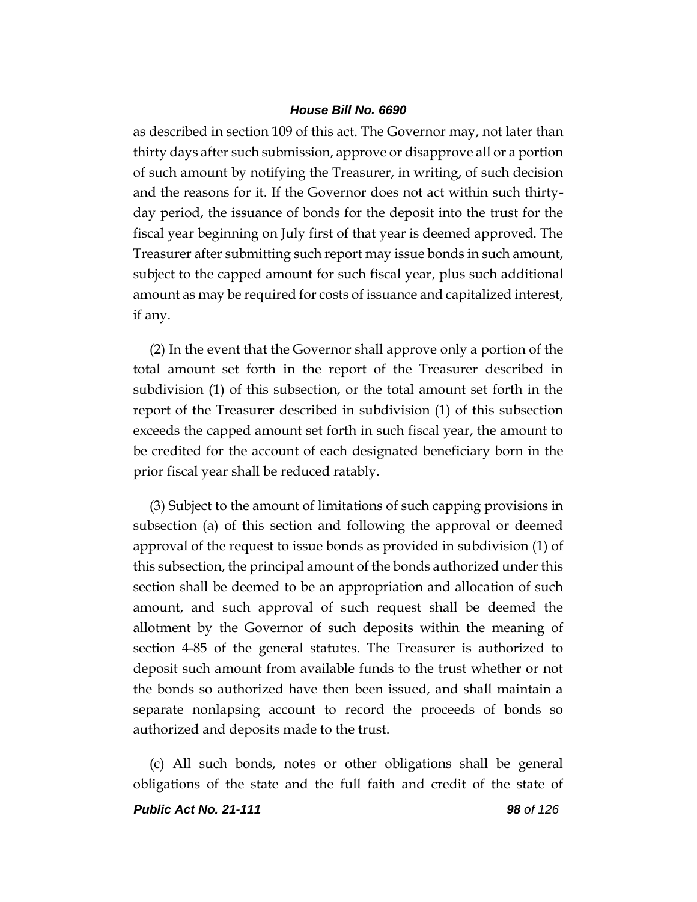as described in section 109 of this act. The Governor may, not later than thirty days after such submission, approve or disapprove all or a portion of such amount by notifying the Treasurer, in writing, of such decision and the reasons for it. If the Governor does not act within such thirty-day period, the issuance of bonds for the deposit into the trust for the fiscal year beginning on July first of that year is deemed approved. The Treasurer after submitting such report may issue bonds in such amount, subject to the capped amount for such fiscal year, plus such additional amount as may be required for costs of issuance and capitalized interest, if any.

(2) In the event that the Governor shall approve only a portion of the total amount set forth in the report of the Treasurer described in subdivision (1) of this subsection, or the total amount set forth in the report of the Treasurer described in subdivision (1) of this subsection exceeds the capped amount set forth in such fiscal year, the amount to be credited for the account of each designated beneficiary born in the prior fiscal year shall be reduced ratably.

(3) Subject to the amount of limitations of such capping provisions in subsection (a) of this section and following the approval or deemed approval of the request to issue bonds as provided in subdivision (1) of this subsection, the principal amount of the bonds authorized under this section shall be deemed to be an appropriation and allocation of such amount, and such approval of such request shall be deemed the allotment by the Governor of such deposits within the meaning of section 4-85 of the general statutes. The Treasurer is authorized to deposit such amount from available funds to the trust whether or not the bonds so authorized have then been issued, and shall maintain a separate nonlapsing account to record the proceeds of bonds so authorized and deposits made to the trust.

(c) All such bonds, notes or other obligations shall be general obligations of the state and the full faith and credit of the state of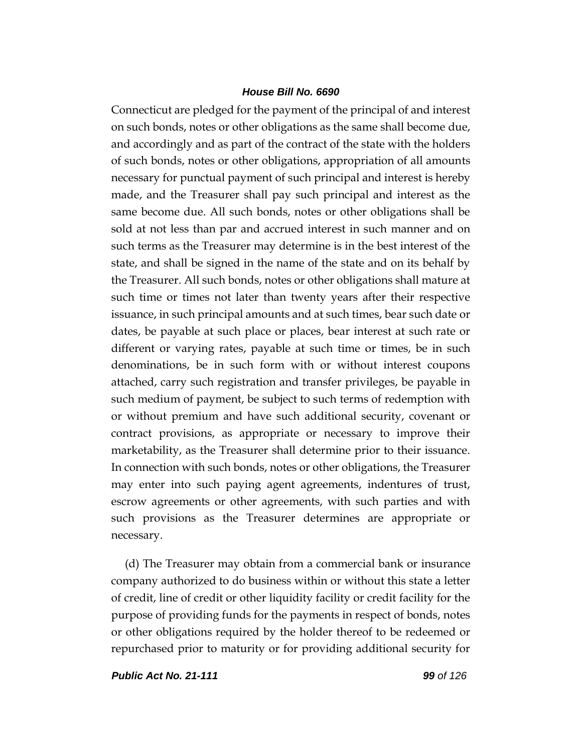Connecticut are pledged for the payment of the principal of and interest on such bonds, notes or other obligations as the same shall become due, and accordingly and as part of the contract of the state with the holders of such bonds, notes or other obligations, appropriation of all amounts necessary for punctual payment of such principal and interest is hereby made, and the Treasurer shall pay such principal and interest as the same become due. All such bonds, notes or other obligations shall be sold at not less than par and accrued interest in such manner and on such terms as the Treasurer may determine is in the best interest of the state, and shall be signed in the name of the state and on its behalf by the Treasurer. All such bonds, notes or other obligations shall mature at such time or times not later than twenty years after their respective issuance, in such principal amounts and at such times, bear such date or dates, be payable at such place or places, bear interest at such rate or different or varying rates, payable at such time or times, be in such denominations, be in such form with or without interest coupons attached, carry such registration and transfer privileges, be payable in such medium of payment, be subject to such terms of redemption with or without premium and have such additional security, covenant or contract provisions, as appropriate or necessary to improve their marketability, as the Treasurer shall determine prior to their issuance. In connection with such bonds, notes or other obligations, the Treasurer may enter into such paying agent agreements, indentures of trust, escrow agreements or other agreements, with such parties and with such provisions as the Treasurer determines are appropriate or necessary.

(d) The Treasurer may obtain from a commercial bank or insurance company authorized to do business within or without this state a letter of credit, line of credit or other liquidity facility or credit facility for the purpose of providing funds for the payments in respect of bonds, notes or other obligations required by the holder thereof to be redeemed or repurchased prior to maturity or for providing additional security for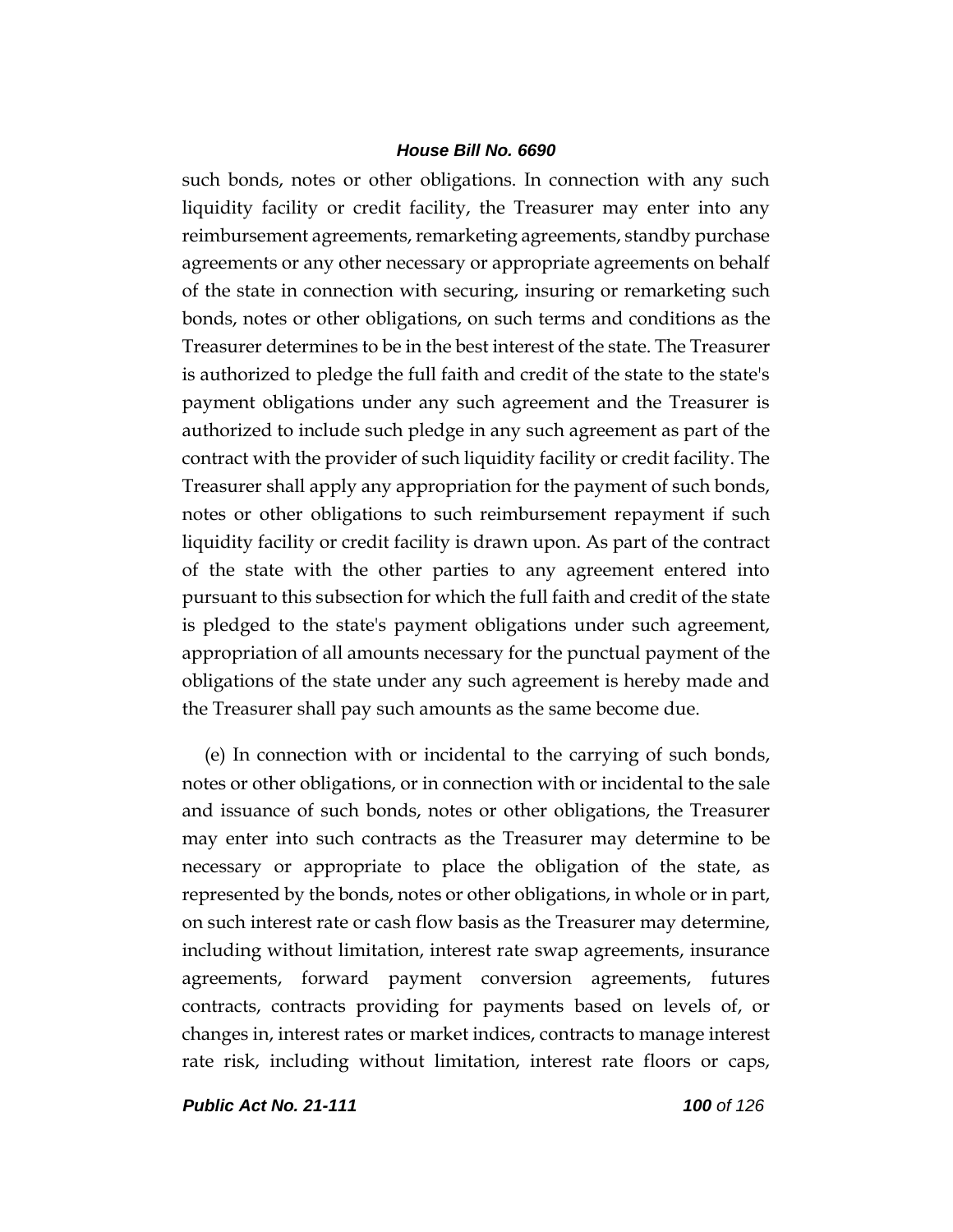such bonds, notes or other obligations. In connection with any such liquidity facility or credit facility, the Treasurer may enter into any reimbursement agreements, remarketing agreements, standby purchase agreements or any other necessary or appropriate agreements on behalf of the state in connection with securing, insuring or remarketing such bonds, notes or other obligations, on such terms and conditions as the Treasurer determines to be in the best interest of the state. The Treasurer is authorized to pledge the full faith and credit of the state to the state's payment obligations under any such agreement and the Treasurer is authorized to include such pledge in any such agreement as part of the contract with the provider of such liquidity facility or credit facility. The Treasurer shall apply any appropriation for the payment of such bonds, notes or other obligations to such reimbursement repayment if such liquidity facility or credit facility is drawn upon. As part of the contract of the state with the other parties to any agreement entered into pursuant to this subsection for which the full faith and credit of the state is pledged to the state's payment obligations under such agreement, appropriation of all amounts necessary for the punctual payment of the obligations of the state under any such agreement is hereby made and the Treasurer shall pay such amounts as the same become due.

(e) In connection with or incidental to the carrying of such bonds, notes or other obligations, or in connection with or incidental to the sale and issuance of such bonds, notes or other obligations, the Treasurer may enter into such contracts as the Treasurer may determine to be necessary or appropriate to place the obligation of the state, as represented by the bonds, notes or other obligations, in whole or in part, on such interest rate or cash flow basis as the Treasurer may determine, including without limitation, interest rate swap agreements, insurance agreements, forward payment conversion agreements, futures contracts, contracts providing for payments based on levels of, or changes in, interest rates or market indices, contracts to manage interest rate risk, including without limitation, interest rate floors or caps,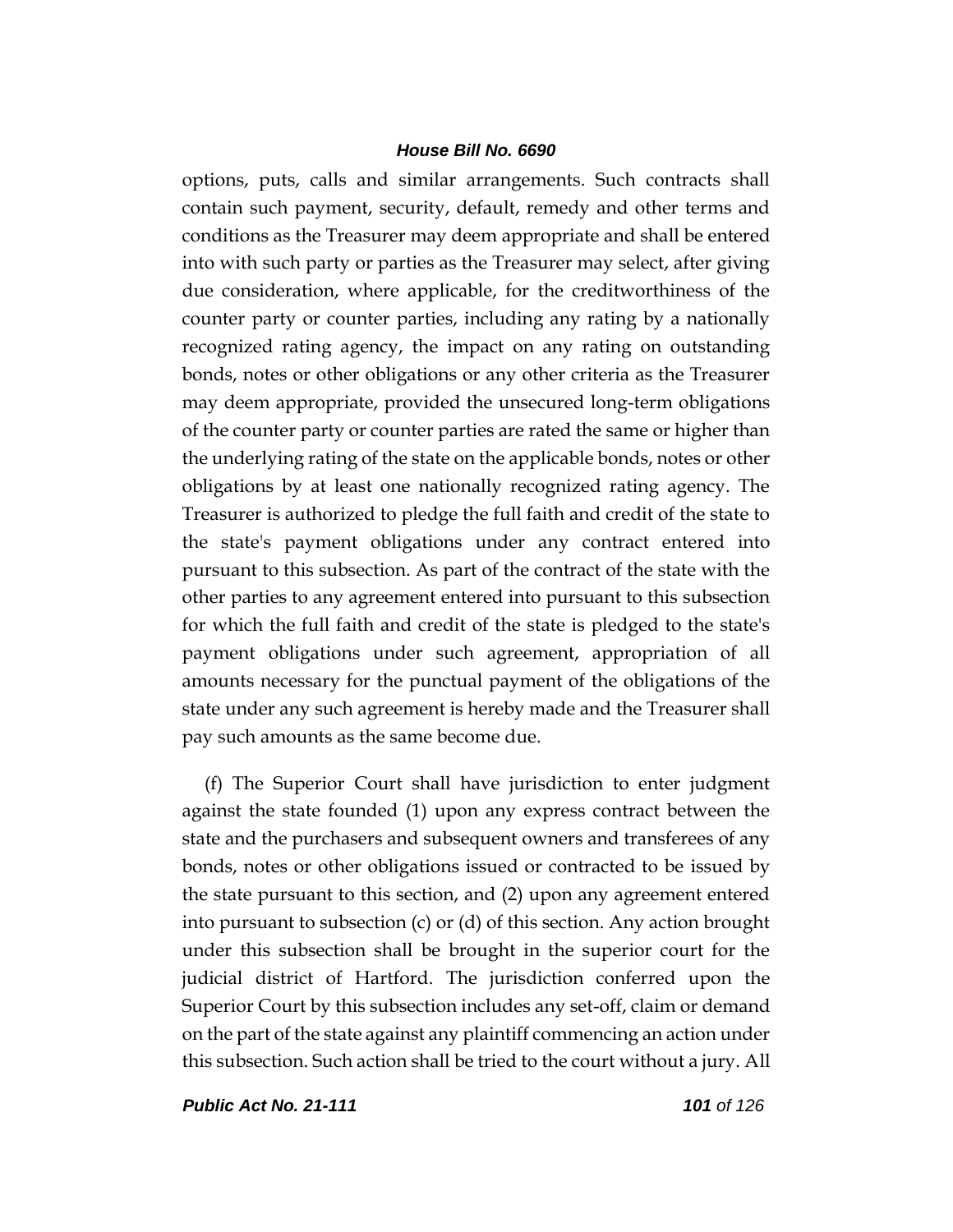options, puts, calls and similar arrangements. Such contracts shall contain such payment, security, default, remedy and other terms and conditions as the Treasurer may deem appropriate and shall be entered into with such party or parties as the Treasurer may select, after giving due consideration, where applicable, for the creditworthiness of the counter party or counter parties, including any rating by a nationally recognized rating agency, the impact on any rating on outstanding bonds, notes or other obligations or any other criteria as the Treasurer may deem appropriate, provided the unsecured long-term obligations of the counter party or counter parties are rated the same or higher than the underlying rating of the state on the applicable bonds, notes or other obligations by at least one nationally recognized rating agency. The Treasurer is authorized to pledge the full faith and credit of the state to the state's payment obligations under any contract entered into pursuant to this subsection. As part of the contract of the state with the other parties to any agreement entered into pursuant to this subsection for which the full faith and credit of the state is pledged to the state's payment obligations under such agreement, appropriation of all amounts necessary for the punctual payment of the obligations of the state under any such agreement is hereby made and the Treasurer shall pay such amounts as the same become due.

(f) The Superior Court shall have jurisdiction to enter judgment against the state founded (1) upon any express contract between the state and the purchasers and subsequent owners and transferees of any bonds, notes or other obligations issued or contracted to be issued by the state pursuant to this section, and (2) upon any agreement entered into pursuant to subsection (c) or (d) of this section. Any action brought under this subsection shall be brought in the superior court for the judicial district of Hartford. The jurisdiction conferred upon the Superior Court by this subsection includes any set-off, claim or demand on the part of the state against any plaintiff commencing an action under this subsection. Such action shall be tried to the court without a jury. All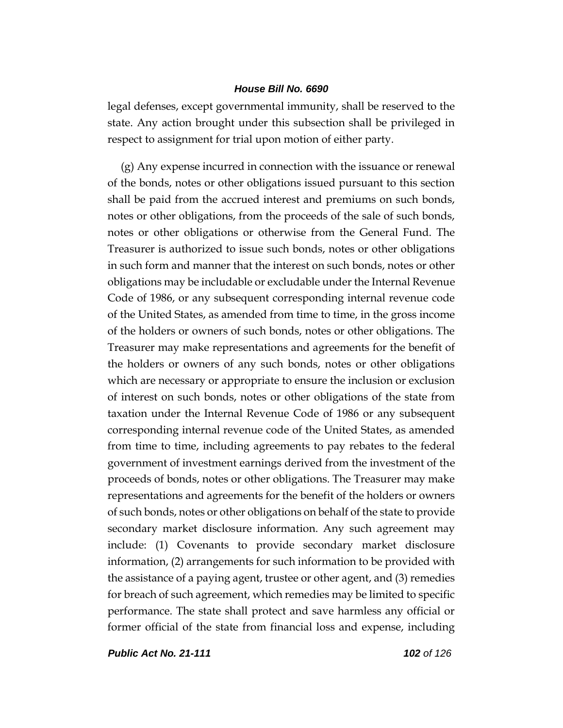legal defenses, except governmental immunity, shall be reserved to the state. Any action brought under this subsection shall be privileged in respect to assignment for trial upon motion of either party.

(g) Any expense incurred in connection with the issuance or renewal of the bonds, notes or other obligations issued pursuant to this section shall be paid from the accrued interest and premiums on such bonds, notes or other obligations, from the proceeds of the sale of such bonds, notes or other obligations or otherwise from the General Fund. The Treasurer is authorized to issue such bonds, notes or other obligations in such form and manner that the interest on such bonds, notes or other obligations may be includable or excludable under the Internal Revenue Code of 1986, or any subsequent corresponding internal revenue code of the United States, as amended from time to time, in the gross income of the holders or owners of such bonds, notes or other obligations. The Treasurer may make representations and agreements for the benefit of the holders or owners of any such bonds, notes or other obligations which are necessary or appropriate to ensure the inclusion or exclusion of interest on such bonds, notes or other obligations of the state from taxation under the Internal Revenue Code of 1986 or any subsequent corresponding internal revenue code of the United States, as amended from time to time, including agreements to pay rebates to the federal government of investment earnings derived from the investment of the proceeds of bonds, notes or other obligations. The Treasurer may make representations and agreements for the benefit of the holders or owners of such bonds, notes or other obligations on behalf of the state to provide secondary market disclosure information. Any such agreement may include: (1) Covenants to provide secondary market disclosure information, (2) arrangements for such information to be provided with the assistance of a paying agent, trustee or other agent, and (3) remedies for breach of such agreement, which remedies may be limited to specific performance. The state shall protect and save harmless any official or former official of the state from financial loss and expense, including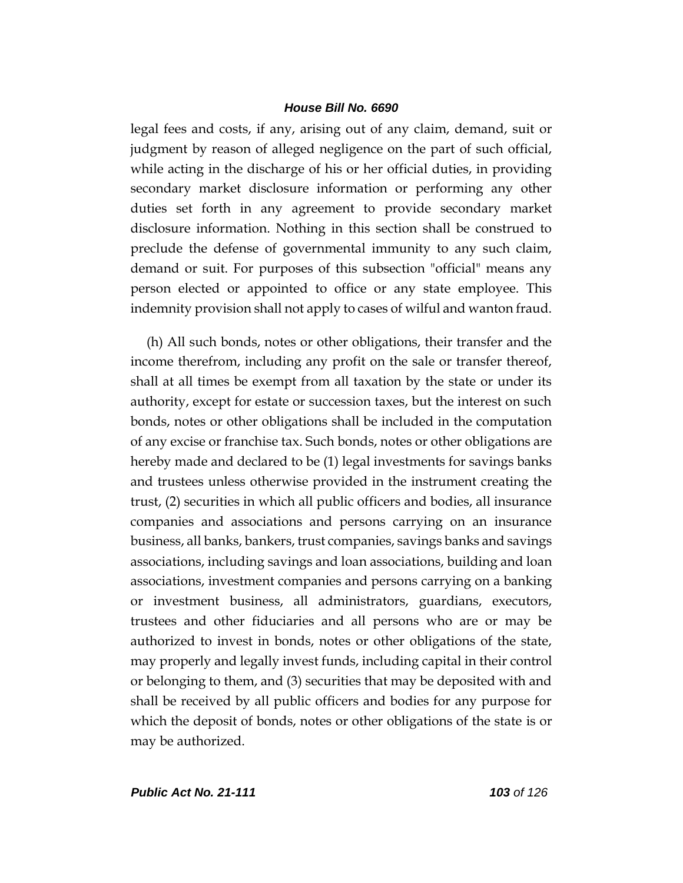legal fees and costs, if any, arising out of any claim, demand, suit or judgment by reason of alleged negligence on the part of such official, while acting in the discharge of his or her official duties, in providing secondary market disclosure information or performing any other duties set forth in any agreement to provide secondary market disclosure information. Nothing in this section shall be construed to preclude the defense of governmental immunity to any such claim, demand or suit. For purposes of this subsection "official" means any person elected or appointed to office or any state employee. This indemnity provision shall not apply to cases of wilful and wanton fraud.

(h) All such bonds, notes or other obligations, their transfer and the income therefrom, including any profit on the sale or transfer thereof, shall at all times be exempt from all taxation by the state or under its authority, except for estate or succession taxes, but the interest on such bonds, notes or other obligations shall be included in the computation of any excise or franchise tax. Such bonds, notes or other obligations are hereby made and declared to be (1) legal investments for savings banks and trustees unless otherwise provided in the instrument creating the trust, (2) securities in which all public officers and bodies, all insurance companies and associations and persons carrying on an insurance business, all banks, bankers, trust companies, savings banks and savings associations, including savings and loan associations, building and loan associations, investment companies and persons carrying on a banking or investment business, all administrators, guardians, executors, trustees and other fiduciaries and all persons who are or may be authorized to invest in bonds, notes or other obligations of the state, may properly and legally invest funds, including capital in their control or belonging to them, and (3) securities that may be deposited with and shall be received by all public officers and bodies for any purpose for which the deposit of bonds, notes or other obligations of the state is or may be authorized.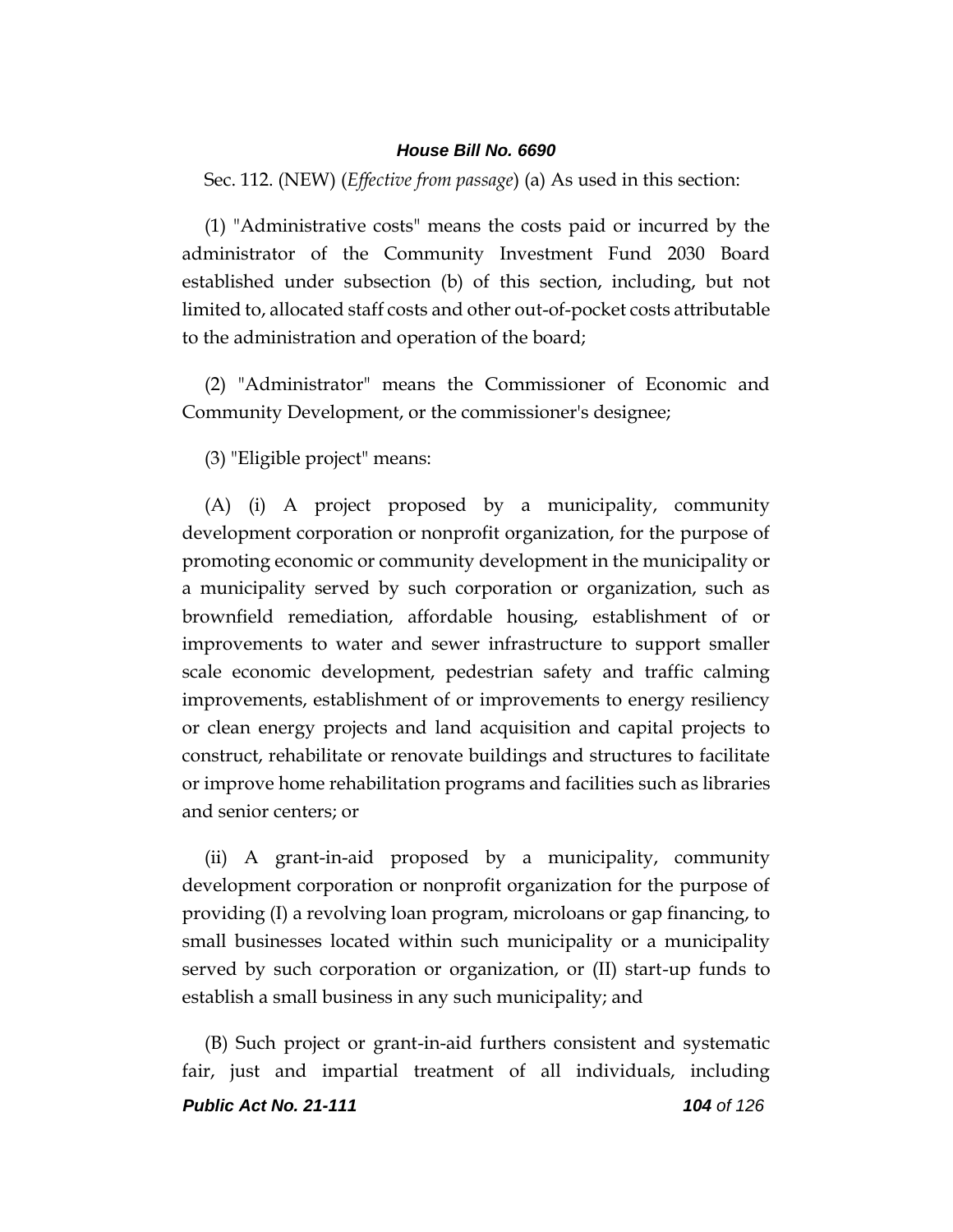Sec. 112. (NEW) (*Effective from passage*) (a) As used in this section:

(1) "Administrative costs" means the costs paid or incurred by the administrator of the Community Investment Fund 2030 Board established under subsection (b) of this section, including, but not limited to, allocated staff costs and other out-of-pocket costs attributable to the administration and operation of the board;

(2) "Administrator" means the Commissioner of Economic and Community Development, or the commissioner's designee;

(3) "Eligible project" means:

(A) (i) A project proposed by a municipality, community development corporation or nonprofit organization, for the purpose of promoting economic or community development in the municipality or a municipality served by such corporation or organization, such as brownfield remediation, affordable housing, establishment of or improvements to water and sewer infrastructure to support smaller scale economic development, pedestrian safety and traffic calming improvements, establishment of or improvements to energy resiliency or clean energy projects and land acquisition and capital projects to construct, rehabilitate or renovate buildings and structures to facilitate or improve home rehabilitation programs and facilities such as libraries and senior centers; or

(ii) A grant-in-aid proposed by a municipality, community development corporation or nonprofit organization for the purpose of providing (I) a revolving loan program, microloans or gap financing, to small businesses located within such municipality or a municipality served by such corporation or organization, or (II) start-up funds to establish a small business in any such municipality; and

(B) Such project or grant-in-aid furthers consistent and systematic fair, just and impartial treatment of all individuals, including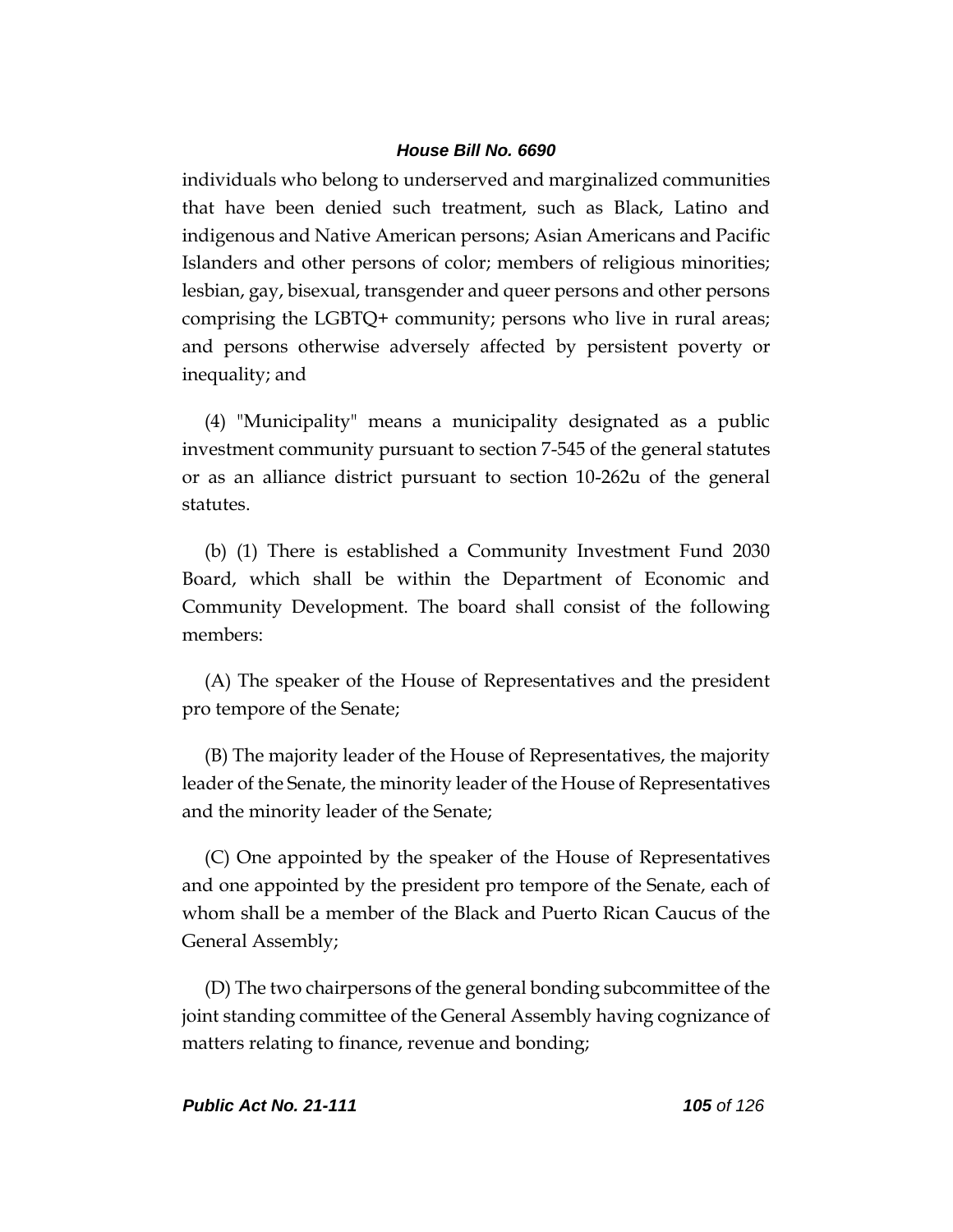individuals who belong to underserved and marginalized communities that have been denied such treatment, such as Black, Latino and indigenous and Native American persons; Asian Americans and Pacific Islanders and other persons of color; members of religious minorities; lesbian, gay, bisexual, transgender and queer persons and other persons comprising the LGBTQ+ community; persons who live in rural areas; and persons otherwise adversely affected by persistent poverty or inequality; and

(4) "Municipality" means a municipality designated as a public investment community pursuant to section 7-545 of the general statutes or as an alliance district pursuant to section 10-262u of the general statutes.

(b) (1) There is established a Community Investment Fund 2030 Board, which shall be within the Department of Economic and Community Development. The board shall consist of the following members:

(A) The speaker of the House of Representatives and the president pro tempore of the Senate;

(B) The majority leader of the House of Representatives, the majority leader of the Senate, the minority leader of the House of Representatives and the minority leader of the Senate;

(C) One appointed by the speaker of the House of Representatives and one appointed by the president pro tempore of the Senate, each of whom shall be a member of the Black and Puerto Rican Caucus of the General Assembly;

(D) The two chairpersons of the general bonding subcommittee of the joint standing committee of the General Assembly having cognizance of matters relating to finance, revenue and bonding;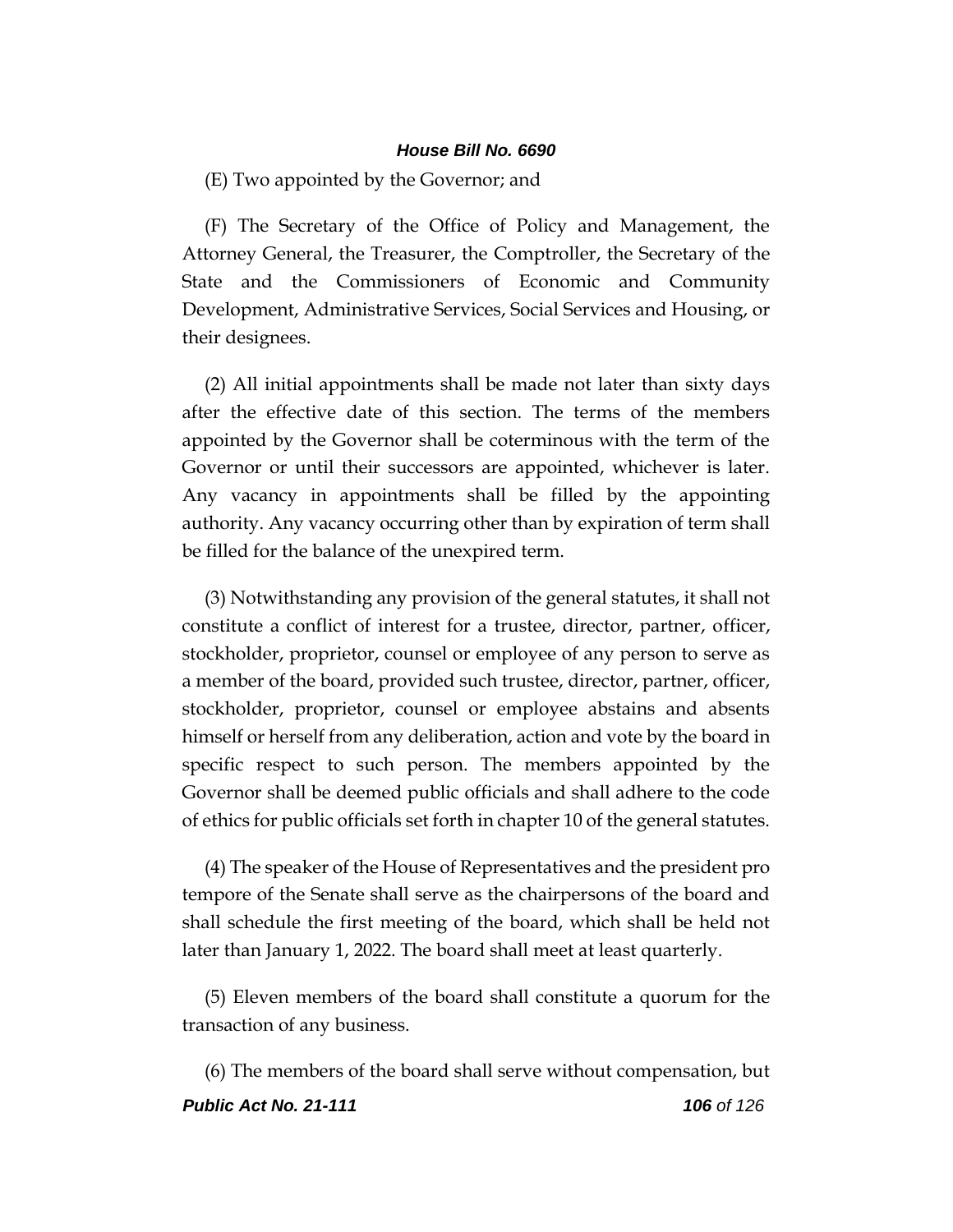(E) Two appointed by the Governor; and

(F) The Secretary of the Office of Policy and Management, the Attorney General, the Treasurer, the Comptroller, the Secretary of the State and the Commissioners of Economic and Community Development, Administrative Services, Social Services and Housing, or their designees.

(2) All initial appointments shall be made not later than sixty days after the effective date of this section. The terms of the members appointed by the Governor shall be coterminous with the term of the Governor or until their successors are appointed, whichever is later. Any vacancy in appointments shall be filled by the appointing authority. Any vacancy occurring other than by expiration of term shall be filled for the balance of the unexpired term.

(3) Notwithstanding any provision of the general statutes, it shall not constitute a conflict of interest for a trustee, director, partner, officer, stockholder, proprietor, counsel or employee of any person to serve as a member of the board, provided such trustee, director, partner, officer, stockholder, proprietor, counsel or employee abstains and absents himself or herself from any deliberation, action and vote by the board in specific respect to such person. The members appointed by the Governor shall be deemed public officials and shall adhere to the code of ethics for public officials set forth in chapter 10 of the general statutes.

(4) The speaker of the House of Representatives and the president pro tempore of the Senate shall serve as the chairpersons of the board and shall schedule the first meeting of the board, which shall be held not later than January 1, 2022. The board shall meet at least quarterly.

(5) Eleven members of the board shall constitute a quorum for the transaction of any business.

(6) The members of the board shall serve without compensation, but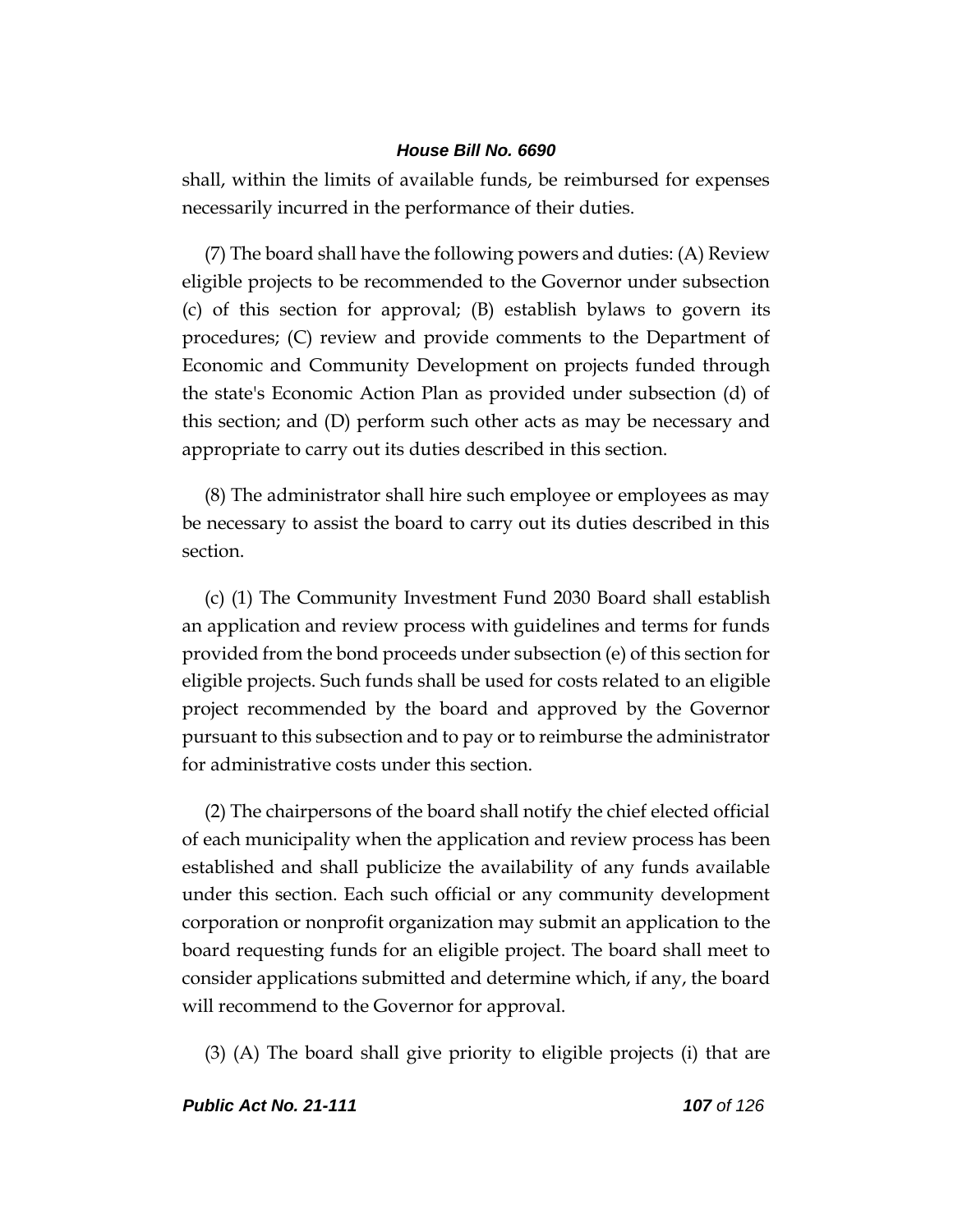shall, within the limits of available funds, be reimbursed for expenses necessarily incurred in the performance of their duties.

(7) The board shall have the following powers and duties: (A) Review eligible projects to be recommended to the Governor under subsection (c) of this section for approval; (B) establish bylaws to govern its procedures; (C) review and provide comments to the Department of Economic and Community Development on projects funded through the state's Economic Action Plan as provided under subsection (d) of this section; and (D) perform such other acts as may be necessary and appropriate to carry out its duties described in this section.

(8) The administrator shall hire such employee or employees as may be necessary to assist the board to carry out its duties described in this section.

(c) (1) The Community Investment Fund 2030 Board shall establish an application and review process with guidelines and terms for funds provided from the bond proceeds under subsection (e) of this section for eligible projects. Such funds shall be used for costs related to an eligible project recommended by the board and approved by the Governor pursuant to this subsection and to pay or to reimburse the administrator for administrative costs under this section.

(2) The chairpersons of the board shall notify the chief elected official of each municipality when the application and review process has been established and shall publicize the availability of any funds available under this section. Each such official or any community development corporation or nonprofit organization may submit an application to the board requesting funds for an eligible project. The board shall meet to consider applications submitted and determine which, if any, the board will recommend to the Governor for approval.

(3) (A) The board shall give priority to eligible projects (i) that are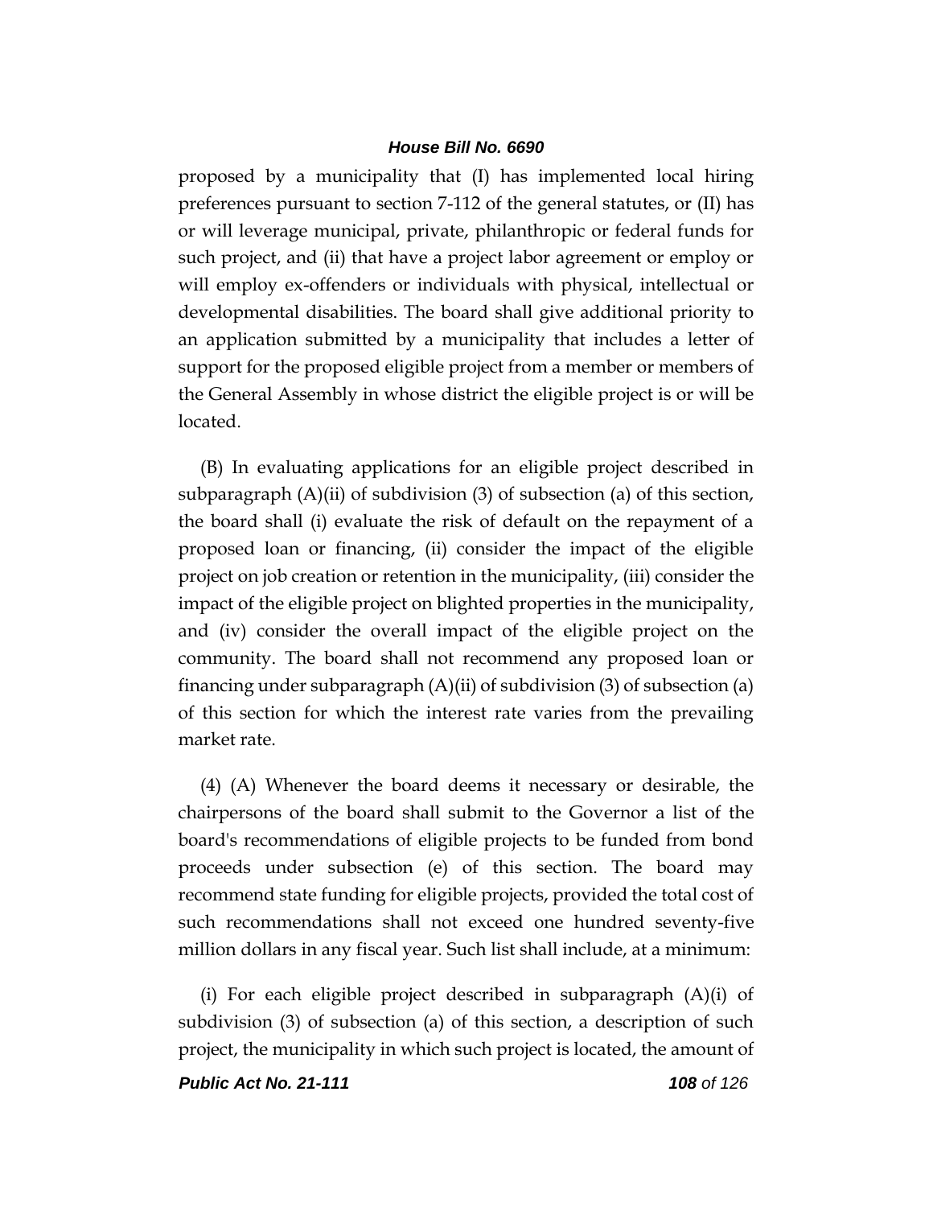proposed by a municipality that (I) has implemented local hiring preferences pursuant to section 7-112 of the general statutes, or (II) has or will leverage municipal, private, philanthropic or federal funds for such project, and (ii) that have a project labor agreement or employ or will employ ex-offenders or individuals with physical, intellectual or developmental disabilities. The board shall give additional priority to an application submitted by a municipality that includes a letter of support for the proposed eligible project from a member or members of the General Assembly in whose district the eligible project is or will be located.

(B) In evaluating applications for an eligible project described in subparagraph (A)(ii) of subdivision (3) of subsection (a) of this section, the board shall (i) evaluate the risk of default on the repayment of a proposed loan or financing, (ii) consider the impact of the eligible project on job creation or retention in the municipality, (iii) consider the impact of the eligible project on blighted properties in the municipality, and (iv) consider the overall impact of the eligible project on the community. The board shall not recommend any proposed loan or financing under subparagraph (A)(ii) of subdivision (3) of subsection (a) of this section for which the interest rate varies from the prevailing market rate.

(4) (A) Whenever the board deems it necessary or desirable, the chairpersons of the board shall submit to the Governor a list of the board's recommendations of eligible projects to be funded from bond proceeds under subsection (e) of this section. The board may recommend state funding for eligible projects, provided the total cost of such recommendations shall not exceed one hundred seventy-five million dollars in any fiscal year. Such list shall include, at a minimum:

(i) For each eligible project described in subparagraph (A)(i) of subdivision (3) of subsection (a) of this section, a description of such project, the municipality in which such project is located, the amount of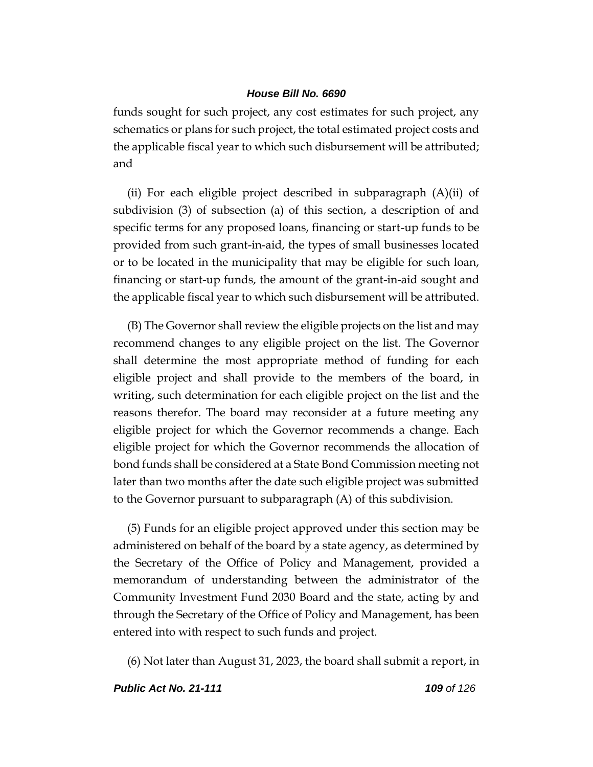funds sought for such project, any cost estimates for such project, any schematics or plans for such project, the total estimated project costs and the applicable fiscal year to which such disbursement will be attributed; and

(ii) For each eligible project described in subparagraph (A)(ii) of subdivision (3) of subsection (a) of this section, a description of and specific terms for any proposed loans, financing or start-up funds to be provided from such grant-in-aid, the types of small businesses located or to be located in the municipality that may be eligible for such loan, financing or start-up funds, the amount of the grant-in-aid sought and the applicable fiscal year to which such disbursement will be attributed.

(B) The Governor shall review the eligible projects on the list and may recommend changes to any eligible project on the list. The Governor shall determine the most appropriate method of funding for each eligible project and shall provide to the members of the board, in writing, such determination for each eligible project on the list and the reasons therefor. The board may reconsider at a future meeting any eligible project for which the Governor recommends a change. Each eligible project for which the Governor recommends the allocation of bond funds shall be considered at a State Bond Commission meeting not later than two months after the date such eligible project was submitted to the Governor pursuant to subparagraph (A) of this subdivision.

(5) Funds for an eligible project approved under this section may be administered on behalf of the board by a state agency, as determined by the Secretary of the Office of Policy and Management, provided a memorandum of understanding between the administrator of the Community Investment Fund 2030 Board and the state, acting by and through the Secretary of the Office of Policy and Management, has been entered into with respect to such funds and project.

(6) Not later than August 31, 2023, the board shall submit a report, in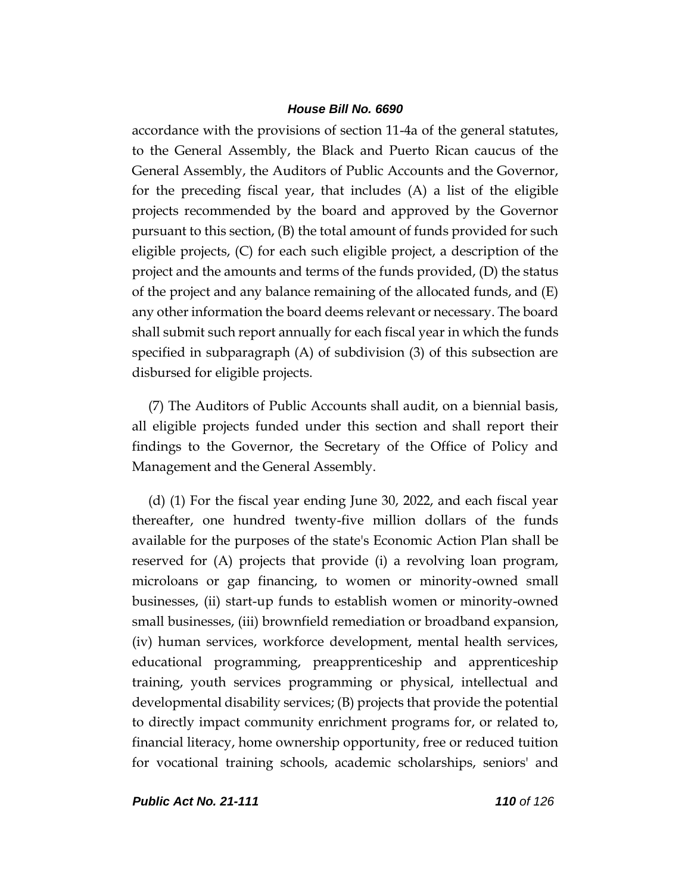accordance with the provisions of section 11-4a of the general statutes, to the General Assembly, the Black and Puerto Rican caucus of the General Assembly, the Auditors of Public Accounts and the Governor, for the preceding fiscal year, that includes (A) a list of the eligible projects recommended by the board and approved by the Governor pursuant to this section, (B) the total amount of funds provided for such eligible projects, (C) for each such eligible project, a description of the project and the amounts and terms of the funds provided, (D) the status of the project and any balance remaining of the allocated funds, and (E) any other information the board deems relevant or necessary. The board shall submit such report annually for each fiscal year in which the funds specified in subparagraph (A) of subdivision (3) of this subsection are disbursed for eligible projects.

(7) The Auditors of Public Accounts shall audit, on a biennial basis, all eligible projects funded under this section and shall report their findings to the Governor, the Secretary of the Office of Policy and Management and the General Assembly.

(d) (1) For the fiscal year ending June 30, 2022, and each fiscal year thereafter, one hundred twenty-five million dollars of the funds available for the purposes of the state's Economic Action Plan shall be reserved for (A) projects that provide (i) a revolving loan program, microloans or gap financing, to women or minority-owned small businesses, (ii) start-up funds to establish women or minority-owned small businesses, (iii) brownfield remediation or broadband expansion, (iv) human services, workforce development, mental health services, educational programming, preapprenticeship and apprenticeship training, youth services programming or physical, intellectual and developmental disability services; (B) projects that provide the potential to directly impact community enrichment programs for, or related to, financial literacy, home ownership opportunity, free or reduced tuition for vocational training schools, academic scholarships, seniors' and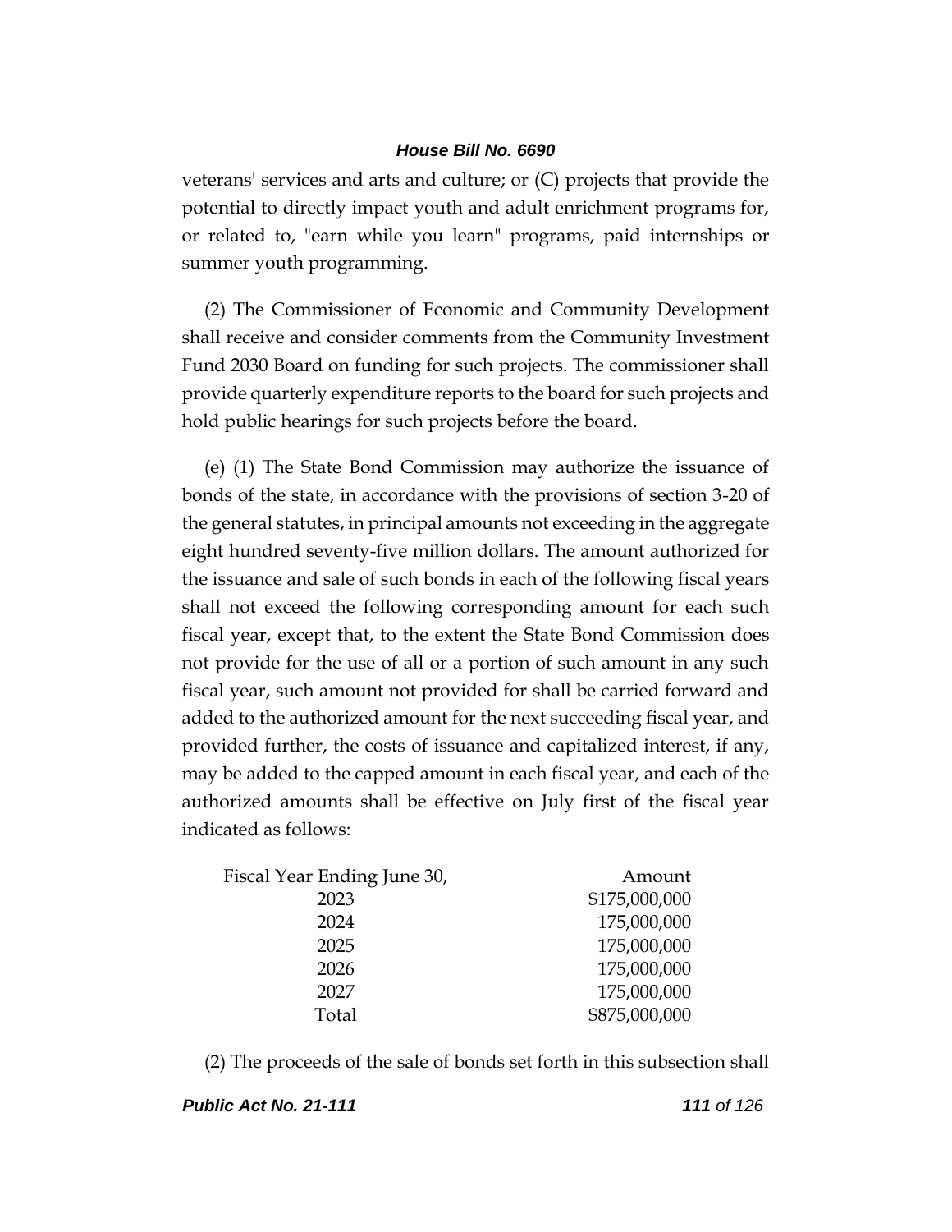veterans' services and arts and culture; or (C) projects that provide the potential to directly impact youth and adult enrichment programs for, or related to, "earn while you learn" programs, paid internships or summer youth programming.

(2) The Commissioner of Economic and Community Development shall receive and consider comments from the Community Investment Fund 2030 Board on funding for such projects. The commissioner shall provide quarterly expenditure reports to the board for such projects and hold public hearings for such projects before the board.

(e) (1) The State Bond Commission may authorize the issuance of bonds of the state, in accordance with the provisions of section 3-20 of the general statutes, in principal amounts not exceeding in the aggregate eight hundred seventy-five million dollars. The amount authorized for the issuance and sale of such bonds in each of the following fiscal years shall not exceed the following corresponding amount for each such fiscal year, except that, to the extent the State Bond Commission does not provide for the use of all or a portion of such amount in any such fiscal year, such amount not provided for shall be carried forward and added to the authorized amount for the next succeeding fiscal year, and provided further, the costs of issuance and capitalized interest, if any, may be added to the capped amount in each fiscal year, and each of the authorized amounts shall be effective on July first of the fiscal year indicated as follows:

| Fiscal Year Ending June 30, | Amount |
|---|---|
| 2023 | $175,000,000 |
| 2024 | 175,000,000 |
| 2025 | 175,000,000 |
| 2026 | 175,000,000 |
| 2027 | 175,000,000 |
| Total | $875,000,000 |

(2) The proceeds of the sale of bonds set forth in this subsection shall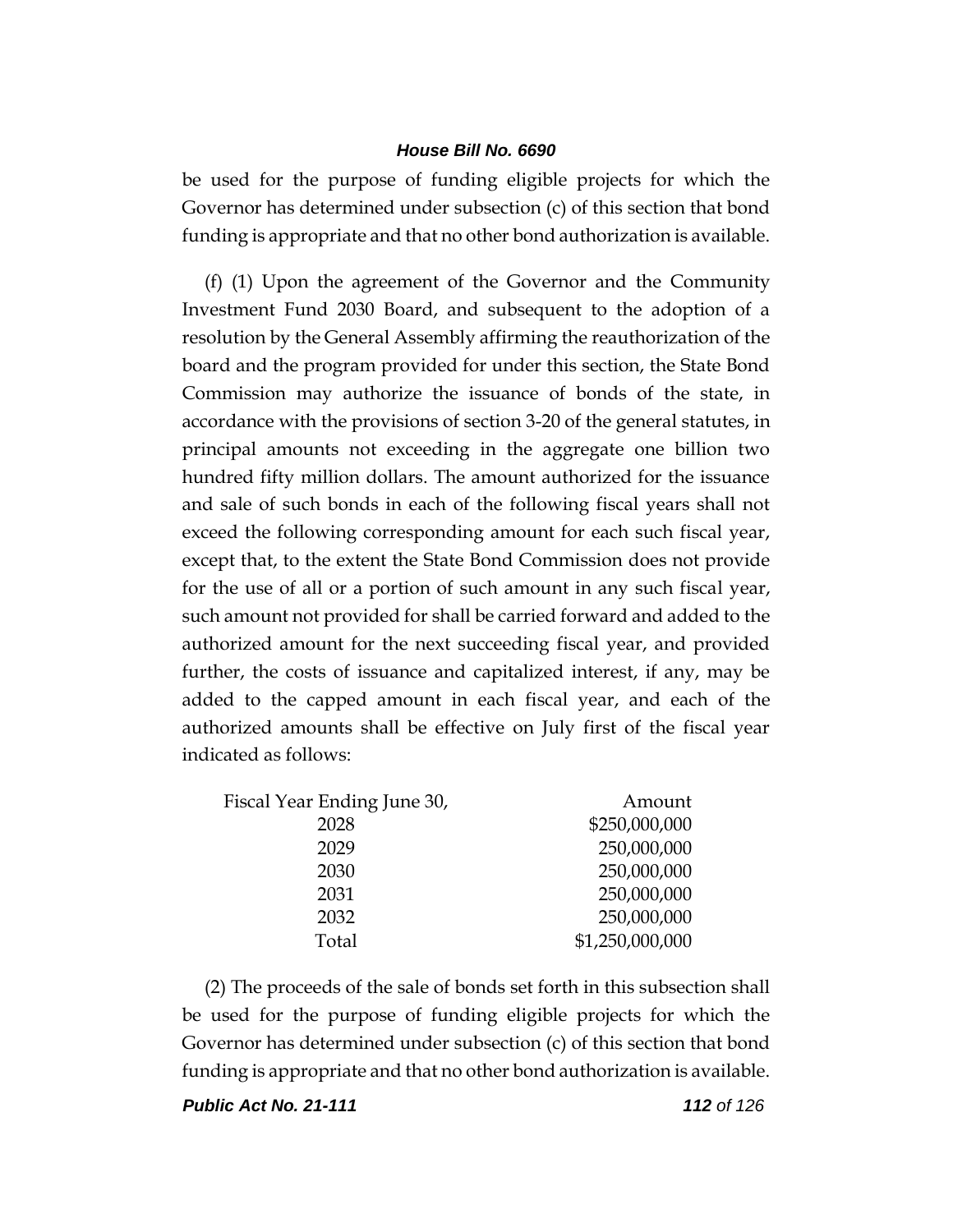be used for the purpose of funding eligible projects for which the Governor has determined under subsection (c) of this section that bond funding is appropriate and that no other bond authorization is available.

(f) (1) Upon the agreement of the Governor and the Community Investment Fund 2030 Board, and subsequent to the adoption of a resolution by the General Assembly affirming the reauthorization of the board and the program provided for under this section, the State Bond Commission may authorize the issuance of bonds of the state, in accordance with the provisions of section 3-20 of the general statutes, in principal amounts not exceeding in the aggregate one billion two hundred fifty million dollars. The amount authorized for the issuance and sale of such bonds in each of the following fiscal years shall not exceed the following corresponding amount for each such fiscal year, except that, to the extent the State Bond Commission does not provide for the use of all or a portion of such amount in any such fiscal year, such amount not provided for shall be carried forward and added to the authorized amount for the next succeeding fiscal year, and provided further, the costs of issuance and capitalized interest, if any, may be added to the capped amount in each fiscal year, and each of the authorized amounts shall be effective on July first of the fiscal year indicated as follows:

| Fiscal Year Ending June 30, | Amount |
|---|---|
| 2028 | $250,000,000 |
| 2029 | 250,000,000 |
| 2030 | 250,000,000 |
| 2031 | 250,000,000 |
| 2032 | 250,000,000 |
| Total | $1,250,000,000 |

(2) The proceeds of the sale of bonds set forth in this subsection shall be used for the purpose of funding eligible projects for which the Governor has determined under subsection (c) of this section that bond funding is appropriate and that no other bond authorization is available.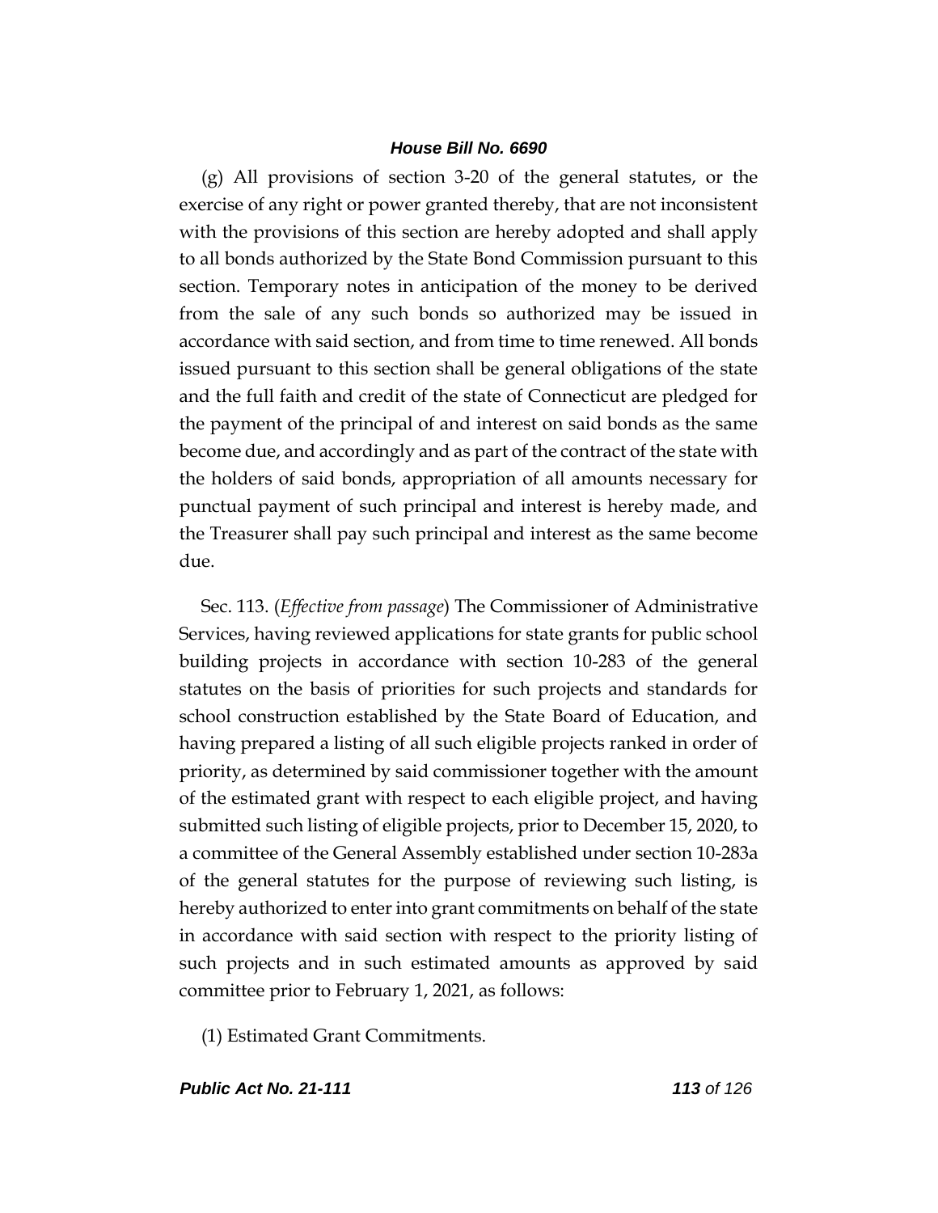(g) All provisions of section 3-20 of the general statutes, or the exercise of any right or power granted thereby, that are not inconsistent with the provisions of this section are hereby adopted and shall apply to all bonds authorized by the State Bond Commission pursuant to this section. Temporary notes in anticipation of the money to be derived from the sale of any such bonds so authorized may be issued in accordance with said section, and from time to time renewed. All bonds issued pursuant to this section shall be general obligations of the state and the full faith and credit of the state of Connecticut are pledged for the payment of the principal of and interest on said bonds as the same become due, and accordingly and as part of the contract of the state with the holders of said bonds, appropriation of all amounts necessary for punctual payment of such principal and interest is hereby made, and the Treasurer shall pay such principal and interest as the same become due.

Sec. 113. (*Effective from passage*) The Commissioner of Administrative Services, having reviewed applications for state grants for public school building projects in accordance with section 10-283 of the general statutes on the basis of priorities for such projects and standards for school construction established by the State Board of Education, and having prepared a listing of all such eligible projects ranked in order of priority, as determined by said commissioner together with the amount of the estimated grant with respect to each eligible project, and having submitted such listing of eligible projects, prior to December 15, 2020, to a committee of the General Assembly established under section 10-283a of the general statutes for the purpose of reviewing such listing, is hereby authorized to enter into grant commitments on behalf of the state in accordance with said section with respect to the priority listing of such projects and in such estimated amounts as approved by said committee prior to February 1, 2021, as follows:

(1) Estimated Grant Commitments.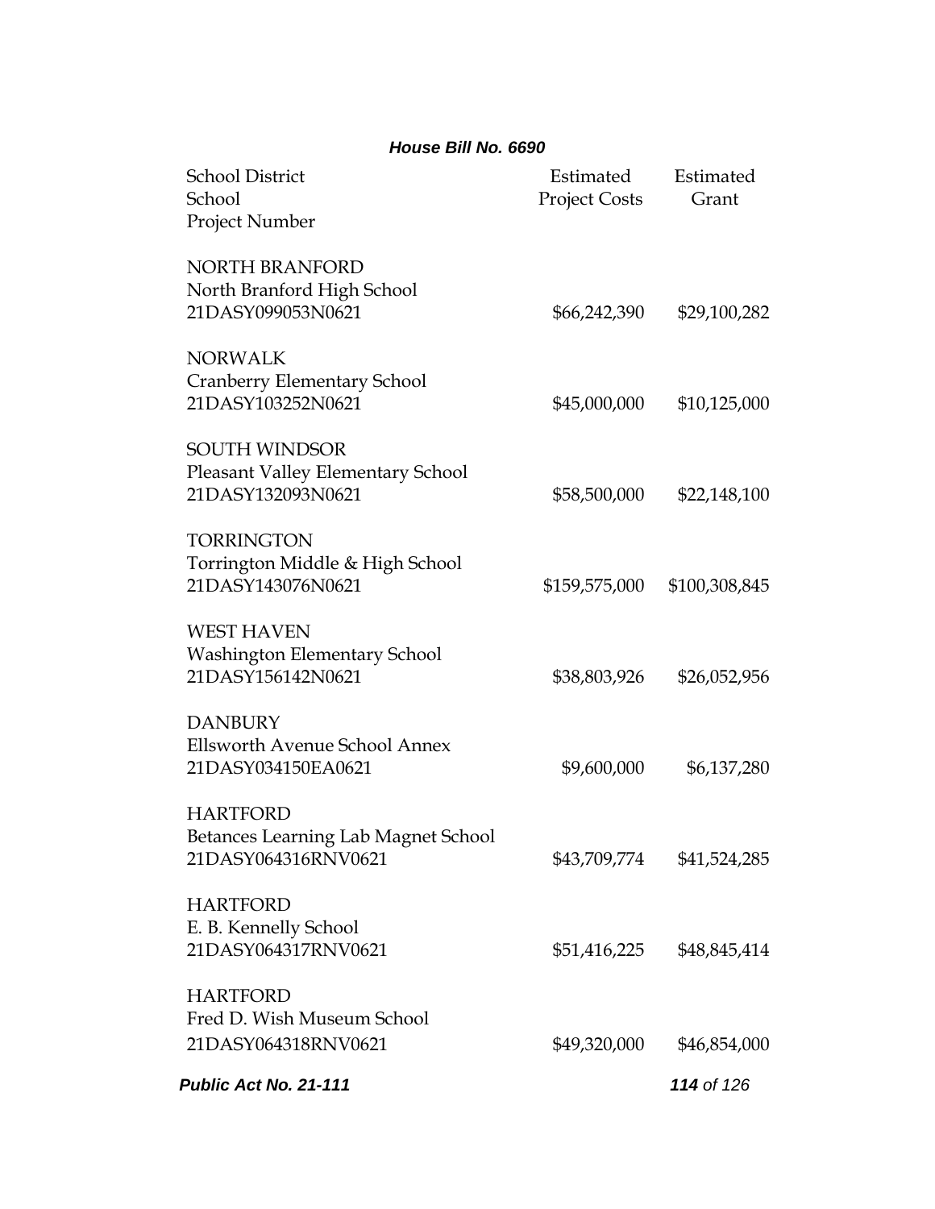| School District<br>School<br>Project Number | Estimated<br>Project Costs | Estimated<br>Grant |
|---|---|---|
| NORTH BRANFORD<br>North Branford High School<br>21DASY099053N0621 | $66,242,390 | $29,100,282 |
| NORWALK<br>Cranberry Elementary School<br>21DASY103252N0621 | $45,000,000 | $10,125,000 |
| SOUTH WINDSOR<br>Pleasant Valley Elementary School<br>21DASY132093N0621 | $58,500,000 | $22,148,100 |
| TORRINGTON<br>Torrington Middle & High School<br>21DASY143076N0621 | $159,575,000 | $100,308,845 |
| WEST HAVEN<br>Washington Elementary School<br>21DASY156142N0621 | $38,803,926 | $26,052,956 |
| DANBURY<br>Ellsworth Avenue School Annex<br>21DASY034150EA0621 | $9,600,000 | $6,137,280 |
| HARTFORD<br>Betances Learning Lab Magnet School<br>21DASY064316RNV0621 | $43,709,774 | $41,524,285 |
| HARTFORD<br>E. B. Kennelly School<br>21DASY064317RNV0621 | $51,416,225 | $48,845,414 |
| HARTFORD<br>Fred D. Wish Museum School<br>21DASY064318RNV0621 | $49,320,000 | $46,854,000 |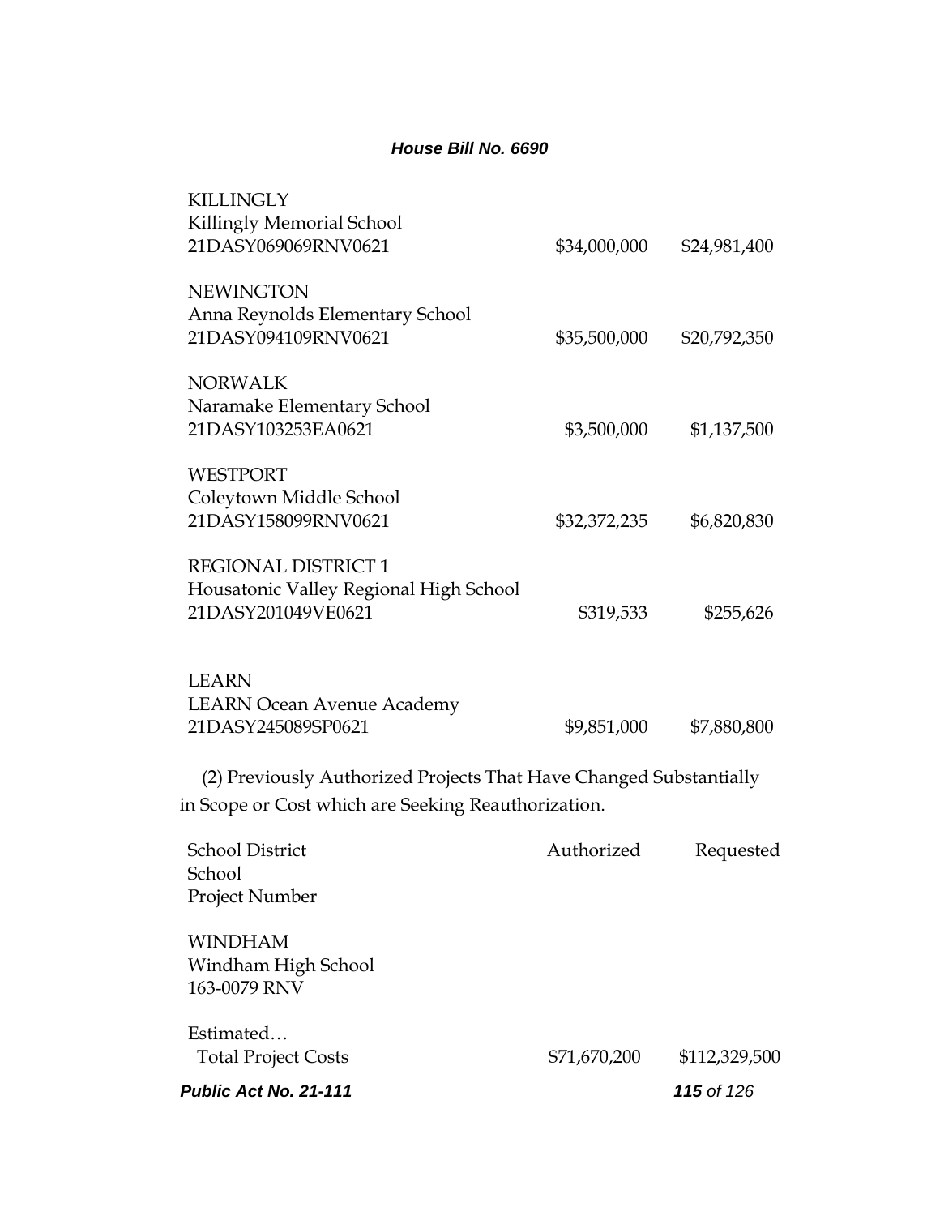| | | |
|---|---|---|
| KILLINGLY<br>Killingly Memorial School<br>21DASY069069RNV0621 | $34,000,000 | $24,981,400 |
| NEWINGTON<br>Anna Reynolds Elementary School<br>21DASY094109RNV0621 | $35,500,000 | $20,792,350 |
| NORWALK<br>Naramake Elementary School<br>21DASY103253EA0621 | $3,500,000 | $1,137,500 |
| WESTPORT<br>Coleytown Middle School<br>21DASY158099RNV0621 | $32,372,235 | $6,820,830 |
| REGIONAL DISTRICT 1<br>Housatonic Valley Regional High School<br>21DASY201049VE0621 | $319,533 | $255,626 |
| LEARN<br>LEARN Ocean Avenue Academy<br>21DASY245089SP0621 | $9,851,000 | $7,880,800 |

(2) Previously Authorized Projects That Have Changed Substantially in Scope or Cost which are Seeking Reauthorization.

| School District<br>School<br>Project Number | Authorized | Requested |
|---|---|---|
| WINDHAM<br>Windham High School<br>163-0079 RNV | | |
| Estimated…<br>Total Project Costs | $71,670,200 | $112,329,500 |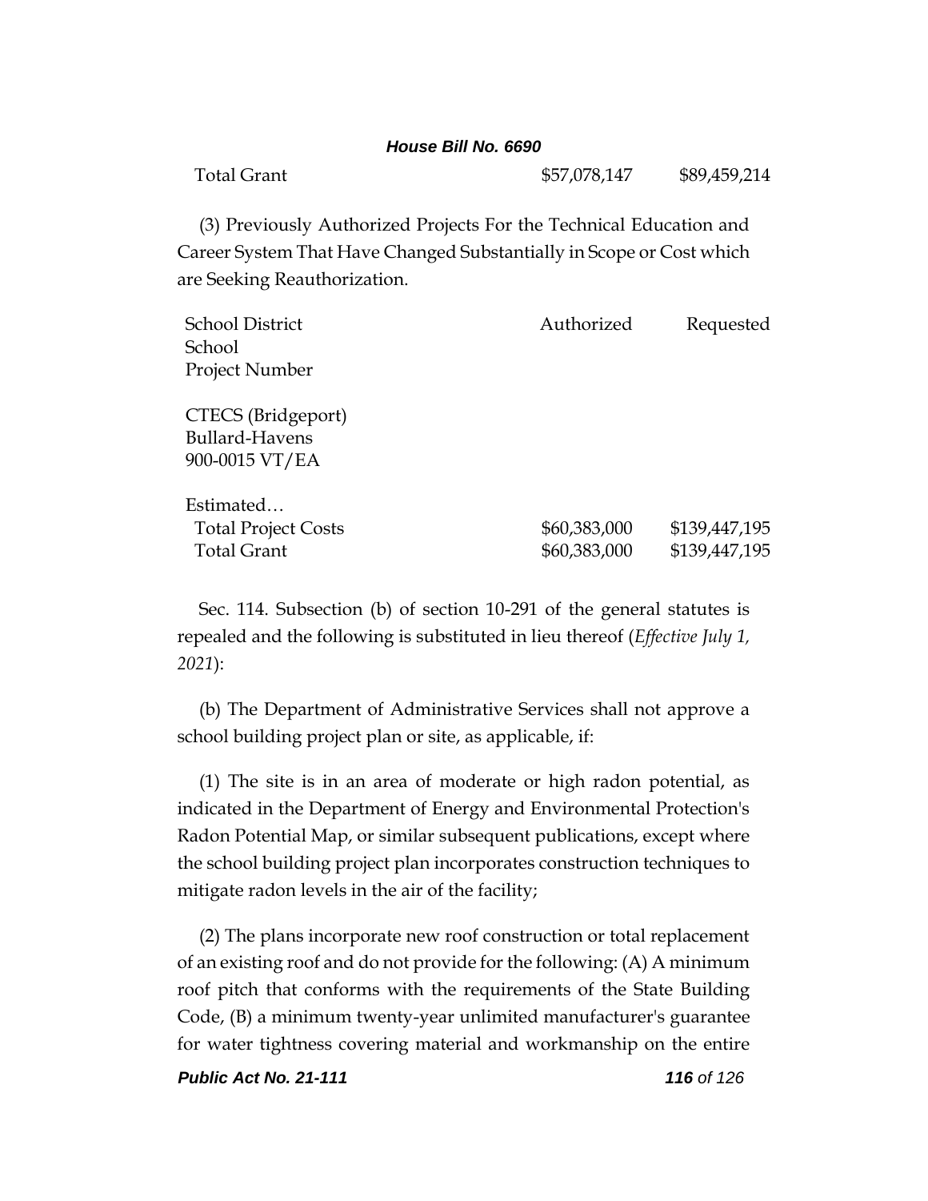| | | |
|---|---|---|
| Total Grant | $57,078,147 | $89,459,214 |

(3) Previously Authorized Projects For the Technical Education and Career System That Have Changed Substantially in Scope or Cost which are Seeking Reauthorization.

| School District<br>School<br>Project Number | Authorized | Requested |
|---|---|---|
| CTECS (Bridgeport)<br>Bullard-Havens<br>900-0015 VT/EA | | |
| Estimated… | | |
| Total Project Costs | $60,383,000 | $139,447,195 |
| Total Grant | $60,383,000 | $139,447,195 |

Sec. 114. Subsection (b) of section 10-291 of the general statutes is repealed and the following is substituted in lieu thereof (*Effective July 1, 2021*):

(b) The Department of Administrative Services shall not approve a school building project plan or site, as applicable, if:

(1) The site is in an area of moderate or high radon potential, as indicated in the Department of Energy and Environmental Protection's Radon Potential Map, or similar subsequent publications, except where the school building project plan incorporates construction techniques to mitigate radon levels in the air of the facility;

(2) The plans incorporate new roof construction or total replacement of an existing roof and do not provide for the following: (A) A minimum roof pitch that conforms with the requirements of the State Building Code, (B) a minimum twenty-year unlimited manufacturer's guarantee for water tightness covering material and workmanship on the entire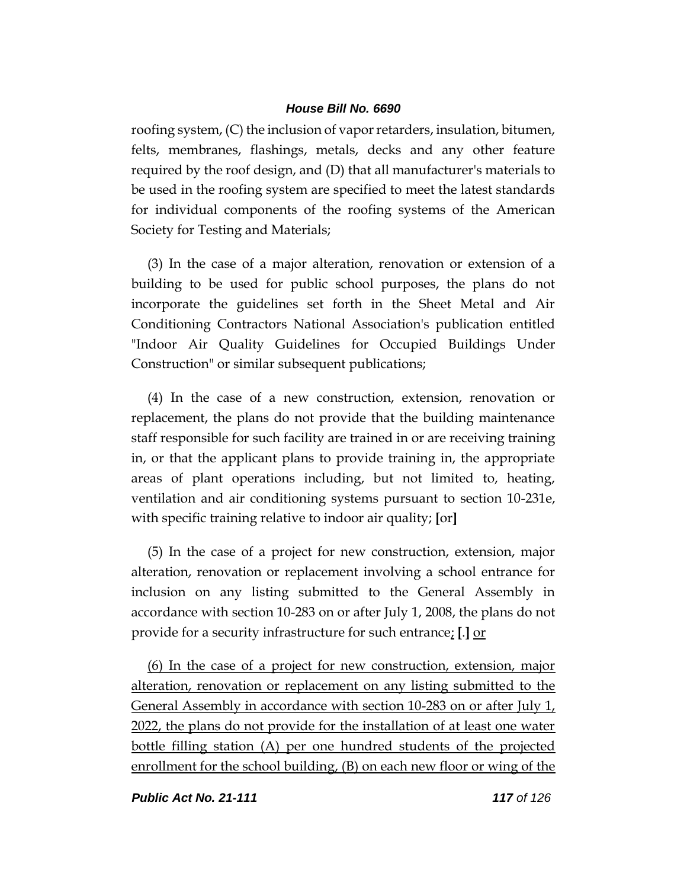roofing system, (C) the inclusion of vapor retarders, insulation, bitumen, felts, membranes, flashings, metals, decks and any other feature required by the roof design, and (D) that all manufacturer's materials to be used in the roofing system are specified to meet the latest standards for individual components of the roofing systems of the American Society for Testing and Materials;

(3) In the case of a major alteration, renovation or extension of a building to be used for public school purposes, the plans do not incorporate the guidelines set forth in the Sheet Metal and Air Conditioning Contractors National Association's publication entitled "Indoor Air Quality Guidelines for Occupied Buildings Under Construction" or similar subsequent publications;

(4) In the case of a new construction, extension, renovation or replacement, the plans do not provide that the building maintenance staff responsible for such facility are trained in or are receiving training in, or that the applicant plans to provide training in, the appropriate areas of plant operations including, but not limited to, heating, ventilation and air conditioning systems pursuant to section 10-231e, with specific training relative to indoor air quality; **[**or**]**

(5) In the case of a project for new construction, extension, major alteration, renovation or replacement involving a school entrance for inclusion on any listing submitted to the General Assembly in accordance with section 10-283 on or after July 1, 2008, the plans do not provide for a security infrastructure for such entrance<u>;</u> **[**.**]** <u>or</u>

<u>(6) In the case of a project for new construction, extension, major alteration, renovation or replacement on any listing submitted to the General Assembly in accordance with section 10-283 on or after July 1, 2022, the plans do not provide for the installation of at least one water bottle filling station (A) per one hundred students of the projected enrollment for the school building, (B) on each new floor or wing of the</u>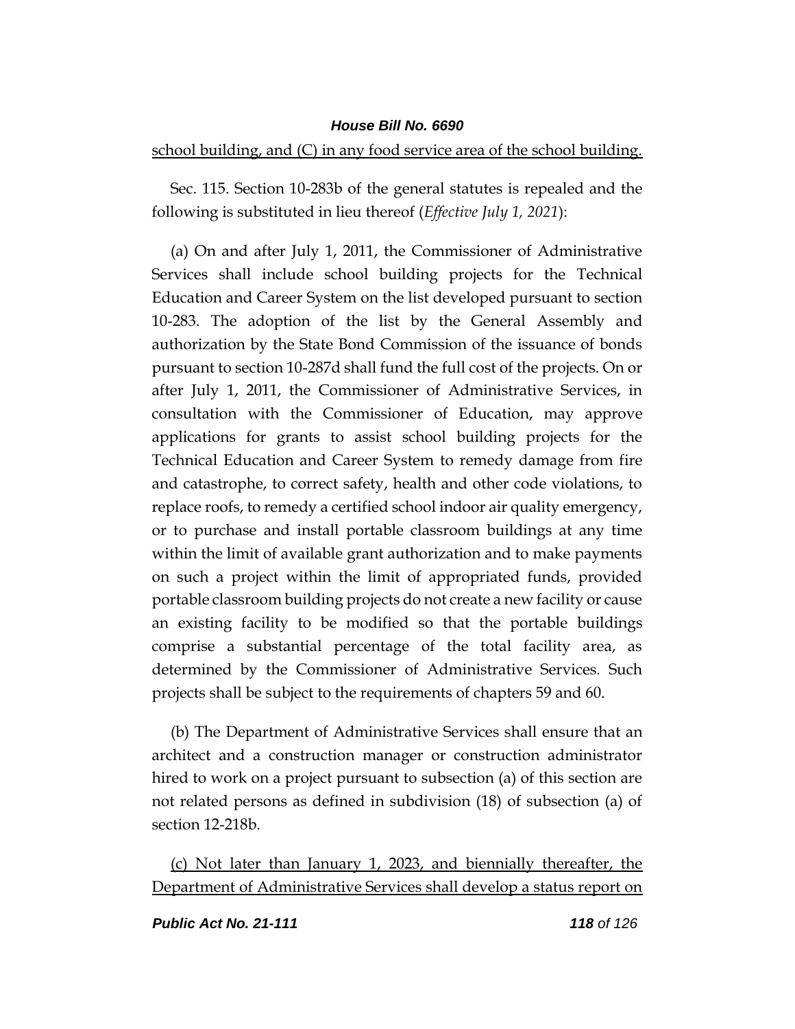school building, and (C) in any food service area of the school building.

Sec. 115. Section 10-283b of the general statutes is repealed and the following is substituted in lieu thereof (*Effective July 1, 2021*):

(a) On and after July 1, 2011, the Commissioner of Administrative Services shall include school building projects for the Technical Education and Career System on the list developed pursuant to section 10-283. The adoption of the list by the General Assembly and authorization by the State Bond Commission of the issuance of bonds pursuant to section 10-287d shall fund the full cost of the projects. On or after July 1, 2011, the Commissioner of Administrative Services, in consultation with the Commissioner of Education, may approve applications for grants to assist school building projects for the Technical Education and Career System to remedy damage from fire and catastrophe, to correct safety, health and other code violations, to replace roofs, to remedy a certified school indoor air quality emergency, or to purchase and install portable classroom buildings at any time within the limit of available grant authorization and to make payments on such a project within the limit of appropriated funds, provided portable classroom building projects do not create a new facility or cause an existing facility to be modified so that the portable buildings comprise a substantial percentage of the total facility area, as determined by the Commissioner of Administrative Services. Such projects shall be subject to the requirements of chapters 59 and 60.

(b) The Department of Administrative Services shall ensure that an architect and a construction manager or construction administrator hired to work on a project pursuant to subsection (a) of this section are not related persons as defined in subdivision (18) of subsection (a) of section 12-218b.

(c) Not later than January 1, 2023, and biennially thereafter, the Department of Administrative Services shall develop a status report on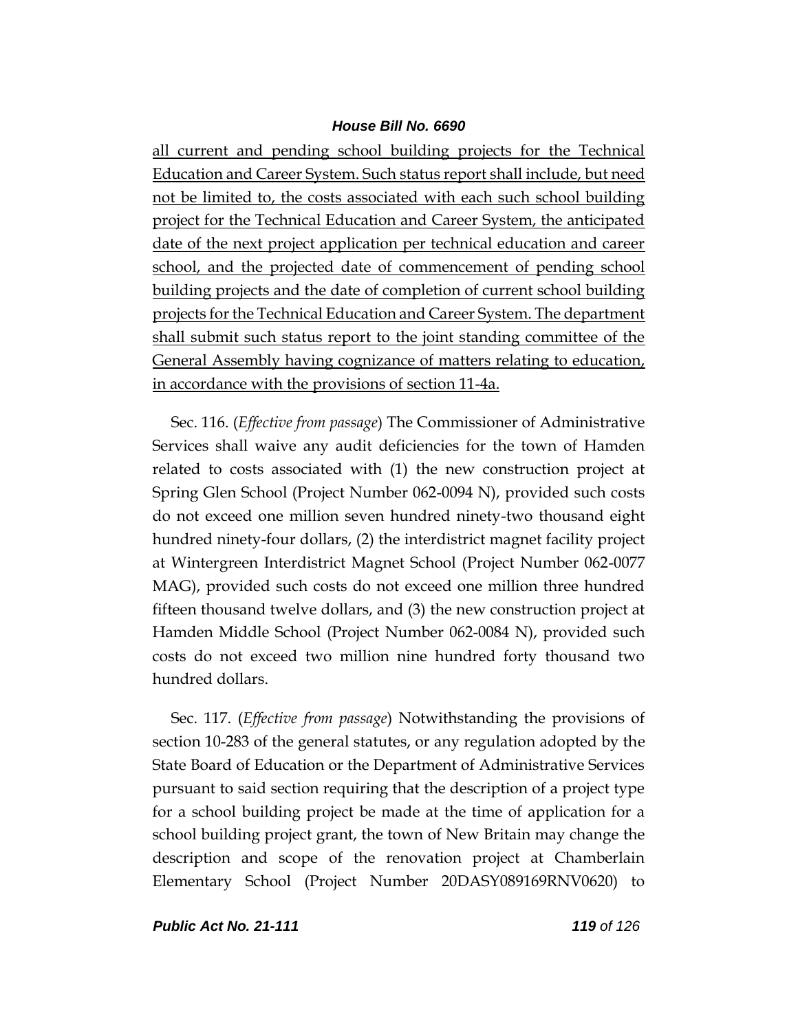all current and pending school building projects for the Technical Education and Career System. Such status report shall include, but need not be limited to, the costs associated with each such school building project for the Technical Education and Career System, the anticipated date of the next project application per technical education and career school, and the projected date of commencement of pending school building projects and the date of completion of current school building projects for the Technical Education and Career System. The department shall submit such status report to the joint standing committee of the General Assembly having cognizance of matters relating to education, in accordance with the provisions of section 11-4a.

Sec. 116. (*Effective from passage*) The Commissioner of Administrative Services shall waive any audit deficiencies for the town of Hamden related to costs associated with (1) the new construction project at Spring Glen School (Project Number 062-0094 N), provided such costs do not exceed one million seven hundred ninety-two thousand eight hundred ninety-four dollars, (2) the interdistrict magnet facility project at Wintergreen Interdistrict Magnet School (Project Number 062-0077 MAG), provided such costs do not exceed one million three hundred fifteen thousand twelve dollars, and (3) the new construction project at Hamden Middle School (Project Number 062-0084 N), provided such costs do not exceed two million nine hundred forty thousand two hundred dollars.

Sec. 117. (*Effective from passage*) Notwithstanding the provisions of section 10-283 of the general statutes, or any regulation adopted by the State Board of Education or the Department of Administrative Services pursuant to said section requiring that the description of a project type for a school building project be made at the time of application for a school building project grant, the town of New Britain may change the description and scope of the renovation project at Chamberlain Elementary School (Project Number 20DASY089169RNV0620) to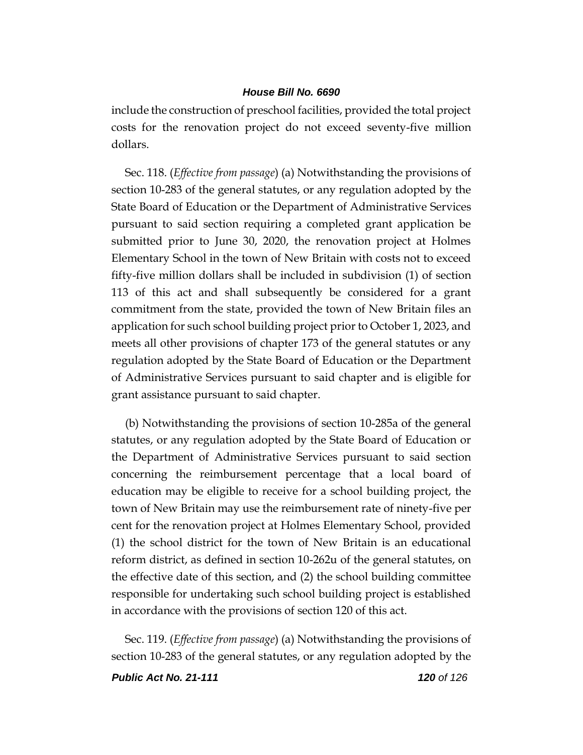include the construction of preschool facilities, provided the total project costs for the renovation project do not exceed seventy-five million dollars.

Sec. 118. (*Effective from passage*) (a) Notwithstanding the provisions of section 10-283 of the general statutes, or any regulation adopted by the State Board of Education or the Department of Administrative Services pursuant to said section requiring a completed grant application be submitted prior to June 30, 2020, the renovation project at Holmes Elementary School in the town of New Britain with costs not to exceed fifty-five million dollars shall be included in subdivision (1) of section 113 of this act and shall subsequently be considered for a grant commitment from the state, provided the town of New Britain files an application for such school building project prior to October 1, 2023, and meets all other provisions of chapter 173 of the general statutes or any regulation adopted by the State Board of Education or the Department of Administrative Services pursuant to said chapter and is eligible for grant assistance pursuant to said chapter.

(b) Notwithstanding the provisions of section 10-285a of the general statutes, or any regulation adopted by the State Board of Education or the Department of Administrative Services pursuant to said section concerning the reimbursement percentage that a local board of education may be eligible to receive for a school building project, the town of New Britain may use the reimbursement rate of ninety-five per cent for the renovation project at Holmes Elementary School, provided (1) the school district for the town of New Britain is an educational reform district, as defined in section 10-262u of the general statutes, on the effective date of this section, and (2) the school building committee responsible for undertaking such school building project is established in accordance with the provisions of section 120 of this act.

Sec. 119. (*Effective from passage*) (a) Notwithstanding the provisions of section 10-283 of the general statutes, or any regulation adopted by the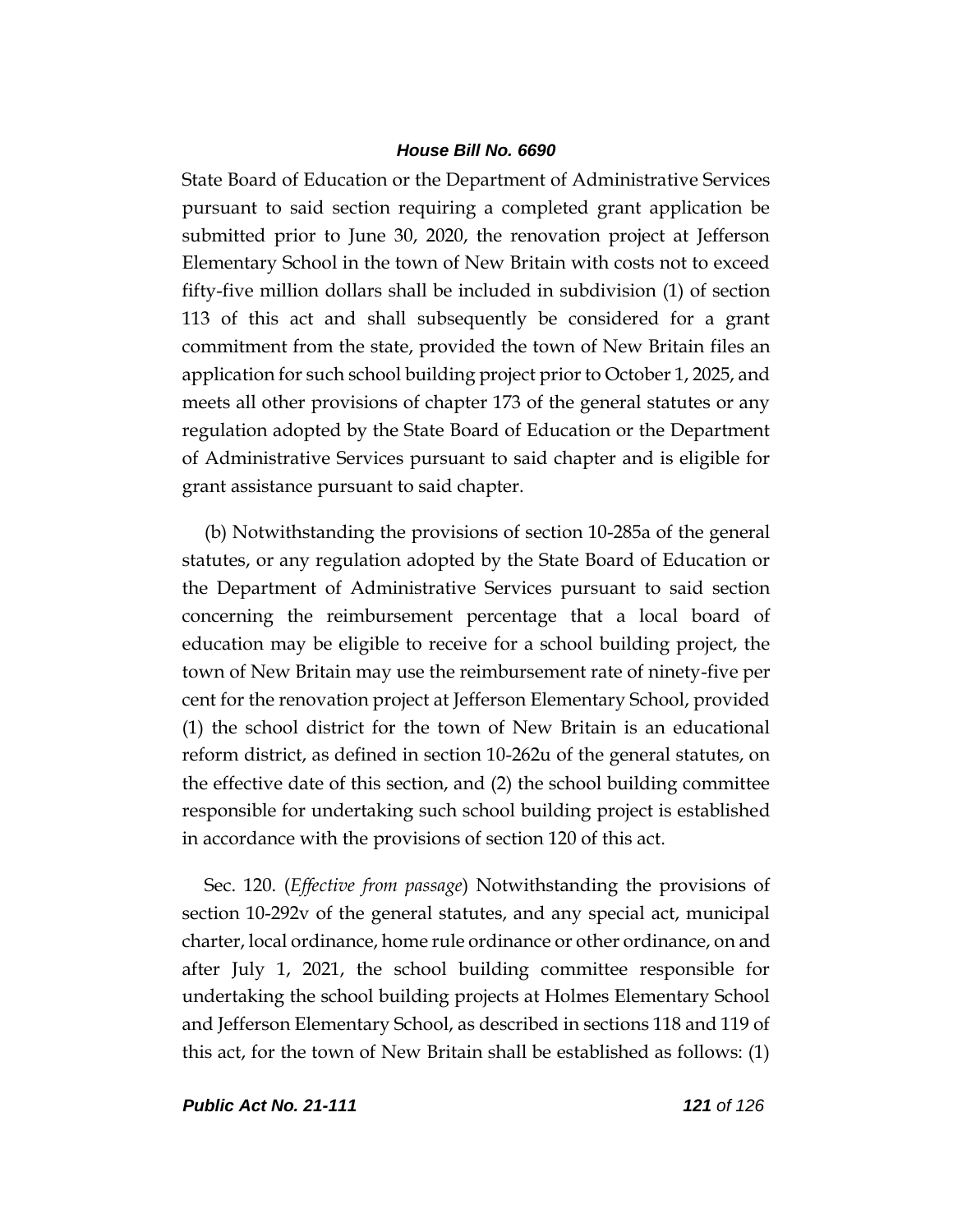State Board of Education or the Department of Administrative Services pursuant to said section requiring a completed grant application be submitted prior to June 30, 2020, the renovation project at Jefferson Elementary School in the town of New Britain with costs not to exceed fifty-five million dollars shall be included in subdivision (1) of section 113 of this act and shall subsequently be considered for a grant commitment from the state, provided the town of New Britain files an application for such school building project prior to October 1, 2025, and meets all other provisions of chapter 173 of the general statutes or any regulation adopted by the State Board of Education or the Department of Administrative Services pursuant to said chapter and is eligible for grant assistance pursuant to said chapter.

(b) Notwithstanding the provisions of section 10-285a of the general statutes, or any regulation adopted by the State Board of Education or the Department of Administrative Services pursuant to said section concerning the reimbursement percentage that a local board of education may be eligible to receive for a school building project, the town of New Britain may use the reimbursement rate of ninety-five per cent for the renovation project at Jefferson Elementary School, provided (1) the school district for the town of New Britain is an educational reform district, as defined in section 10-262u of the general statutes, on the effective date of this section, and (2) the school building committee responsible for undertaking such school building project is established in accordance with the provisions of section 120 of this act.

Sec. 120. (*Effective from passage*) Notwithstanding the provisions of section 10-292v of the general statutes, and any special act, municipal charter, local ordinance, home rule ordinance or other ordinance, on and after July 1, 2021, the school building committee responsible for undertaking the school building projects at Holmes Elementary School and Jefferson Elementary School, as described in sections 118 and 119 of this act, for the town of New Britain shall be established as follows: (1)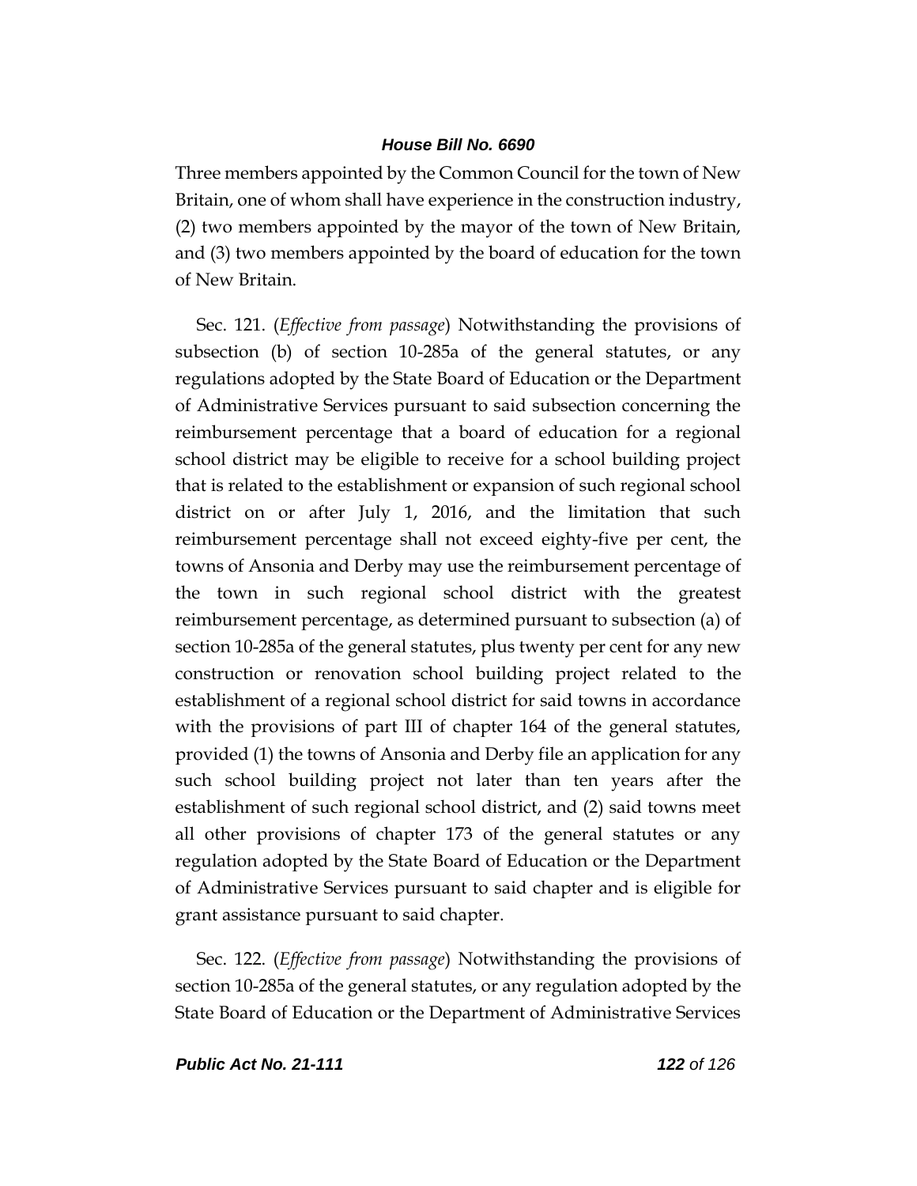Three members appointed by the Common Council for the town of New Britain, one of whom shall have experience in the construction industry, (2) two members appointed by the mayor of the town of New Britain, and (3) two members appointed by the board of education for the town of New Britain.

Sec. 121. (*Effective from passage*) Notwithstanding the provisions of subsection (b) of section 10-285a of the general statutes, or any regulations adopted by the State Board of Education or the Department of Administrative Services pursuant to said subsection concerning the reimbursement percentage that a board of education for a regional school district may be eligible to receive for a school building project that is related to the establishment or expansion of such regional school district on or after July 1, 2016, and the limitation that such reimbursement percentage shall not exceed eighty-five per cent, the towns of Ansonia and Derby may use the reimbursement percentage of the town in such regional school district with the greatest reimbursement percentage, as determined pursuant to subsection (a) of section 10-285a of the general statutes, plus twenty per cent for any new construction or renovation school building project related to the establishment of a regional school district for said towns in accordance with the provisions of part III of chapter 164 of the general statutes, provided (1) the towns of Ansonia and Derby file an application for any such school building project not later than ten years after the establishment of such regional school district, and (2) said towns meet all other provisions of chapter 173 of the general statutes or any regulation adopted by the State Board of Education or the Department of Administrative Services pursuant to said chapter and is eligible for grant assistance pursuant to said chapter.

Sec. 122. (*Effective from passage*) Notwithstanding the provisions of section 10-285a of the general statutes, or any regulation adopted by the State Board of Education or the Department of Administrative Services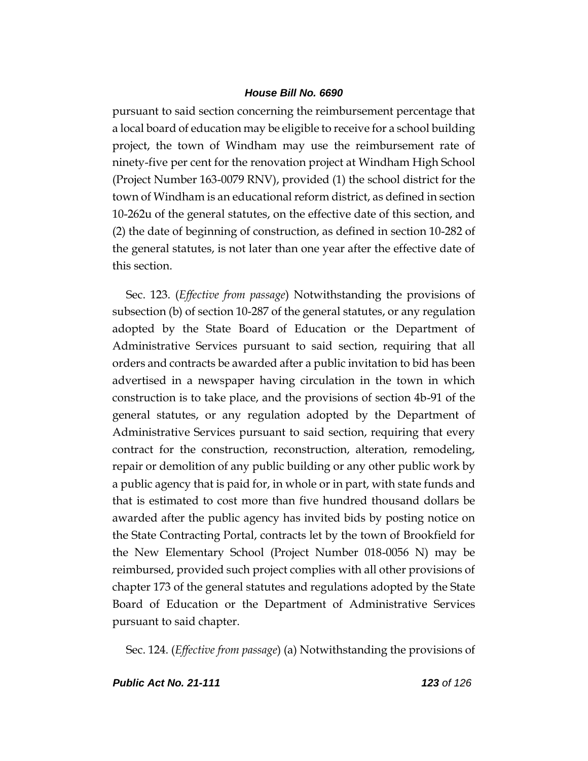pursuant to said section concerning the reimbursement percentage that a local board of education may be eligible to receive for a school building project, the town of Windham may use the reimbursement rate of ninety-five per cent for the renovation project at Windham High School (Project Number 163-0079 RNV), provided (1) the school district for the town of Windham is an educational reform district, as defined in section 10-262u of the general statutes, on the effective date of this section, and (2) the date of beginning of construction, as defined in section 10-282 of the general statutes, is not later than one year after the effective date of this section.

Sec. 123. (*Effective from passage*) Notwithstanding the provisions of subsection (b) of section 10-287 of the general statutes, or any regulation adopted by the State Board of Education or the Department of Administrative Services pursuant to said section, requiring that all orders and contracts be awarded after a public invitation to bid has been advertised in a newspaper having circulation in the town in which construction is to take place, and the provisions of section 4b-91 of the general statutes, or any regulation adopted by the Department of Administrative Services pursuant to said section, requiring that every contract for the construction, reconstruction, alteration, remodeling, repair or demolition of any public building or any other public work by a public agency that is paid for, in whole or in part, with state funds and that is estimated to cost more than five hundred thousand dollars be awarded after the public agency has invited bids by posting notice on the State Contracting Portal, contracts let by the town of Brookfield for the New Elementary School (Project Number 018-0056 N) may be reimbursed, provided such project complies with all other provisions of chapter 173 of the general statutes and regulations adopted by the State Board of Education or the Department of Administrative Services pursuant to said chapter.

Sec. 124. (*Effective from passage*) (a) Notwithstanding the provisions of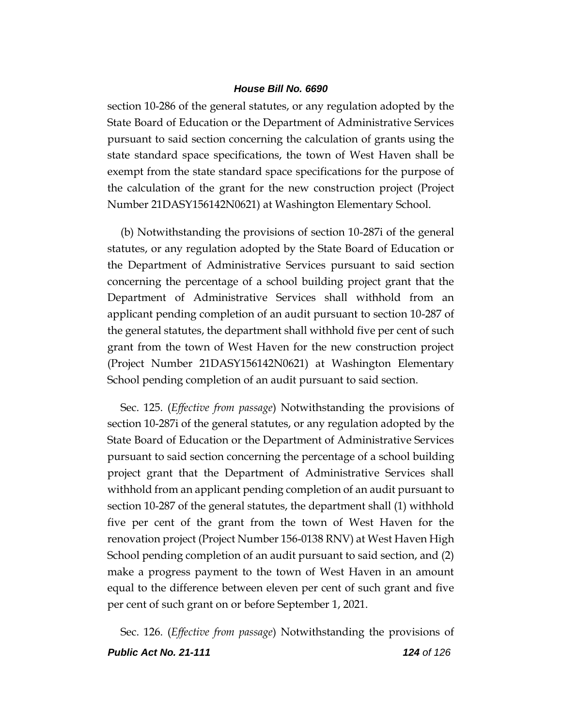section 10-286 of the general statutes, or any regulation adopted by the State Board of Education or the Department of Administrative Services pursuant to said section concerning the calculation of grants using the state standard space specifications, the town of West Haven shall be exempt from the state standard space specifications for the purpose of the calculation of the grant for the new construction project (Project Number 21DASY156142N0621) at Washington Elementary School.

(b) Notwithstanding the provisions of section 10-287i of the general statutes, or any regulation adopted by the State Board of Education or the Department of Administrative Services pursuant to said section concerning the percentage of a school building project grant that the Department of Administrative Services shall withhold from an applicant pending completion of an audit pursuant to section 10-287 of the general statutes, the department shall withhold five per cent of such grant from the town of West Haven for the new construction project (Project Number 21DASY156142N0621) at Washington Elementary School pending completion of an audit pursuant to said section.

Sec. 125. (*Effective from passage*) Notwithstanding the provisions of section 10-287i of the general statutes, or any regulation adopted by the State Board of Education or the Department of Administrative Services pursuant to said section concerning the percentage of a school building project grant that the Department of Administrative Services shall withhold from an applicant pending completion of an audit pursuant to section 10-287 of the general statutes, the department shall (1) withhold five per cent of the grant from the town of West Haven for the renovation project (Project Number 156-0138 RNV) at West Haven High School pending completion of an audit pursuant to said section, and (2) make a progress payment to the town of West Haven in an amount equal to the difference between eleven per cent of such grant and five per cent of such grant on or before September 1, 2021.

Sec. 126. (*Effective from passage*) Notwithstanding the provisions of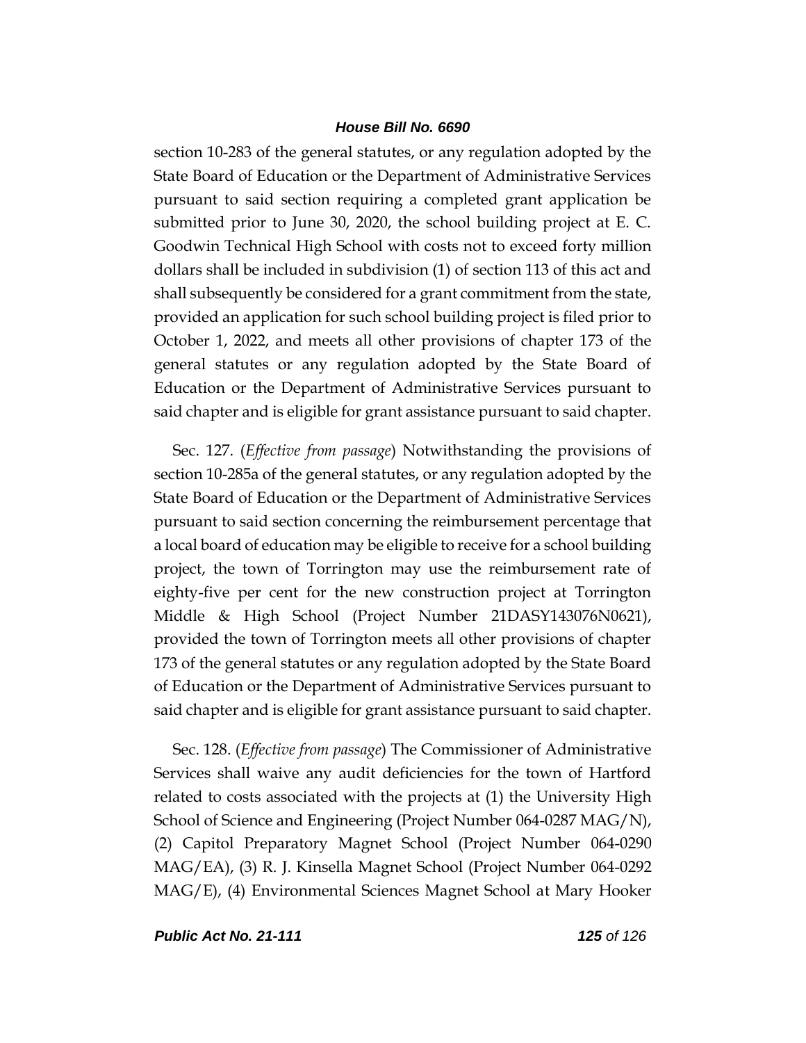section 10-283 of the general statutes, or any regulation adopted by the State Board of Education or the Department of Administrative Services pursuant to said section requiring a completed grant application be submitted prior to June 30, 2020, the school building project at E. C. Goodwin Technical High School with costs not to exceed forty million dollars shall be included in subdivision (1) of section 113 of this act and shall subsequently be considered for a grant commitment from the state, provided an application for such school building project is filed prior to October 1, 2022, and meets all other provisions of chapter 173 of the general statutes or any regulation adopted by the State Board of Education or the Department of Administrative Services pursuant to said chapter and is eligible for grant assistance pursuant to said chapter.

Sec. 127. (*Effective from passage*) Notwithstanding the provisions of section 10-285a of the general statutes, or any regulation adopted by the State Board of Education or the Department of Administrative Services pursuant to said section concerning the reimbursement percentage that a local board of education may be eligible to receive for a school building project, the town of Torrington may use the reimbursement rate of eighty-five per cent for the new construction project at Torrington Middle & High School (Project Number 21DASY143076N0621), provided the town of Torrington meets all other provisions of chapter 173 of the general statutes or any regulation adopted by the State Board of Education or the Department of Administrative Services pursuant to said chapter and is eligible for grant assistance pursuant to said chapter.

Sec. 128. (*Effective from passage*) The Commissioner of Administrative Services shall waive any audit deficiencies for the town of Hartford related to costs associated with the projects at (1) the University High School of Science and Engineering (Project Number 064-0287 MAG/N), (2) Capitol Preparatory Magnet School (Project Number 064-0290 MAG/EA), (3) R. J. Kinsella Magnet School (Project Number 064-0292 MAG/E), (4) Environmental Sciences Magnet School at Mary Hooker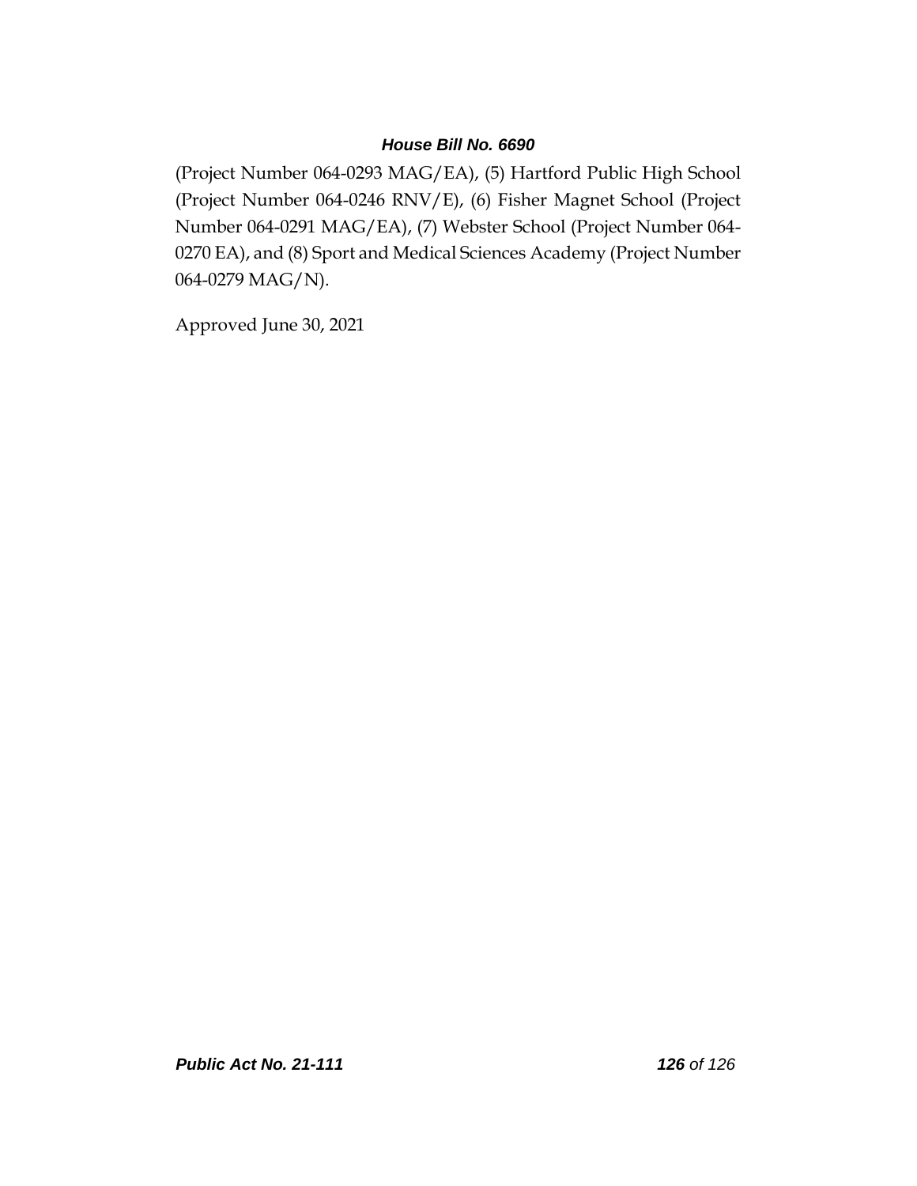(Project Number 064-0293 MAG/EA), (5) Hartford Public High School (Project Number 064-0246 RNV/E), (6) Fisher Magnet School (Project Number 064-0291 MAG/EA), (7) Webster School (Project Number 064-0270 EA), and (8) Sport and Medical Sciences Academy (Project Number 064-0279 MAG/N).

Approved June 30, 2021